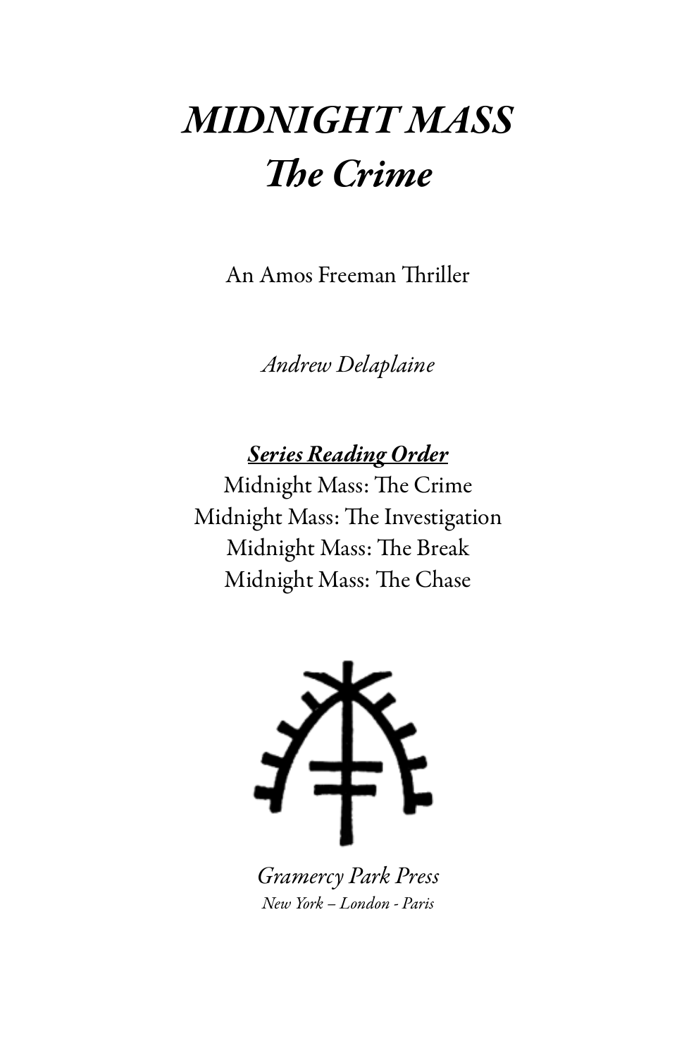# *MIDNIGHT MASS*
# *The Crime*

An Amos Freeman Thriller

*Andrew Delaplaine*

***Series Reading Order***

Midnight Mass: The Crime
Midnight Mass: The Investigation
Midnight Mass: The Break
Midnight Mass: The Chase

*Gramercy Park Press*
*New York – London - Paris*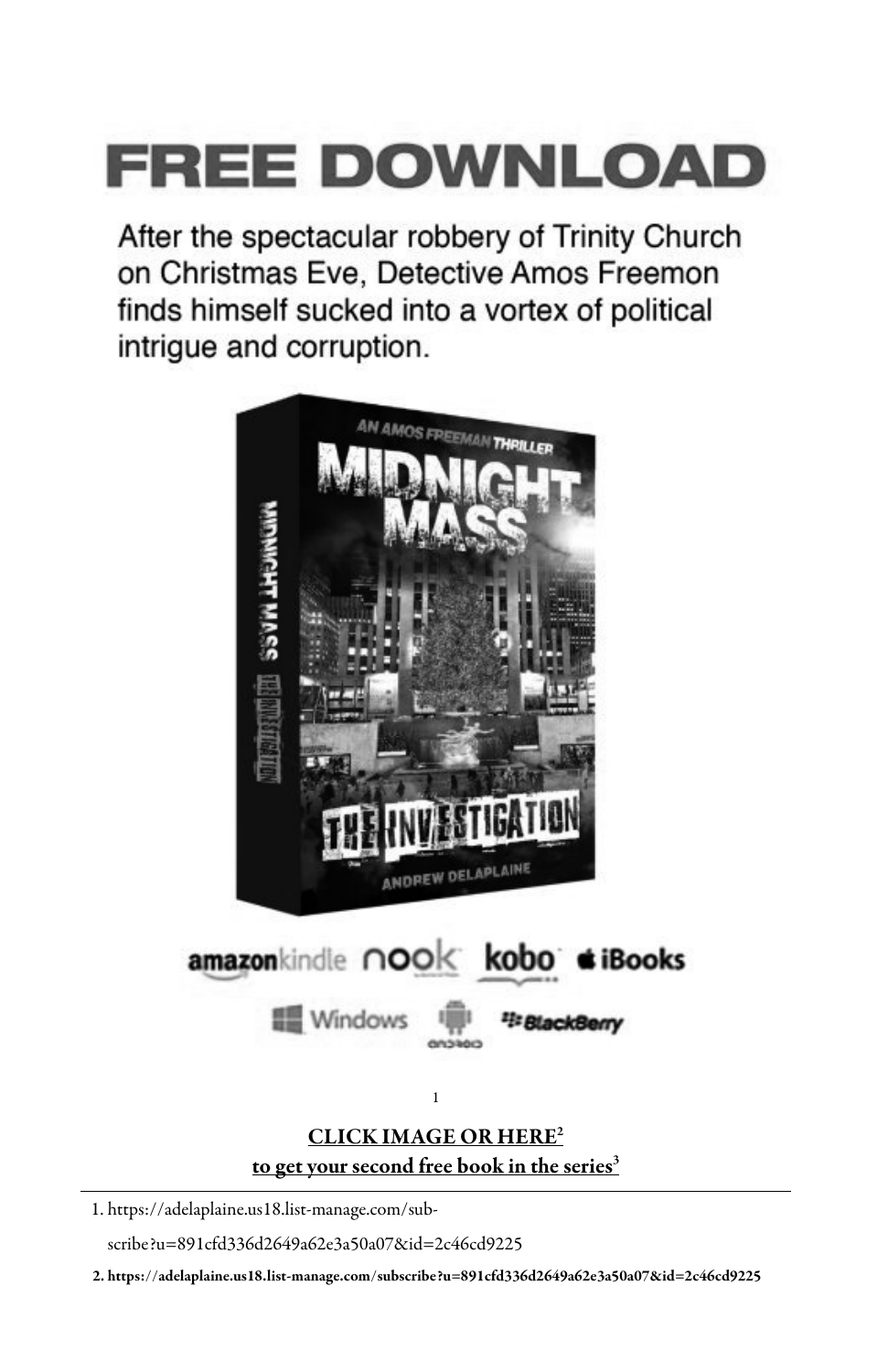# FREE DOWNLOAD

After the spectacular robbery of Trinity Church on Christmas Eve, Detective Amos Freemon finds himself sucked into a vortex of political intrigue and corruption.

AN AMOS FREEMAN THRILLER

MIDNIGHT MASS

THE INVESTIGATION

ANDREW DELAPLAINE

amazonkindle nook kobo iBooks

Windows android BlackBerry

[1]

**CLICK IMAGE OR HERE[2]**
**to get your second free book in the series[3]**

---

1. https://adelaplaine.us18.list-manage.com/subscribe?u=891cfd336d2649a62e3a50a07&id=2c46cd9225

2. https://adelaplaine.us18.list-manage.com/subscribe?u=891cfd336d2649a62e3a50a07&id=2c46cd9225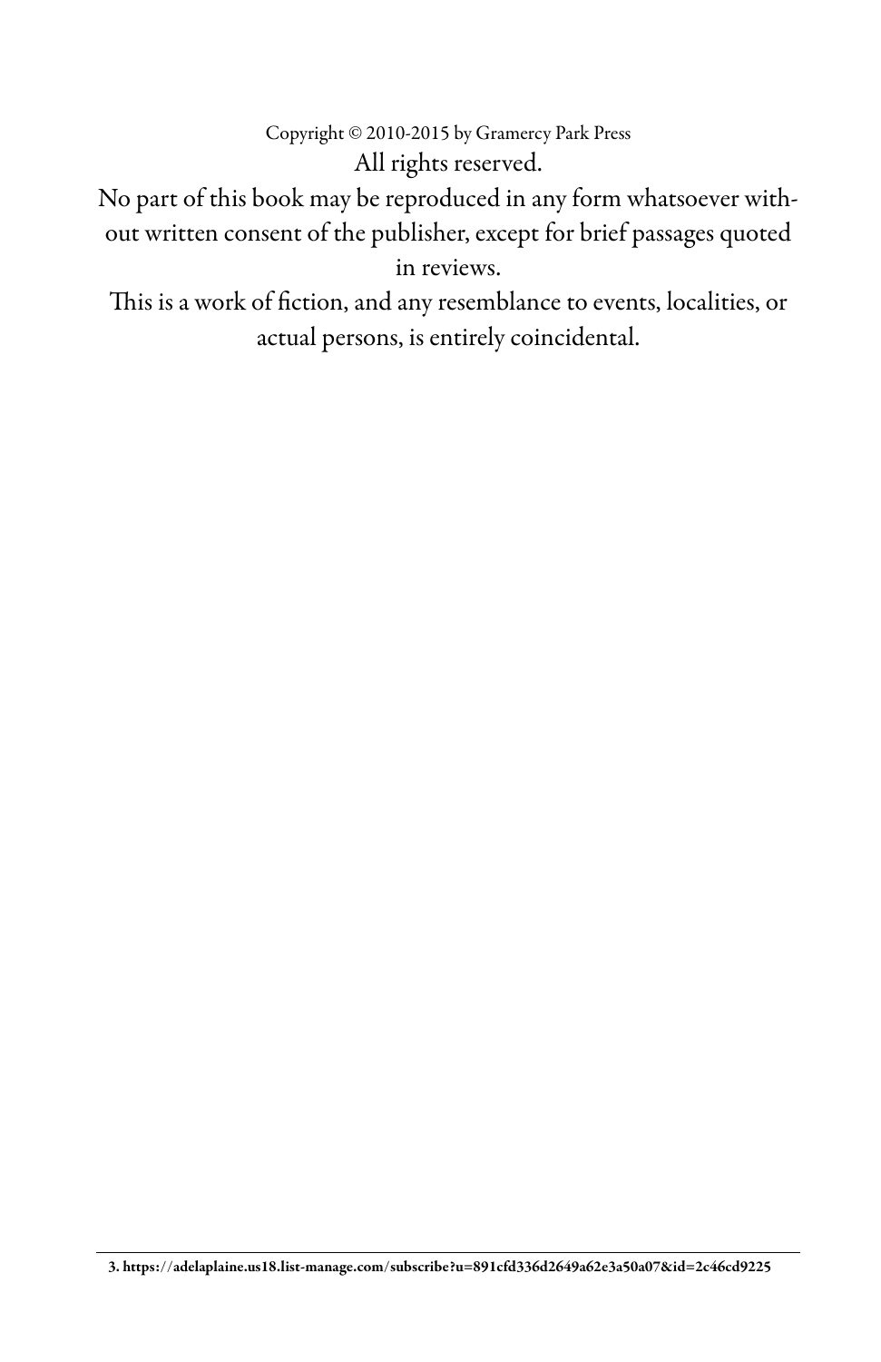Copyright © 2010-2015 by Gramercy Park Press

All rights reserved.

No part of this book may be reproduced in any form whatsoever without written consent of the publisher, except for brief passages quoted in reviews.

This is a work of fiction, and any resemblance to events, localities, or actual persons, is entirely coincidental.

---

**3. https://adelaplaine.us18.list-manage.com/subscribe?u=891cfd336d2649a62e3a50a07&id=2c46cd9225**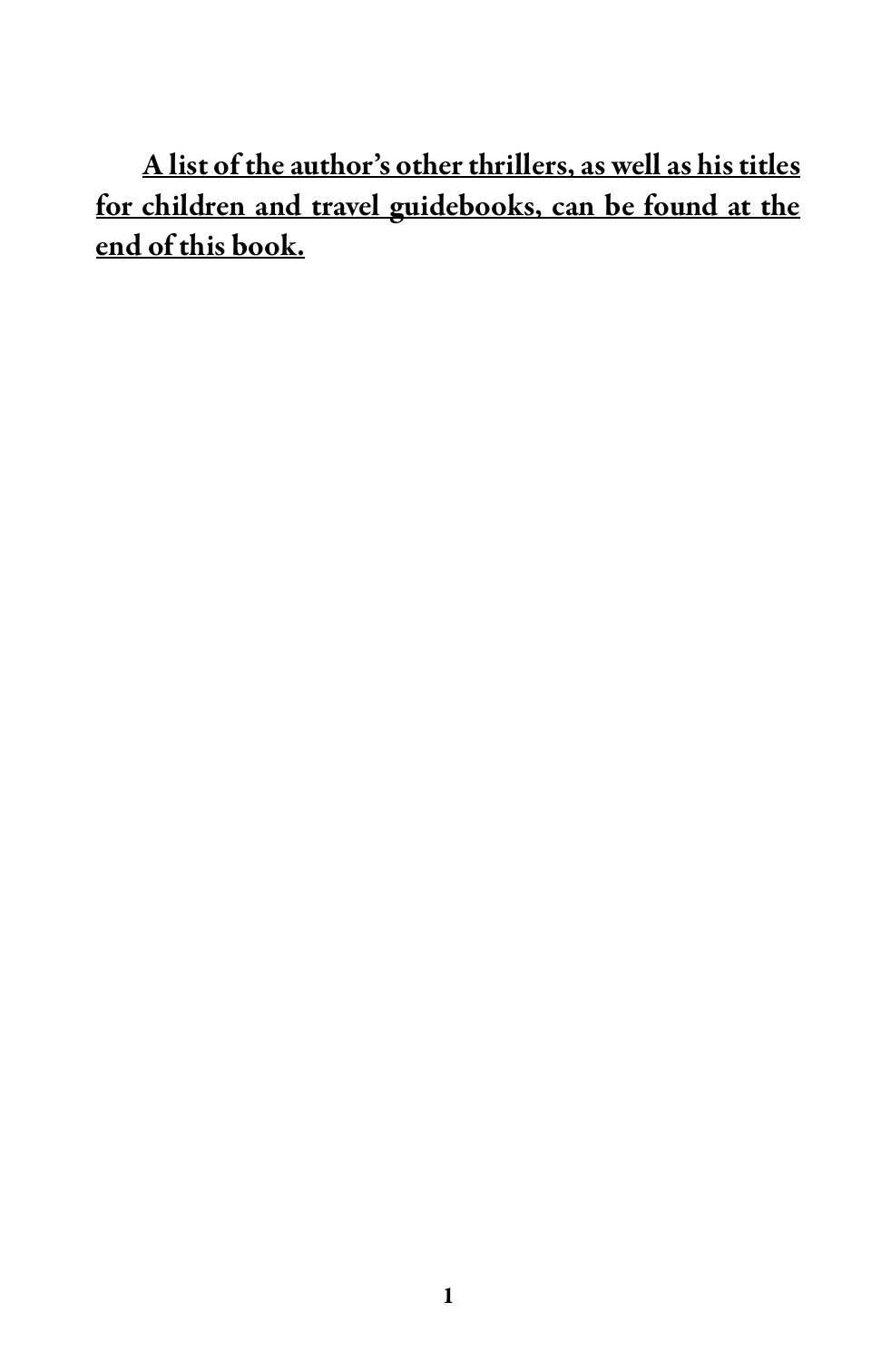**A list of the author's other thrillers, as well as his titles for children and travel guidebooks, can be found at the end of this book.**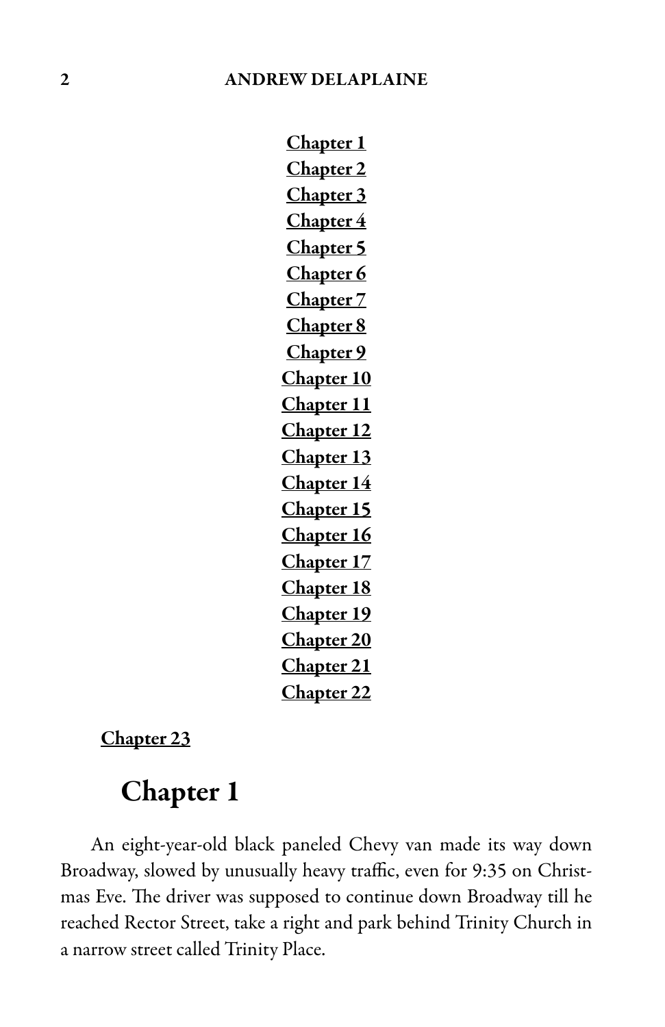Chapter 1
Chapter 2
Chapter 3
Chapter 4
Chapter 5
Chapter 6
Chapter 7
Chapter 8
Chapter 9
Chapter 10
Chapter 11
Chapter 12
Chapter 13
Chapter 14
Chapter 15
Chapter 16
Chapter 17
Chapter 18
Chapter 19
Chapter 20
Chapter 21
Chapter 22

Chapter 23

# Chapter 1

An eight-year-old black paneled Chevy van made its way down Broadway, slowed by unusually heavy traffic, even for 9:35 on Christmas Eve. The driver was supposed to continue down Broadway till he reached Rector Street, take a right and park behind Trinity Church in a narrow street called Trinity Place.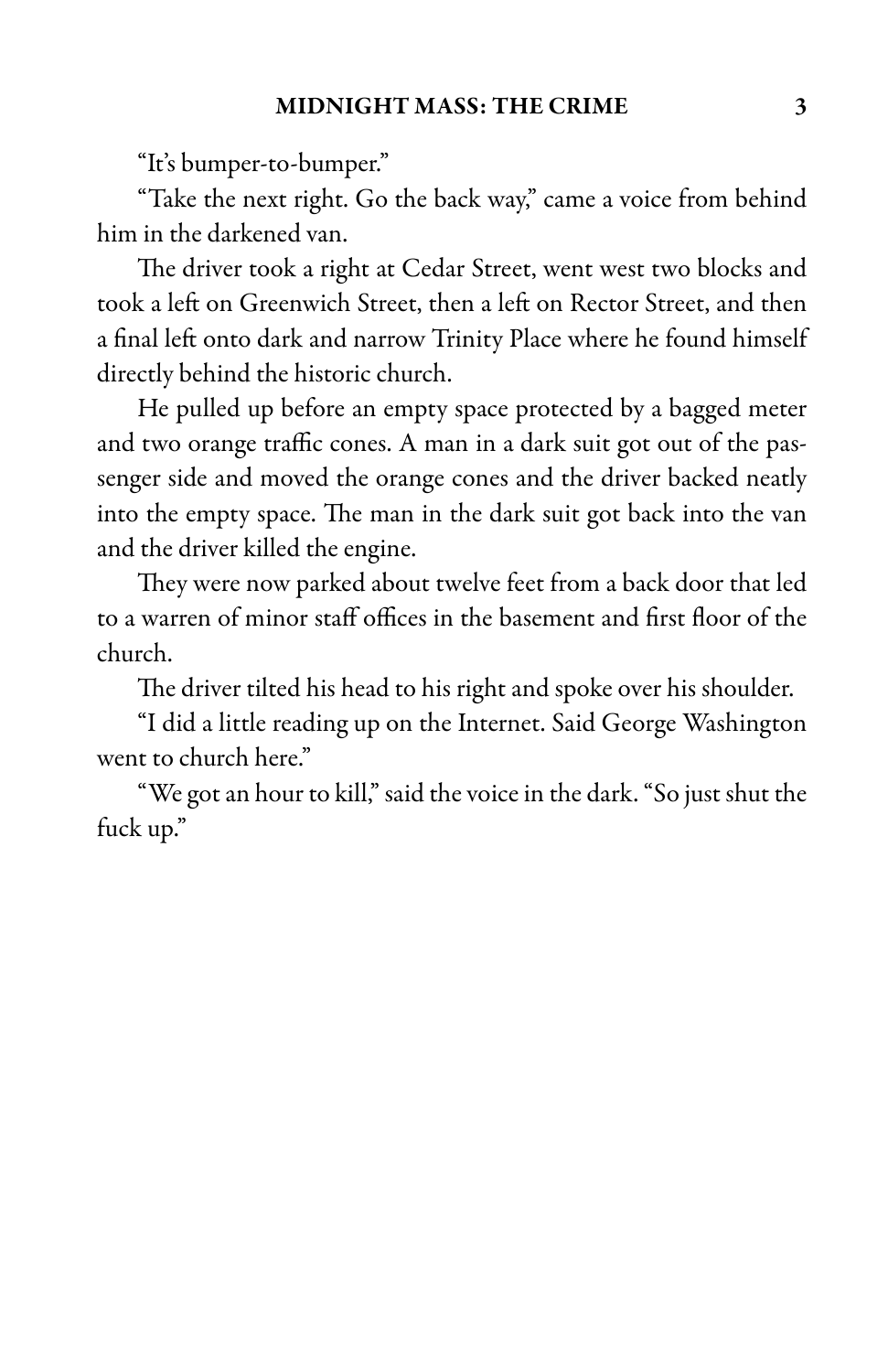"It's bumper-to-bumper."

"Take the next right. Go the back way," came a voice from behind him in the darkened van.

The driver took a right at Cedar Street, went west two blocks and took a left on Greenwich Street, then a left on Rector Street, and then a final left onto dark and narrow Trinity Place where he found himself directly behind the historic church.

He pulled up before an empty space protected by a bagged meter and two orange traffic cones. A man in a dark suit got out of the passenger side and moved the orange cones and the driver backed neatly into the empty space. The man in the dark suit got back into the van and the driver killed the engine.

They were now parked about twelve feet from a back door that led to a warren of minor staff offices in the basement and first floor of the church.

The driver tilted his head to his right and spoke over his shoulder.

"I did a little reading up on the Internet. Said George Washington went to church here."

"We got an hour to kill," said the voice in the dark. "So just shut the fuck up."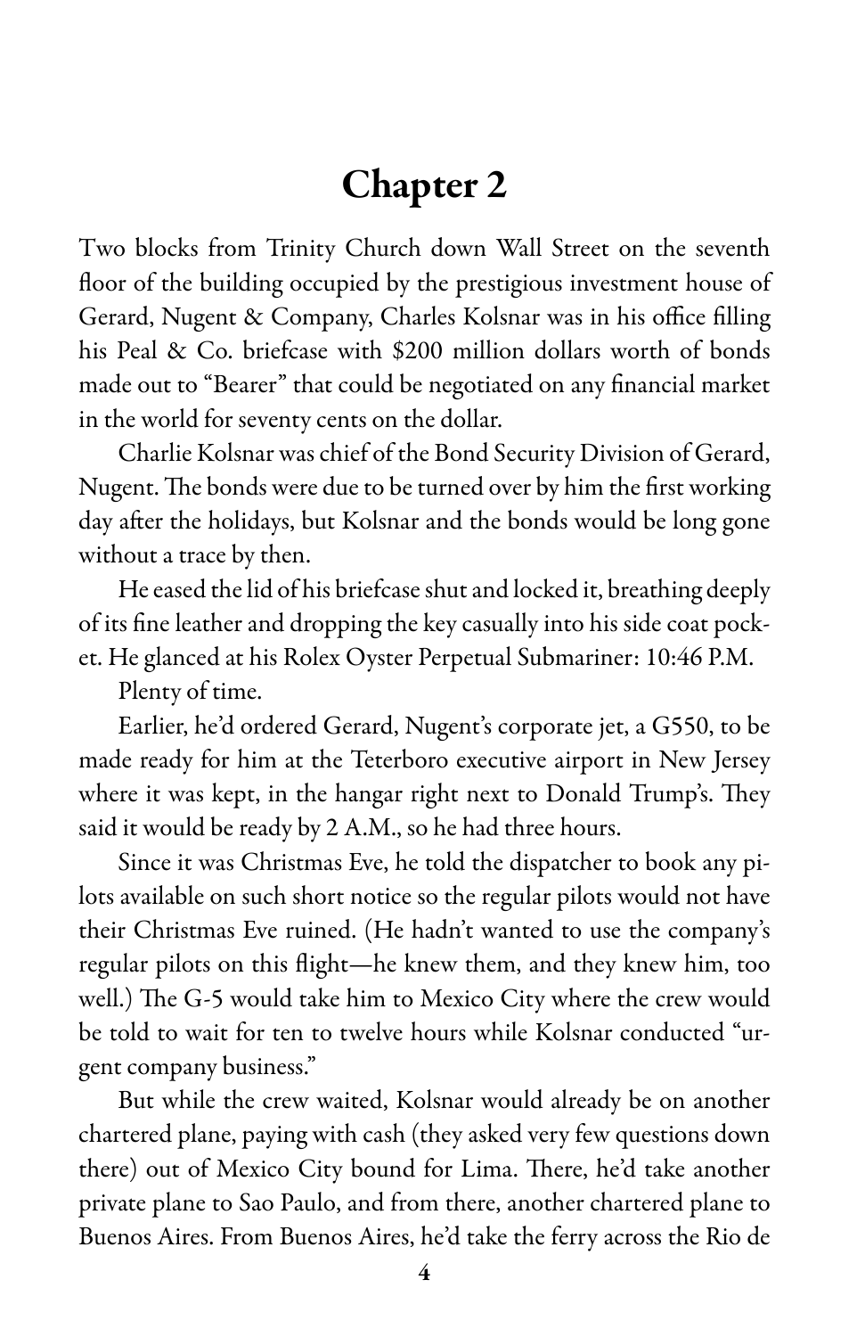# Chapter 2

Two blocks from Trinity Church down Wall Street on the seventh floor of the building occupied by the prestigious investment house of Gerard, Nugent & Company, Charles Kolsnar was in his office filling his Peal & Co. briefcase with $200 million dollars worth of bonds made out to "Bearer" that could be negotiated on any financial market in the world for seventy cents on the dollar.

Charlie Kolsnar was chief of the Bond Security Division of Gerard, Nugent. The bonds were due to be turned over by him the first working day after the holidays, but Kolsnar and the bonds would be long gone without a trace by then.

He eased the lid of his briefcase shut and locked it, breathing deeply of its fine leather and dropping the key casually into his side coat pocket. He glanced at his Rolex Oyster Perpetual Submariner: 10:46 P.M.

Plenty of time.

Earlier, he'd ordered Gerard, Nugent's corporate jet, a G550, to be made ready for him at the Teterboro executive airport in New Jersey where it was kept, in the hangar right next to Donald Trump's. They said it would be ready by 2 A.M., so he had three hours.

Since it was Christmas Eve, he told the dispatcher to book any pilots available on such short notice so the regular pilots would not have their Christmas Eve ruined. (He hadn't wanted to use the company's regular pilots on this flight—he knew them, and they knew him, too well.) The G-5 would take him to Mexico City where the crew would be told to wait for ten to twelve hours while Kolsnar conducted "urgent company business."

But while the crew waited, Kolsnar would already be on another chartered plane, paying with cash (they asked very few questions down there) out of Mexico City bound for Lima. There, he'd take another private plane to Sao Paulo, and from there, another chartered plane to Buenos Aires. From Buenos Aires, he'd take the ferry across the Rio de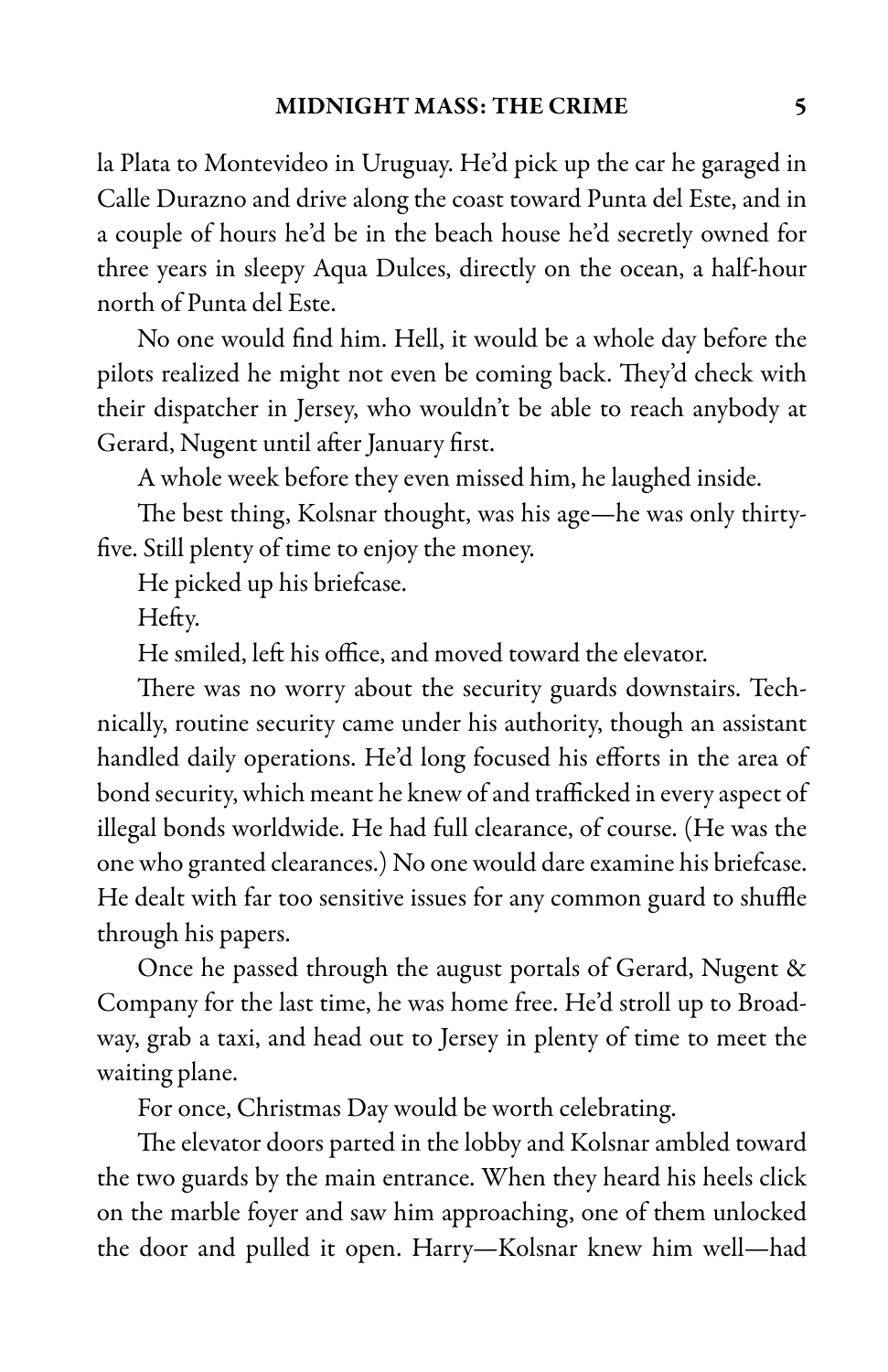la Plata to Montevideo in Uruguay. He'd pick up the car he garaged in Calle Durazno and drive along the coast toward Punta del Este, and in a couple of hours he'd be in the beach house he'd secretly owned for three years in sleepy Aqua Dulces, directly on the ocean, a half-hour north of Punta del Este.

No one would find him. Hell, it would be a whole day before the pilots realized he might not even be coming back. They'd check with their dispatcher in Jersey, who wouldn't be able to reach anybody at Gerard, Nugent until after January first.

A whole week before they even missed him, he laughed inside.

The best thing, Kolsnar thought, was his age—he was only thirty-five. Still plenty of time to enjoy the money.

He picked up his briefcase.

Hefty.

He smiled, left his office, and moved toward the elevator.

There was no worry about the security guards downstairs. Technically, routine security came under his authority, though an assistant handled daily operations. He'd long focused his efforts in the area of bond security, which meant he knew of and trafficked in every aspect of illegal bonds worldwide. He had full clearance, of course. (He was the one who granted clearances.) No one would dare examine his briefcase. He dealt with far too sensitive issues for any common guard to shuffle through his papers.

Once he passed through the august portals of Gerard, Nugent & Company for the last time, he was home free. He'd stroll up to Broadway, grab a taxi, and head out to Jersey in plenty of time to meet the waiting plane.

For once, Christmas Day would be worth celebrating.

The elevator doors parted in the lobby and Kolsnar ambled toward the two guards by the main entrance. When they heard his heels click on the marble foyer and saw him approaching, one of them unlocked the door and pulled it open. Harry—Kolsnar knew him well—had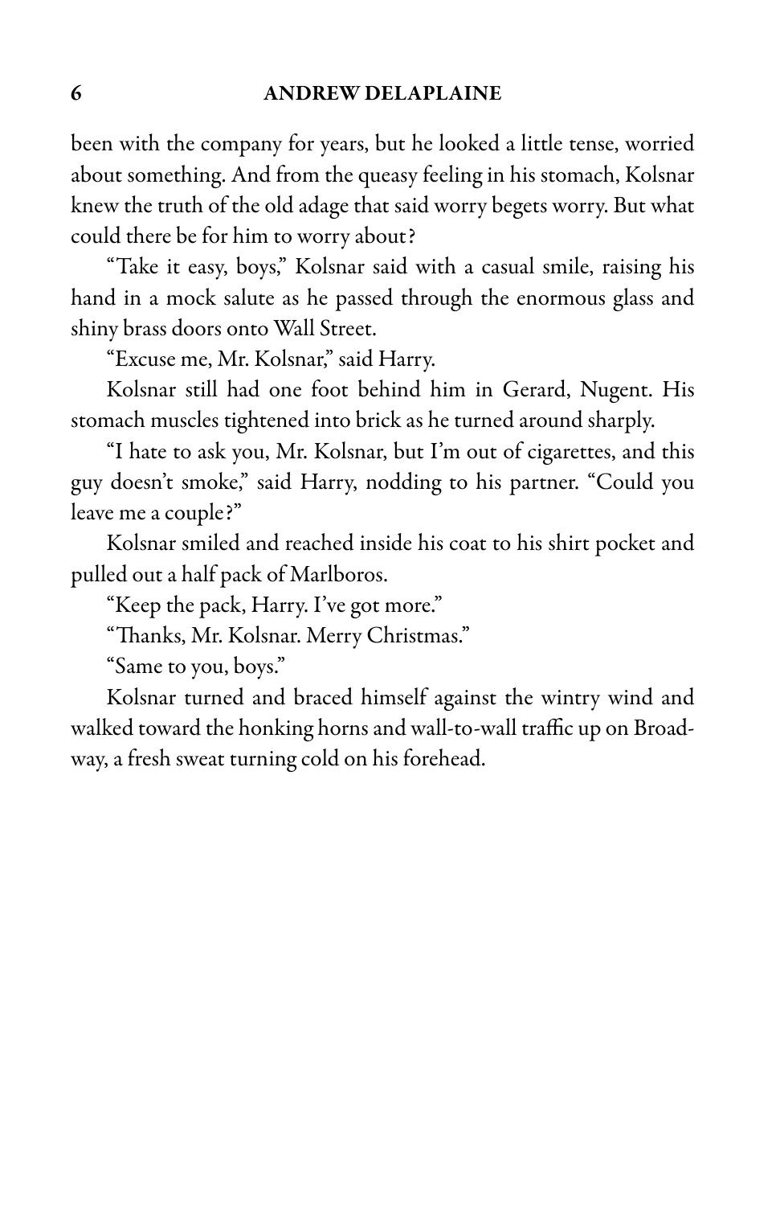been with the company for years, but he looked a little tense, worried about something. And from the queasy feeling in his stomach, Kolsnar knew the truth of the old adage that said worry begets worry. But what could there be for him to worry about?

"Take it easy, boys," Kolsnar said with a casual smile, raising his hand in a mock salute as he passed through the enormous glass and shiny brass doors onto Wall Street.

"Excuse me, Mr. Kolsnar," said Harry.

Kolsnar still had one foot behind him in Gerard, Nugent. His stomach muscles tightened into brick as he turned around sharply.

"I hate to ask you, Mr. Kolsnar, but I'm out of cigarettes, and this guy doesn't smoke," said Harry, nodding to his partner. "Could you leave me a couple?"

Kolsnar smiled and reached inside his coat to his shirt pocket and pulled out a half pack of Marlboros.

"Keep the pack, Harry. I've got more."

"Thanks, Mr. Kolsnar. Merry Christmas."

"Same to you, boys."

Kolsnar turned and braced himself against the wintry wind and walked toward the honking horns and wall-to-wall traffic up on Broadway, a fresh sweat turning cold on his forehead.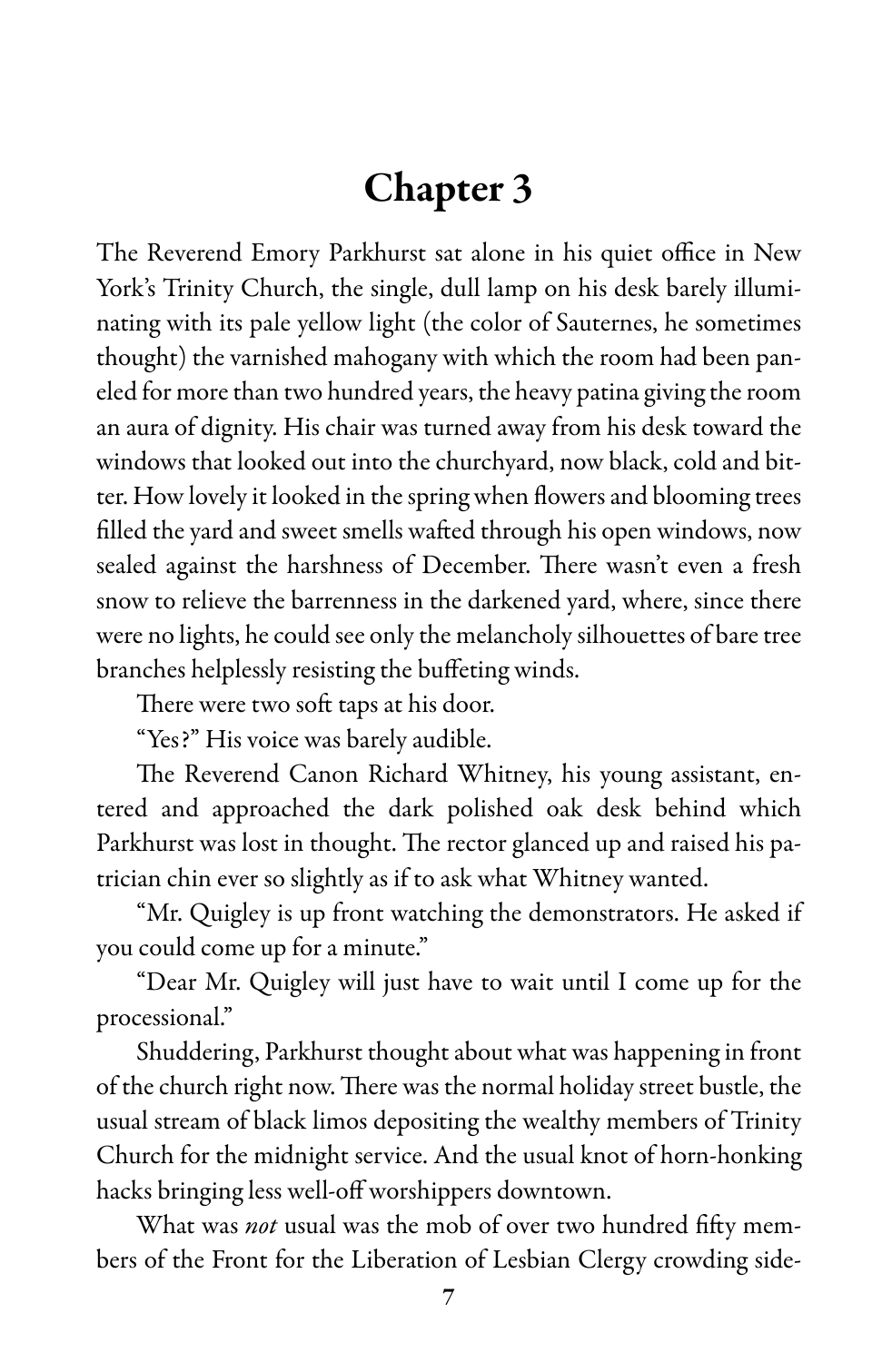# Chapter 3

The Reverend Emory Parkhurst sat alone in his quiet office in New York's Trinity Church, the single, dull lamp on his desk barely illuminating with its pale yellow light (the color of Sauternes, he sometimes thought) the varnished mahogany with which the room had been paneled for more than two hundred years, the heavy patina giving the room an aura of dignity. His chair was turned away from his desk toward the windows that looked out into the churchyard, now black, cold and bitter. How lovely it looked in the spring when flowers and blooming trees filled the yard and sweet smells wafted through his open windows, now sealed against the harshness of December. There wasn't even a fresh snow to relieve the barrenness in the darkened yard, where, since there were no lights, he could see only the melancholy silhouettes of bare tree branches helplessly resisting the buffeting winds.

There were two soft taps at his door.

"Yes?" His voice was barely audible.

The Reverend Canon Richard Whitney, his young assistant, entered and approached the dark polished oak desk behind which Parkhurst was lost in thought. The rector glanced up and raised his patrician chin ever so slightly as if to ask what Whitney wanted.

"Mr. Quigley is up front watching the demonstrators. He asked if you could come up for a minute."

"Dear Mr. Quigley will just have to wait until I come up for the processional."

Shuddering, Parkhurst thought about what was happening in front of the church right now. There was the normal holiday street bustle, the usual stream of black limos depositing the wealthy members of Trinity Church for the midnight service. And the usual knot of horn-honking hacks bringing less well-off worshippers downtown.

What was *not* usual was the mob of over two hundred fifty members of the Front for the Liberation of Lesbian Clergy crowding side-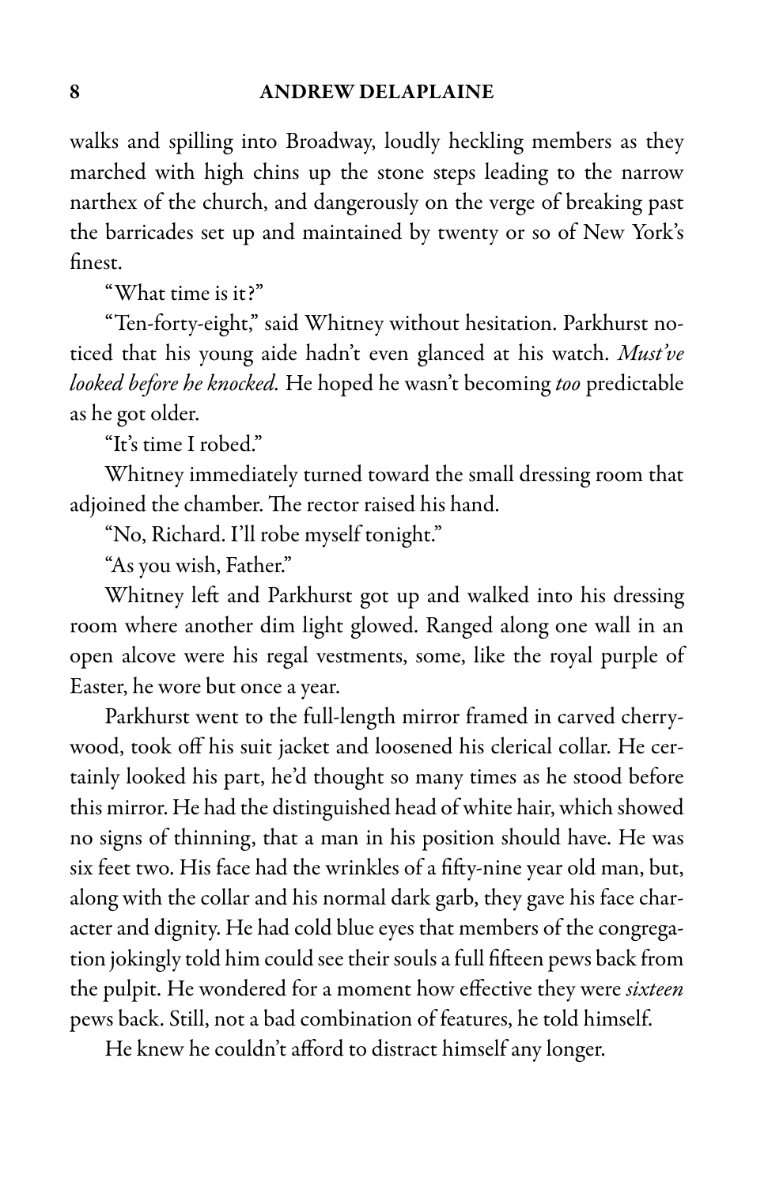walks and spilling into Broadway, loudly heckling members as they marched with high chins up the stone steps leading to the narrow narthex of the church, and dangerously on the verge of breaking past the barricades set up and maintained by twenty or so of New York's finest.

"What time is it?"

"Ten-forty-eight," said Whitney without hesitation. Parkhurst noticed that his young aide hadn't even glanced at his watch. *Must've looked before he knocked.* He hoped he wasn't becoming *too* predictable as he got older.

"It's time I robed."

Whitney immediately turned toward the small dressing room that adjoined the chamber. The rector raised his hand.

"No, Richard. I'll robe myself tonight."

"As you wish, Father."

Whitney left and Parkhurst got up and walked into his dressing room where another dim light glowed. Ranged along one wall in an open alcove were his regal vestments, some, like the royal purple of Easter, he wore but once a year.

Parkhurst went to the full-length mirror framed in carved cherrywood, took off his suit jacket and loosened his clerical collar. He certainly looked his part, he'd thought so many times as he stood before this mirror. He had the distinguished head of white hair, which showed no signs of thinning, that a man in his position should have. He was six feet two. His face had the wrinkles of a fifty-nine year old man, but, along with the collar and his normal dark garb, they gave his face character and dignity. He had cold blue eyes that members of the congregation jokingly told him could see their souls a full fifteen pews back from the pulpit. He wondered for a moment how effective they were *sixteen* pews back. Still, not a bad combination of features, he told himself.

He knew he couldn't afford to distract himself any longer.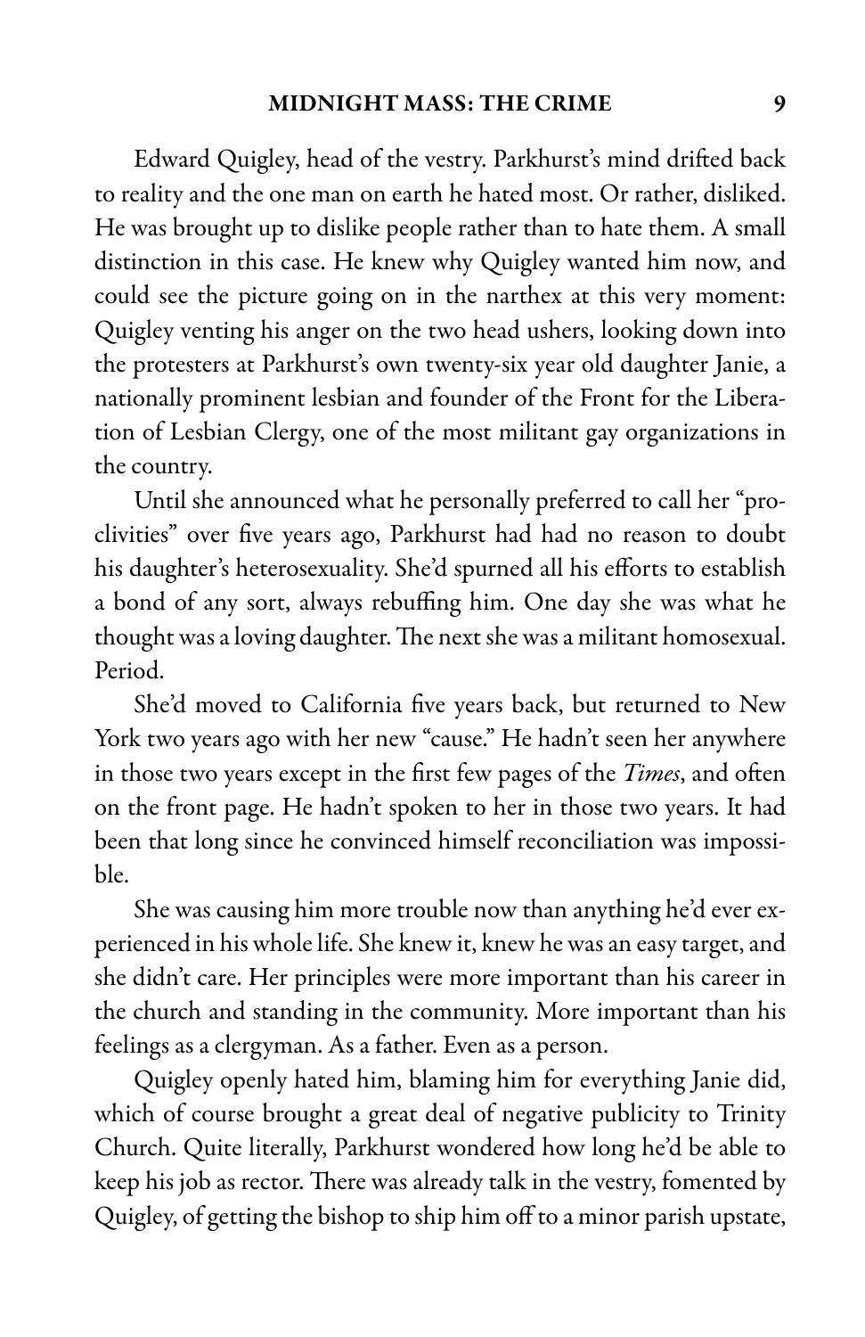Edward Quigley, head of the vestry. Parkhurst's mind drifted back to reality and the one man on earth he hated most. Or rather, disliked. He was brought up to dislike people rather than to hate them. A small distinction in this case. He knew why Quigley wanted him now, and could see the picture going on in the narthex at this very moment: Quigley venting his anger on the two head ushers, looking down into the protesters at Parkhurst's own twenty-six year old daughter Janie, a nationally prominent lesbian and founder of the Front for the Liberation of Lesbian Clergy, one of the most militant gay organizations in the country.

Until she announced what he personally preferred to call her "proclivities" over five years ago, Parkhurst had had no reason to doubt his daughter's heterosexuality. She'd spurned all his efforts to establish a bond of any sort, always rebuffing him. One day she was what he thought was a loving daughter. The next she was a militant homosexual. Period.

She'd moved to California five years back, but returned to New York two years ago with her new "cause." He hadn't seen her anywhere in those two years except in the first few pages of the *Times*, and often on the front page. He hadn't spoken to her in those two years. It had been that long since he convinced himself reconciliation was impossible.

She was causing him more trouble now than anything he'd ever experienced in his whole life. She knew it, knew he was an easy target, and she didn't care. Her principles were more important than his career in the church and standing in the community. More important than his feelings as a clergyman. As a father. Even as a person.

Quigley openly hated him, blaming him for everything Janie did, which of course brought a great deal of negative publicity to Trinity Church. Quite literally, Parkhurst wondered how long he'd be able to keep his job as rector. There was already talk in the vestry, fomented by Quigley, of getting the bishop to ship him off to a minor parish upstate,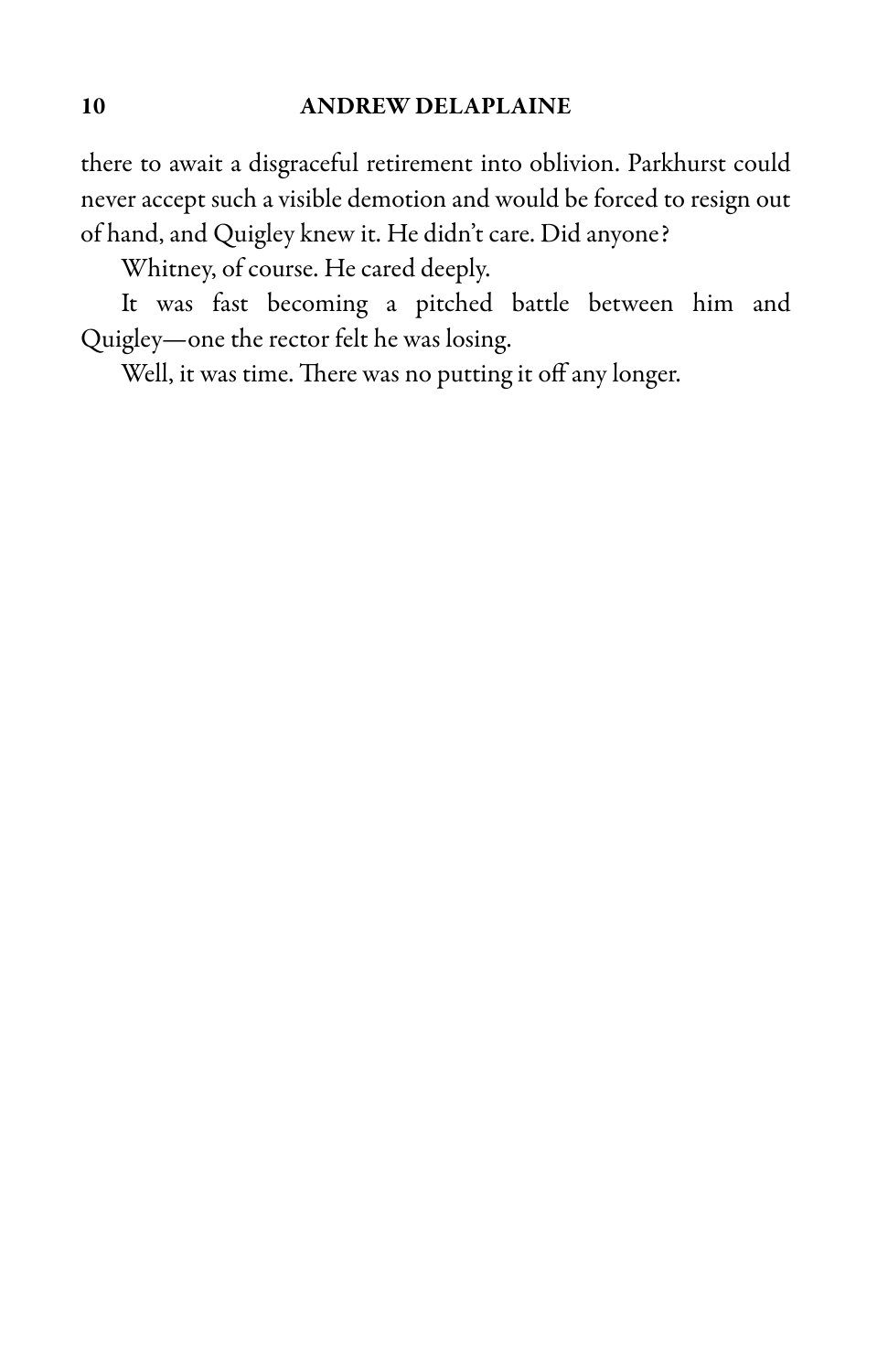there to await a disgraceful retirement into oblivion. Parkhurst could never accept such a visible demotion and would be forced to resign out of hand, and Quigley knew it. He didn't care. Did anyone?

Whitney, of course. He cared deeply.

It was fast becoming a pitched battle between him and Quigley—one the rector felt he was losing.

Well, it was time. There was no putting it off any longer.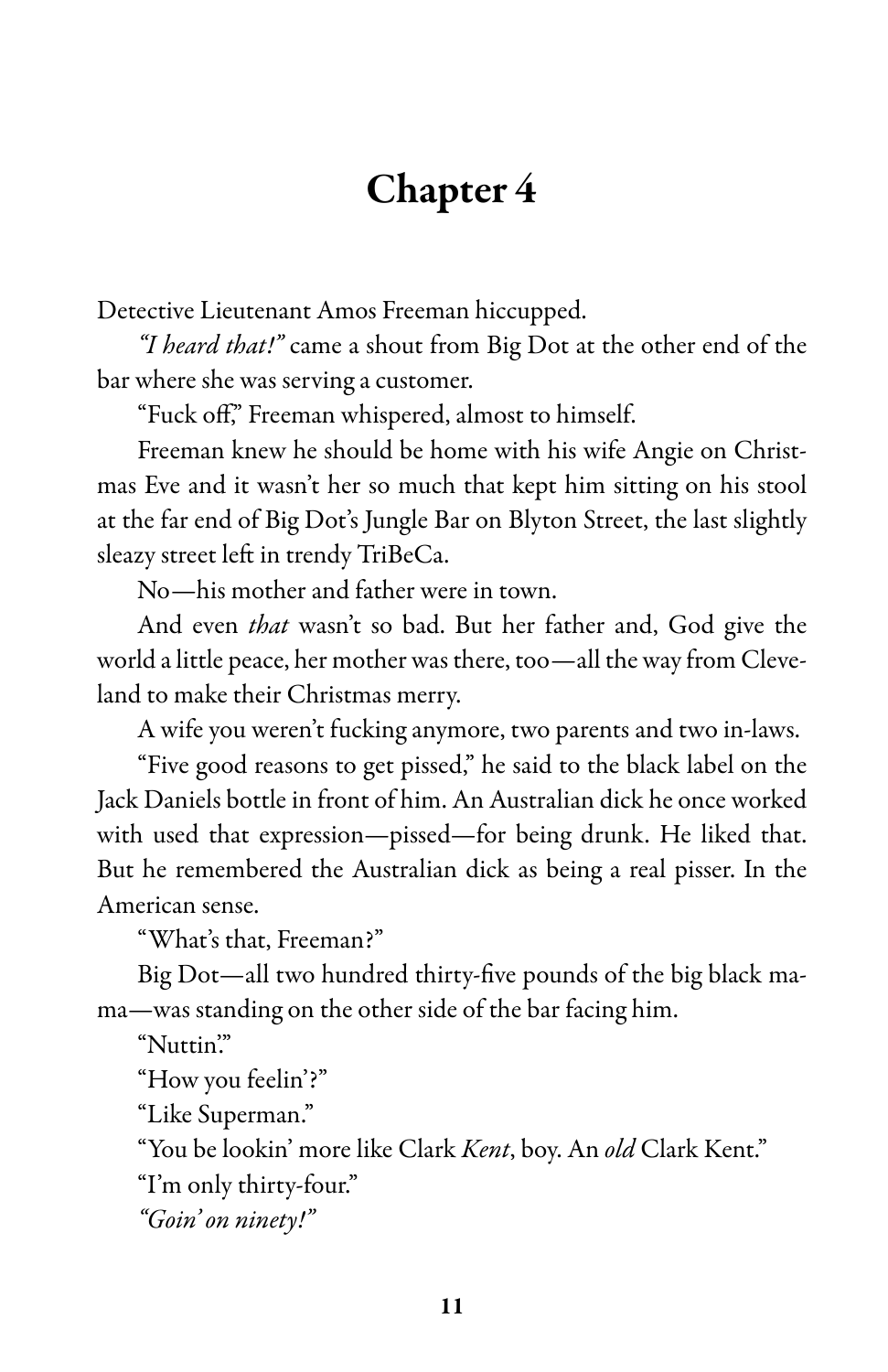# Chapter 4

Detective Lieutenant Amos Freeman hiccupped.

*"I heard that!"* came a shout from Big Dot at the other end of the bar where she was serving a customer.

"Fuck off," Freeman whispered, almost to himself.

Freeman knew he should be home with his wife Angie on Christmas Eve and it wasn't her so much that kept him sitting on his stool at the far end of Big Dot's Jungle Bar on Blyton Street, the last slightly sleazy street left in trendy TriBeCa.

No—his mother and father were in town.

And even *that* wasn't so bad. But her father and, God give the world a little peace, her mother was there, too—all the way from Cleveland to make their Christmas merry.

A wife you weren't fucking anymore, two parents and two in-laws.

"Five good reasons to get pissed," he said to the black label on the Jack Daniels bottle in front of him. An Australian dick he once worked with used that expression—pissed—for being drunk. He liked that. But he remembered the Australian dick as being a real pisser. In the American sense.

"What's that, Freeman?"

Big Dot—all two hundred thirty-five pounds of the big black mama—was standing on the other side of the bar facing him.

"Nuttin'."

"How you feelin'?"

"Like Superman."

"You be lookin' more like Clark *Kent*, boy. An *old* Clark Kent."

"I'm only thirty-four."

*"Goin' on ninety!"*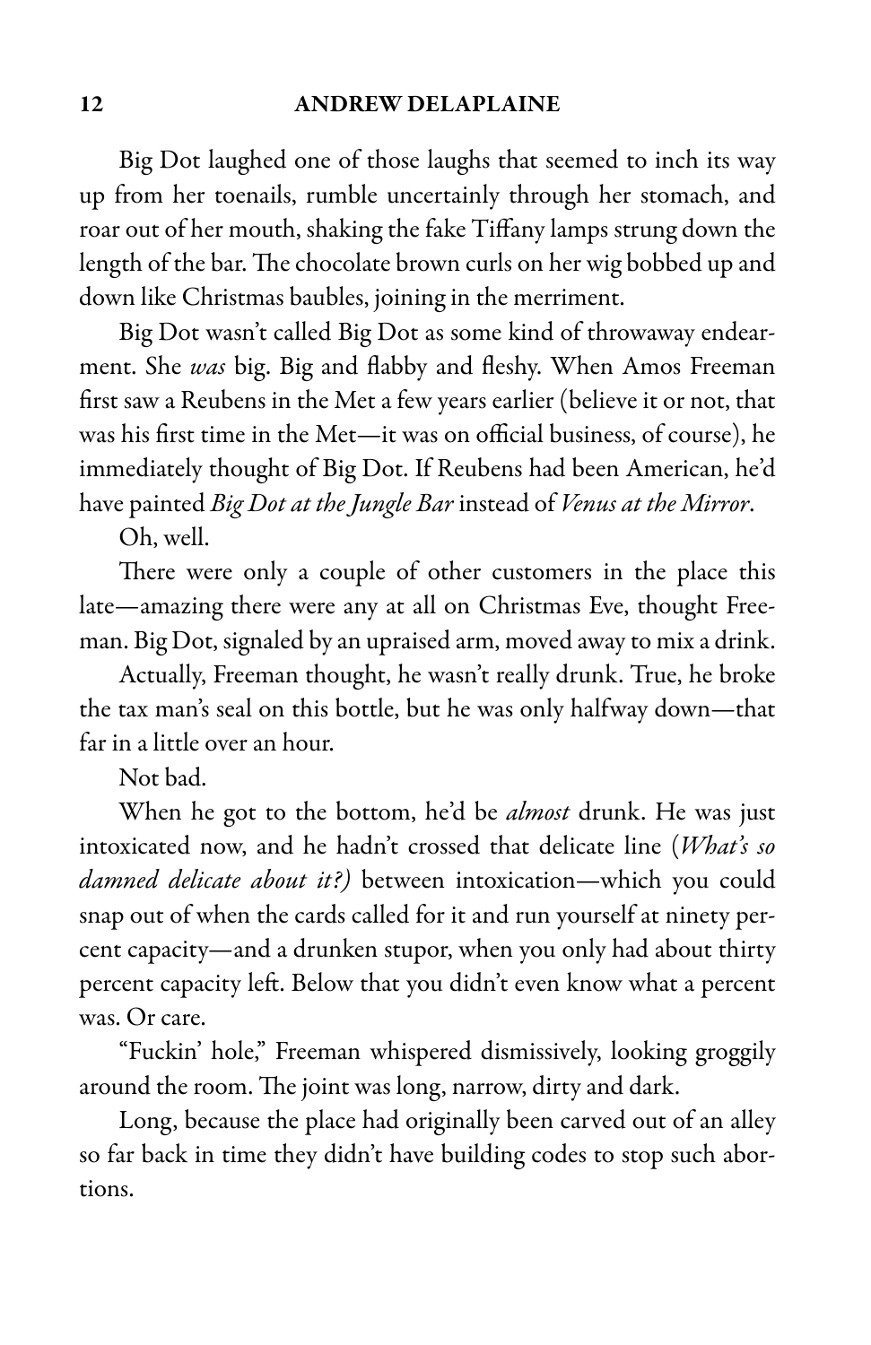Big Dot laughed one of those laughs that seemed to inch its way up from her toenails, rumble uncertainly through her stomach, and roar out of her mouth, shaking the fake Tiffany lamps strung down the length of the bar. The chocolate brown curls on her wig bobbed up and down like Christmas baubles, joining in the merriment.

Big Dot wasn't called Big Dot as some kind of throwaway endearment. She *was* big. Big and flabby and fleshy. When Amos Freeman first saw a Reubens in the Met a few years earlier (believe it or not, that was his first time in the Met—it was on official business, of course), he immediately thought of Big Dot. If Reubens had been American, he'd have painted *Big Dot at the Jungle Bar* instead of *Venus at the Mirror*.

Oh, well.

There were only a couple of other customers in the place this late—amazing there were any at all on Christmas Eve, thought Freeman. Big Dot, signaled by an upraised arm, moved away to mix a drink.

Actually, Freeman thought, he wasn't really drunk. True, he broke the tax man's seal on this bottle, but he was only halfway down—that far in a little over an hour.

Not bad.

When he got to the bottom, he'd be *almost* drunk. He was just intoxicated now, and he hadn't crossed that delicate line (*What's so damned delicate about it?)* between intoxication—which you could snap out of when the cards called for it and run yourself at ninety percent capacity—and a drunken stupor, when you only had about thirty percent capacity left. Below that you didn't even know what a percent was. Or care.

"Fuckin' hole," Freeman whispered dismissively, looking groggily around the room. The joint was long, narrow, dirty and dark.

Long, because the place had originally been carved out of an alley so far back in time they didn't have building codes to stop such abortions.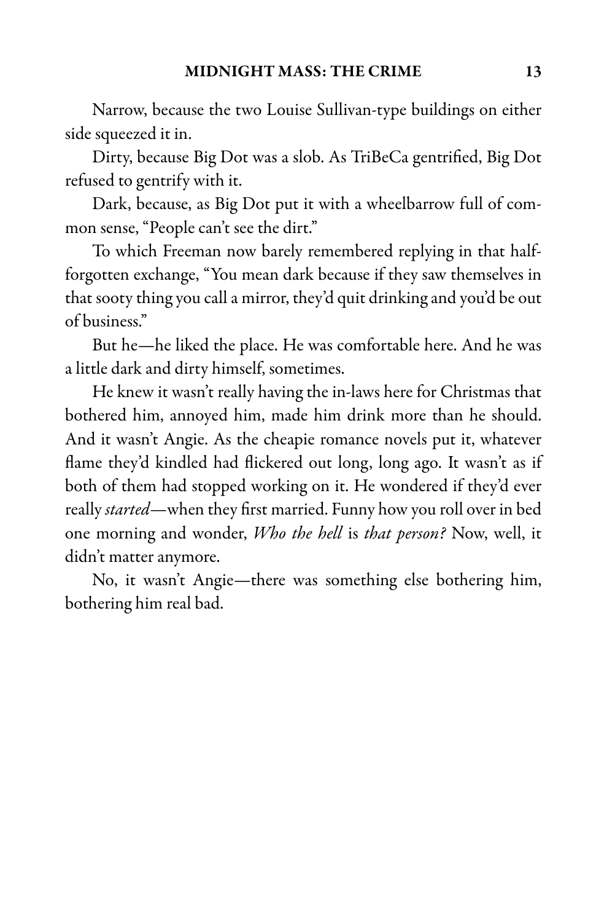Narrow, because the two Louise Sullivan-type buildings on either side squeezed it in.

Dirty, because Big Dot was a slob. As TriBeCa gentrified, Big Dot refused to gentrify with it.

Dark, because, as Big Dot put it with a wheelbarrow full of common sense, "People can't see the dirt."

To which Freeman now barely remembered replying in that half-forgotten exchange, "You mean dark because if they saw themselves in that sooty thing you call a mirror, they'd quit drinking and you'd be out of business."

But he—he liked the place. He was comfortable here. And he was a little dark and dirty himself, sometimes.

He knew it wasn't really having the in-laws here for Christmas that bothered him, annoyed him, made him drink more than he should. And it wasn't Angie. As the cheapie romance novels put it, whatever flame they'd kindled had flickered out long, long ago. It wasn't as if both of them had stopped working on it. He wondered if they'd ever really *started*—when they first married. Funny how you roll over in bed one morning and wonder, *Who the hell* is *that person?* Now, well, it didn't matter anymore.

No, it wasn't Angie—there was something else bothering him, bothering him real bad.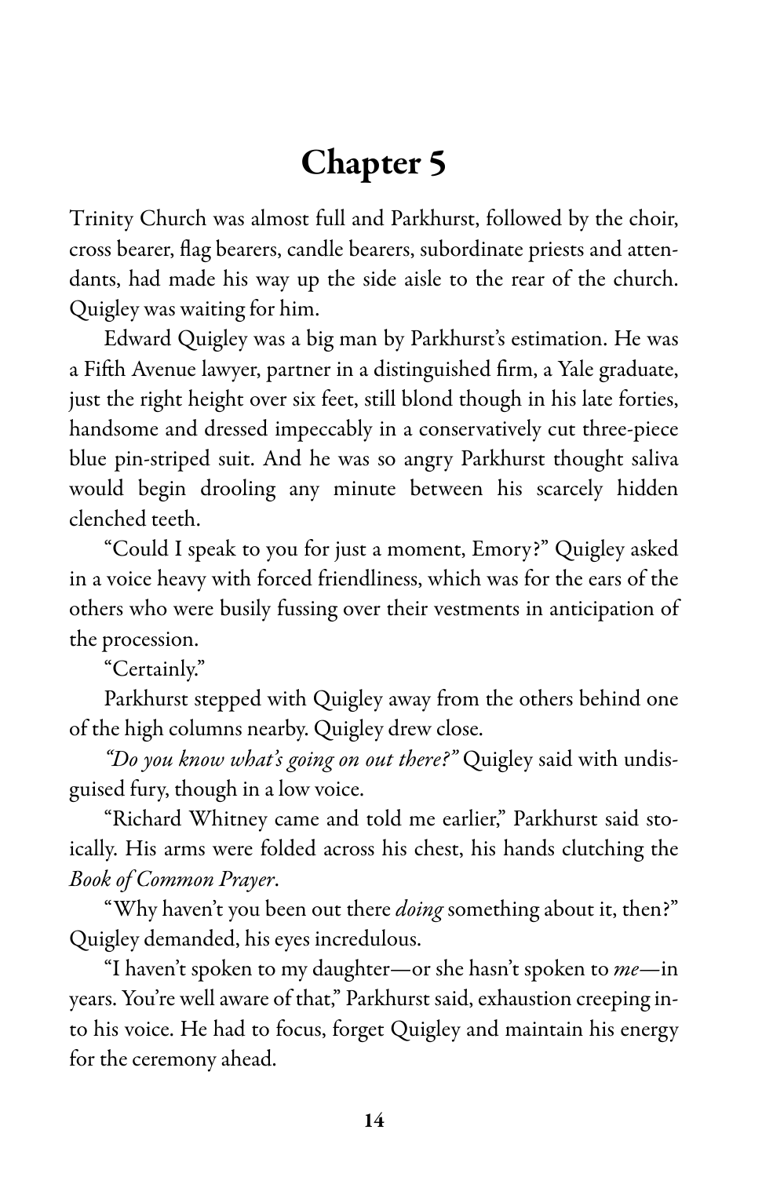# Chapter 5

Trinity Church was almost full and Parkhurst, followed by the choir, cross bearer, flag bearers, candle bearers, subordinate priests and attendants, had made his way up the side aisle to the rear of the church. Quigley was waiting for him.

Edward Quigley was a big man by Parkhurst's estimation. He was a Fifth Avenue lawyer, partner in a distinguished firm, a Yale graduate, just the right height over six feet, still blond though in his late forties, handsome and dressed impeccably in a conservatively cut three-piece blue pin-striped suit. And he was so angry Parkhurst thought saliva would begin drooling any minute between his scarcely hidden clenched teeth.

"Could I speak to you for just a moment, Emory?" Quigley asked in a voice heavy with forced friendliness, which was for the ears of the others who were busily fussing over their vestments in anticipation of the procession.

"Certainly."

Parkhurst stepped with Quigley away from the others behind one of the high columns nearby. Quigley drew close.

*"Do you know what's going on out there?"* Quigley said with undisguised fury, though in a low voice.

"Richard Whitney came and told me earlier," Parkhurst said stoically. His arms were folded across his chest, his hands clutching the *Book of Common Prayer*.

"Why haven't you been out there *doing* something about it, then?" Quigley demanded, his eyes incredulous.

"I haven't spoken to my daughter—or she hasn't spoken to *me*—in years. You're well aware of that," Parkhurst said, exhaustion creeping into his voice. He had to focus, forget Quigley and maintain his energy for the ceremony ahead.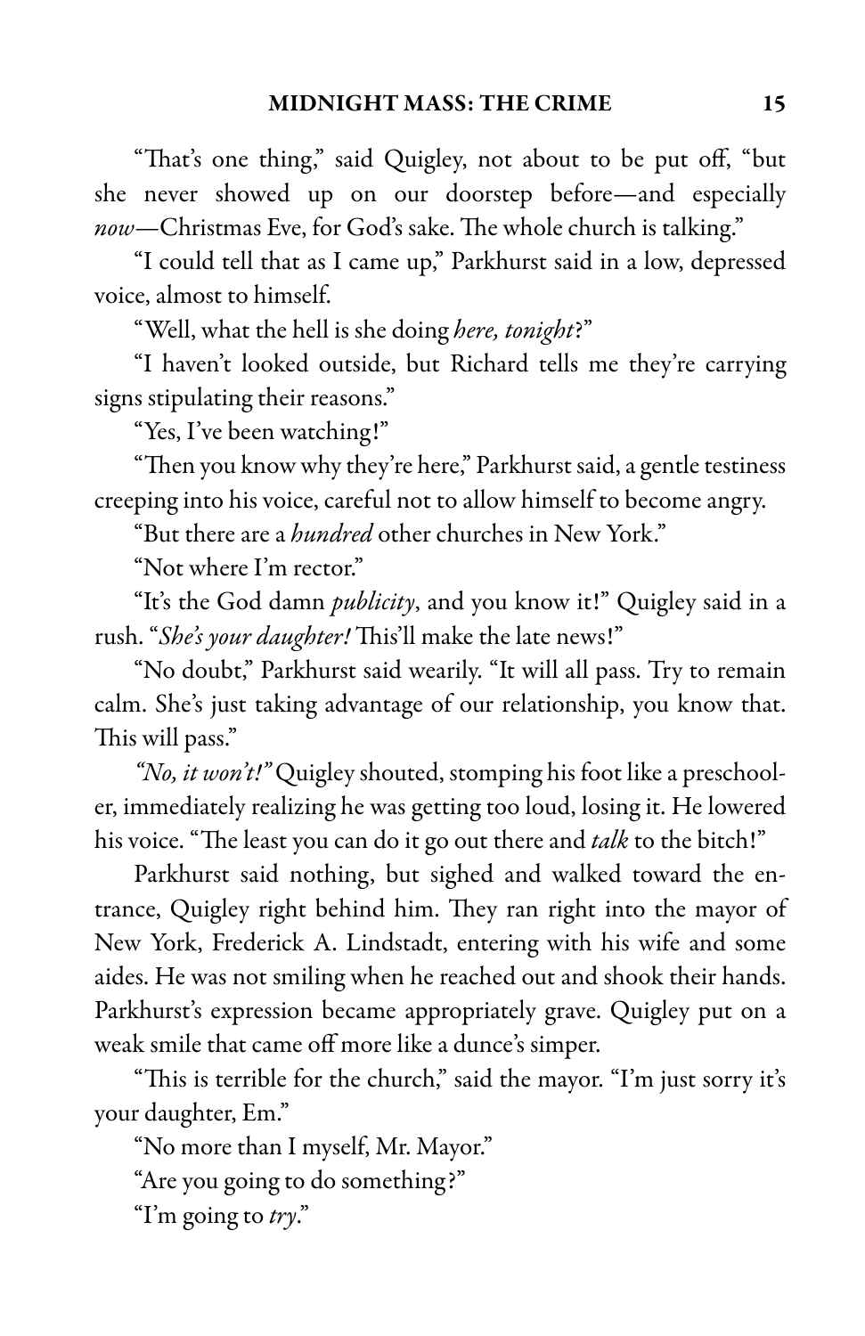"That's one thing," said Quigley, not about to be put off, "but she never showed up on our doorstep before—and especially *now*—Christmas Eve, for God's sake. The whole church is talking."

"I could tell that as I came up," Parkhurst said in a low, depressed voice, almost to himself.

"Well, what the hell is she doing *here, tonight*?"

"I haven't looked outside, but Richard tells me they're carrying signs stipulating their reasons."

"Yes, I've been watching!"

"Then you know why they're here," Parkhurst said, a gentle testiness creeping into his voice, careful not to allow himself to become angry.

"But there are a *hundred* other churches in New York."

"Not where I'm rector."

"It's the God damn *publicity*, and you know it!" Quigley said in a rush. "*She's your daughter!* This'll make the late news!"

"No doubt," Parkhurst said wearily. "It will all pass. Try to remain calm. She's just taking advantage of our relationship, you know that. This will pass."

*"No, it won't!"* Quigley shouted, stomping his foot like a preschooler, immediately realizing he was getting too loud, losing it. He lowered his voice. "The least you can do it go out there and *talk* to the bitch!"

Parkhurst said nothing, but sighed and walked toward the entrance, Quigley right behind him. They ran right into the mayor of New York, Frederick A. Lindstadt, entering with his wife and some aides. He was not smiling when he reached out and shook their hands. Parkhurst's expression became appropriately grave. Quigley put on a weak smile that came off more like a dunce's simper.

"This is terrible for the church," said the mayor. "I'm just sorry it's your daughter, Em."

"No more than I myself, Mr. Mayor."

"Are you going to do something?"

"I'm going to *try*."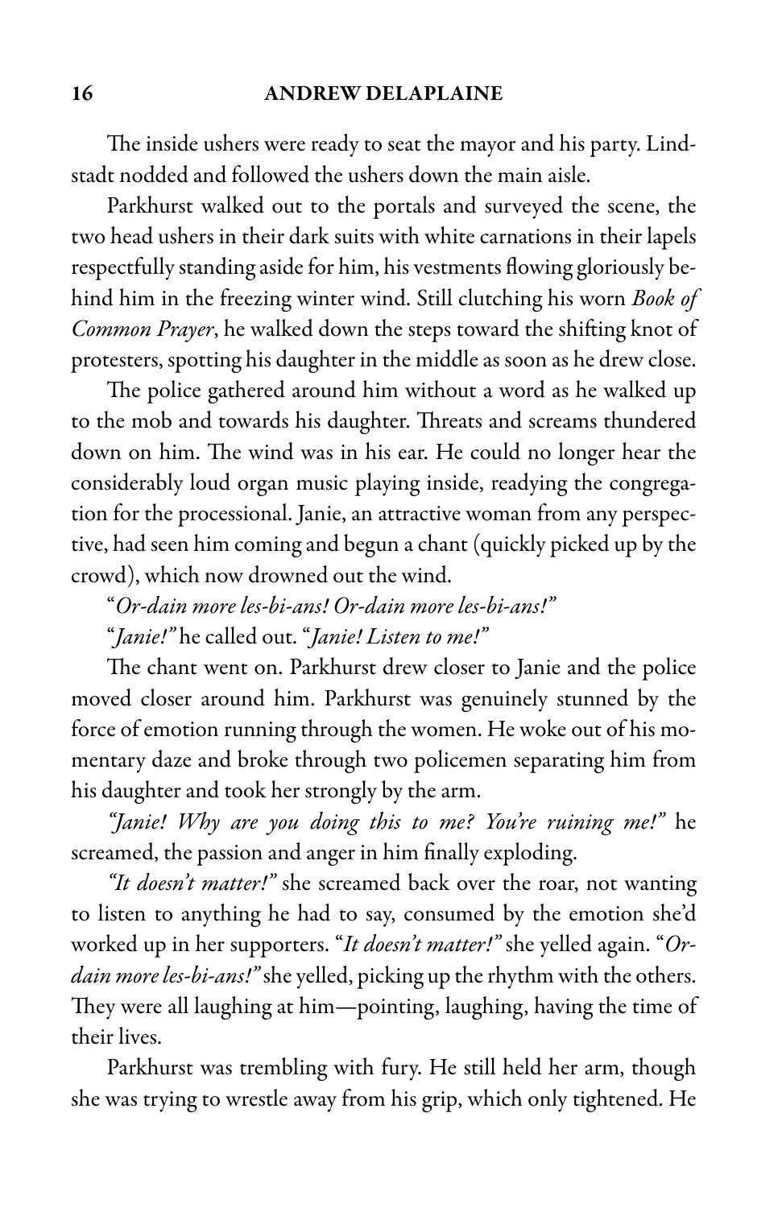The inside ushers were ready to seat the mayor and his party. Lindstadt nodded and followed the ushers down the main aisle.

Parkhurst walked out to the portals and surveyed the scene, the two head ushers in their dark suits with white carnations in their lapels respectfully standing aside for him, his vestments flowing gloriously behind him in the freezing winter wind. Still clutching his worn *Book of Common Prayer*, he walked down the steps toward the shifting knot of protesters, spotting his daughter in the middle as soon as he drew close.

The police gathered around him without a word as he walked up to the mob and towards his daughter. Threats and screams thundered down on him. The wind was in his ear. He could no longer hear the considerably loud organ music playing inside, readying the congregation for the processional. Janie, an attractive woman from any perspective, had seen him coming and begun a chant (quickly picked up by the crowd), which now drowned out the wind.

"*Or-dain more les-bi-ans! Or-dain more les-bi-ans!*"

"*Janie!*" he called out. "*Janie! Listen to me!*"

The chant went on. Parkhurst drew closer to Janie and the police moved closer around him. Parkhurst was genuinely stunned by the force of emotion running through the women. He woke out of his momentary daze and broke through two policemen separating him from his daughter and took her strongly by the arm.

*"Janie! Why are you doing this to me? You're ruining me!"* he screamed, the passion and anger in him finally exploding.

*"It doesn't matter!"* she screamed back over the roar, not wanting to listen to anything he had to say, consumed by the emotion she'd worked up in her supporters. "*It doesn't matter!*" she yelled again. "*Ordain more les-bi-ans!*" she yelled, picking up the rhythm with the others. They were all laughing at him—pointing, laughing, having the time of their lives.

Parkhurst was trembling with fury. He still held her arm, though she was trying to wrestle away from his grip, which only tightened. He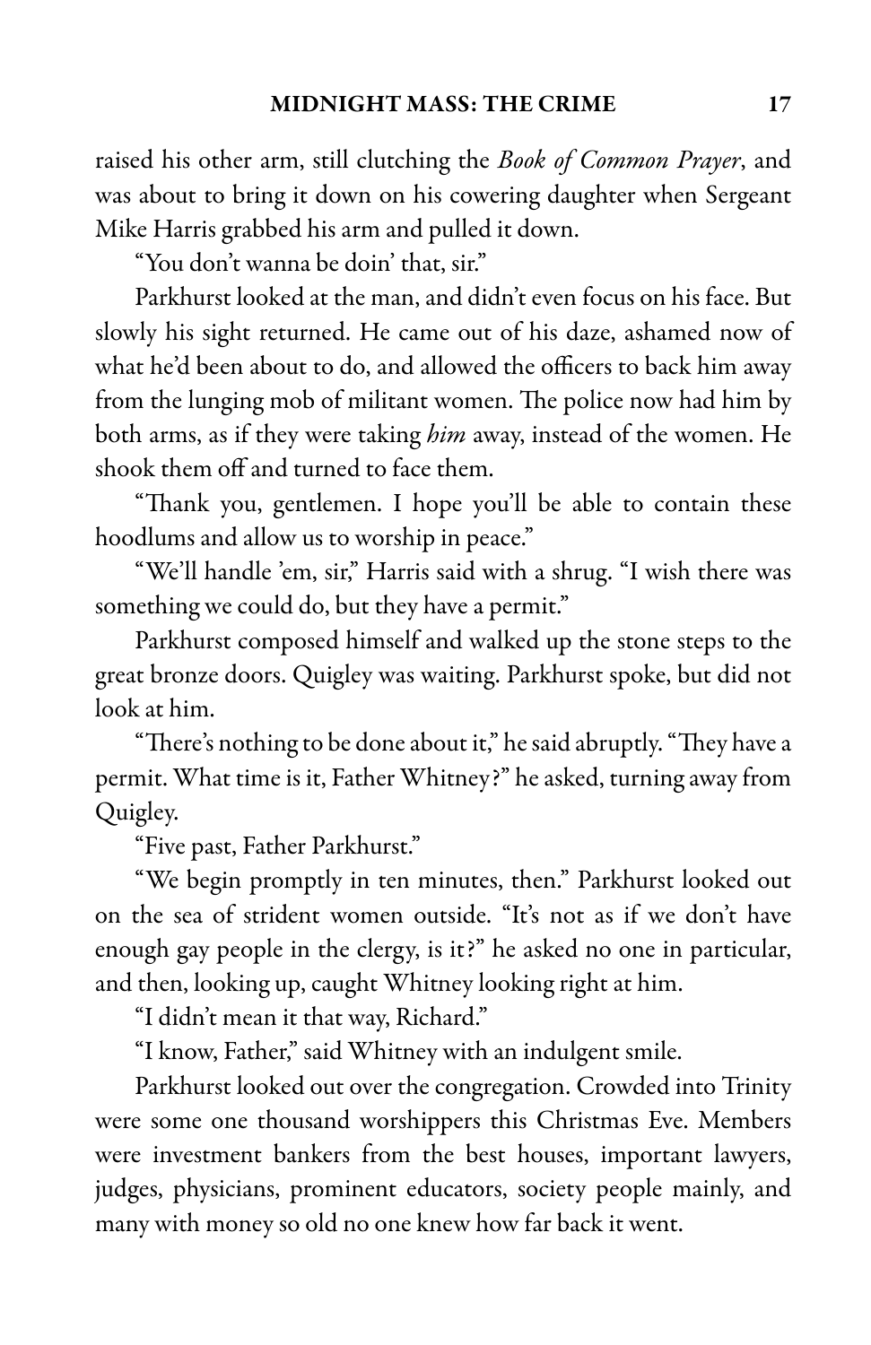raised his other arm, still clutching the *Book of Common Prayer*, and was about to bring it down on his cowering daughter when Sergeant Mike Harris grabbed his arm and pulled it down.

"You don't wanna be doin' that, sir."

Parkhurst looked at the man, and didn't even focus on his face. But slowly his sight returned. He came out of his daze, ashamed now of what he'd been about to do, and allowed the officers to back him away from the lunging mob of militant women. The police now had him by both arms, as if they were taking *him* away, instead of the women. He shook them off and turned to face them.

"Thank you, gentlemen. I hope you'll be able to contain these hoodlums and allow us to worship in peace."

"We'll handle 'em, sir," Harris said with a shrug. "I wish there was something we could do, but they have a permit."

Parkhurst composed himself and walked up the stone steps to the great bronze doors. Quigley was waiting. Parkhurst spoke, but did not look at him.

"There's nothing to be done about it," he said abruptly. "They have a permit. What time is it, Father Whitney?" he asked, turning away from Quigley.

"Five past, Father Parkhurst."

"We begin promptly in ten minutes, then." Parkhurst looked out on the sea of strident women outside. "It's not as if we don't have enough gay people in the clergy, is it?" he asked no one in particular, and then, looking up, caught Whitney looking right at him.

"I didn't mean it that way, Richard."

"I know, Father," said Whitney with an indulgent smile.

Parkhurst looked out over the congregation. Crowded into Trinity were some one thousand worshippers this Christmas Eve. Members were investment bankers from the best houses, important lawyers, judges, physicians, prominent educators, society people mainly, and many with money so old no one knew how far back it went.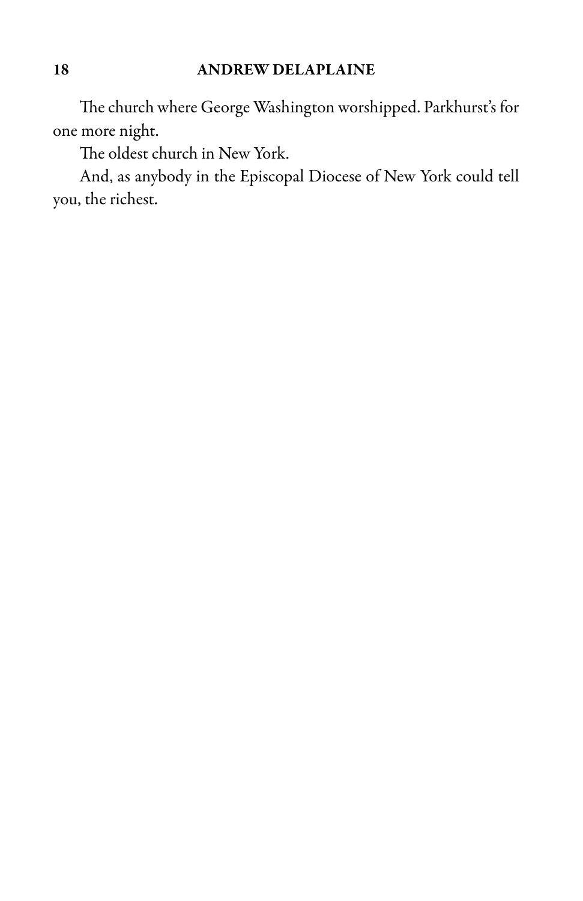The church where George Washington worshipped. Parkhurst's for one more night.

The oldest church in New York.

And, as anybody in the Episcopal Diocese of New York could tell you, the richest.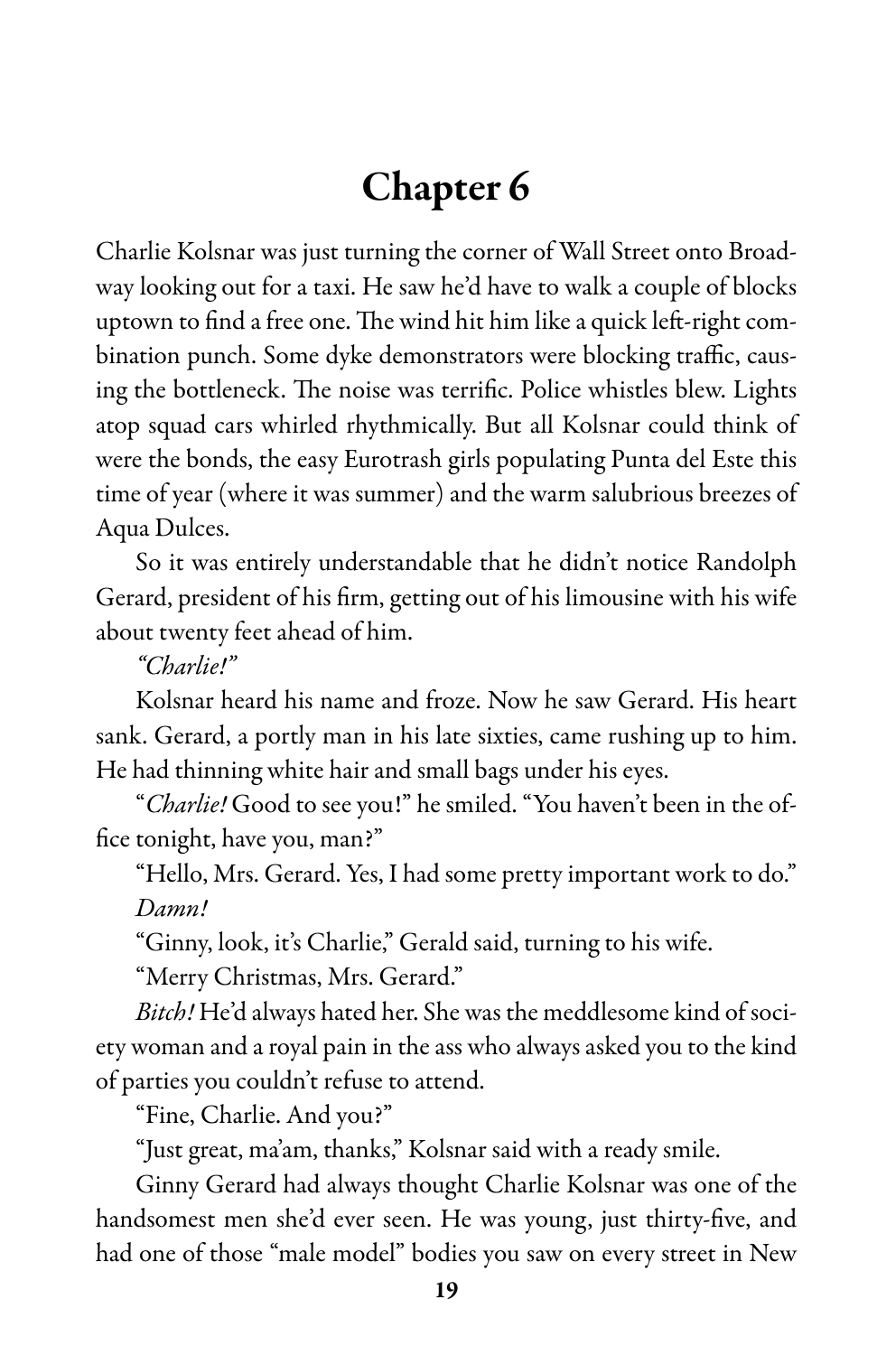# Chapter 6

Charlie Kolsnar was just turning the corner of Wall Street onto Broadway looking out for a taxi. He saw he'd have to walk a couple of blocks uptown to find a free one. The wind hit him like a quick left-right combination punch. Some dyke demonstrators were blocking traffic, causing the bottleneck. The noise was terrific. Police whistles blew. Lights atop squad cars whirled rhythmically. But all Kolsnar could think of were the bonds, the easy Eurotrash girls populating Punta del Este this time of year (where it was summer) and the warm salubrious breezes of Aqua Dulces.

So it was entirely understandable that he didn't notice Randolph Gerard, president of his firm, getting out of his limousine with his wife about twenty feet ahead of him.

*"Charlie!"*

Kolsnar heard his name and froze. Now he saw Gerard. His heart sank. Gerard, a portly man in his late sixties, came rushing up to him. He had thinning white hair and small bags under his eyes.

"*Charlie!* Good to see you!" he smiled. "You haven't been in the office tonight, have you, man?"

"Hello, Mrs. Gerard. Yes, I had some pretty important work to do." *Damn!*

"Ginny, look, it's Charlie," Gerald said, turning to his wife.

"Merry Christmas, Mrs. Gerard."

*Bitch!* He'd always hated her. She was the meddlesome kind of society woman and a royal pain in the ass who always asked you to the kind of parties you couldn't refuse to attend.

"Fine, Charlie. And you?"

"Just great, ma'am, thanks," Kolsnar said with a ready smile.

Ginny Gerard had always thought Charlie Kolsnar was one of the handsomest men she'd ever seen. He was young, just thirty-five, and had one of those "male model" bodies you saw on every street in New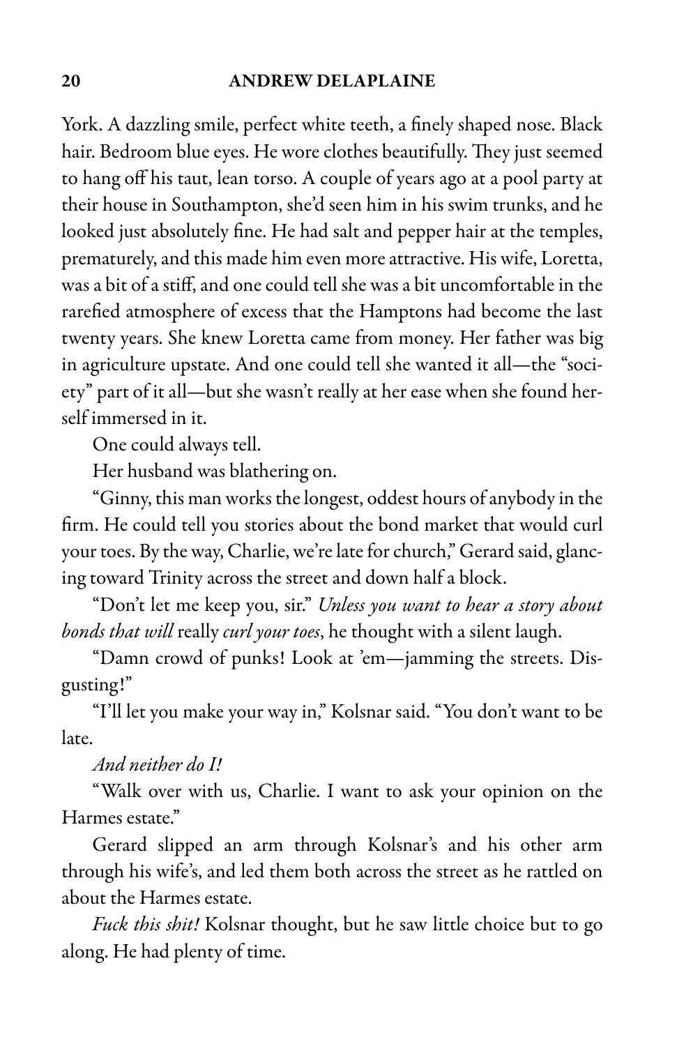York. A dazzling smile, perfect white teeth, a finely shaped nose. Black hair. Bedroom blue eyes. He wore clothes beautifully. They just seemed to hang off his taut, lean torso. A couple of years ago at a pool party at their house in Southampton, she'd seen him in his swim trunks, and he looked just absolutely fine. He had salt and pepper hair at the temples, prematurely, and this made him even more attractive. His wife, Loretta, was a bit of a stiff, and one could tell she was a bit uncomfortable in the rarefied atmosphere of excess that the Hamptons had become the last twenty years. She knew Loretta came from money. Her father was big in agriculture upstate. And one could tell she wanted it all—the "society" part of it all—but she wasn't really at her ease when she found herself immersed in it.

One could always tell.

Her husband was blathering on.

"Ginny, this man works the longest, oddest hours of anybody in the firm. He could tell you stories about the bond market that would curl your toes. By the way, Charlie, we're late for church," Gerard said, glancing toward Trinity across the street and down half a block.

"Don't let me keep you, sir." *Unless you want to hear a story about bonds that will* really *curl your toes*, he thought with a silent laugh.

"Damn crowd of punks! Look at 'em—jamming the streets. Disgusting!"

"I'll let you make your way in," Kolsnar said. "You don't want to be late.

*And neither do I!*

"Walk over with us, Charlie. I want to ask your opinion on the Harmes estate."

Gerard slipped an arm through Kolsnar's and his other arm through his wife's, and led them both across the street as he rattled on about the Harmes estate.

*Fuck this shit!* Kolsnar thought, but he saw little choice but to go along. He had plenty of time.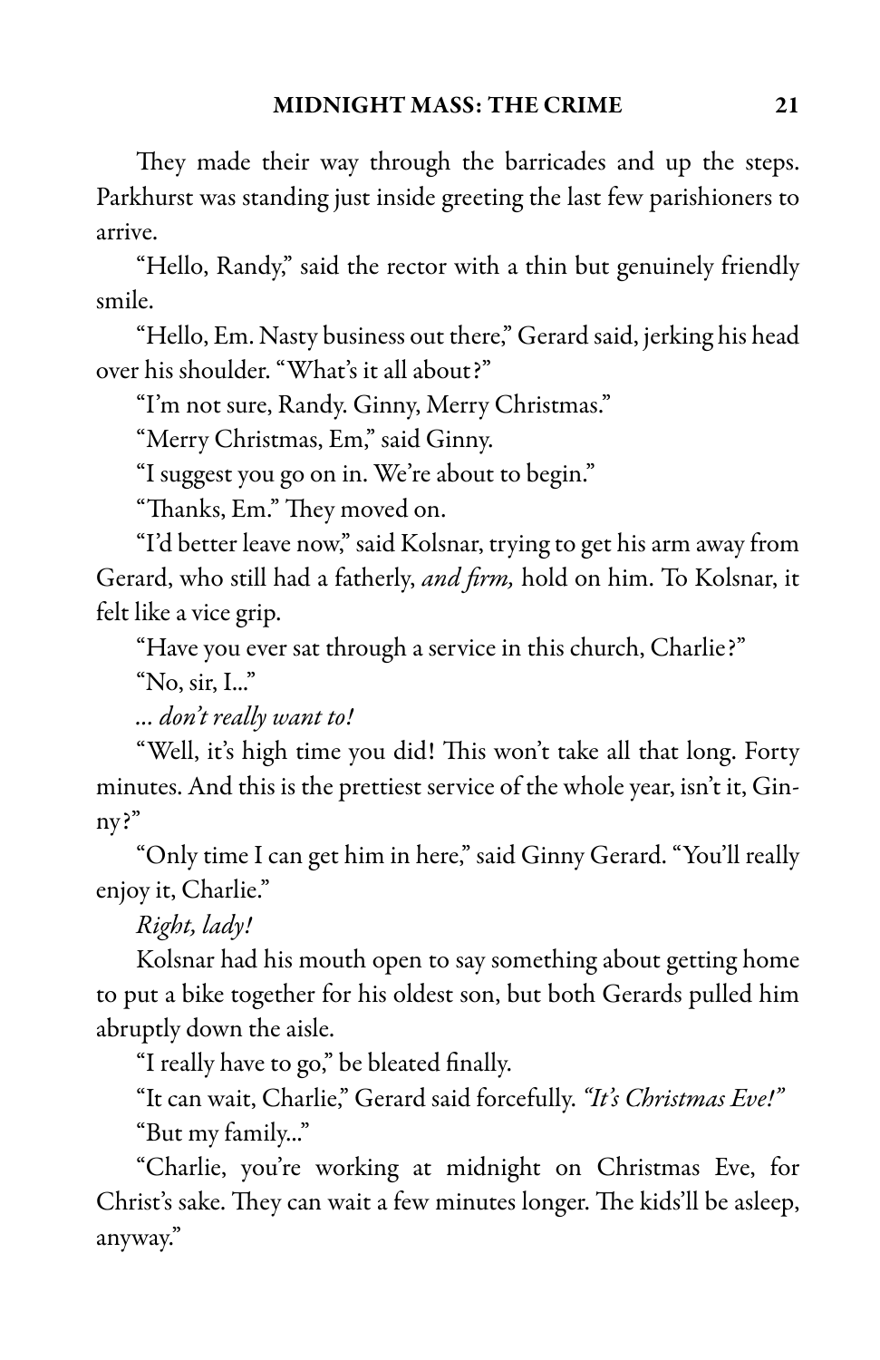They made their way through the barricades and up the steps. Parkhurst was standing just inside greeting the last few parishioners to arrive.

"Hello, Randy," said the rector with a thin but genuinely friendly smile.

"Hello, Em. Nasty business out there," Gerard said, jerking his head over his shoulder. "What's it all about?"

"I'm not sure, Randy. Ginny, Merry Christmas."

"Merry Christmas, Em," said Ginny.

"I suggest you go on in. We're about to begin."

"Thanks, Em." They moved on.

"I'd better leave now," said Kolsnar, trying to get his arm away from Gerard, who still had a fatherly, *and firm,* hold on him. To Kolsnar, it felt like a vice grip.

"Have you ever sat through a service in this church, Charlie?"

"No, sir, I..."

*... don't really want to!*

"Well, it's high time you did! This won't take all that long. Forty minutes. And this is the prettiest service of the whole year, isn't it, Ginny?"

"Only time I can get him in here," said Ginny Gerard. "You'll really enjoy it, Charlie."

*Right, lady!*

Kolsnar had his mouth open to say something about getting home to put a bike together for his oldest son, but both Gerards pulled him abruptly down the aisle.

"I really have to go," be bleated finally.

"It can wait, Charlie," Gerard said forcefully. *"It's Christmas Eve!"*

"But my family..."

"Charlie, you're working at midnight on Christmas Eve, for Christ's sake. They can wait a few minutes longer. The kids'll be asleep, anyway."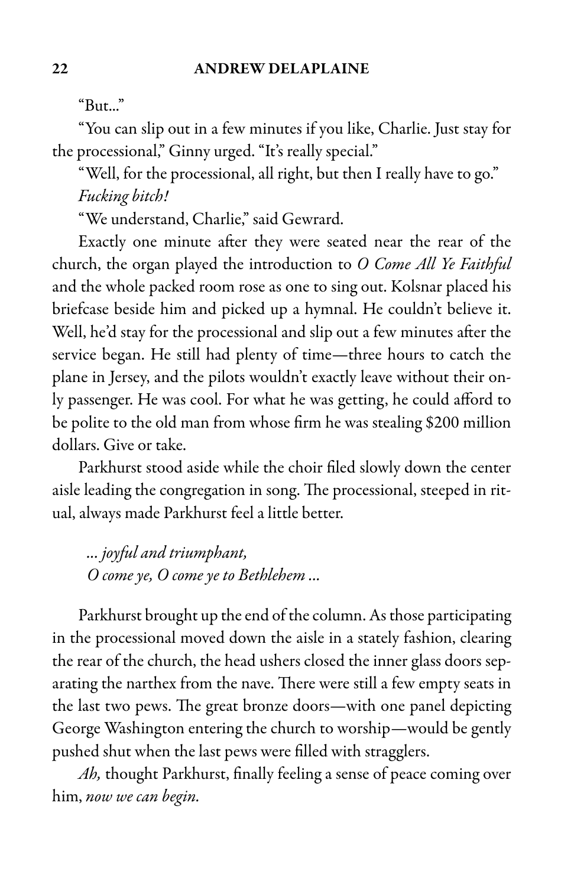"But..."

"You can slip out in a few minutes if you like, Charlie. Just stay for the processional," Ginny urged. "It's really special."

"Well, for the processional, all right, but then I really have to go."

*Fucking bitch!*

"We understand, Charlie," said Gewrard.

Exactly one minute after they were seated near the rear of the church, the organ played the introduction to *O Come All Ye Faithful* and the whole packed room rose as one to sing out. Kolsnar placed his briefcase beside him and picked up a hymnal. He couldn't believe it. Well, he'd stay for the processional and slip out a few minutes after the service began. He still had plenty of time—three hours to catch the plane in Jersey, and the pilots wouldn't exactly leave without their only passenger. He was cool. For what he was getting, he could afford to be polite to the old man from whose firm he was stealing $200 million dollars. Give or take.

Parkhurst stood aside while the choir filed slowly down the center aisle leading the congregation in song. The processional, steeped in ritual, always made Parkhurst feel a little better.

> *... joyful and triumphant,*
> *O come ye, O come ye to Bethlehem ...*

Parkhurst brought up the end of the column. As those participating in the processional moved down the aisle in a stately fashion, clearing the rear of the church, the head ushers closed the inner glass doors separating the narthex from the nave. There were still a few empty seats in the last two pews. The great bronze doors—with one panel depicting George Washington entering the church to worship—would be gently pushed shut when the last pews were filled with stragglers.

*Ah,* thought Parkhurst, finally feeling a sense of peace coming over him, *now we can begin.*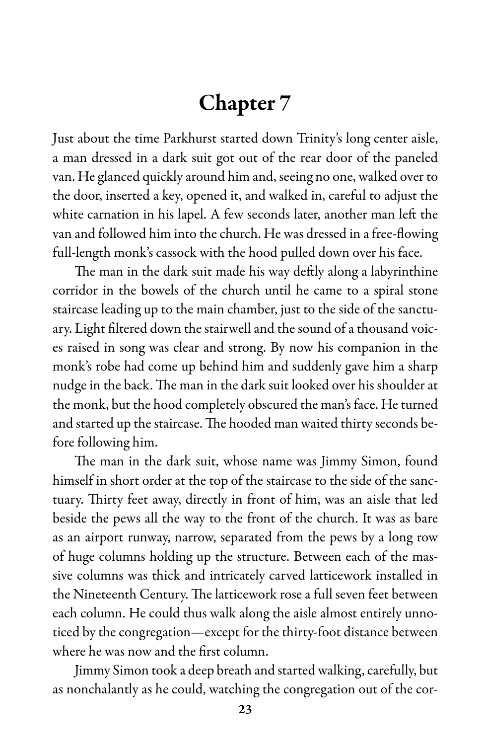# Chapter 7

Just about the time Parkhurst started down Trinity's long center aisle, a man dressed in a dark suit got out of the rear door of the paneled van. He glanced quickly around him and, seeing no one, walked over to the door, inserted a key, opened it, and walked in, careful to adjust the white carnation in his lapel. A few seconds later, another man left the van and followed him into the church. He was dressed in a free-flowing full-length monk's cassock with the hood pulled down over his face.

The man in the dark suit made his way deftly along a labyrinthine corridor in the bowels of the church until he came to a spiral stone staircase leading up to the main chamber, just to the side of the sanctuary. Light filtered down the stairwell and the sound of a thousand voices raised in song was clear and strong. By now his companion in the monk's robe had come up behind him and suddenly gave him a sharp nudge in the back. The man in the dark suit looked over his shoulder at the monk, but the hood completely obscured the man's face. He turned and started up the staircase. The hooded man waited thirty seconds before following him.

The man in the dark suit, whose name was Jimmy Simon, found himself in short order at the top of the staircase to the side of the sanctuary. Thirty feet away, directly in front of him, was an aisle that led beside the pews all the way to the front of the church. It was as bare as an airport runway, narrow, separated from the pews by a long row of huge columns holding up the structure. Between each of the massive columns was thick and intricately carved latticework installed in the Nineteenth Century. The latticework rose a full seven feet between each column. He could thus walk along the aisle almost entirely unnoticed by the congregation—except for the thirty-foot distance between where he was now and the first column.

Jimmy Simon took a deep breath and started walking, carefully, but as nonchalantly as he could, watching the congregation out of the cor-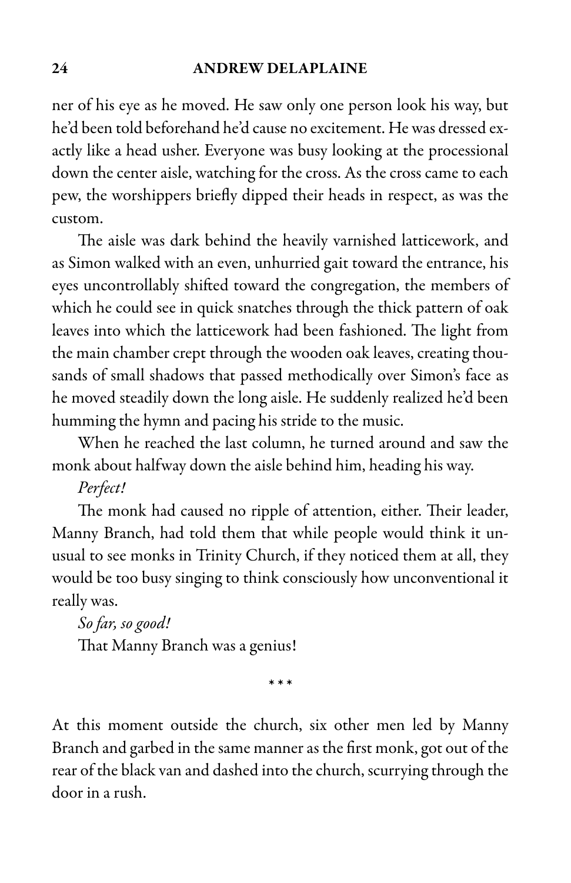ner of his eye as he moved. He saw only one person look his way, but he'd been told beforehand he'd cause no excitement. He was dressed exactly like a head usher. Everyone was busy looking at the processional down the center aisle, watching for the cross. As the cross came to each pew, the worshippers briefly dipped their heads in respect, as was the custom.

The aisle was dark behind the heavily varnished latticework, and as Simon walked with an even, unhurried gait toward the entrance, his eyes uncontrollably shifted toward the congregation, the members of which he could see in quick snatches through the thick pattern of oak leaves into which the latticework had been fashioned. The light from the main chamber crept through the wooden oak leaves, creating thousands of small shadows that passed methodically over Simon's face as he moved steadily down the long aisle. He suddenly realized he'd been humming the hymn and pacing his stride to the music.

When he reached the last column, he turned around and saw the monk about halfway down the aisle behind him, heading his way.

*Perfect!*

The monk had caused no ripple of attention, either. Their leader, Manny Branch, had told them that while people would think it unusual to see monks in Trinity Church, if they noticed them at all, they would be too busy singing to think consciously how unconventional it really was.

*So far, so good!*

That Manny Branch was a genius!

\* \* \*

At this moment outside the church, six other men led by Manny Branch and garbed in the same manner as the first monk, got out of the rear of the black van and dashed into the church, scurrying through the door in a rush.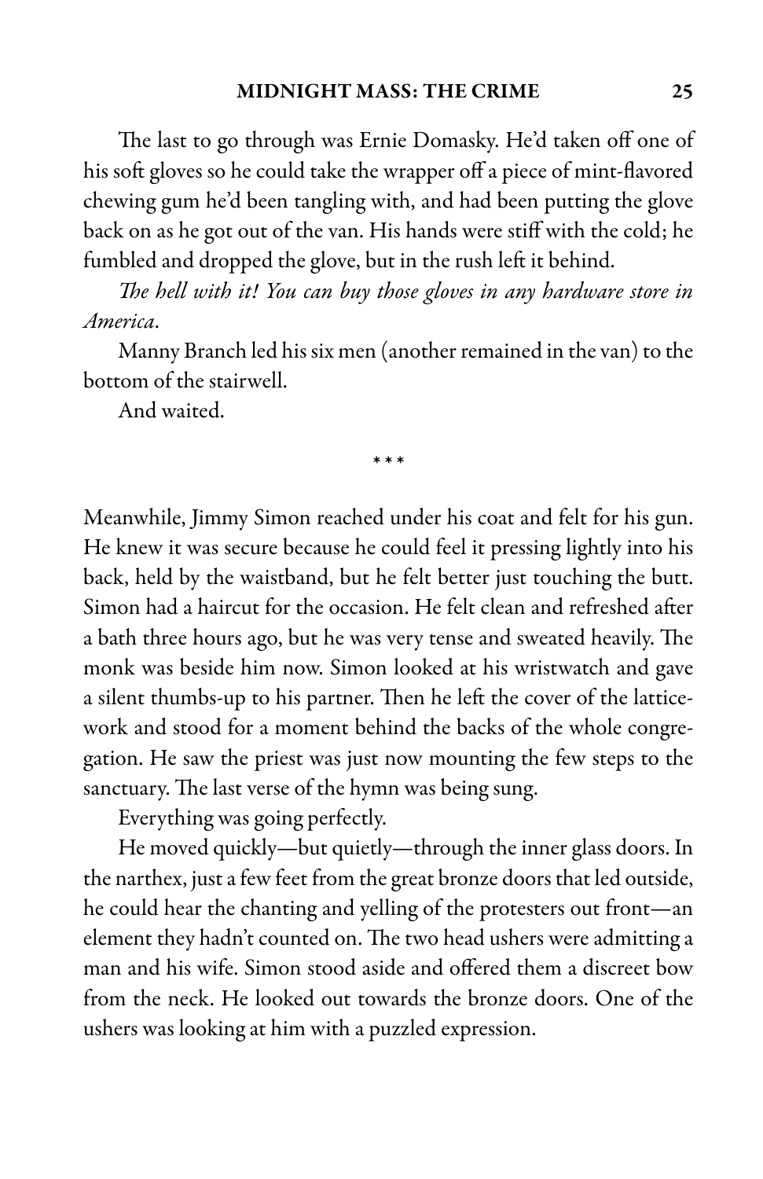The last to go through was Ernie Domasky. He'd taken off one of his soft gloves so he could take the wrapper off a piece of mint-flavored chewing gum he'd been tangling with, and had been putting the glove back on as he got out of the van. His hands were stiff with the cold; he fumbled and dropped the glove, but in the rush left it behind.

*The hell with it! You can buy those gloves in any hardware store in America.*

Manny Branch led his six men (another remained in the van) to the bottom of the stairwell.

And waited.

\* \* \*

Meanwhile, Jimmy Simon reached under his coat and felt for his gun. He knew it was secure because he could feel it pressing lightly into his back, held by the waistband, but he felt better just touching the butt. Simon had a haircut for the occasion. He felt clean and refreshed after a bath three hours ago, but he was very tense and sweated heavily. The monk was beside him now. Simon looked at his wristwatch and gave a silent thumbs-up to his partner. Then he left the cover of the latticework and stood for a moment behind the backs of the whole congregation. He saw the priest was just now mounting the few steps to the sanctuary. The last verse of the hymn was being sung.

Everything was going perfectly.

He moved quickly—but quietly—through the inner glass doors. In the narthex, just a few feet from the great bronze doors that led outside, he could hear the chanting and yelling of the protesters out front—an element they hadn't counted on. The two head ushers were admitting a man and his wife. Simon stood aside and offered them a discreet bow from the neck. He looked out towards the bronze doors. One of the ushers was looking at him with a puzzled expression.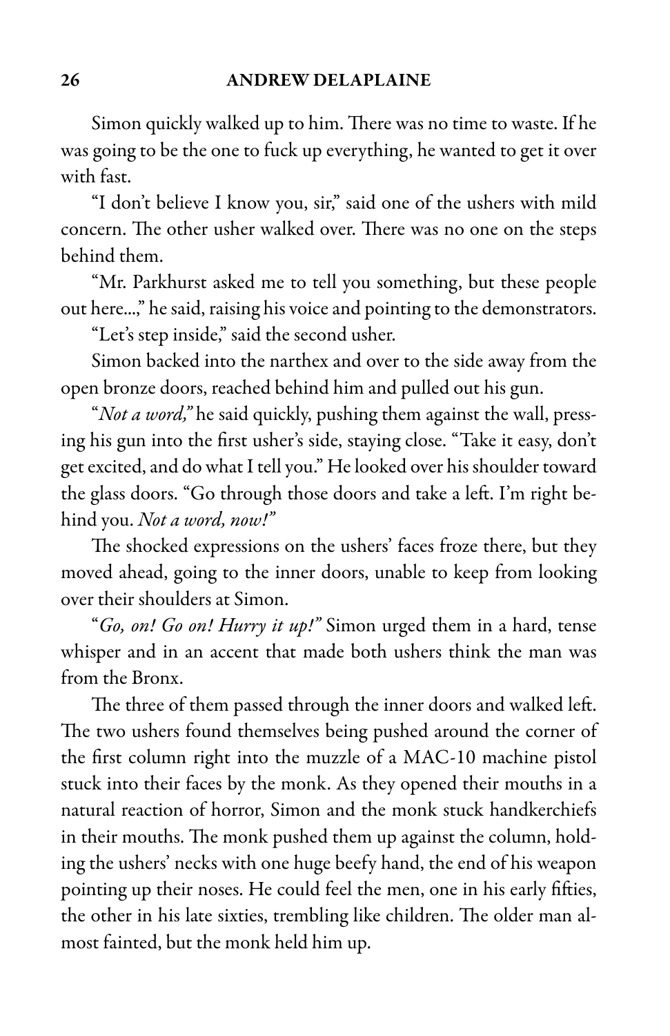Simon quickly walked up to him. There was no time to waste. If he was going to be the one to fuck up everything, he wanted to get it over with fast.

"I don't believe I know you, sir," said one of the ushers with mild concern. The other usher walked over. There was no one on the steps behind them.

"Mr. Parkhurst asked me to tell you something, but these people out here...," he said, raising his voice and pointing to the demonstrators.

"Let's step inside," said the second usher.

Simon backed into the narthex and over to the side away from the open bronze doors, reached behind him and pulled out his gun.

"*Not a word,*" he said quickly, pushing them against the wall, pressing his gun into the first usher's side, staying close. "Take it easy, don't get excited, and do what I tell you." He looked over his shoulder toward the glass doors. "Go through those doors and take a left. I'm right behind you. *Not a word, now!*"

The shocked expressions on the ushers' faces froze there, but they moved ahead, going to the inner doors, unable to keep from looking over their shoulders at Simon.

"*Go, on! Go on! Hurry it up!*" Simon urged them in a hard, tense whisper and in an accent that made both ushers think the man was from the Bronx.

The three of them passed through the inner doors and walked left. The two ushers found themselves being pushed around the corner of the first column right into the muzzle of a MAC-10 machine pistol stuck into their faces by the monk. As they opened their mouths in a natural reaction of horror, Simon and the monk stuck handkerchiefs in their mouths. The monk pushed them up against the column, holding the ushers' necks with one huge beefy hand, the end of his weapon pointing up their noses. He could feel the men, one in his early fifties, the other in his late sixties, trembling like children. The older man almost fainted, but the monk held him up.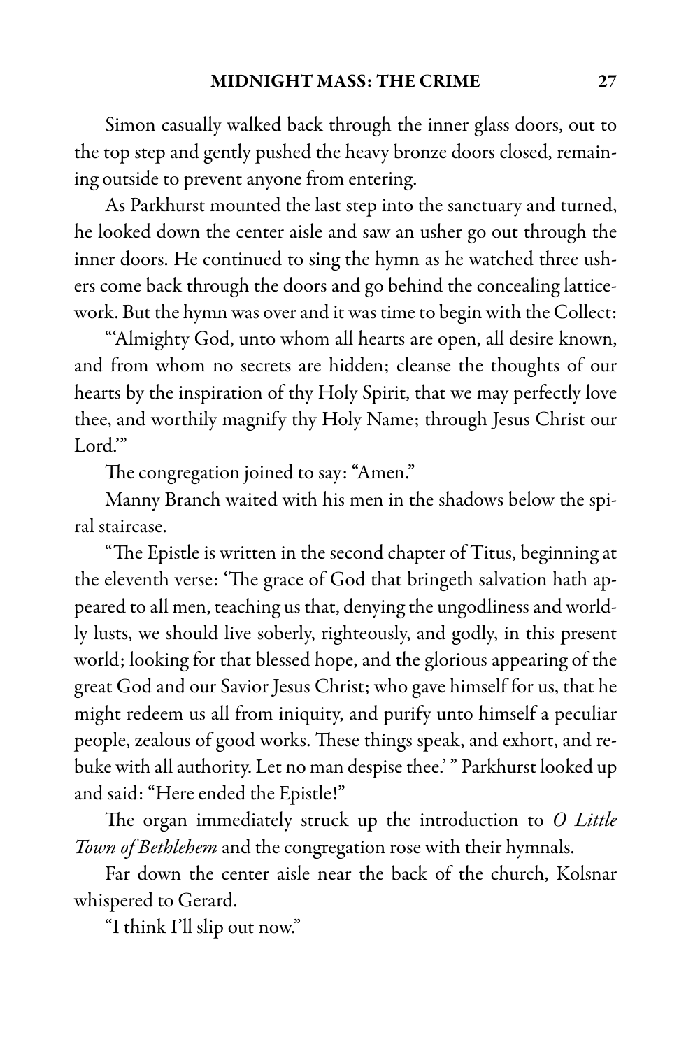Simon casually walked back through the inner glass doors, out to the top step and gently pushed the heavy bronze doors closed, remaining outside to prevent anyone from entering.

As Parkhurst mounted the last step into the sanctuary and turned, he looked down the center aisle and saw an usher go out through the inner doors. He continued to sing the hymn as he watched three ushers come back through the doors and go behind the concealing latticework. But the hymn was over and it was time to begin with the Collect:

"'Almighty God, unto whom all hearts are open, all desire known, and from whom no secrets are hidden; cleanse the thoughts of our hearts by the inspiration of thy Holy Spirit, that we may perfectly love thee, and worthily magnify thy Holy Name; through Jesus Christ our Lord.'"

The congregation joined to say: "Amen."

Manny Branch waited with his men in the shadows below the spiral staircase.

"The Epistle is written in the second chapter of Titus, beginning at the eleventh verse: 'The grace of God that bringeth salvation hath appeared to all men, teaching us that, denying the ungodliness and worldly lusts, we should live soberly, righteously, and godly, in this present world; looking for that blessed hope, and the glorious appearing of the great God and our Savior Jesus Christ; who gave himself for us, that he might redeem us all from iniquity, and purify unto himself a peculiar people, zealous of good works. These things speak, and exhort, and rebuke with all authority. Let no man despise thee.' " Parkhurst looked up and said: "Here ended the Epistle!"

The organ immediately struck up the introduction to *O Little Town of Bethlehem* and the congregation rose with their hymnals.

Far down the center aisle near the back of the church, Kolsnar whispered to Gerard.

"I think I'll slip out now."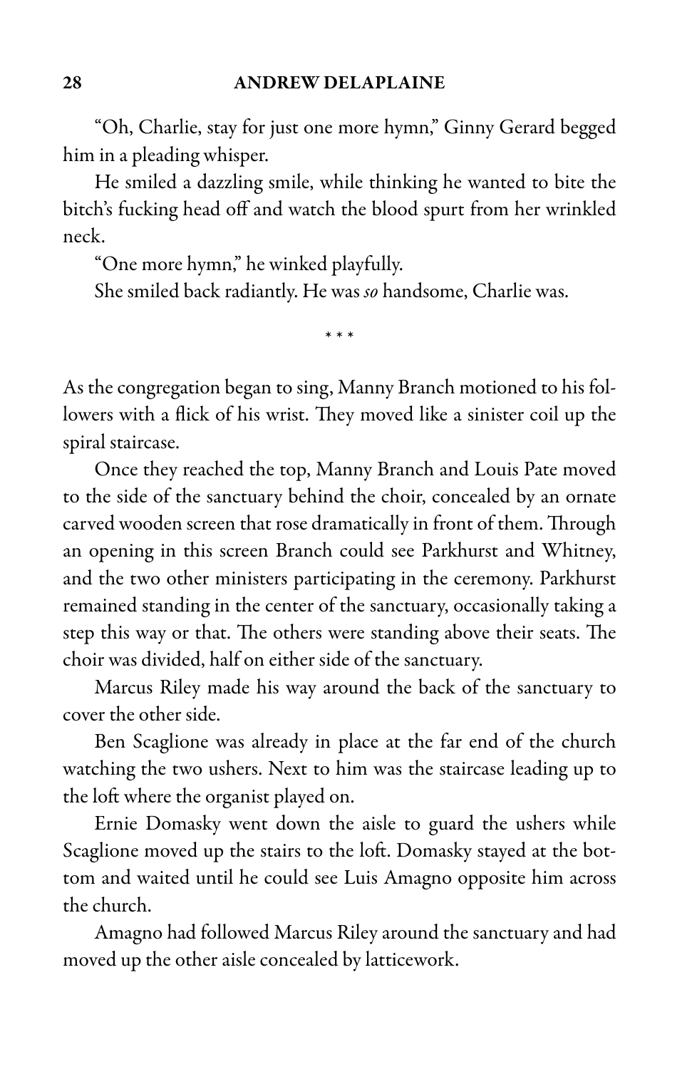"Oh, Charlie, stay for just one more hymn," Ginny Gerard begged him in a pleading whisper.

He smiled a dazzling smile, while thinking he wanted to bite the bitch's fucking head off and watch the blood spurt from her wrinkled neck.

"One more hymn," he winked playfully.

She smiled back radiantly. He was *so* handsome, Charlie was.

\* \* \*

As the congregation began to sing, Manny Branch motioned to his followers with a flick of his wrist. They moved like a sinister coil up the spiral staircase.

Once they reached the top, Manny Branch and Louis Pate moved to the side of the sanctuary behind the choir, concealed by an ornate carved wooden screen that rose dramatically in front of them. Through an opening in this screen Branch could see Parkhurst and Whitney, and the two other ministers participating in the ceremony. Parkhurst remained standing in the center of the sanctuary, occasionally taking a step this way or that. The others were standing above their seats. The choir was divided, half on either side of the sanctuary.

Marcus Riley made his way around the back of the sanctuary to cover the other side.

Ben Scaglione was already in place at the far end of the church watching the two ushers. Next to him was the staircase leading up to the loft where the organist played on.

Ernie Domasky went down the aisle to guard the ushers while Scaglione moved up the stairs to the loft. Domasky stayed at the bottom and waited until he could see Luis Amagno opposite him across the church.

Amagno had followed Marcus Riley around the sanctuary and had moved up the other aisle concealed by latticework.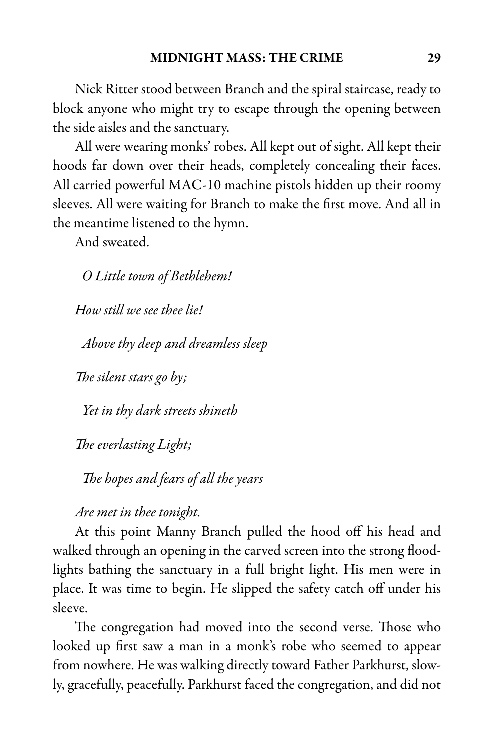Nick Ritter stood between Branch and the spiral staircase, ready to block anyone who might try to escape through the opening between the side aisles and the sanctuary.

All were wearing monks' robes. All kept out of sight. All kept their hoods far down over their heads, completely concealing their faces. All carried powerful MAC-10 machine pistols hidden up their roomy sleeves. All were waiting for Branch to make the first move. And all in the meantime listened to the hymn.

And sweated.

*O Little town of Bethlehem!*

*How still we see thee lie!*

*Above thy deep and dreamless sleep*

*The silent stars go by;*

*Yet in thy dark streets shineth*

*The everlasting Light;*

*The hopes and fears of all the years*

*Are met in thee tonight.*

At this point Manny Branch pulled the hood off his head and walked through an opening in the carved screen into the strong floodlights bathing the sanctuary in a full bright light. His men were in place. It was time to begin. He slipped the safety catch off under his sleeve.

The congregation had moved into the second verse. Those who looked up first saw a man in a monk's robe who seemed to appear from nowhere. He was walking directly toward Father Parkhurst, slowly, gracefully, peacefully. Parkhurst faced the congregation, and did not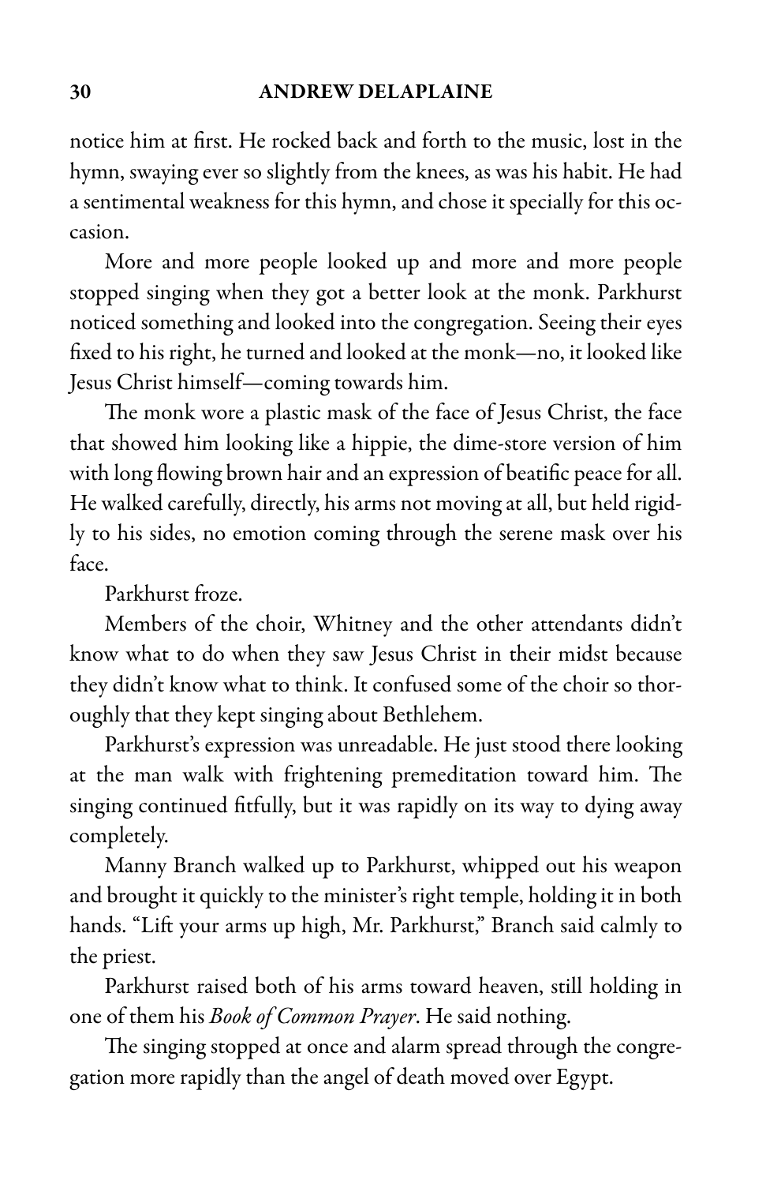notice him at first. He rocked back and forth to the music, lost in the hymn, swaying ever so slightly from the knees, as was his habit. He had a sentimental weakness for this hymn, and chose it specially for this occasion.

More and more people looked up and more and more people stopped singing when they got a better look at the monk. Parkhurst noticed something and looked into the congregation. Seeing their eyes fixed to his right, he turned and looked at the monk—no, it looked like Jesus Christ himself—coming towards him.

The monk wore a plastic mask of the face of Jesus Christ, the face that showed him looking like a hippie, the dime-store version of him with long flowing brown hair and an expression of beatific peace for all. He walked carefully, directly, his arms not moving at all, but held rigidly to his sides, no emotion coming through the serene mask over his face.

Parkhurst froze.

Members of the choir, Whitney and the other attendants didn't know what to do when they saw Jesus Christ in their midst because they didn't know what to think. It confused some of the choir so thoroughly that they kept singing about Bethlehem.

Parkhurst's expression was unreadable. He just stood there looking at the man walk with frightening premeditation toward him. The singing continued fitfully, but it was rapidly on its way to dying away completely.

Manny Branch walked up to Parkhurst, whipped out his weapon and brought it quickly to the minister's right temple, holding it in both hands. "Lift your arms up high, Mr. Parkhurst," Branch said calmly to the priest.

Parkhurst raised both of his arms toward heaven, still holding in one of them his *Book of Common Prayer*. He said nothing.

The singing stopped at once and alarm spread through the congregation more rapidly than the angel of death moved over Egypt.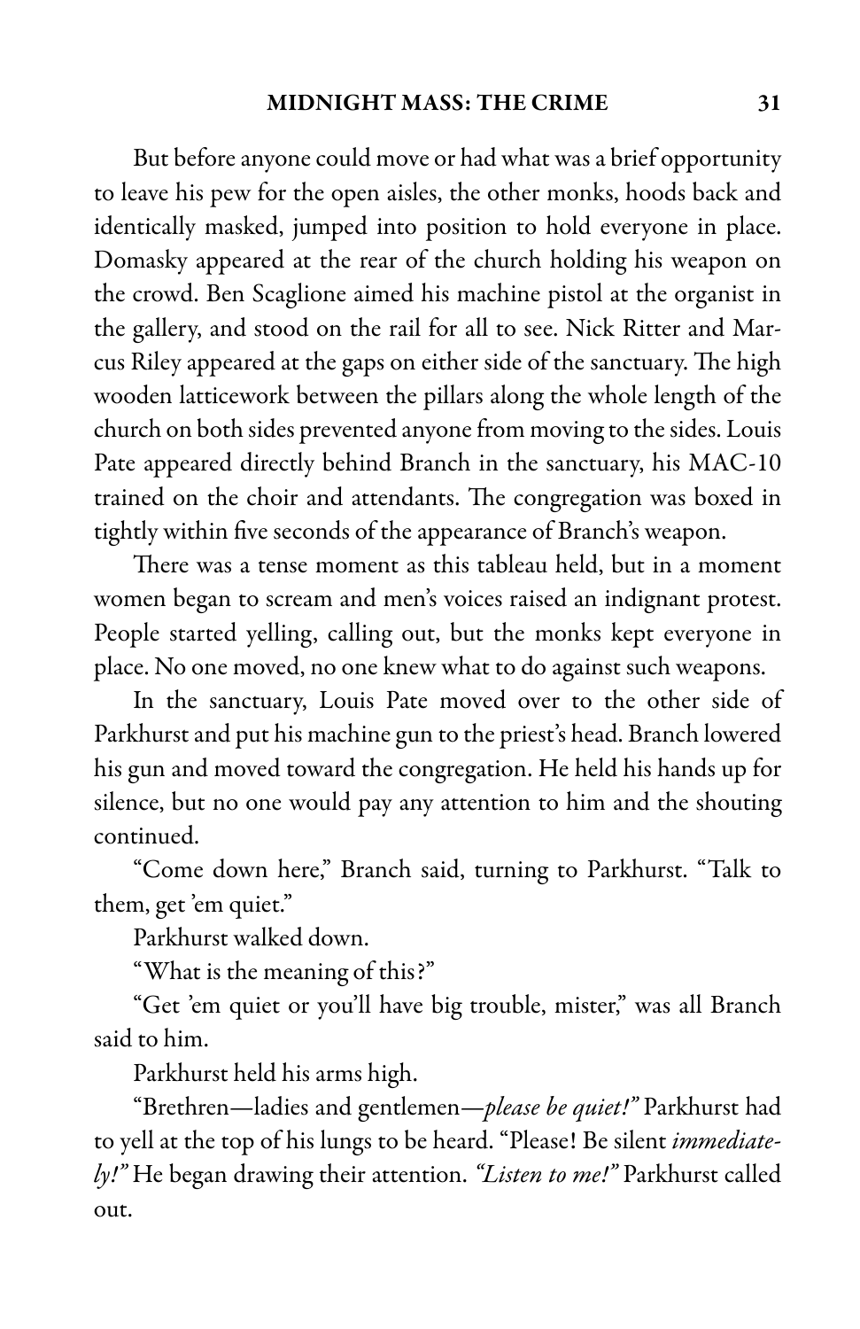But before anyone could move or had what was a brief opportunity to leave his pew for the open aisles, the other monks, hoods back and identically masked, jumped into position to hold everyone in place. Domasky appeared at the rear of the church holding his weapon on the crowd. Ben Scaglione aimed his machine pistol at the organist in the gallery, and stood on the rail for all to see. Nick Ritter and Marcus Riley appeared at the gaps on either side of the sanctuary. The high wooden latticework between the pillars along the whole length of the church on both sides prevented anyone from moving to the sides. Louis Pate appeared directly behind Branch in the sanctuary, his MAC-10 trained on the choir and attendants. The congregation was boxed in tightly within five seconds of the appearance of Branch's weapon.

There was a tense moment as this tableau held, but in a moment women began to scream and men's voices raised an indignant protest. People started yelling, calling out, but the monks kept everyone in place. No one moved, no one knew what to do against such weapons.

In the sanctuary, Louis Pate moved over to the other side of Parkhurst and put his machine gun to the priest's head. Branch lowered his gun and moved toward the congregation. He held his hands up for silence, but no one would pay any attention to him and the shouting continued.

"Come down here," Branch said, turning to Parkhurst. "Talk to them, get 'em quiet."

Parkhurst walked down.

"What is the meaning of this?"

"Get 'em quiet or you'll have big trouble, mister," was all Branch said to him.

Parkhurst held his arms high.

"Brethren—ladies and gentlemen—*please be quiet!"* Parkhurst had to yell at the top of his lungs to be heard. "Please! Be silent *immediately!"* He began drawing their attention. *"Listen to me!"* Parkhurst called out.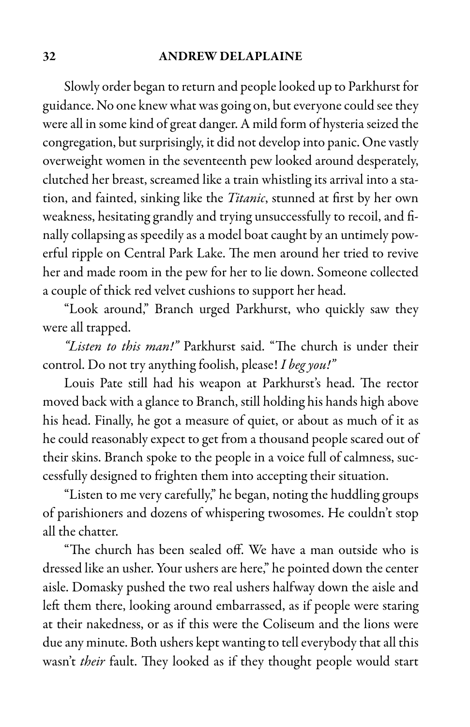Slowly order began to return and people looked up to Parkhurst for guidance. No one knew what was going on, but everyone could see they were all in some kind of great danger. A mild form of hysteria seized the congregation, but surprisingly, it did not develop into panic. One vastly overweight women in the seventeenth pew looked around desperately, clutched her breast, screamed like a train whistling its arrival into a station, and fainted, sinking like the *Titanic*, stunned at first by her own weakness, hesitating grandly and trying unsuccessfully to recoil, and finally collapsing as speedily as a model boat caught by an untimely powerful ripple on Central Park Lake. The men around her tried to revive her and made room in the pew for her to lie down. Someone collected a couple of thick red velvet cushions to support her head.

"Look around," Branch urged Parkhurst, who quickly saw they were all trapped.

*"Listen to this man!"* Parkhurst said. "The church is under their control. Do not try anything foolish, please! *I beg you!"*

Louis Pate still had his weapon at Parkhurst's head. The rector moved back with a glance to Branch, still holding his hands high above his head. Finally, he got a measure of quiet, or about as much of it as he could reasonably expect to get from a thousand people scared out of their skins. Branch spoke to the people in a voice full of calmness, successfully designed to frighten them into accepting their situation.

"Listen to me very carefully," he began, noting the huddling groups of parishioners and dozens of whispering twosomes. He couldn't stop all the chatter.

"The church has been sealed off. We have a man outside who is dressed like an usher. Your ushers are here," he pointed down the center aisle. Domasky pushed the two real ushers halfway down the aisle and left them there, looking around embarrassed, as if people were staring at their nakedness, or as if this were the Coliseum and the lions were due any minute. Both ushers kept wanting to tell everybody that all this wasn't *their* fault. They looked as if they thought people would start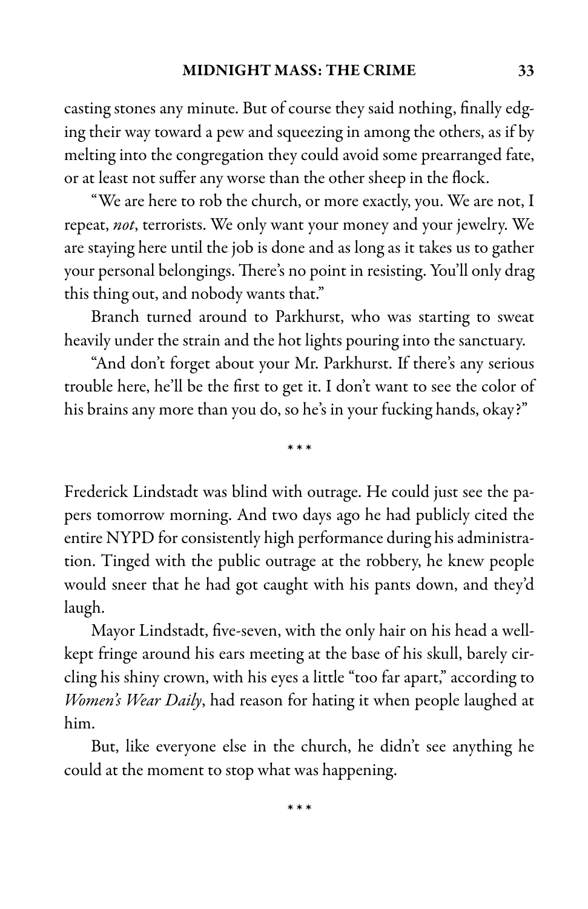casting stones any minute. But of course they said nothing, finally edging their way toward a pew and squeezing in among the others, as if by melting into the congregation they could avoid some prearranged fate, or at least not suffer any worse than the other sheep in the flock.

"We are here to rob the church, or more exactly, you. We are not, I repeat, *not*, terrorists. We only want your money and your jewelry. We are staying here until the job is done and as long as it takes us to gather your personal belongings. There's no point in resisting. You'll only drag this thing out, and nobody wants that."

Branch turned around to Parkhurst, who was starting to sweat heavily under the strain and the hot lights pouring into the sanctuary.

"And don't forget about your Mr. Parkhurst. If there's any serious trouble here, he'll be the first to get it. I don't want to see the color of his brains any more than you do, so he's in your fucking hands, okay?"

\* \* \*

Frederick Lindstadt was blind with outrage. He could just see the papers tomorrow morning. And two days ago he had publicly cited the entire NYPD for consistently high performance during his administration. Tinged with the public outrage at the robbery, he knew people would sneer that he had got caught with his pants down, and they'd laugh.

Mayor Lindstadt, five-seven, with the only hair on his head a well-kept fringe around his ears meeting at the base of his skull, barely circling his shiny crown, with his eyes a little "too far apart," according to *Women's Wear Daily*, had reason for hating it when people laughed at him.

But, like everyone else in the church, he didn't see anything he could at the moment to stop what was happening.

\* \* \*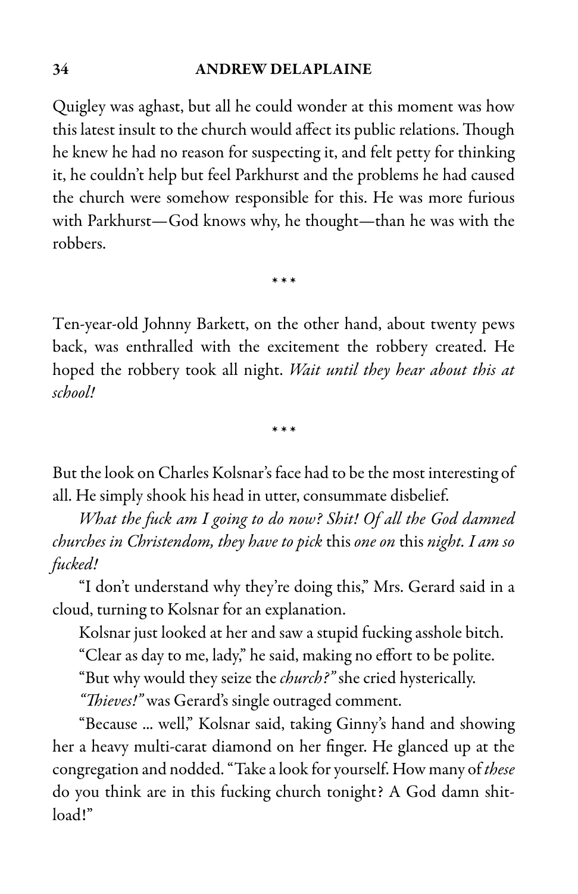Quigley was aghast, but all he could wonder at this moment was how this latest insult to the church would affect its public relations. Though he knew he had no reason for suspecting it, and felt petty for thinking it, he couldn't help but feel Parkhurst and the problems he had caused the church were somehow responsible for this. He was more furious with Parkhurst—God knows why, he thought—than he was with the robbers.

* * *

Ten-year-old Johnny Barkett, on the other hand, about twenty pews back, was enthralled with the excitement the robbery created. He hoped the robbery took all night. *Wait until they hear about this at school!*

* * *

But the look on Charles Kolsnar's face had to be the most interesting of all. He simply shook his head in utter, consummate disbelief.

*What the fuck am I going to do now? Shit! Of all the God damned churches in Christendom, they have to pick* this *one on* this *night. I am so fucked!*

"I don't understand why they're doing this," Mrs. Gerard said in a cloud, turning to Kolsnar for an explanation.

Kolsnar just looked at her and saw a stupid fucking asshole bitch.

"Clear as day to me, lady," he said, making no effort to be polite.

"But why would they seize the *church?"* she cried hysterically.

*"Thieves!"* was Gerard's single outraged comment.

"Because … well," Kolsnar said, taking Ginny's hand and showing her a heavy multi-carat diamond on her finger. He glanced up at the congregation and nodded. "Take a look for yourself. How many of *these* do you think are in this fucking church tonight? A God damn shit-load!"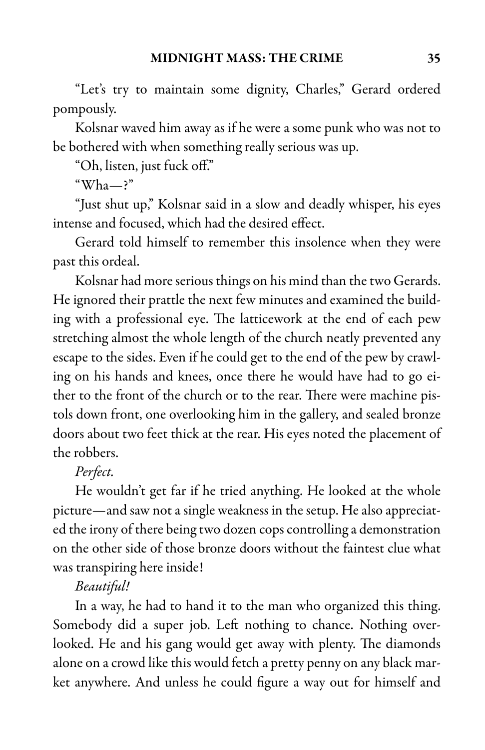"Let's try to maintain some dignity, Charles," Gerard ordered pompously.

Kolsnar waved him away as if he were a some punk who was not to be bothered with when something really serious was up.

"Oh, listen, just fuck off."

"Wha—?"

"Just shut up," Kolsnar said in a slow and deadly whisper, his eyes intense and focused, which had the desired effect.

Gerard told himself to remember this insolence when they were past this ordeal.

Kolsnar had more serious things on his mind than the two Gerards. He ignored their prattle the next few minutes and examined the building with a professional eye. The latticework at the end of each pew stretching almost the whole length of the church neatly prevented any escape to the sides. Even if he could get to the end of the pew by crawling on his hands and knees, once there he would have had to go either to the front of the church or to the rear. There were machine pistols down front, one overlooking him in the gallery, and sealed bronze doors about two feet thick at the rear. His eyes noted the placement of the robbers.

*Perfect.*

He wouldn't get far if he tried anything. He looked at the whole picture—and saw not a single weakness in the setup. He also appreciated the irony of there being two dozen cops controlling a demonstration on the other side of those bronze doors without the faintest clue what was transpiring here inside!

*Beautiful!*

In a way, he had to hand it to the man who organized this thing. Somebody did a super job. Left nothing to chance. Nothing overlooked. He and his gang would get away with plenty. The diamonds alone on a crowd like this would fetch a pretty penny on any black market anywhere. And unless he could figure a way out for himself and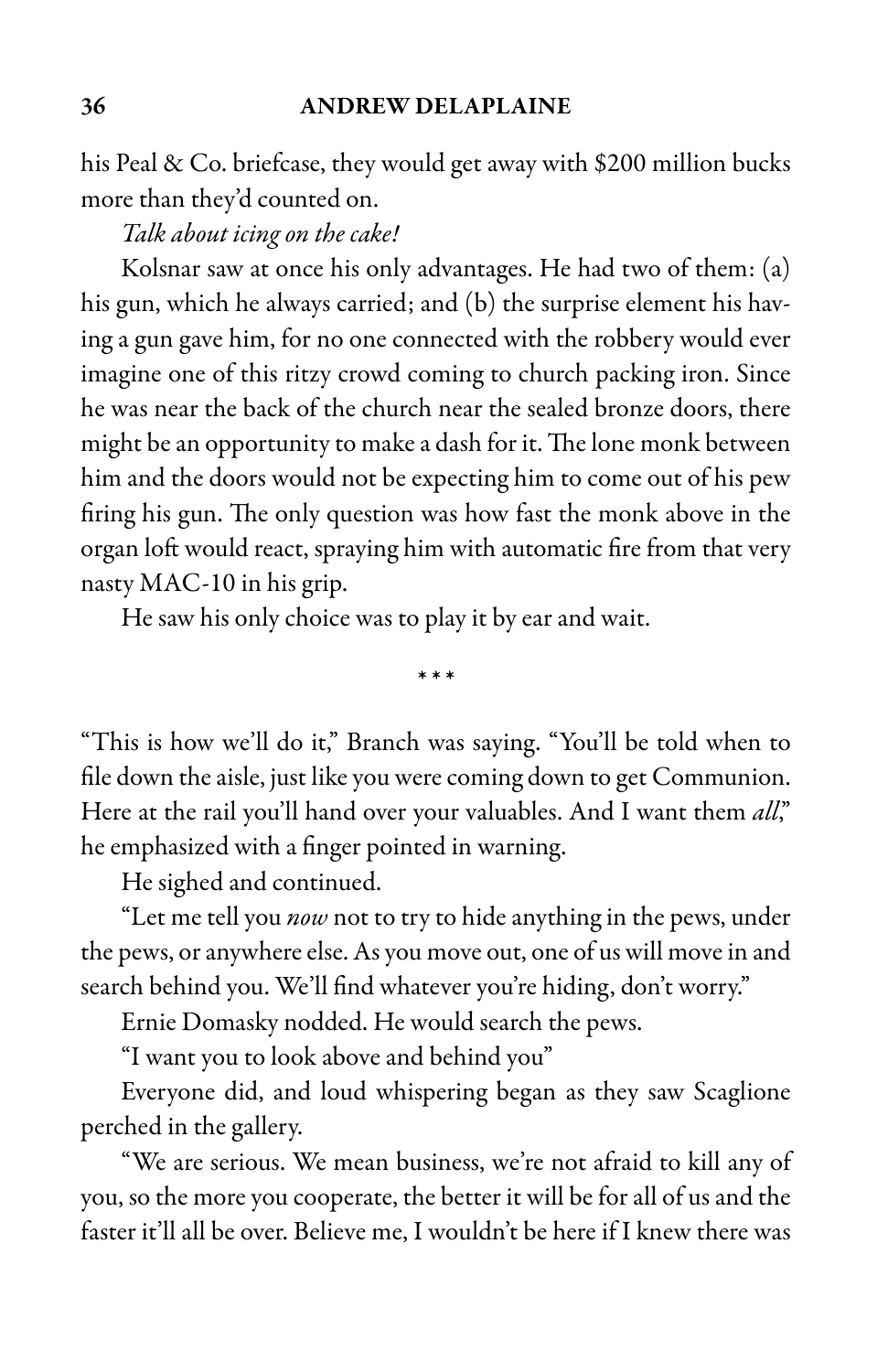his Peal & Co. briefcase, they would get away with $200 million bucks more than they'd counted on.

*Talk about icing on the cake!*

Kolsnar saw at once his only advantages. He had two of them: (a) his gun, which he always carried; and (b) the surprise element his having a gun gave him, for no one connected with the robbery would ever imagine one of this ritzy crowd coming to church packing iron. Since he was near the back of the church near the sealed bronze doors, there might be an opportunity to make a dash for it. The lone monk between him and the doors would not be expecting him to come out of his pew firing his gun. The only question was how fast the monk above in the organ loft would react, spraying him with automatic fire from that very nasty MAC-10 in his grip.

He saw his only choice was to play it by ear and wait.

\* \* \*

"This is how we'll do it," Branch was saying. "You'll be told when to file down the aisle, just like you were coming down to get Communion. Here at the rail you'll hand over your valuables. And I want them *all*," he emphasized with a finger pointed in warning.

He sighed and continued.

"Let me tell you *now* not to try to hide anything in the pews, under the pews, or anywhere else. As you move out, one of us will move in and search behind you. We'll find whatever you're hiding, don't worry."

Ernie Domasky nodded. He would search the pews.

"I want you to look above and behind you"

Everyone did, and loud whispering began as they saw Scaglione perched in the gallery.

"We are serious. We mean business, we're not afraid to kill any of you, so the more you cooperate, the better it will be for all of us and the faster it'll all be over. Believe me, I wouldn't be here if I knew there was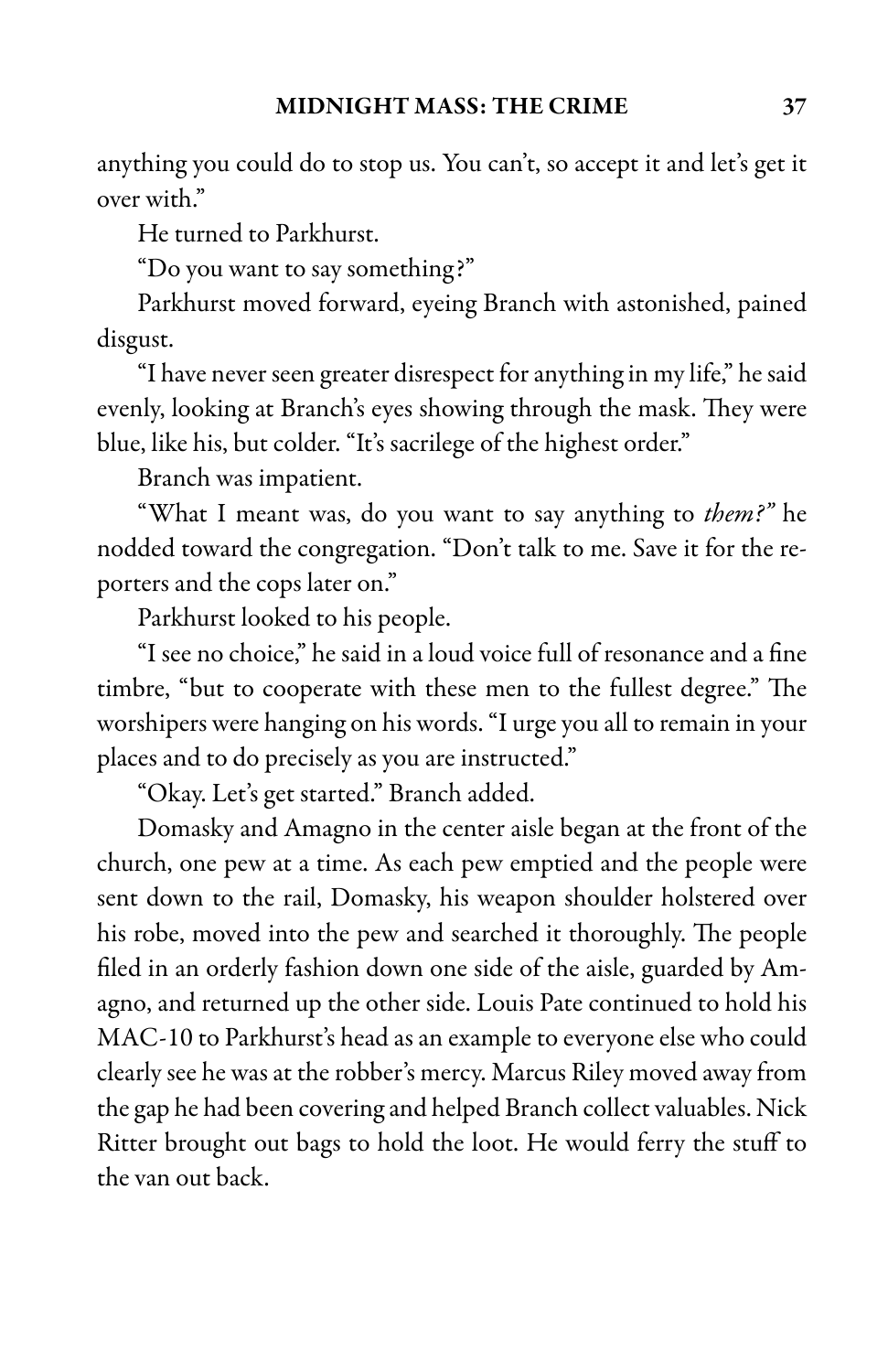anything you could do to stop us. You can't, so accept it and let's get it over with."

He turned to Parkhurst.

"Do you want to say something?"

Parkhurst moved forward, eyeing Branch with astonished, pained disgust.

"I have never seen greater disrespect for anything in my life," he said evenly, looking at Branch's eyes showing through the mask. They were blue, like his, but colder. "It's sacrilege of the highest order."

Branch was impatient.

"What I meant was, do you want to say anything to *them?"* he nodded toward the congregation. "Don't talk to me. Save it for the reporters and the cops later on."

Parkhurst looked to his people.

"I see no choice," he said in a loud voice full of resonance and a fine timbre, "but to cooperate with these men to the fullest degree." The worshipers were hanging on his words. "I urge you all to remain in your places and to do precisely as you are instructed."

"Okay. Let's get started." Branch added.

Domasky and Amagno in the center aisle began at the front of the church, one pew at a time. As each pew emptied and the people were sent down to the rail, Domasky, his weapon shoulder holstered over his robe, moved into the pew and searched it thoroughly. The people filed in an orderly fashion down one side of the aisle, guarded by Amagno, and returned up the other side. Louis Pate continued to hold his MAC-10 to Parkhurst's head as an example to everyone else who could clearly see he was at the robber's mercy. Marcus Riley moved away from the gap he had been covering and helped Branch collect valuables. Nick Ritter brought out bags to hold the loot. He would ferry the stuff to the van out back.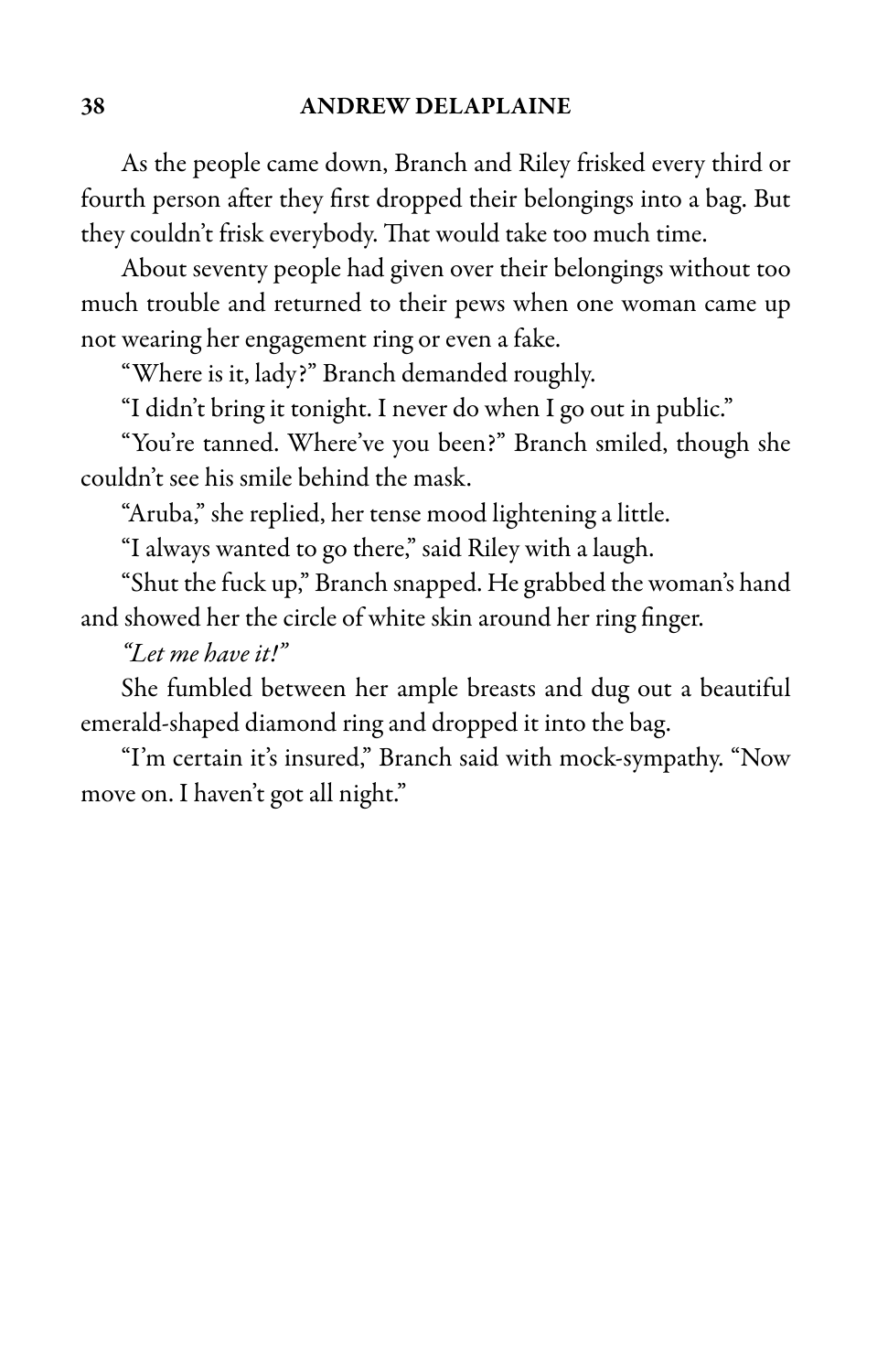As the people came down, Branch and Riley frisked every third or fourth person after they first dropped their belongings into a bag. But they couldn't frisk everybody. That would take too much time.

About seventy people had given over their belongings without too much trouble and returned to their pews when one woman came up not wearing her engagement ring or even a fake.

"Where is it, lady?" Branch demanded roughly.

"I didn't bring it tonight. I never do when I go out in public."

"You're tanned. Where've you been?" Branch smiled, though she couldn't see his smile behind the mask.

"Aruba," she replied, her tense mood lightening a little.

"I always wanted to go there," said Riley with a laugh.

"Shut the fuck up," Branch snapped. He grabbed the woman's hand and showed her the circle of white skin around her ring finger.

*"Let me have it!"*

She fumbled between her ample breasts and dug out a beautiful emerald-shaped diamond ring and dropped it into the bag.

"I'm certain it's insured," Branch said with mock-sympathy. "Now move on. I haven't got all night."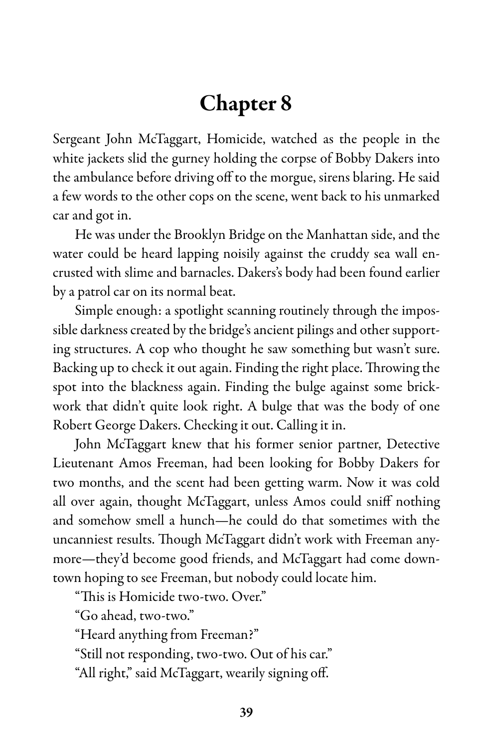# Chapter 8

Sergeant John McTaggart, Homicide, watched as the people in the white jackets slid the gurney holding the corpse of Bobby Dakers into the ambulance before driving off to the morgue, sirens blaring. He said a few words to the other cops on the scene, went back to his unmarked car and got in.

He was under the Brooklyn Bridge on the Manhattan side, and the water could be heard lapping noisily against the cruddy sea wall encrusted with slime and barnacles. Dakers's body had been found earlier by a patrol car on its normal beat.

Simple enough: a spotlight scanning routinely through the impossible darkness created by the bridge's ancient pilings and other supporting structures. A cop who thought he saw something but wasn't sure. Backing up to check it out again. Finding the right place. Throwing the spot into the blackness again. Finding the bulge against some brickwork that didn't quite look right. A bulge that was the body of one Robert George Dakers. Checking it out. Calling it in.

John McTaggart knew that his former senior partner, Detective Lieutenant Amos Freeman, had been looking for Bobby Dakers for two months, and the scent had been getting warm. Now it was cold all over again, thought McTaggart, unless Amos could sniff nothing and somehow smell a hunch—he could do that sometimes with the uncanniest results. Though McTaggart didn't work with Freeman anymore—they'd become good friends, and McTaggart had come downtown hoping to see Freeman, but nobody could locate him.

"This is Homicide two-two. Over."

"Go ahead, two-two."

"Heard anything from Freeman?"

"Still not responding, two-two. Out of his car."

"All right," said McTaggart, wearily signing off.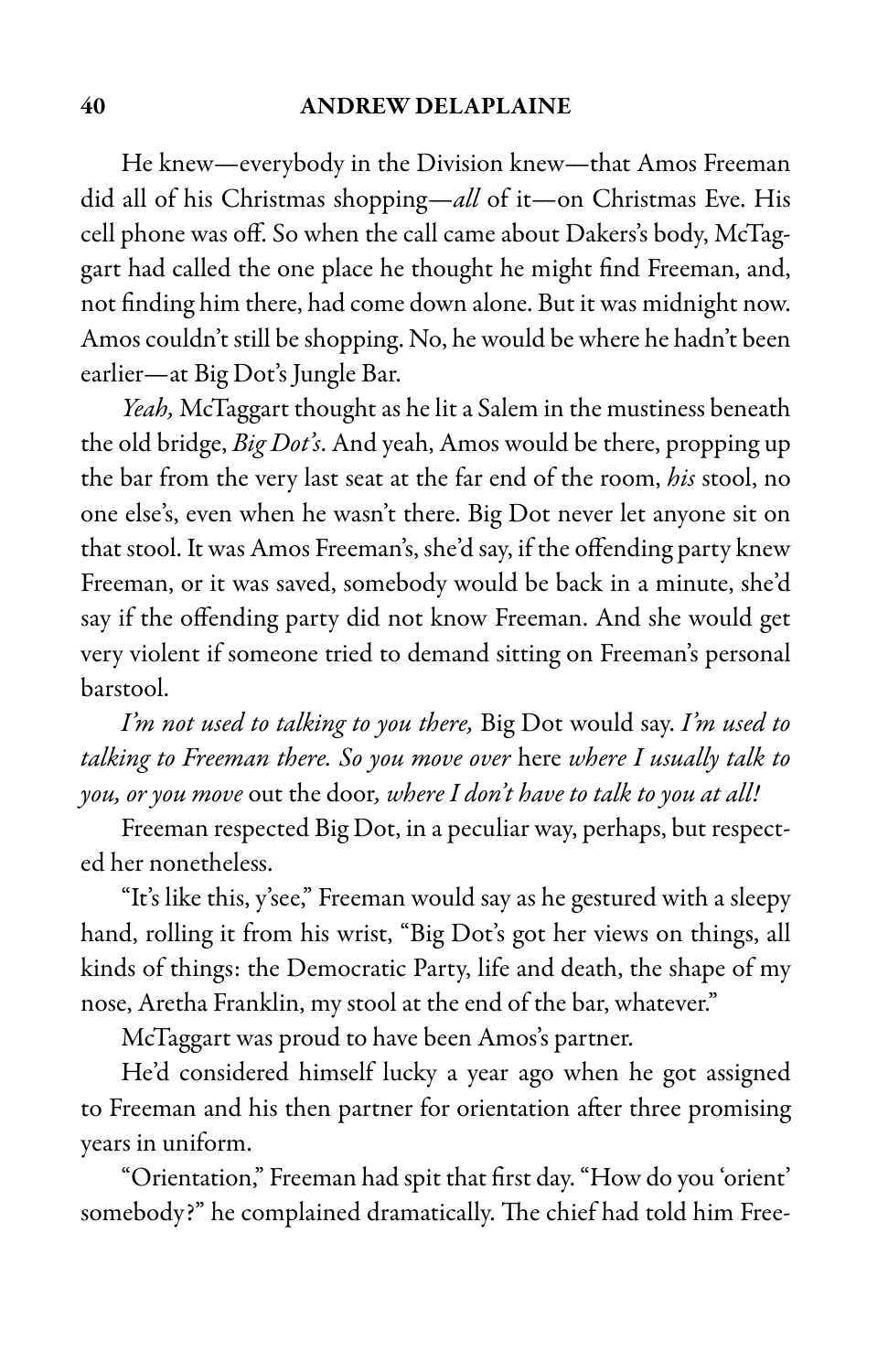He knew—everybody in the Division knew—that Amos Freeman did all of his Christmas shopping—*all* of it—on Christmas Eve. His cell phone was off. So when the call came about Dakers's body, McTaggart had called the one place he thought he might find Freeman, and, not finding him there, had come down alone. But it was midnight now. Amos couldn't still be shopping. No, he would be where he hadn't been earlier—at Big Dot's Jungle Bar.

*Yeah,* McTaggart thought as he lit a Salem in the mustiness beneath the old bridge, *Big Dot's*. And yeah, Amos would be there, propping up the bar from the very last seat at the far end of the room, *his* stool, no one else's, even when he wasn't there. Big Dot never let anyone sit on that stool. It was Amos Freeman's, she'd say, if the offending party knew Freeman, or it was saved, somebody would be back in a minute, she'd say if the offending party did not know Freeman. And she would get very violent if someone tried to demand sitting on Freeman's personal barstool.

*I'm not used to talking to you there,* Big Dot would say. *I'm used to talking to Freeman there. So you move over* here *where I usually talk to you, or you move* out the door*, where I don't have to talk to you at all!*

Freeman respected Big Dot, in a peculiar way, perhaps, but respected her nonetheless.

"It's like this, y'see," Freeman would say as he gestured with a sleepy hand, rolling it from his wrist, "Big Dot's got her views on things, all kinds of things: the Democratic Party, life and death, the shape of my nose, Aretha Franklin, my stool at the end of the bar, whatever."

McTaggart was proud to have been Amos's partner.

He'd considered himself lucky a year ago when he got assigned to Freeman and his then partner for orientation after three promising years in uniform.

"Orientation," Freeman had spit that first day. "How do you 'orient' somebody?" he complained dramatically. The chief had told him Free-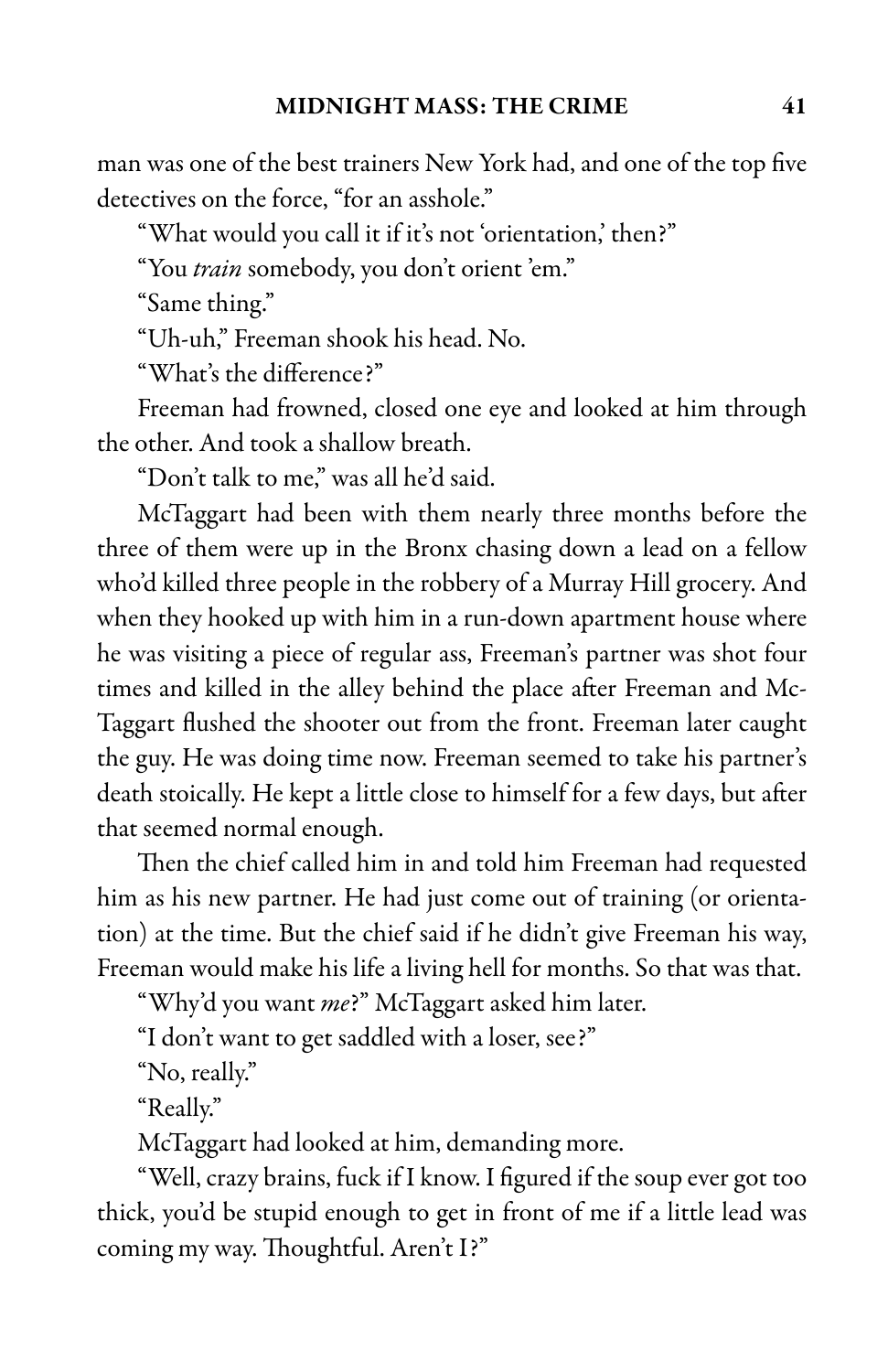man was one of the best trainers New York had, and one of the top five detectives on the force, "for an asshole."

"What would you call it if it's not 'orientation,' then?"

"You *train* somebody, you don't orient 'em."

"Same thing."

"Uh-uh," Freeman shook his head. No.

"What's the difference?"

Freeman had frowned, closed one eye and looked at him through the other. And took a shallow breath.

"Don't talk to me," was all he'd said.

McTaggart had been with them nearly three months before the three of them were up in the Bronx chasing down a lead on a fellow who'd killed three people in the robbery of a Murray Hill grocery. And when they hooked up with him in a run-down apartment house where he was visiting a piece of regular ass, Freeman's partner was shot four times and killed in the alley behind the place after Freeman and McTaggart flushed the shooter out from the front. Freeman later caught the guy. He was doing time now. Freeman seemed to take his partner's death stoically. He kept a little close to himself for a few days, but after that seemed normal enough.

Then the chief called him in and told him Freeman had requested him as his new partner. He had just come out of training (or orientation) at the time. But the chief said if he didn't give Freeman his way, Freeman would make his life a living hell for months. So that was that.

"Why'd you want *me*?" McTaggart asked him later.

"I don't want to get saddled with a loser, see?"

"No, really."

"Really."

McTaggart had looked at him, demanding more.

"Well, crazy brains, fuck if I know. I figured if the soup ever got too thick, you'd be stupid enough to get in front of me if a little lead was coming my way. Thoughtful. Aren't I?"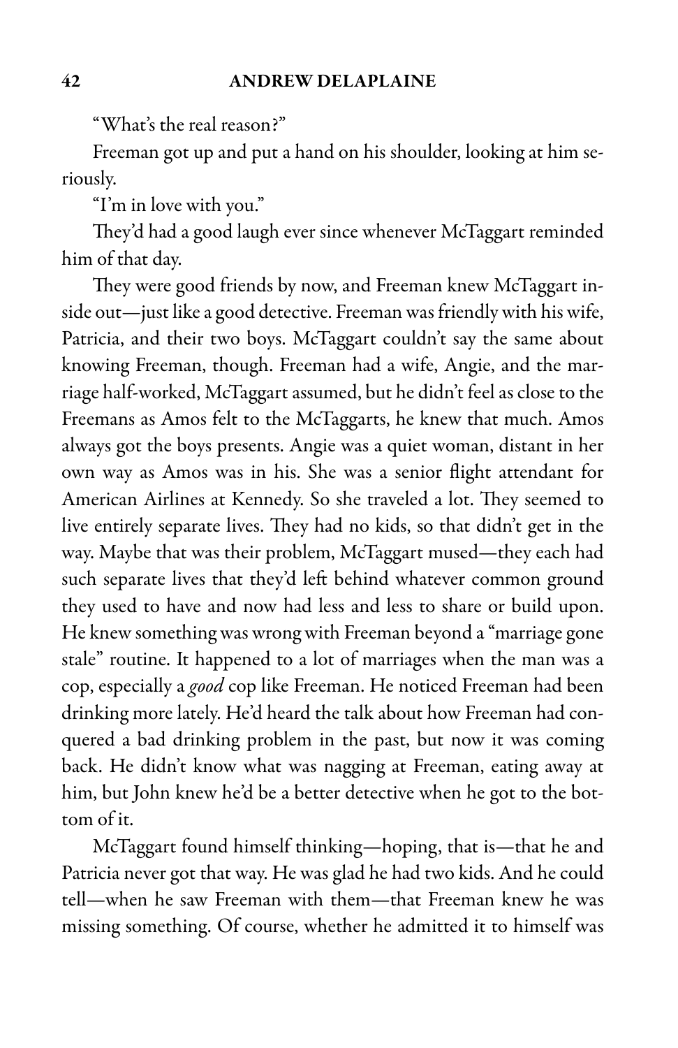"What's the real reason?"

Freeman got up and put a hand on his shoulder, looking at him seriously.

"I'm in love with you."

They'd had a good laugh ever since whenever McTaggart reminded him of that day.

They were good friends by now, and Freeman knew McTaggart inside out—just like a good detective. Freeman was friendly with his wife, Patricia, and their two boys. McTaggart couldn't say the same about knowing Freeman, though. Freeman had a wife, Angie, and the marriage half-worked, McTaggart assumed, but he didn't feel as close to the Freemans as Amos felt to the McTaggarts, he knew that much. Amos always got the boys presents. Angie was a quiet woman, distant in her own way as Amos was in his. She was a senior flight attendant for American Airlines at Kennedy. So she traveled a lot. They seemed to live entirely separate lives. They had no kids, so that didn't get in the way. Maybe that was their problem, McTaggart mused—they each had such separate lives that they'd left behind whatever common ground they used to have and now had less and less to share or build upon. He knew something was wrong with Freeman beyond a "marriage gone stale" routine. It happened to a lot of marriages when the man was a cop, especially a *good* cop like Freeman. He noticed Freeman had been drinking more lately. He'd heard the talk about how Freeman had conquered a bad drinking problem in the past, but now it was coming back. He didn't know what was nagging at Freeman, eating away at him, but John knew he'd be a better detective when he got to the bottom of it.

McTaggart found himself thinking—hoping, that is—that he and Patricia never got that way. He was glad he had two kids. And he could tell—when he saw Freeman with them—that Freeman knew he was missing something. Of course, whether he admitted it to himself was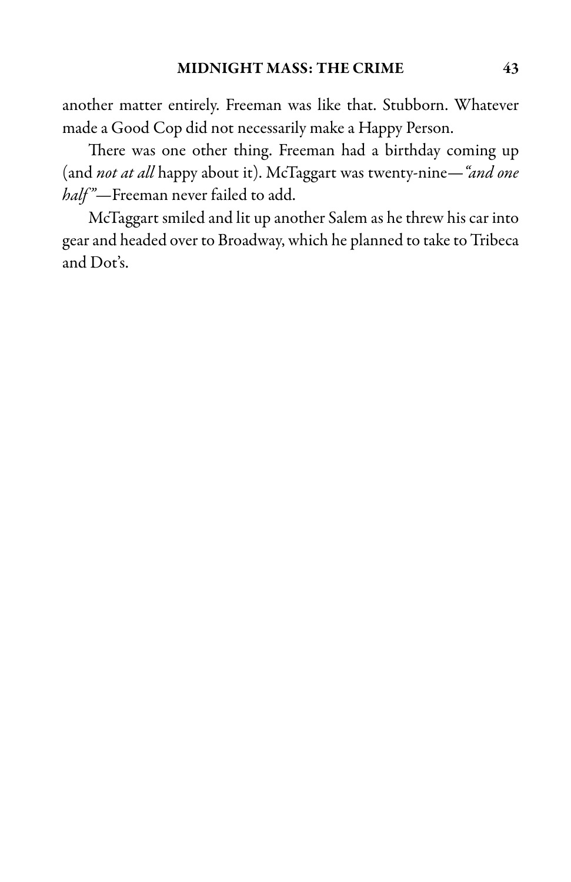another matter entirely. Freeman was like that. Stubborn. Whatever made a Good Cop did not necessarily make a Happy Person.

There was one other thing. Freeman had a birthday coming up (and *not at all* happy about it). McTaggart was twenty-nine—*"and one half"*—Freeman never failed to add.

McTaggart smiled and lit up another Salem as he threw his car into gear and headed over to Broadway, which he planned to take to Tribeca and Dot's.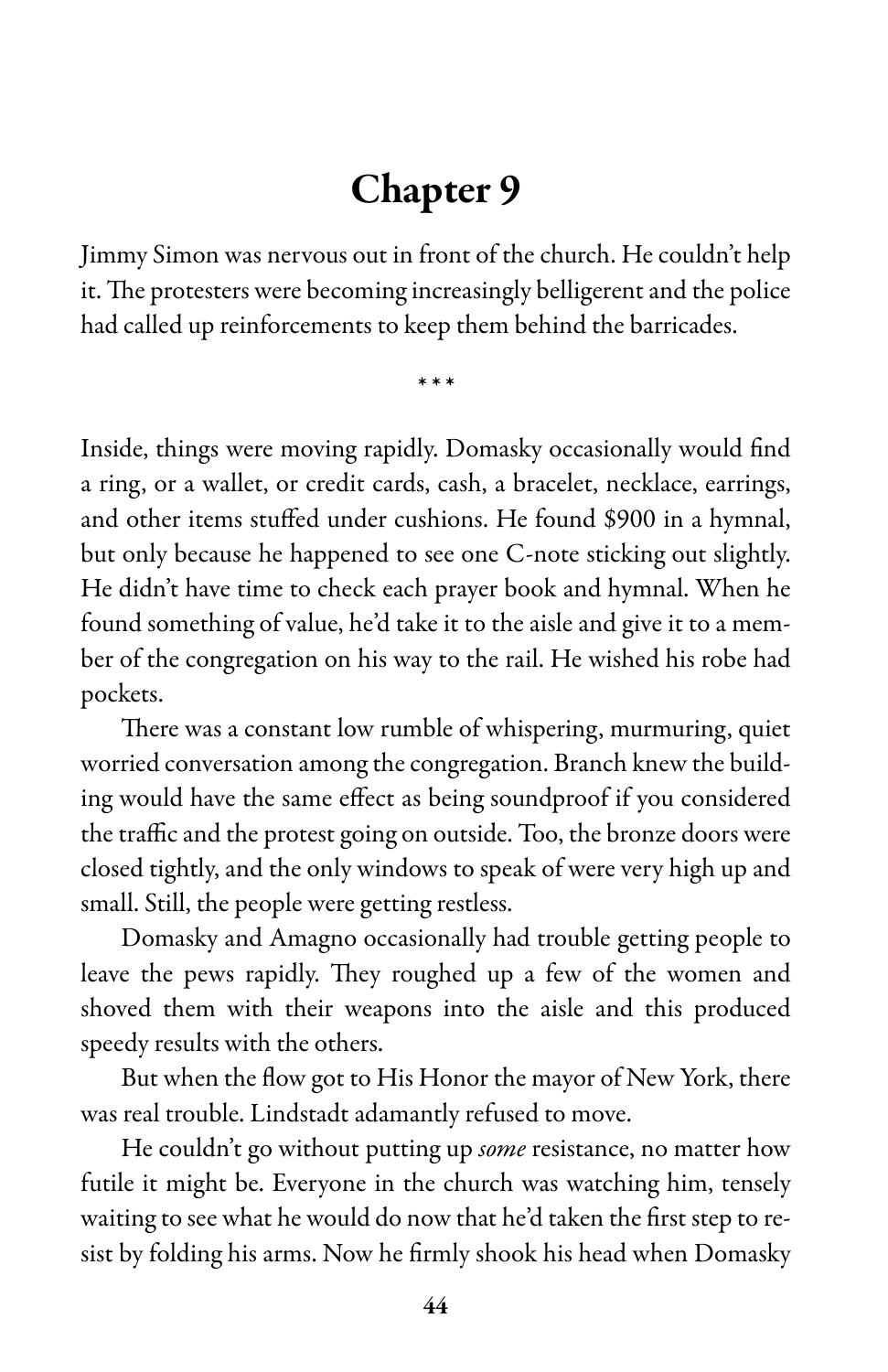# Chapter 9

Jimmy Simon was nervous out in front of the church. He couldn't help it. The protesters were becoming increasingly belligerent and the police had called up reinforcements to keep them behind the barricades.

\* \* \*

Inside, things were moving rapidly. Domasky occasionally would find a ring, or a wallet, or credit cards, cash, a bracelet, necklace, earrings, and other items stuffed under cushions. He found $900 in a hymnal, but only because he happened to see one C-note sticking out slightly. He didn't have time to check each prayer book and hymnal. When he found something of value, he'd take it to the aisle and give it to a member of the congregation on his way to the rail. He wished his robe had pockets.

There was a constant low rumble of whispering, murmuring, quiet worried conversation among the congregation. Branch knew the building would have the same effect as being soundproof if you considered the traffic and the protest going on outside. Too, the bronze doors were closed tightly, and the only windows to speak of were very high up and small. Still, the people were getting restless.

Domasky and Amagno occasionally had trouble getting people to leave the pews rapidly. They roughed up a few of the women and shoved them with their weapons into the aisle and this produced speedy results with the others.

But when the flow got to His Honor the mayor of New York, there was real trouble. Lindstadt adamantly refused to move.

He couldn't go without putting up *some* resistance, no matter how futile it might be. Everyone in the church was watching him, tensely waiting to see what he would do now that he'd taken the first step to resist by folding his arms. Now he firmly shook his head when Domasky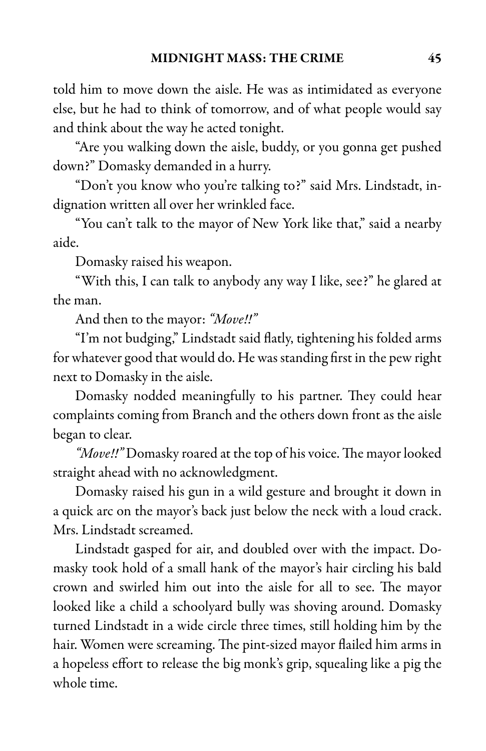told him to move down the aisle. He was as intimidated as everyone else, but he had to think of tomorrow, and of what people would say and think about the way he acted tonight.

"Are you walking down the aisle, buddy, or you gonna get pushed down?" Domasky demanded in a hurry.

"Don't you know who you're talking to?" said Mrs. Lindstadt, indignation written all over her wrinkled face.

"You can't talk to the mayor of New York like that," said a nearby aide.

Domasky raised his weapon.

"With this, I can talk to anybody any way I like, see?" he glared at the man.

And then to the mayor: *"Move!!"*

"I'm not budging," Lindstadt said flatly, tightening his folded arms for whatever good that would do. He was standing first in the pew right next to Domasky in the aisle.

Domasky nodded meaningfully to his partner. They could hear complaints coming from Branch and the others down front as the aisle began to clear.

*"Move!!"* Domasky roared at the top of his voice. The mayor looked straight ahead with no acknowledgment.

Domasky raised his gun in a wild gesture and brought it down in a quick arc on the mayor's back just below the neck with a loud crack. Mrs. Lindstadt screamed.

Lindstadt gasped for air, and doubled over with the impact. Domasky took hold of a small hank of the mayor's hair circling his bald crown and swirled him out into the aisle for all to see. The mayor looked like a child a schoolyard bully was shoving around. Domasky turned Lindstadt in a wide circle three times, still holding him by the hair. Women were screaming. The pint-sized mayor flailed him arms in a hopeless effort to release the big monk's grip, squealing like a pig the whole time.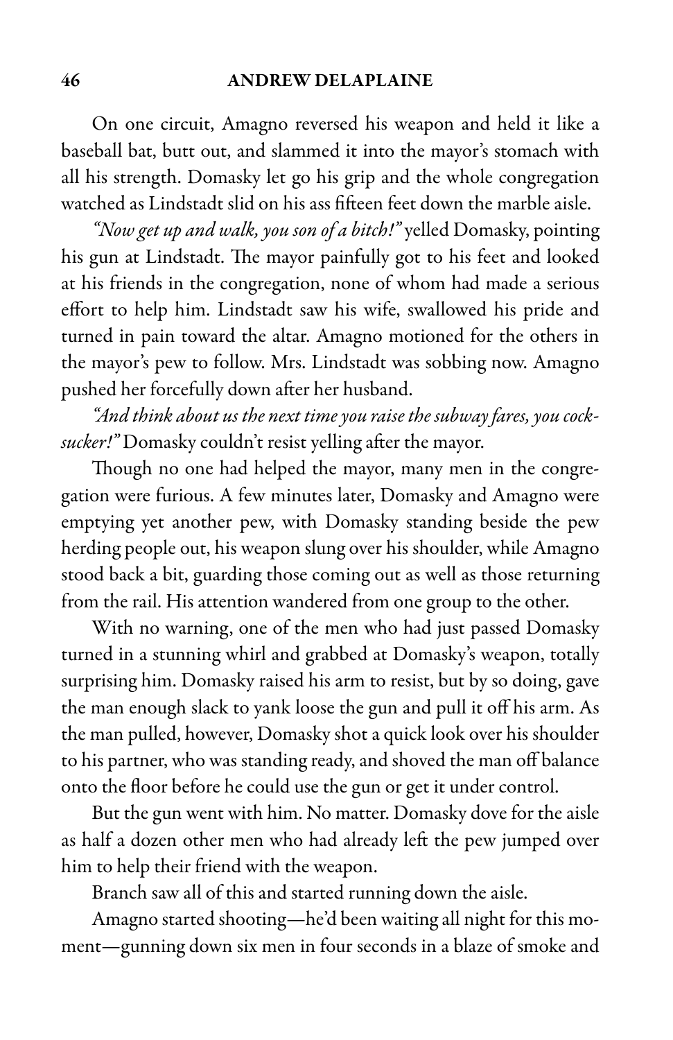On one circuit, Amagno reversed his weapon and held it like a baseball bat, butt out, and slammed it into the mayor's stomach with all his strength. Domasky let go his grip and the whole congregation watched as Lindstadt slid on his ass fifteen feet down the marble aisle.

*"Now get up and walk, you son of a bitch!"* yelled Domasky, pointing his gun at Lindstadt. The mayor painfully got to his feet and looked at his friends in the congregation, none of whom had made a serious effort to help him. Lindstadt saw his wife, swallowed his pride and turned in pain toward the altar. Amagno motioned for the others in the mayor's pew to follow. Mrs. Lindstadt was sobbing now. Amagno pushed her forcefully down after her husband.

*"And think about us the next time you raise the subway fares, you cocksucker!"* Domasky couldn't resist yelling after the mayor.

Though no one had helped the mayor, many men in the congregation were furious. A few minutes later, Domasky and Amagno were emptying yet another pew, with Domasky standing beside the pew herding people out, his weapon slung over his shoulder, while Amagno stood back a bit, guarding those coming out as well as those returning from the rail. His attention wandered from one group to the other.

With no warning, one of the men who had just passed Domasky turned in a stunning whirl and grabbed at Domasky's weapon, totally surprising him. Domasky raised his arm to resist, but by so doing, gave the man enough slack to yank loose the gun and pull it off his arm. As the man pulled, however, Domasky shot a quick look over his shoulder to his partner, who was standing ready, and shoved the man off balance onto the floor before he could use the gun or get it under control.

But the gun went with him. No matter. Domasky dove for the aisle as half a dozen other men who had already left the pew jumped over him to help their friend with the weapon.

Branch saw all of this and started running down the aisle.

Amagno started shooting—he'd been waiting all night for this moment—gunning down six men in four seconds in a blaze of smoke and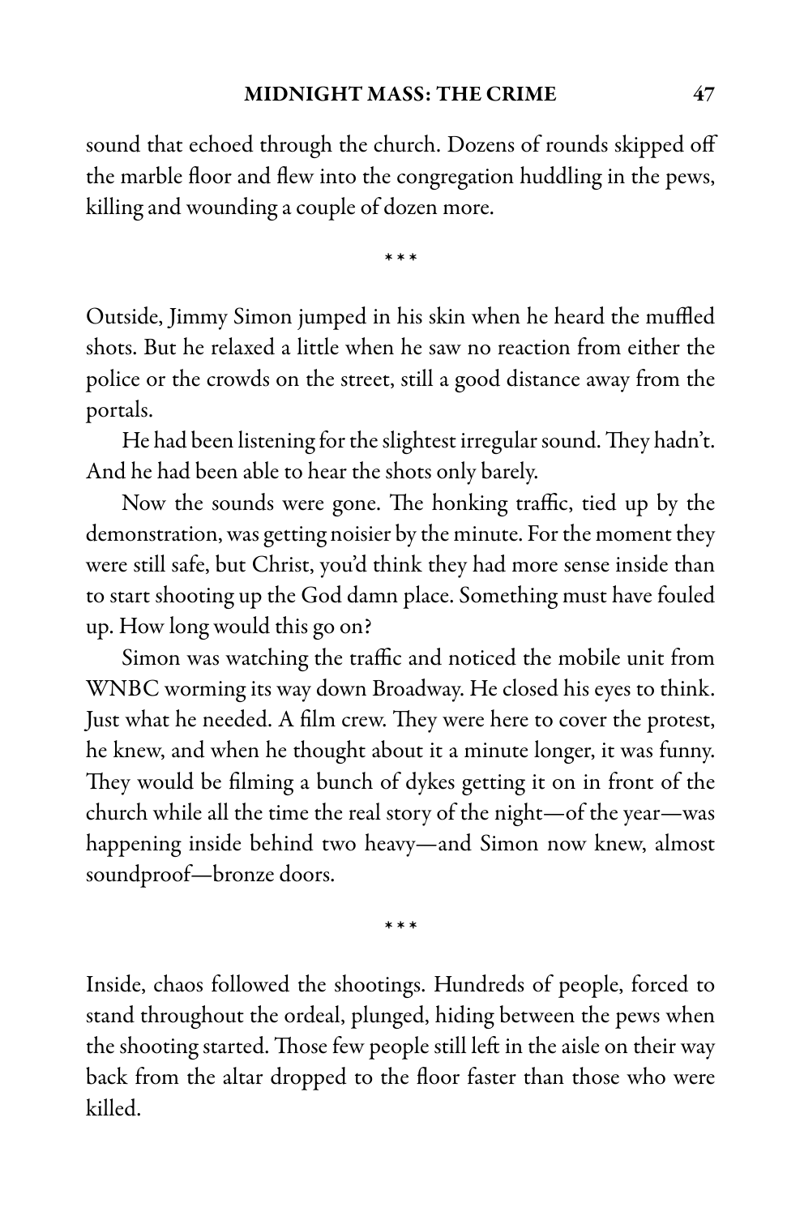sound that echoed through the church. Dozens of rounds skipped off the marble floor and flew into the congregation huddling in the pews, killing and wounding a couple of dozen more.

\* \* \*

Outside, Jimmy Simon jumped in his skin when he heard the muffled shots. But he relaxed a little when he saw no reaction from either the police or the crowds on the street, still a good distance away from the portals.

He had been listening for the slightest irregular sound. They hadn't. And he had been able to hear the shots only barely.

Now the sounds were gone. The honking traffic, tied up by the demonstration, was getting noisier by the minute. For the moment they were still safe, but Christ, you'd think they had more sense inside than to start shooting up the God damn place. Something must have fouled up. How long would this go on?

Simon was watching the traffic and noticed the mobile unit from WNBC worming its way down Broadway. He closed his eyes to think. Just what he needed. A film crew. They were here to cover the protest, he knew, and when he thought about it a minute longer, it was funny. They would be filming a bunch of dykes getting it on in front of the church while all the time the real story of the night—of the year—was happening inside behind two heavy—and Simon now knew, almost soundproof—bronze doors.

\* \* \*

Inside, chaos followed the shootings. Hundreds of people, forced to stand throughout the ordeal, plunged, hiding between the pews when the shooting started. Those few people still left in the aisle on their way back from the altar dropped to the floor faster than those who were killed.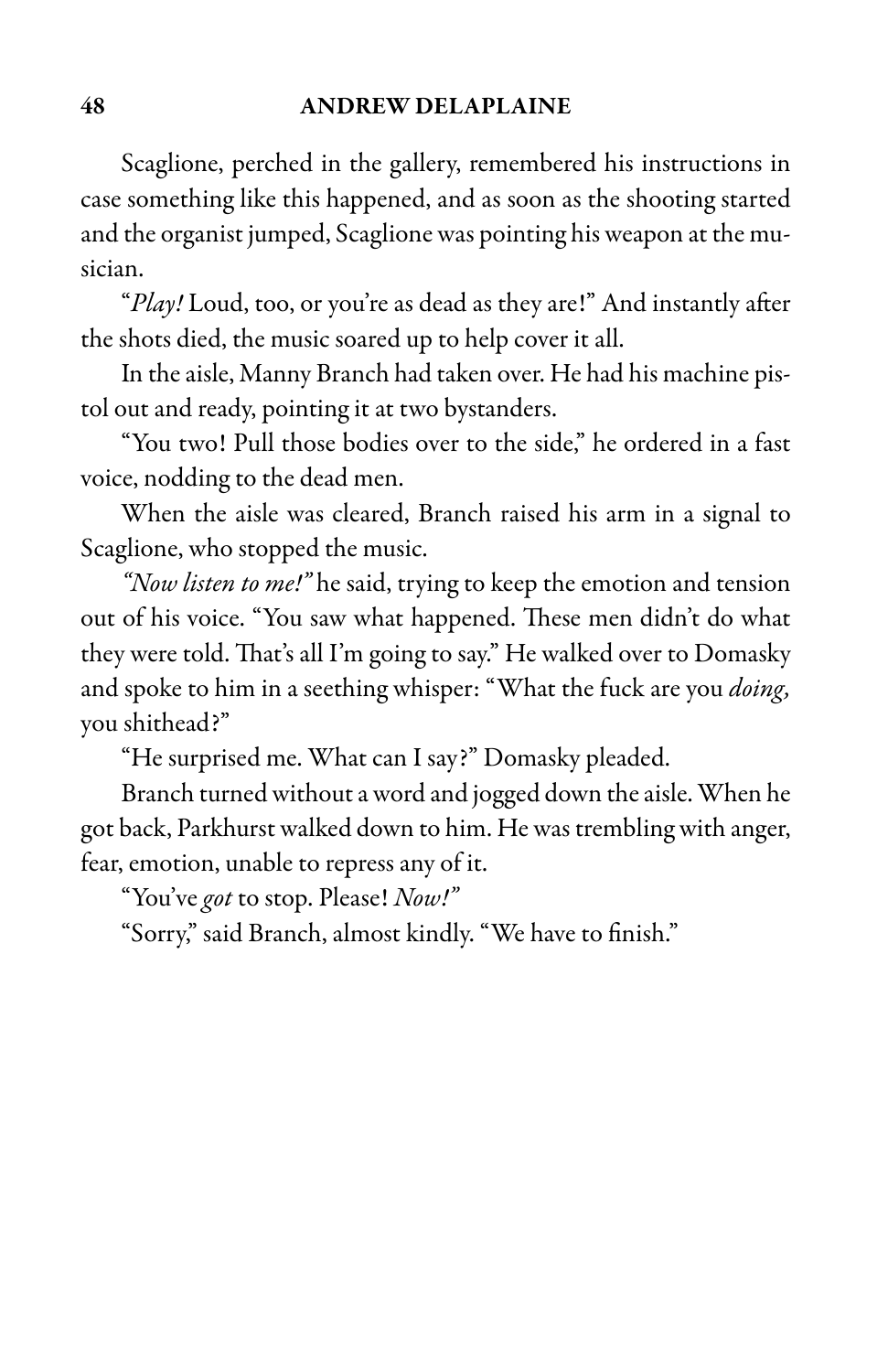Scaglione, perched in the gallery, remembered his instructions in case something like this happened, and as soon as the shooting started and the organist jumped, Scaglione was pointing his weapon at the musician.

"*Play!* Loud, too, or you're as dead as they are!" And instantly after the shots died, the music soared up to help cover it all.

In the aisle, Manny Branch had taken over. He had his machine pistol out and ready, pointing it at two bystanders.

"You two! Pull those bodies over to the side," he ordered in a fast voice, nodding to the dead men.

When the aisle was cleared, Branch raised his arm in a signal to Scaglione, who stopped the music.

*"Now listen to me!"* he said, trying to keep the emotion and tension out of his voice. "You saw what happened. These men didn't do what they were told. That's all I'm going to say." He walked over to Domasky and spoke to him in a seething whisper: "What the fuck are you *doing,* you shithead?"

"He surprised me. What can I say?" Domasky pleaded.

Branch turned without a word and jogged down the aisle. When he got back, Parkhurst walked down to him. He was trembling with anger, fear, emotion, unable to repress any of it.

"You've *got* to stop. Please! *Now!"*

"Sorry," said Branch, almost kindly. "We have to finish."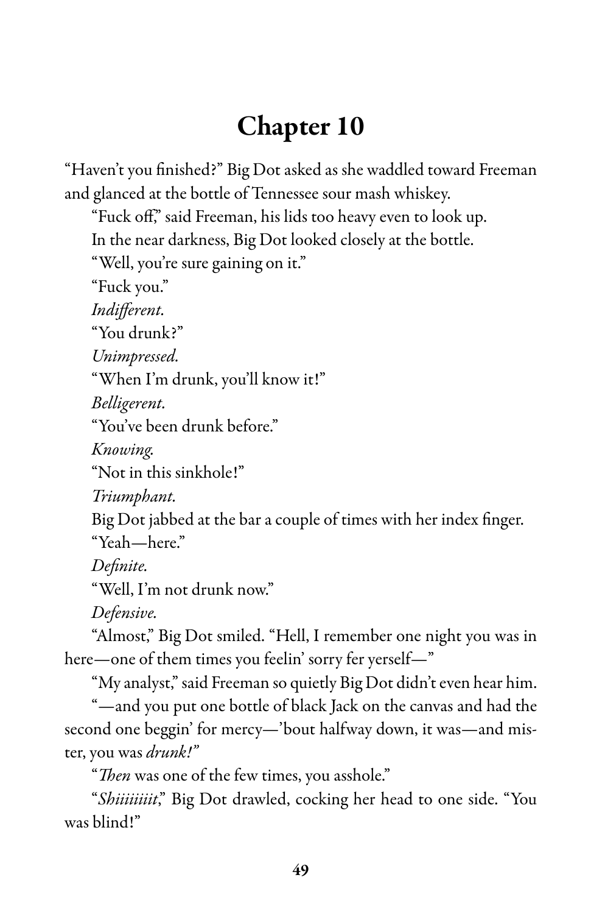# Chapter 10

"Haven't you finished?" Big Dot asked as she waddled toward Freeman and glanced at the bottle of Tennessee sour mash whiskey.

"Fuck off," said Freeman, his lids too heavy even to look up.

In the near darkness, Big Dot looked closely at the bottle.

"Well, you're sure gaining on it."

"Fuck you."

*Indifferent.*

"You drunk?"

*Unimpressed.*

"When I'm drunk, you'll know it!"

*Belligerent.*

"You've been drunk before."

*Knowing.*

"Not in this sinkhole!"

*Triumphant.*

Big Dot jabbed at the bar a couple of times with her index finger.

"Yeah—here."

*Definite.*

"Well, I'm not drunk now."

*Defensive.*

"Almost," Big Dot smiled. "Hell, I remember one night you was in here—one of them times you feelin' sorry fer yerself—"

"My analyst," said Freeman so quietly Big Dot didn't even hear him.

"—and you put one bottle of black Jack on the canvas and had the second one beggin' for mercy—'bout halfway down, it was—and mister, you was *drunk!"*

"*Then* was one of the few times, you asshole."

"*Shiiiiiiiit,*" Big Dot drawled, cocking her head to one side. "You was blind!"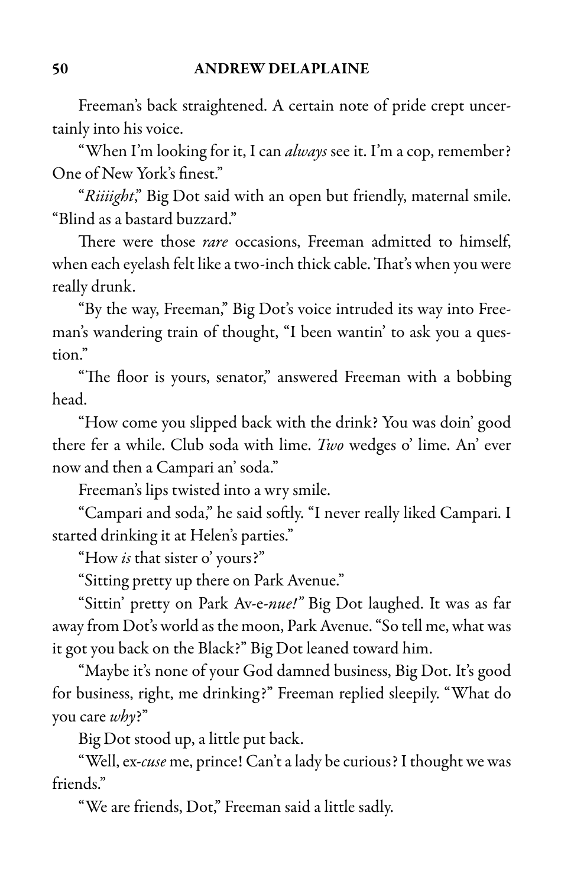Freeman's back straightened. A certain note of pride crept uncertainly into his voice.

"When I'm looking for it, I can *always* see it. I'm a cop, remember? One of New York's finest."

"*Riiiight*," Big Dot said with an open but friendly, maternal smile. "Blind as a bastard buzzard."

There were those *rare* occasions, Freeman admitted to himself, when each eyelash felt like a two-inch thick cable. That's when you were really drunk.

"By the way, Freeman," Big Dot's voice intruded its way into Freeman's wandering train of thought, "I been wantin' to ask you a question."

"The floor is yours, senator," answered Freeman with a bobbing head.

"How come you slipped back with the drink? You was doin' good there fer a while. Club soda with lime. *Two* wedges o' lime. An' ever now and then a Campari an' soda."

Freeman's lips twisted into a wry smile.

"Campari and soda," he said softly. "I never really liked Campari. I started drinking it at Helen's parties."

"How *is* that sister o' yours?"

"Sitting pretty up there on Park Avenue."

"Sittin' pretty on Park Av-e-*nue!"* Big Dot laughed. It was as far away from Dot's world as the moon, Park Avenue. "So tell me, what was it got you back on the Black?" Big Dot leaned toward him.

"Maybe it's none of your God damned business, Big Dot. It's good for business, right, me drinking?" Freeman replied sleepily. "What do you care *why*?"

Big Dot stood up, a little put back.

"Well, ex-*cuse* me, prince! Can't a lady be curious? I thought we was friends."

"We are friends, Dot," Freeman said a little sadly.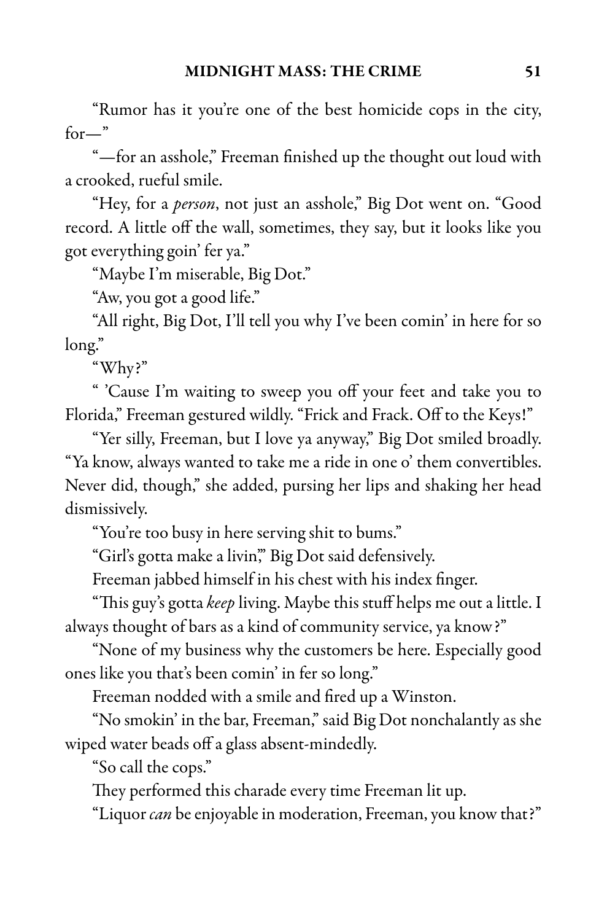"Rumor has it you're one of the best homicide cops in the city, for—"

"—for an asshole," Freeman finished up the thought out loud with a crooked, rueful smile.

"Hey, for a *person*, not just an asshole," Big Dot went on. "Good record. A little off the wall, sometimes, they say, but it looks like you got everything goin' fer ya."

"Maybe I'm miserable, Big Dot."

"Aw, you got a good life."

"All right, Big Dot, I'll tell you why I've been comin' in here for so long."

"Why?"

" 'Cause I'm waiting to sweep you off your feet and take you to Florida," Freeman gestured wildly. "Frick and Frack. Off to the Keys!"

"Yer silly, Freeman, but I love ya anyway," Big Dot smiled broadly. "Ya know, always wanted to take me a ride in one o' them convertibles. Never did, though," she added, pursing her lips and shaking her head dismissively.

"You're too busy in here serving shit to bums."

"Girl's gotta make a livin'," Big Dot said defensively.

Freeman jabbed himself in his chest with his index finger.

"This guy's gotta *keep* living. Maybe this stuff helps me out a little. I always thought of bars as a kind of community service, ya know?"

"None of my business why the customers be here. Especially good ones like you that's been comin' in fer so long."

Freeman nodded with a smile and fired up a Winston.

"No smokin' in the bar, Freeman," said Big Dot nonchalantly as she wiped water beads off a glass absent-mindedly.

"So call the cops."

They performed this charade every time Freeman lit up.

"Liquor *can* be enjoyable in moderation, Freeman, you know that?"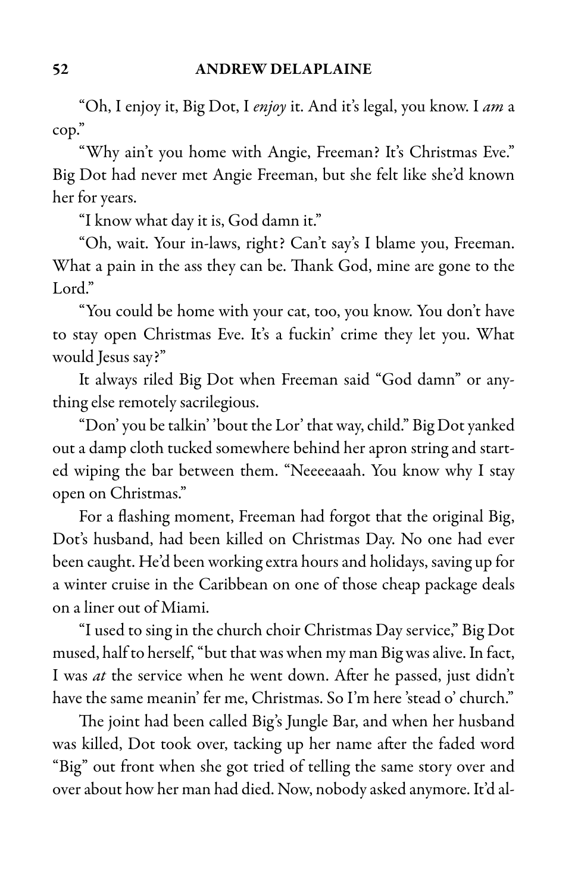"Oh, I enjoy it, Big Dot, I *enjoy* it. And it's legal, you know. I *am* a cop."

"Why ain't you home with Angie, Freeman? It's Christmas Eve." Big Dot had never met Angie Freeman, but she felt like she'd known her for years.

"I know what day it is, God damn it."

"Oh, wait. Your in-laws, right? Can't say's I blame you, Freeman. What a pain in the ass they can be. Thank God, mine are gone to the Lord."

"You could be home with your cat, too, you know. You don't have to stay open Christmas Eve. It's a fuckin' crime they let you. What would Jesus say?"

It always riled Big Dot when Freeman said "God damn" or anything else remotely sacrilegious.

"Don' you be talkin' 'bout the Lor' that way, child." Big Dot yanked out a damp cloth tucked somewhere behind her apron string and started wiping the bar between them. "Neeeeaaah. You know why I stay open on Christmas."

For a flashing moment, Freeman had forgot that the original Big, Dot's husband, had been killed on Christmas Day. No one had ever been caught. He'd been working extra hours and holidays, saving up for a winter cruise in the Caribbean on one of those cheap package deals on a liner out of Miami.

"I used to sing in the church choir Christmas Day service," Big Dot mused, half to herself, "but that was when my man Big was alive. In fact, I was *at* the service when he went down. After he passed, just didn't have the same meanin' fer me, Christmas. So I'm here 'stead o' church."

The joint had been called Big's Jungle Bar, and when her husband was killed, Dot took over, tacking up her name after the faded word "Big" out front when she got tried of telling the same story over and over about how her man had died. Now, nobody asked anymore. It'd al-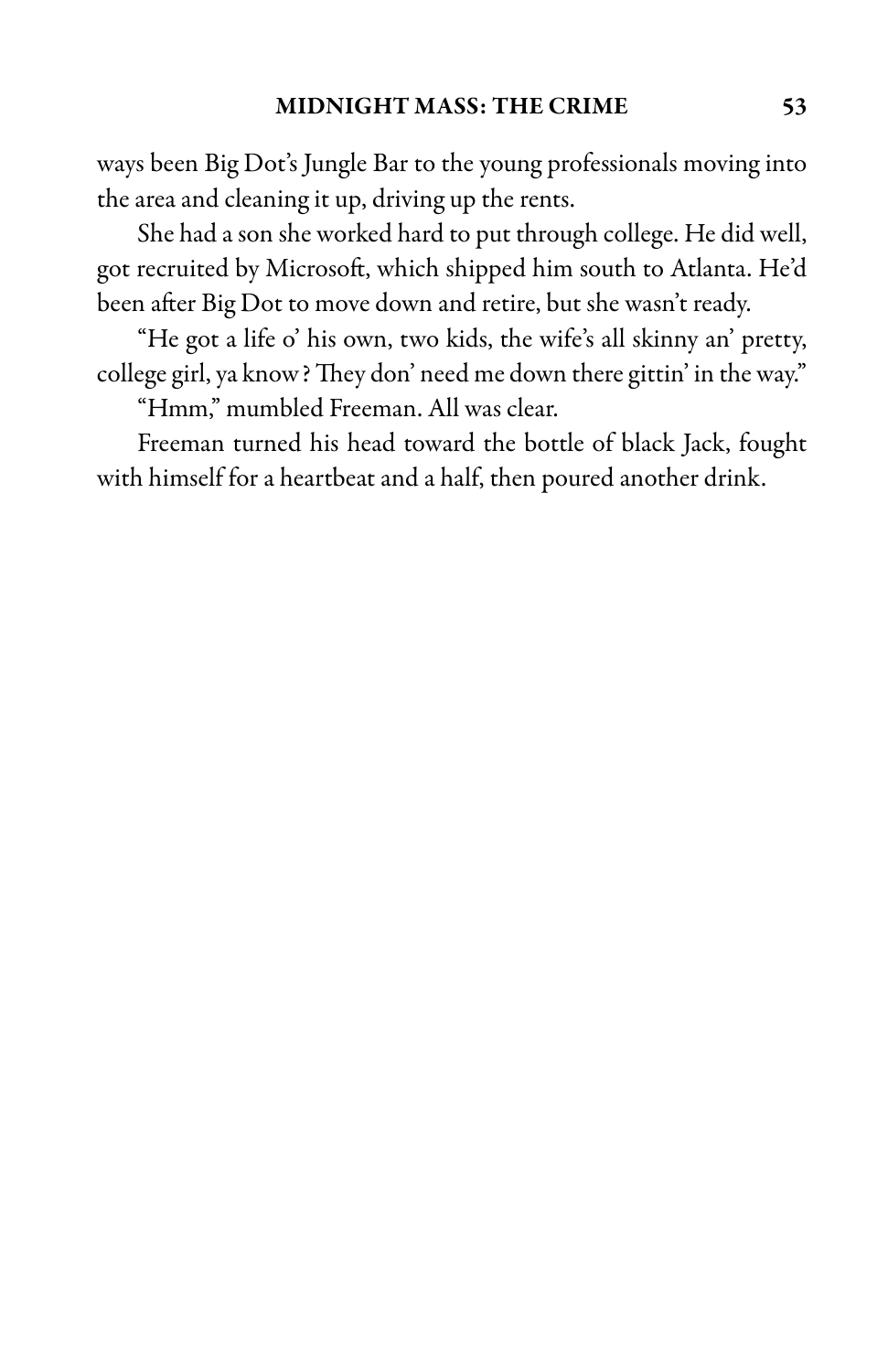ways been Big Dot's Jungle Bar to the young professionals moving into the area and cleaning it up, driving up the rents.

She had a son she worked hard to put through college. He did well, got recruited by Microsoft, which shipped him south to Atlanta. He'd been after Big Dot to move down and retire, but she wasn't ready.

"He got a life o' his own, two kids, the wife's all skinny an' pretty, college girl, ya know? They don' need me down there gittin' in the way."

"Hmm," mumbled Freeman. All was clear.

Freeman turned his head toward the bottle of black Jack, fought with himself for a heartbeat and a half, then poured another drink.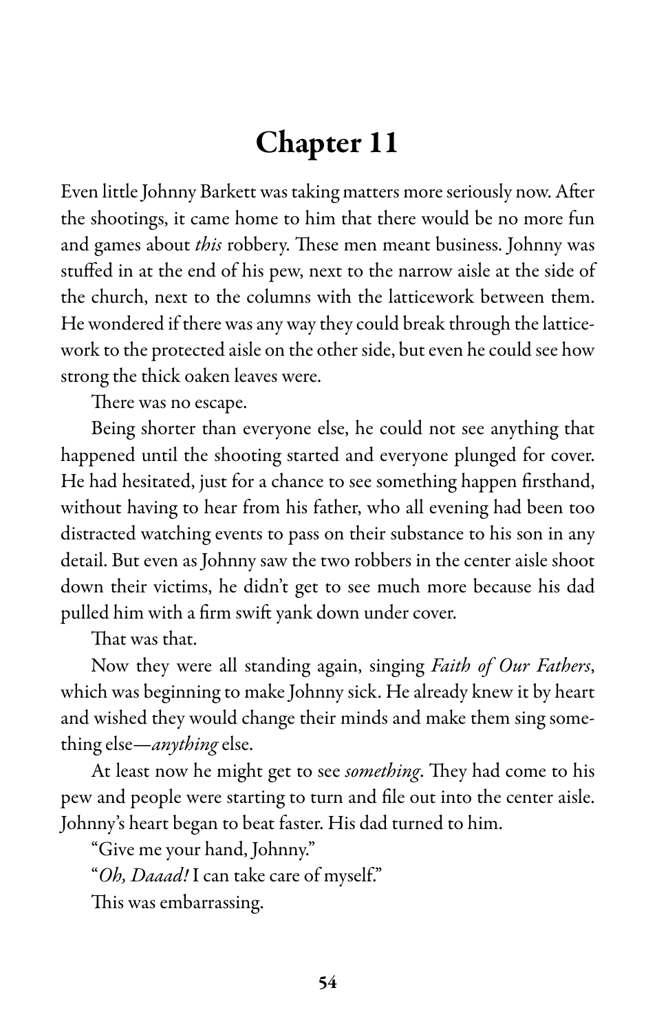# Chapter 11

Even little Johnny Barkett was taking matters more seriously now. After the shootings, it came home to him that there would be no more fun and games about *this* robbery. These men meant business. Johnny was stuffed in at the end of his pew, next to the narrow aisle at the side of the church, next to the columns with the latticework between them. He wondered if there was any way they could break through the latticework to the protected aisle on the other side, but even he could see how strong the thick oaken leaves were.

There was no escape.

Being shorter than everyone else, he could not see anything that happened until the shooting started and everyone plunged for cover. He had hesitated, just for a chance to see something happen firsthand, without having to hear from his father, who all evening had been too distracted watching events to pass on their substance to his son in any detail. But even as Johnny saw the two robbers in the center aisle shoot down their victims, he didn't get to see much more because his dad pulled him with a firm swift yank down under cover.

That was that.

Now they were all standing again, singing *Faith of Our Fathers*, which was beginning to make Johnny sick. He already knew it by heart and wished they would change their minds and make them sing something else—*anything* else.

At least now he might get to see *something*. They had come to his pew and people were starting to turn and file out into the center aisle. Johnny's heart began to beat faster. His dad turned to him.

"Give me your hand, Johnny."

"*Oh, Daaad!* I can take care of myself."

This was embarrassing.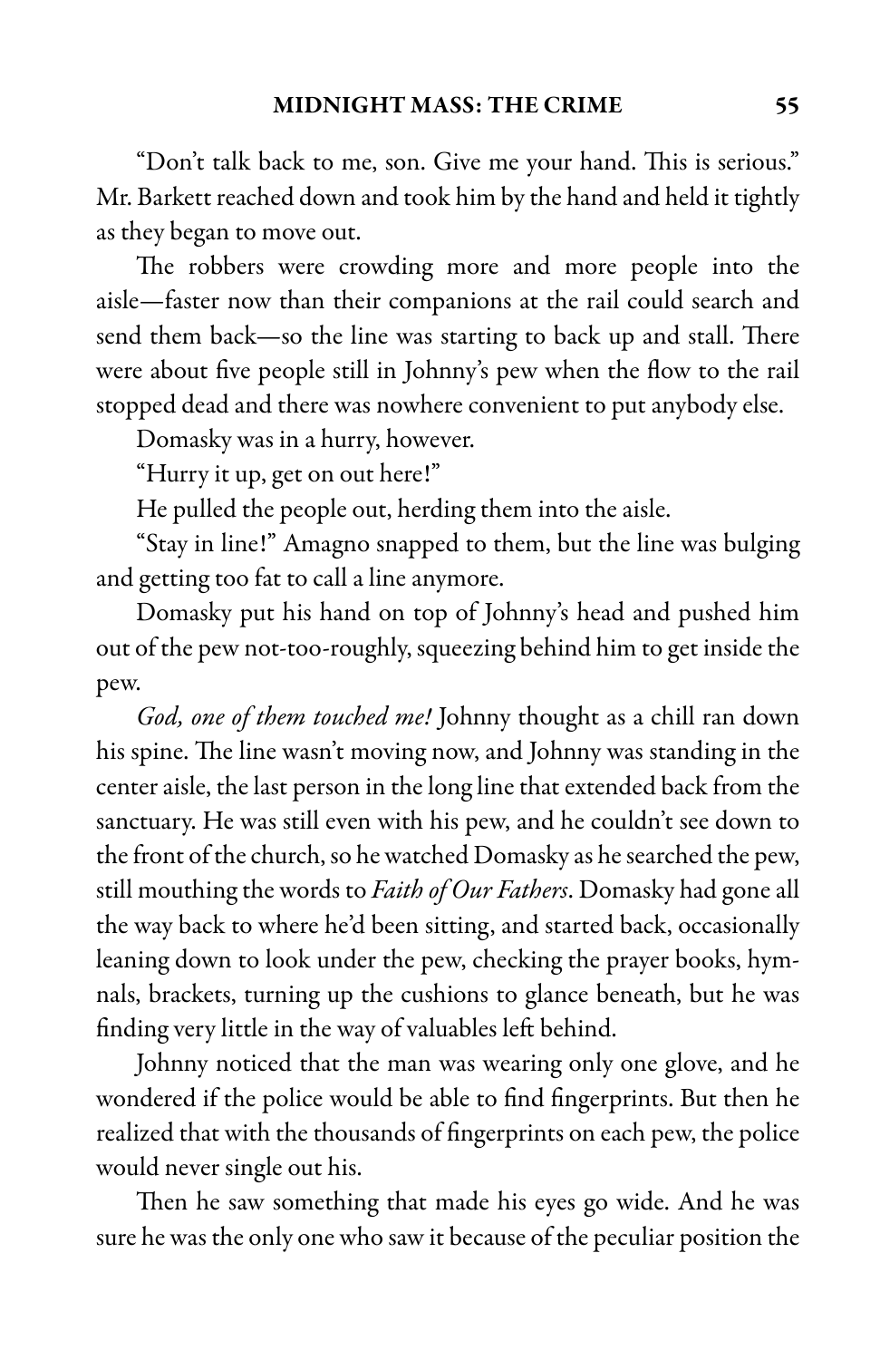"Don't talk back to me, son. Give me your hand. This is serious." Mr. Barkett reached down and took him by the hand and held it tightly as they began to move out.

The robbers were crowding more and more people into the aisle—faster now than their companions at the rail could search and send them back—so the line was starting to back up and stall. There were about five people still in Johnny's pew when the flow to the rail stopped dead and there was nowhere convenient to put anybody else.

Domasky was in a hurry, however.

"Hurry it up, get on out here!"

He pulled the people out, herding them into the aisle.

"Stay in line!" Amagno snapped to them, but the line was bulging and getting too fat to call a line anymore.

Domasky put his hand on top of Johnny's head and pushed him out of the pew not-too-roughly, squeezing behind him to get inside the pew.

*God, one of them touched me!* Johnny thought as a chill ran down his spine. The line wasn't moving now, and Johnny was standing in the center aisle, the last person in the long line that extended back from the sanctuary. He was still even with his pew, and he couldn't see down to the front of the church, so he watched Domasky as he searched the pew, still mouthing the words to *Faith of Our Fathers*. Domasky had gone all the way back to where he'd been sitting, and started back, occasionally leaning down to look under the pew, checking the prayer books, hymnals, brackets, turning up the cushions to glance beneath, but he was finding very little in the way of valuables left behind.

Johnny noticed that the man was wearing only one glove, and he wondered if the police would be able to find fingerprints. But then he realized that with the thousands of fingerprints on each pew, the police would never single out his.

Then he saw something that made his eyes go wide. And he was sure he was the only one who saw it because of the peculiar position the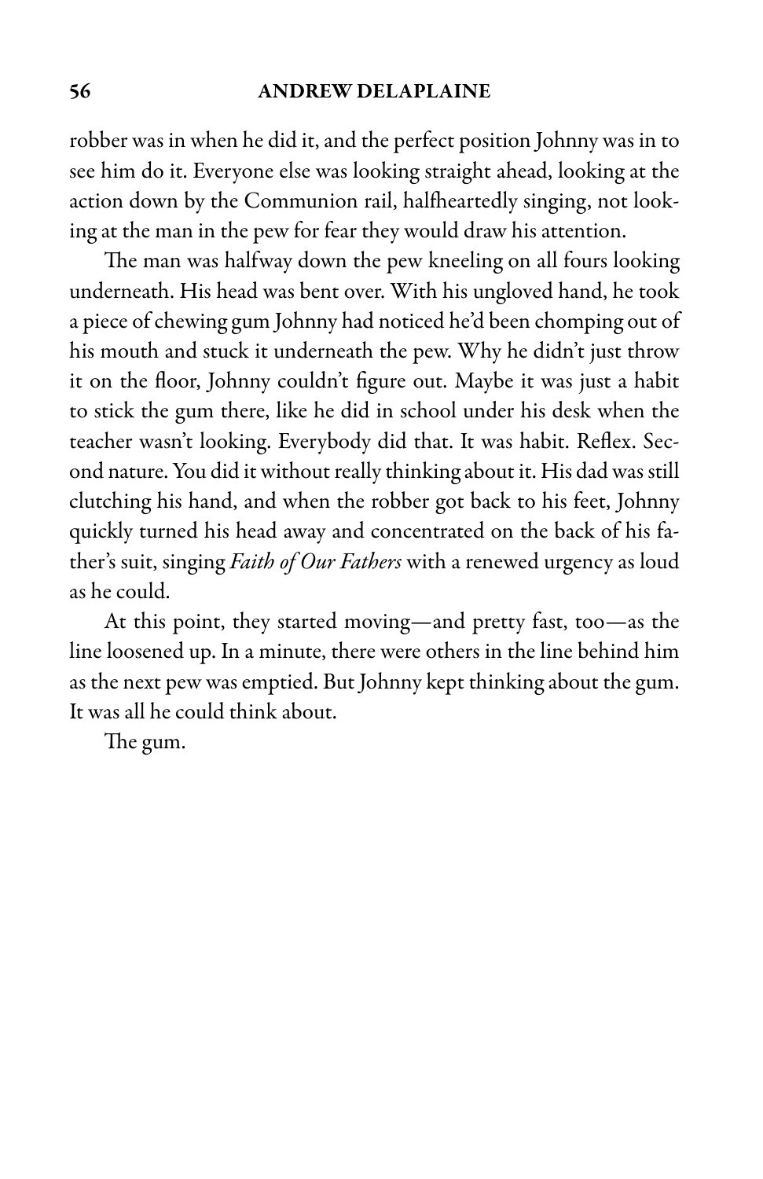robber was in when he did it, and the perfect position Johnny was in to see him do it. Everyone else was looking straight ahead, looking at the action down by the Communion rail, halfheartedly singing, not looking at the man in the pew for fear they would draw his attention.

The man was halfway down the pew kneeling on all fours looking underneath. His head was bent over. With his ungloved hand, he took a piece of chewing gum Johnny had noticed he'd been chomping out of his mouth and stuck it underneath the pew. Why he didn't just throw it on the floor, Johnny couldn't figure out. Maybe it was just a habit to stick the gum there, like he did in school under his desk when the teacher wasn't looking. Everybody did that. It was habit. Reflex. Second nature. You did it without really thinking about it. His dad was still clutching his hand, and when the robber got back to his feet, Johnny quickly turned his head away and concentrated on the back of his father's suit, singing *Faith of Our Fathers* with a renewed urgency as loud as he could.

At this point, they started moving—and pretty fast, too—as the line loosened up. In a minute, there were others in the line behind him as the next pew was emptied. But Johnny kept thinking about the gum. It was all he could think about.

The gum.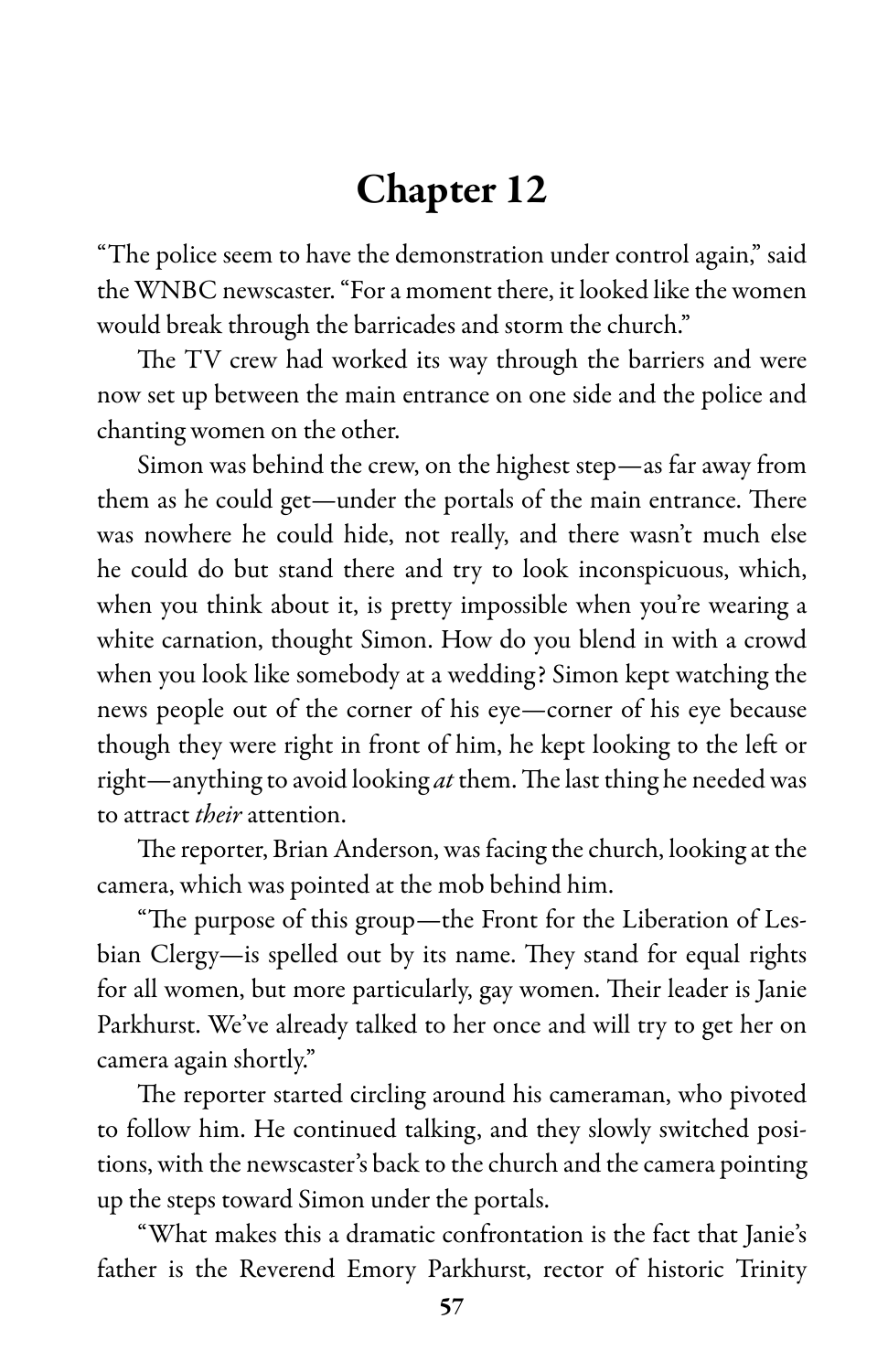# Chapter 12

"The police seem to have the demonstration under control again," said the WNBC newscaster. "For a moment there, it looked like the women would break through the barricades and storm the church."

The TV crew had worked its way through the barriers and were now set up between the main entrance on one side and the police and chanting women on the other.

Simon was behind the crew, on the highest step—as far away from them as he could get—under the portals of the main entrance. There was nowhere he could hide, not really, and there wasn't much else he could do but stand there and try to look inconspicuous, which, when you think about it, is pretty impossible when you're wearing a white carnation, thought Simon. How do you blend in with a crowd when you look like somebody at a wedding? Simon kept watching the news people out of the corner of his eye—corner of his eye because though they were right in front of him, he kept looking to the left or right—anything to avoid looking *at* them. The last thing he needed was to attract *their* attention.

The reporter, Brian Anderson, was facing the church, looking at the camera, which was pointed at the mob behind him.

"The purpose of this group—the Front for the Liberation of Lesbian Clergy—is spelled out by its name. They stand for equal rights for all women, but more particularly, gay women. Their leader is Janie Parkhurst. We've already talked to her once and will try to get her on camera again shortly."

The reporter started circling around his cameraman, who pivoted to follow him. He continued talking, and they slowly switched positions, with the newscaster's back to the church and the camera pointing up the steps toward Simon under the portals.

"What makes this a dramatic confrontation is the fact that Janie's father is the Reverend Emory Parkhurst, rector of historic Trinity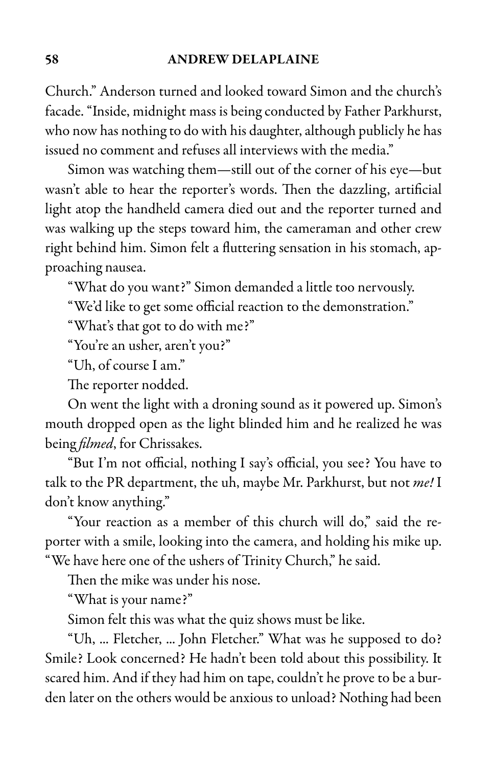Church." Anderson turned and looked toward Simon and the church's facade. "Inside, midnight mass is being conducted by Father Parkhurst, who now has nothing to do with his daughter, although publicly he has issued no comment and refuses all interviews with the media."

Simon was watching them—still out of the corner of his eye—but wasn't able to hear the reporter's words. Then the dazzling, artificial light atop the handheld camera died out and the reporter turned and was walking up the steps toward him, the cameraman and other crew right behind him. Simon felt a fluttering sensation in his stomach, approaching nausea.

"What do you want?" Simon demanded a little too nervously.

"We'd like to get some official reaction to the demonstration."

"What's that got to do with me?"

"You're an usher, aren't you?"

"Uh, of course I am."

The reporter nodded.

On went the light with a droning sound as it powered up. Simon's mouth dropped open as the light blinded him and he realized he was being *filmed*, for Chrissakes.

"But I'm not official, nothing I say's official, you see? You have to talk to the PR department, the uh, maybe Mr. Parkhurst, but not *me!* I don't know anything."

"Your reaction as a member of this church will do," said the reporter with a smile, looking into the camera, and holding his mike up. "We have here one of the ushers of Trinity Church," he said.

Then the mike was under his nose.

"What is your name?"

Simon felt this was what the quiz shows must be like.

"Uh, ... Fletcher, ... John Fletcher." What was he supposed to do? Smile? Look concerned? He hadn't been told about this possibility. It scared him. And if they had him on tape, couldn't he prove to be a burden later on the others would be anxious to unload? Nothing had been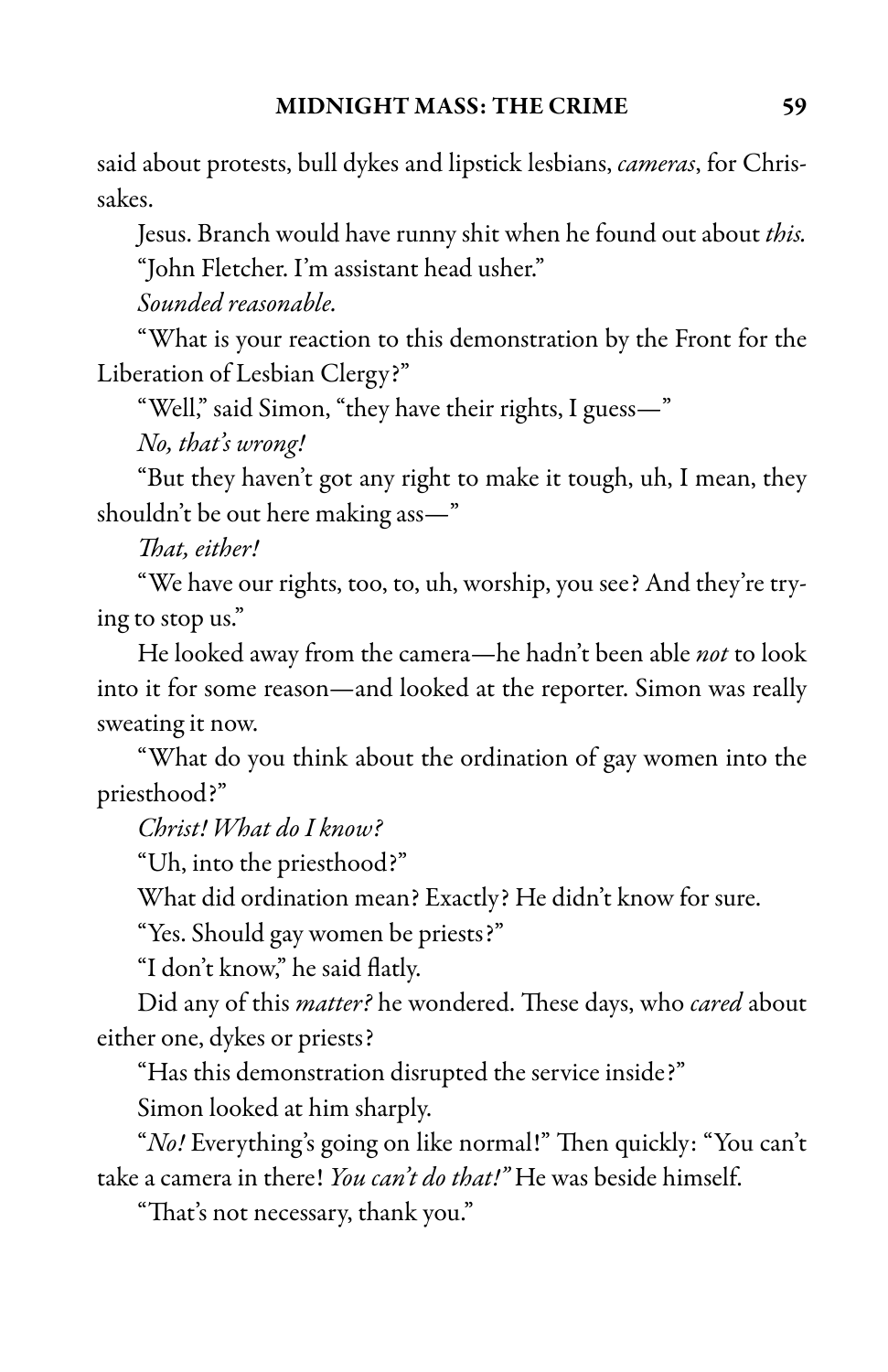said about protests, bull dykes and lipstick lesbians, *cameras*, for Chrissakes.

Jesus. Branch would have runny shit when he found out about *this*.

"John Fletcher. I'm assistant head usher."

*Sounded reasonable.*

"What is your reaction to this demonstration by the Front for the Liberation of Lesbian Clergy?"

"Well," said Simon, "they have their rights, I guess—"

*No, that's wrong!*

"But they haven't got any right to make it tough, uh, I mean, they shouldn't be out here making ass—"

*That, either!*

"We have our rights, too, to, uh, worship, you see? And they're trying to stop us."

He looked away from the camera—he hadn't been able *not* to look into it for some reason—and looked at the reporter. Simon was really sweating it now.

"What do you think about the ordination of gay women into the priesthood?"

*Christ! What do I know?*

"Uh, into the priesthood?"

What did ordination mean? Exactly? He didn't know for sure.

"Yes. Should gay women be priests?"

"I don't know," he said flatly.

Did any of this *matter?* he wondered. These days, who *cared* about either one, dykes or priests?

"Has this demonstration disrupted the service inside?"

Simon looked at him sharply.

"*No!* Everything's going on like normal!" Then quickly: "You can't take a camera in there! *You can't do that!*" He was beside himself.

"That's not necessary, thank you."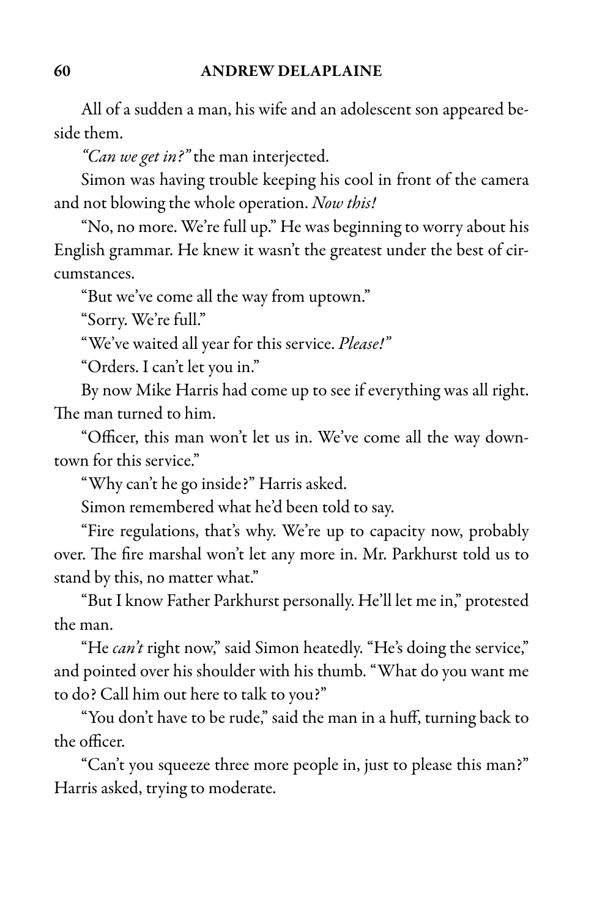All of a sudden a man, his wife and an adolescent son appeared beside them.

*"Can we get in?"* the man interjected.

Simon was having trouble keeping his cool in front of the camera and not blowing the whole operation. *Now this!*

"No, no more. We're full up." He was beginning to worry about his English grammar. He knew it wasn't the greatest under the best of circumstances.

"But we've come all the way from uptown."

"Sorry. We're full."

"We've waited all year for this service. *Please!"*

"Orders. I can't let you in."

By now Mike Harris had come up to see if everything was all right. The man turned to him.

"Officer, this man won't let us in. We've come all the way downtown for this service."

"Why can't he go inside?" Harris asked.

Simon remembered what he'd been told to say.

"Fire regulations, that's why. We're up to capacity now, probably over. The fire marshal won't let any more in. Mr. Parkhurst told us to stand by this, no matter what."

"But I know Father Parkhurst personally. He'll let me in," protested the man.

"He *can't* right now," said Simon heatedly. "He's doing the service," and pointed over his shoulder with his thumb. "What do you want me to do? Call him out here to talk to you?"

"You don't have to be rude," said the man in a huff, turning back to the officer.

"Can't you squeeze three more people in, just to please this man?" Harris asked, trying to moderate.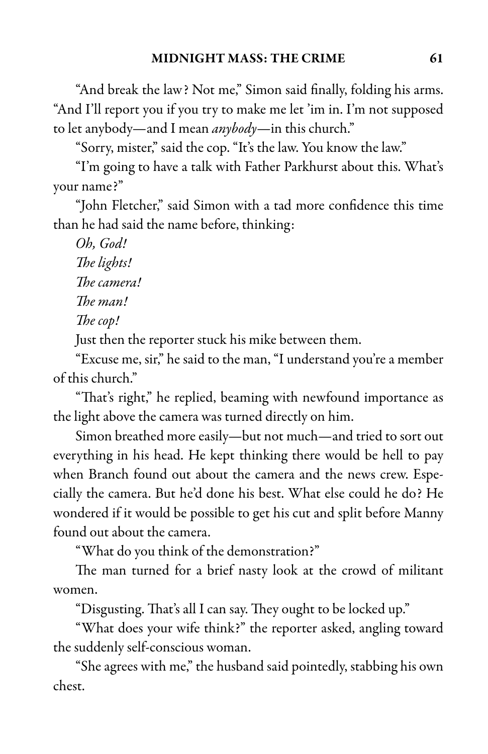"And break the law? Not me," Simon said finally, folding his arms. "And I'll report you if you try to make me let 'im in. I'm not supposed to let anybody—and I mean *anybody*—in this church."

"Sorry, mister," said the cop. "It's the law. You know the law."

"I'm going to have a talk with Father Parkhurst about this. What's your name?"

"John Fletcher," said Simon with a tad more confidence this time than he had said the name before, thinking:

*Oh, God!*

*The lights!*

*The camera!*

*The man!*

*The cop!*

Just then the reporter stuck his mike between them.

"Excuse me, sir," he said to the man, "I understand you're a member of this church."

"That's right," he replied, beaming with newfound importance as the light above the camera was turned directly on him.

Simon breathed more easily—but not much—and tried to sort out everything in his head. He kept thinking there would be hell to pay when Branch found out about the camera and the news crew. Especially the camera. But he'd done his best. What else could he do? He wondered if it would be possible to get his cut and split before Manny found out about the camera.

"What do you think of the demonstration?"

The man turned for a brief nasty look at the crowd of militant women.

"Disgusting. That's all I can say. They ought to be locked up."

"What does your wife think?" the reporter asked, angling toward the suddenly self-conscious woman.

"She agrees with me," the husband said pointedly, stabbing his own chest.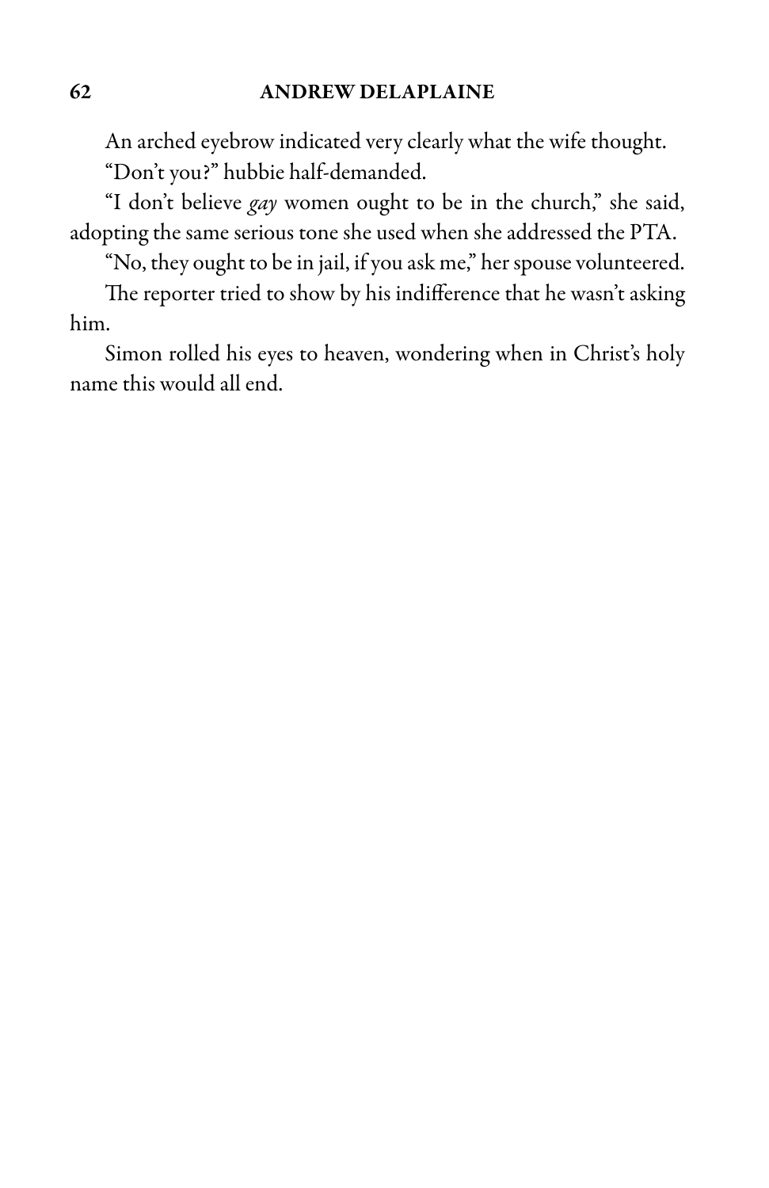An arched eyebrow indicated very clearly what the wife thought.

"Don't you?" hubbie half-demanded.

"I don't believe *gay* women ought to be in the church," she said, adopting the same serious tone she used when she addressed the PTA.

"No, they ought to be in jail, if you ask me," her spouse volunteered.

The reporter tried to show by his indifference that he wasn't asking him.

Simon rolled his eyes to heaven, wondering when in Christ's holy name this would all end.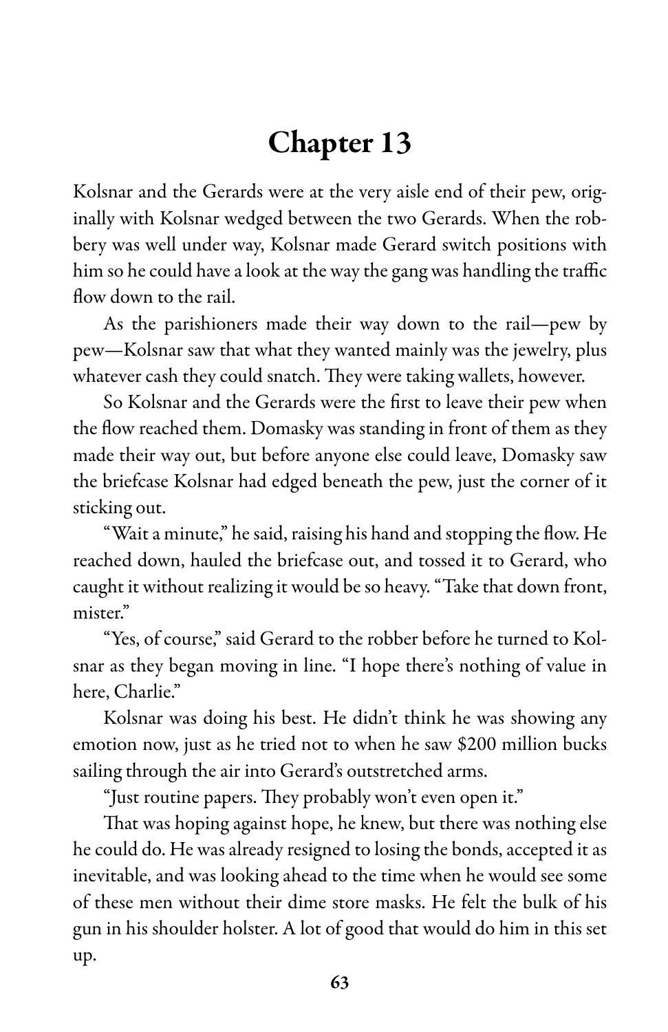# Chapter 13

Kolsnar and the Gerards were at the very aisle end of their pew, originally with Kolsnar wedged between the two Gerards. When the robbery was well under way, Kolsnar made Gerard switch positions with him so he could have a look at the way the gang was handling the traffic flow down to the rail.

As the parishioners made their way down to the rail—pew by pew—Kolsnar saw that what they wanted mainly was the jewelry, plus whatever cash they could snatch. They were taking wallets, however.

So Kolsnar and the Gerards were the first to leave their pew when the flow reached them. Domasky was standing in front of them as they made their way out, but before anyone else could leave, Domasky saw the briefcase Kolsnar had edged beneath the pew, just the corner of it sticking out.

"Wait a minute," he said, raising his hand and stopping the flow. He reached down, hauled the briefcase out, and tossed it to Gerard, who caught it without realizing it would be so heavy. "Take that down front, mister."

"Yes, of course," said Gerard to the robber before he turned to Kolsnar as they began moving in line. "I hope there's nothing of value in here, Charlie."

Kolsnar was doing his best. He didn't think he was showing any emotion now, just as he tried not to when he saw $200 million bucks sailing through the air into Gerard's outstretched arms.

"Just routine papers. They probably won't even open it."

That was hoping against hope, he knew, but there was nothing else he could do. He was already resigned to losing the bonds, accepted it as inevitable, and was looking ahead to the time when he would see some of these men without their dime store masks. He felt the bulk of his gun in his shoulder holster. A lot of good that would do him in this set up.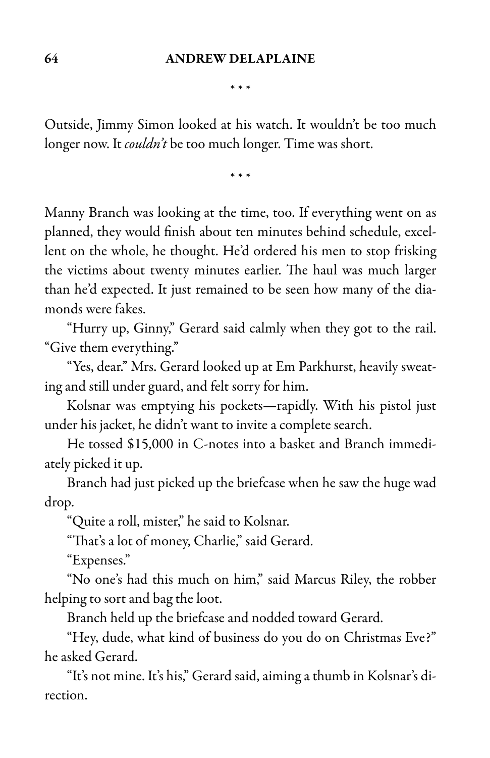\* \* \*

Outside, Jimmy Simon looked at his watch. It wouldn't be too much longer now. It *couldn't* be too much longer. Time was short.

\* \* \*

Manny Branch was looking at the time, too. If everything went on as planned, they would finish about ten minutes behind schedule, excellent on the whole, he thought. He'd ordered his men to stop frisking the victims about twenty minutes earlier. The haul was much larger than he'd expected. It just remained to be seen how many of the diamonds were fakes.

"Hurry up, Ginny," Gerard said calmly when they got to the rail. "Give them everything."

"Yes, dear." Mrs. Gerard looked up at Em Parkhurst, heavily sweating and still under guard, and felt sorry for him.

Kolsnar was emptying his pockets—rapidly. With his pistol just under his jacket, he didn't want to invite a complete search.

He tossed $15,000 in C-notes into a basket and Branch immediately picked it up.

Branch had just picked up the briefcase when he saw the huge wad drop.

"Quite a roll, mister," he said to Kolsnar.

"That's a lot of money, Charlie," said Gerard.

"Expenses."

"No one's had this much on him," said Marcus Riley, the robber helping to sort and bag the loot.

Branch held up the briefcase and nodded toward Gerard.

"Hey, dude, what kind of business do you do on Christmas Eve?" he asked Gerard.

"It's not mine. It's his," Gerard said, aiming a thumb in Kolsnar's direction.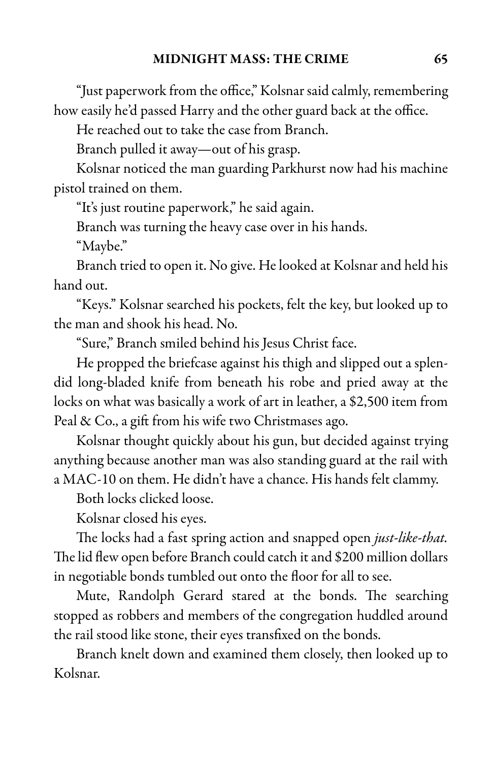"Just paperwork from the office," Kolsnar said calmly, remembering how easily he'd passed Harry and the other guard back at the office.

He reached out to take the case from Branch.

Branch pulled it away—out of his grasp.

Kolsnar noticed the man guarding Parkhurst now had his machine pistol trained on them.

"It's just routine paperwork," he said again.

Branch was turning the heavy case over in his hands.

"Maybe."

Branch tried to open it. No give. He looked at Kolsnar and held his hand out.

"Keys." Kolsnar searched his pockets, felt the key, but looked up to the man and shook his head. No.

"Sure," Branch smiled behind his Jesus Christ face.

He propped the briefcase against his thigh and slipped out a splendid long-bladed knife from beneath his robe and pried away at the locks on what was basically a work of art in leather, a $2,500 item from Peal & Co., a gift from his wife two Christmases ago.

Kolsnar thought quickly about his gun, but decided against trying anything because another man was also standing guard at the rail with a MAC-10 on them. He didn't have a chance. His hands felt clammy.

Both locks clicked loose.

Kolsnar closed his eyes.

The locks had a fast spring action and snapped open *just-like-that.* The lid flew open before Branch could catch it and $200 million dollars in negotiable bonds tumbled out onto the floor for all to see.

Mute, Randolph Gerard stared at the bonds. The searching stopped as robbers and members of the congregation huddled around the rail stood like stone, their eyes transfixed on the bonds.

Branch knelt down and examined them closely, then looked up to Kolsnar.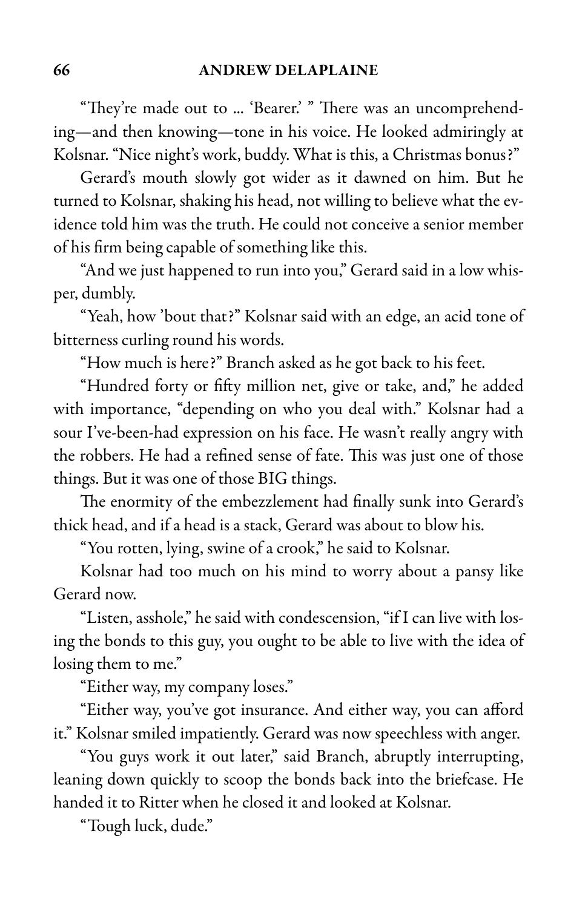"They're made out to ... 'Bearer.' " There was an uncomprehending—and then knowing—tone in his voice. He looked admiringly at Kolsnar. "Nice night's work, buddy. What is this, a Christmas bonus?"

Gerard's mouth slowly got wider as it dawned on him. But he turned to Kolsnar, shaking his head, not willing to believe what the evidence told him was the truth. He could not conceive a senior member of his firm being capable of something like this.

"And we just happened to run into you," Gerard said in a low whisper, dumbly.

"Yeah, how 'bout that?" Kolsnar said with an edge, an acid tone of bitterness curling round his words.

"How much is here?" Branch asked as he got back to his feet.

"Hundred forty or fifty million net, give or take, and," he added with importance, "depending on who you deal with." Kolsnar had a sour I've-been-had expression on his face. He wasn't really angry with the robbers. He had a refined sense of fate. This was just one of those things. But it was one of those BIG things.

The enormity of the embezzlement had finally sunk into Gerard's thick head, and if a head is a stack, Gerard was about to blow his.

"You rotten, lying, swine of a crook," he said to Kolsnar.

Kolsnar had too much on his mind to worry about a pansy like Gerard now.

"Listen, asshole," he said with condescension, "if I can live with losing the bonds to this guy, you ought to be able to live with the idea of losing them to me."

"Either way, my company loses."

"Either way, you've got insurance. And either way, you can afford it." Kolsnar smiled impatiently. Gerard was now speechless with anger.

"You guys work it out later," said Branch, abruptly interrupting, leaning down quickly to scoop the bonds back into the briefcase. He handed it to Ritter when he closed it and looked at Kolsnar.

"Tough luck, dude."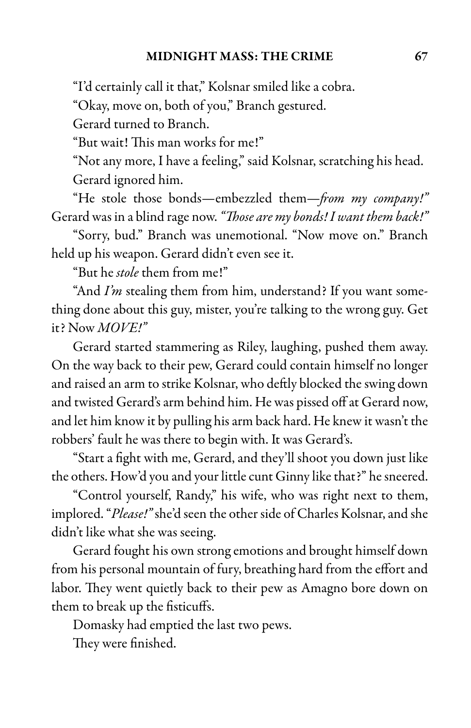"I'd certainly call it that," Kolsnar smiled like a cobra.

"Okay, move on, both of you," Branch gestured.

Gerard turned to Branch.

"But wait! This man works for me!"

"Not any more, I have a feeling," said Kolsnar, scratching his head.

Gerard ignored him.

"He stole those bonds—embezzled them—*from my company!*" Gerard was in a blind rage now. *"Those are my bonds! I want them back!"*

"Sorry, bud." Branch was unemotional. "Now move on." Branch held up his weapon. Gerard didn't even see it.

"But he *stole* them from me!"

"And *I'm* stealing them from him, understand? If you want something done about this guy, mister, you're talking to the wrong guy. Get it? Now *MOVE!*"

Gerard started stammering as Riley, laughing, pushed them away. On the way back to their pew, Gerard could contain himself no longer and raised an arm to strike Kolsnar, who deftly blocked the swing down and twisted Gerard's arm behind him. He was pissed off at Gerard now, and let him know it by pulling his arm back hard. He knew it wasn't the robbers' fault he was there to begin with. It was Gerard's.

"Start a fight with me, Gerard, and they'll shoot you down just like the others. How'd you and your little cunt Ginny like that?" he sneered.

"Control yourself, Randy," his wife, who was right next to them, implored. "*Please!*" she'd seen the other side of Charles Kolsnar, and she didn't like what she was seeing.

Gerard fought his own strong emotions and brought himself down from his personal mountain of fury, breathing hard from the effort and labor. They went quietly back to their pew as Amagno bore down on them to break up the fisticuffs.

Domasky had emptied the last two pews.

They were finished.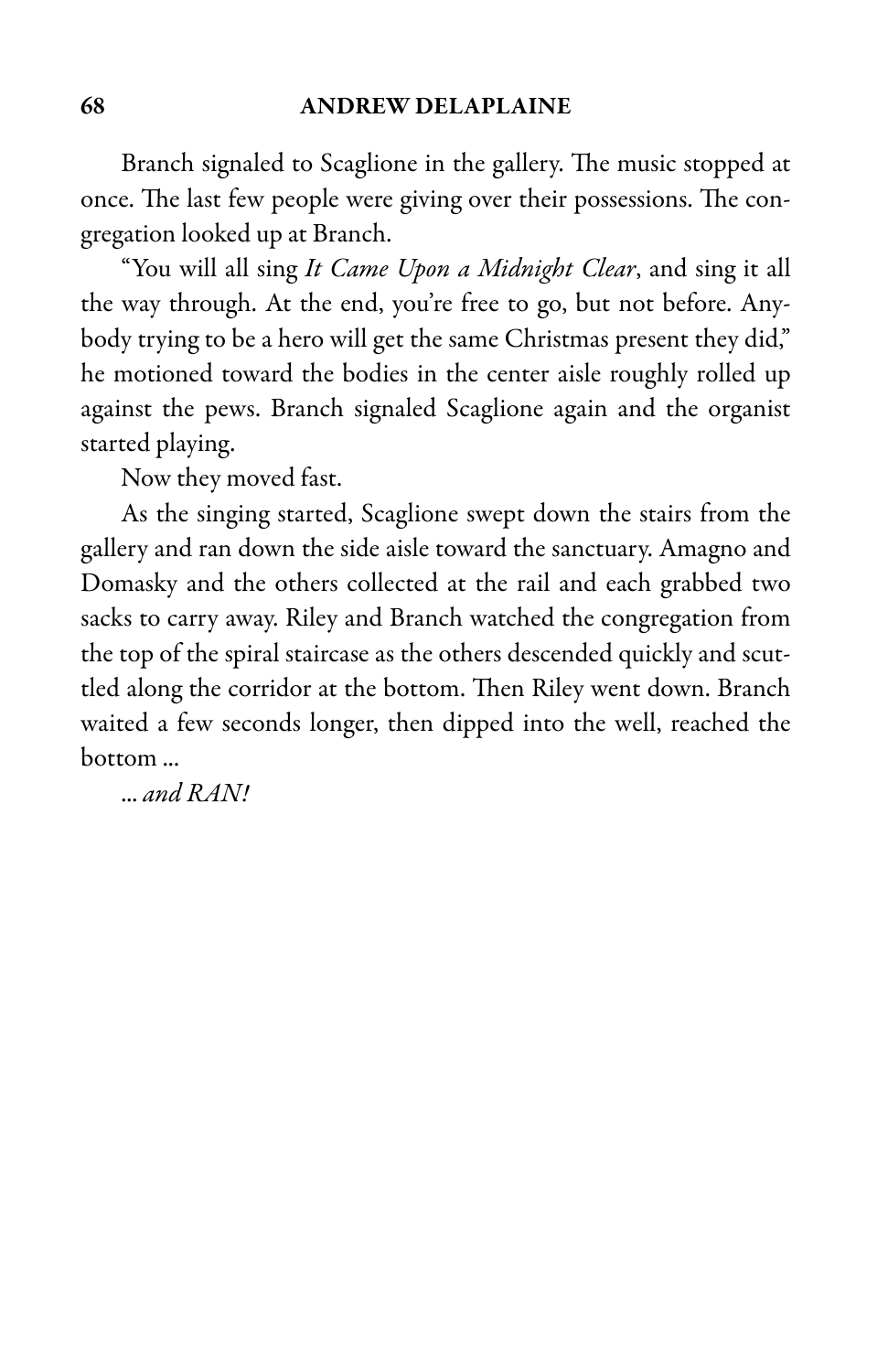Branch signaled to Scaglione in the gallery. The music stopped at once. The last few people were giving over their possessions. The congregation looked up at Branch.

"You will all sing *It Came Upon a Midnight Clear*, and sing it all the way through. At the end, you're free to go, but not before. Anybody trying to be a hero will get the same Christmas present they did," he motioned toward the bodies in the center aisle roughly rolled up against the pews. Branch signaled Scaglione again and the organist started playing.

Now they moved fast.

As the singing started, Scaglione swept down the stairs from the gallery and ran down the side aisle toward the sanctuary. Amagno and Domasky and the others collected at the rail and each grabbed two sacks to carry away. Riley and Branch watched the congregation from the top of the spiral staircase as the others descended quickly and scuttled along the corridor at the bottom. Then Riley went down. Branch waited a few seconds longer, then dipped into the well, reached the bottom ...

*... and RAN!*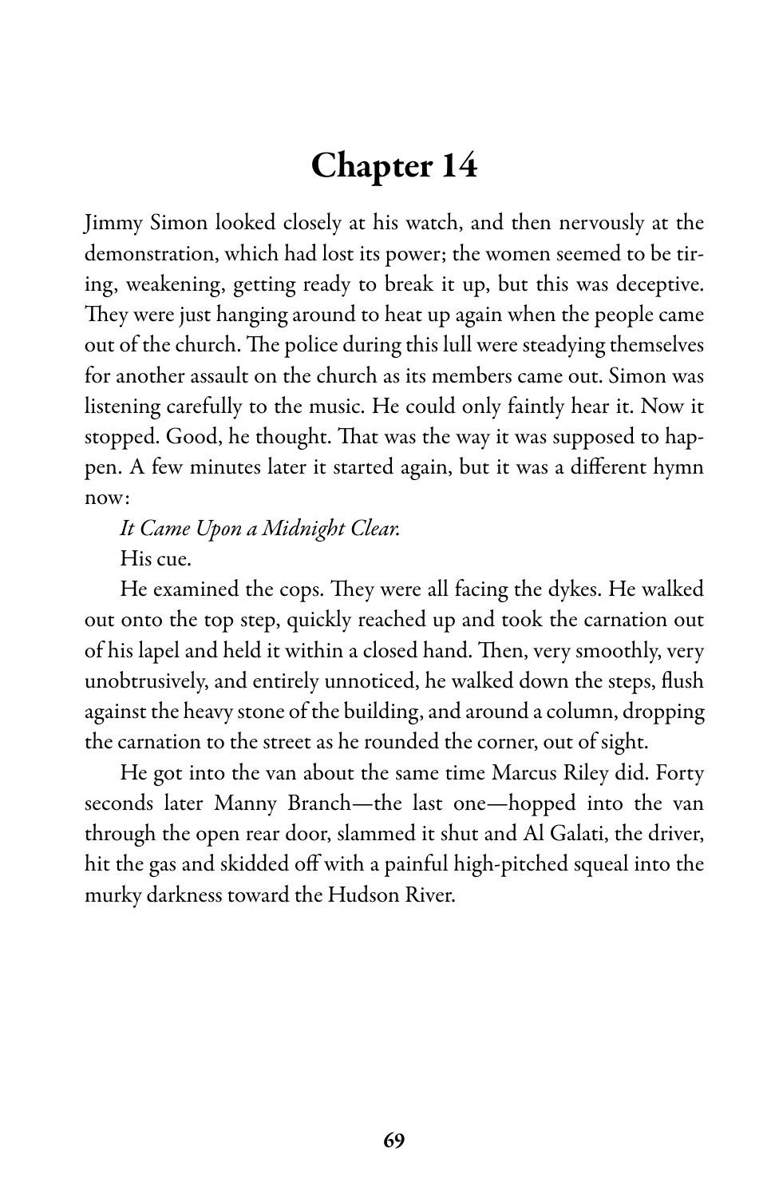# Chapter 14

Jimmy Simon looked closely at his watch, and then nervously at the demonstration, which had lost its power; the women seemed to be tiring, weakening, getting ready to break it up, but this was deceptive. They were just hanging around to heat up again when the people came out of the church. The police during this lull were steadying themselves for another assault on the church as its members came out. Simon was listening carefully to the music. He could only faintly hear it. Now it stopped. Good, he thought. That was the way it was supposed to happen. A few minutes later it started again, but it was a different hymn now:

*It Came Upon a Midnight Clear.*

His cue.

He examined the cops. They were all facing the dykes. He walked out onto the top step, quickly reached up and took the carnation out of his lapel and held it within a closed hand. Then, very smoothly, very unobtrusively, and entirely unnoticed, he walked down the steps, flush against the heavy stone of the building, and around a column, dropping the carnation to the street as he rounded the corner, out of sight.

He got into the van about the same time Marcus Riley did. Forty seconds later Manny Branch—the last one—hopped into the van through the open rear door, slammed it shut and Al Galati, the driver, hit the gas and skidded off with a painful high-pitched squeal into the murky darkness toward the Hudson River.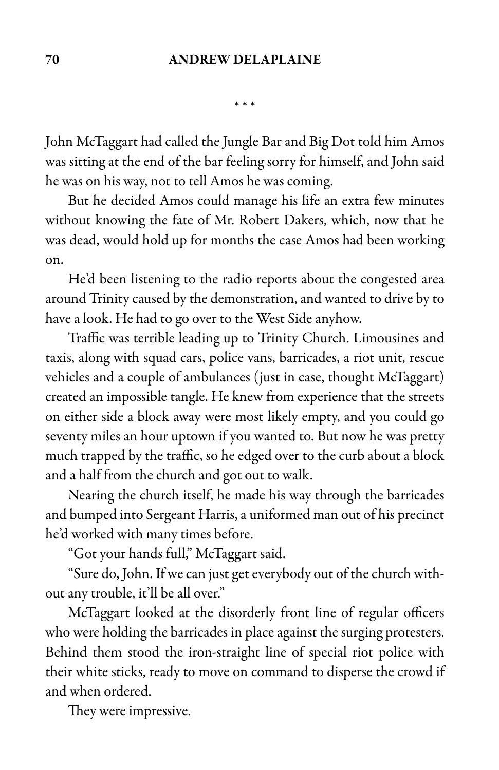\* \* \*

John McTaggart had called the Jungle Bar and Big Dot told him Amos was sitting at the end of the bar feeling sorry for himself, and John said he was on his way, not to tell Amos he was coming.

But he decided Amos could manage his life an extra few minutes without knowing the fate of Mr. Robert Dakers, which, now that he was dead, would hold up for months the case Amos had been working on.

He'd been listening to the radio reports about the congested area around Trinity caused by the demonstration, and wanted to drive by to have a look. He had to go over to the West Side anyhow.

Traffic was terrible leading up to Trinity Church. Limousines and taxis, along with squad cars, police vans, barricades, a riot unit, rescue vehicles and a couple of ambulances (just in case, thought McTaggart) created an impossible tangle. He knew from experience that the streets on either side a block away were most likely empty, and you could go seventy miles an hour uptown if you wanted to. But now he was pretty much trapped by the traffic, so he edged over to the curb about a block and a half from the church and got out to walk.

Nearing the church itself, he made his way through the barricades and bumped into Sergeant Harris, a uniformed man out of his precinct he'd worked with many times before.

"Got your hands full," McTaggart said.

"Sure do, John. If we can just get everybody out of the church without any trouble, it'll be all over."

McTaggart looked at the disorderly front line of regular officers who were holding the barricades in place against the surging protesters. Behind them stood the iron-straight line of special riot police with their white sticks, ready to move on command to disperse the crowd if and when ordered.

They were impressive.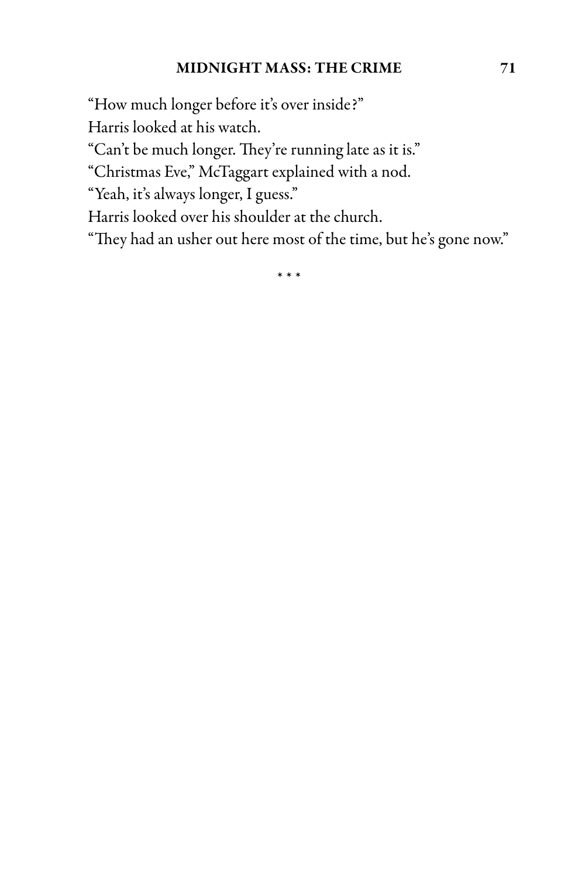"How much longer before it's over inside?"

Harris looked at his watch.

"Can't be much longer. They're running late as it is."

"Christmas Eve," McTaggart explained with a nod.

"Yeah, it's always longer, I guess."

Harris looked over his shoulder at the church.

"They had an usher out here most of the time, but he's gone now."

* * *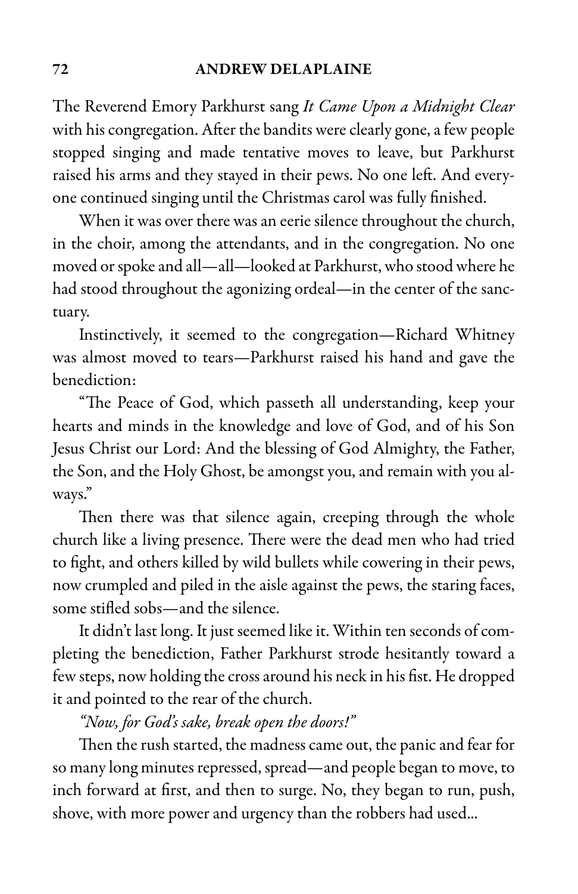The Reverend Emory Parkhurst sang *It Came Upon a Midnight Clear* with his congregation. After the bandits were clearly gone, a few people stopped singing and made tentative moves to leave, but Parkhurst raised his arms and they stayed in their pews. No one left. And everyone continued singing until the Christmas carol was fully finished.

When it was over there was an eerie silence throughout the church, in the choir, among the attendants, and in the congregation. No one moved or spoke and all—all—looked at Parkhurst, who stood where he had stood throughout the agonizing ordeal—in the center of the sanctuary.

Instinctively, it seemed to the congregation—Richard Whitney was almost moved to tears—Parkhurst raised his hand and gave the benediction:

"The Peace of God, which passeth all understanding, keep your hearts and minds in the knowledge and love of God, and of his Son Jesus Christ our Lord: And the blessing of God Almighty, the Father, the Son, and the Holy Ghost, be amongst you, and remain with you always."

Then there was that silence again, creeping through the whole church like a living presence. There were the dead men who had tried to fight, and others killed by wild bullets while cowering in their pews, now crumpled and piled in the aisle against the pews, the staring faces, some stifled sobs—and the silence.

It didn't last long. It just seemed like it. Within ten seconds of completing the benediction, Father Parkhurst strode hesitantly toward a few steps, now holding the cross around his neck in his fist. He dropped it and pointed to the rear of the church.

*"Now, for God's sake, break open the doors!"*

Then the rush started, the madness came out, the panic and fear for so many long minutes repressed, spread—and people began to move, to inch forward at first, and then to surge. No, they began to run, push, shove, with more power and urgency than the robbers had used...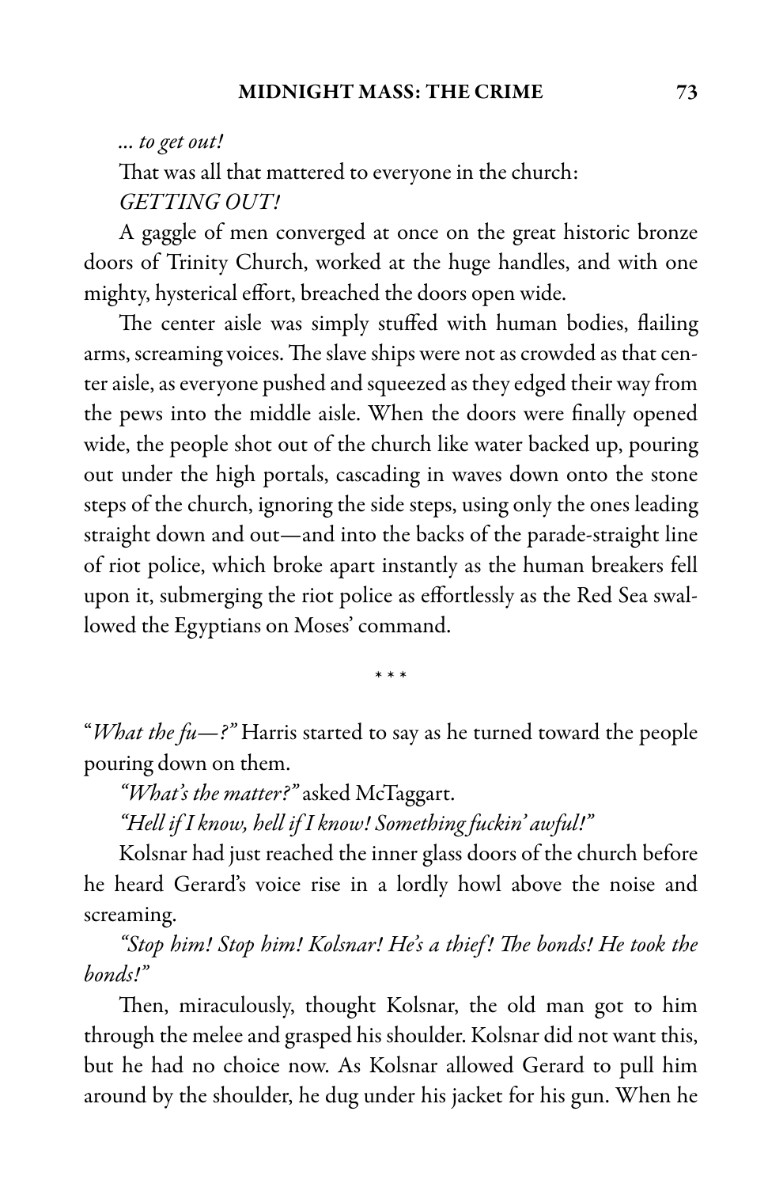*... to get out!*

That was all that mattered to everyone in the church: *GETTING OUT!*

A gaggle of men converged at once on the great historic bronze doors of Trinity Church, worked at the huge handles, and with one mighty, hysterical effort, breached the doors open wide.

The center aisle was simply stuffed with human bodies, flailing arms, screaming voices. The slave ships were not as crowded as that center aisle, as everyone pushed and squeezed as they edged their way from the pews into the middle aisle. When the doors were finally opened wide, the people shot out of the church like water backed up, pouring out under the high portals, cascading in waves down onto the stone steps of the church, ignoring the side steps, using only the ones leading straight down and out—and into the backs of the parade-straight line of riot police, which broke apart instantly as the human breakers fell upon it, submerging the riot police as effortlessly as the Red Sea swallowed the Egyptians on Moses' command.

\* \* \*

"*What the fu—?*" Harris started to say as he turned toward the people pouring down on them.

*"What's the matter?"* asked McTaggart.

*"Hell if I know, hell if I know! Something fuckin' awful!"*

Kolsnar had just reached the inner glass doors of the church before he heard Gerard's voice rise in a lordly howl above the noise and screaming.

*"Stop him! Stop him! Kolsnar! He's a thief! The bonds! He took the bonds!"*

Then, miraculously, thought Kolsnar, the old man got to him through the melee and grasped his shoulder. Kolsnar did not want this, but he had no choice now. As Kolsnar allowed Gerard to pull him around by the shoulder, he dug under his jacket for his gun. When he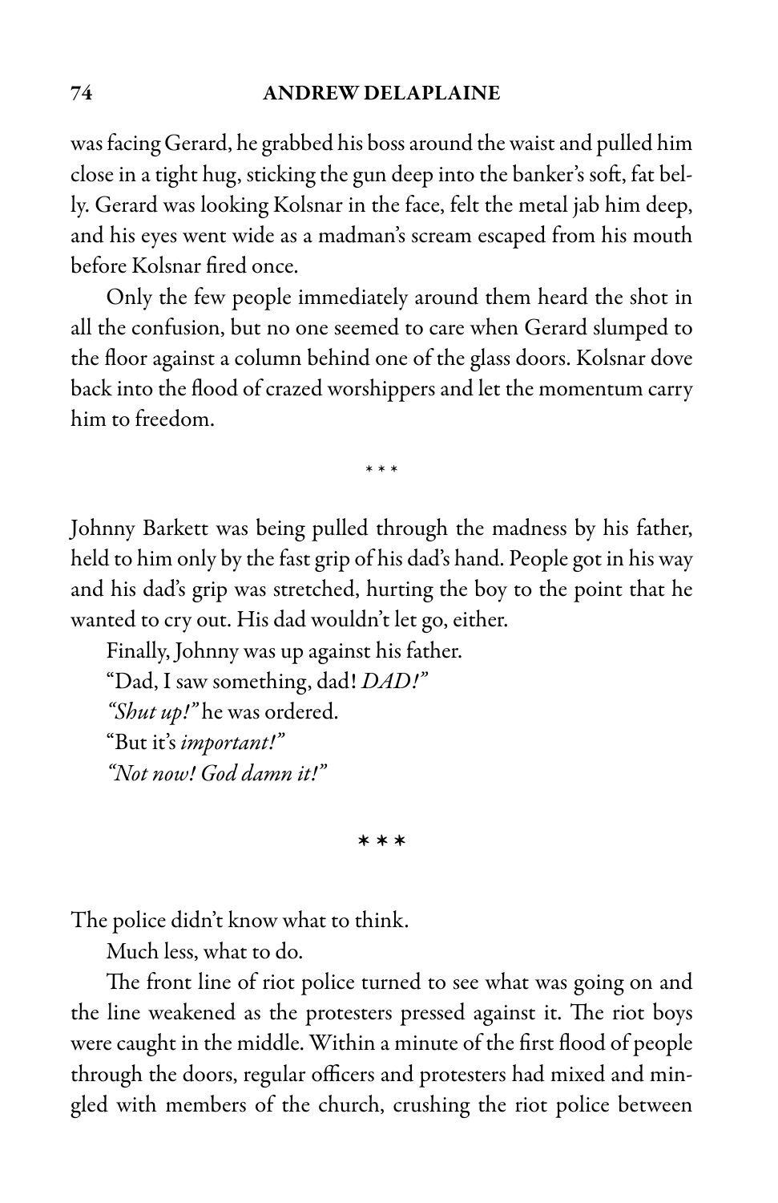was facing Gerard, he grabbed his boss around the waist and pulled him close in a tight hug, sticking the gun deep into the banker's soft, fat belly. Gerard was looking Kolsnar in the face, felt the metal jab him deep, and his eyes went wide as a madman's scream escaped from his mouth before Kolsnar fired once.

Only the few people immediately around them heard the shot in all the confusion, but no one seemed to care when Gerard slumped to the floor against a column behind one of the glass doors. Kolsnar dove back into the flood of crazed worshippers and let the momentum carry him to freedom.

\* \* \*

Johnny Barkett was being pulled through the madness by his father, held to him only by the fast grip of his dad's hand. People got in his way and his dad's grip was stretched, hurting the boy to the point that he wanted to cry out. His dad wouldn't let go, either.

Finally, Johnny was up against his father.

"Dad, I saw something, dad! *DAD!*"

*"Shut up!"* he was ordered.

"But it's *important!*"

*"Not now! God damn it!"*

\* \* \*

The police didn't know what to think.

Much less, what to do.

The front line of riot police turned to see what was going on and the line weakened as the protesters pressed against it. The riot boys were caught in the middle. Within a minute of the first flood of people through the doors, regular officers and protesters had mixed and mingled with members of the church, crushing the riot police between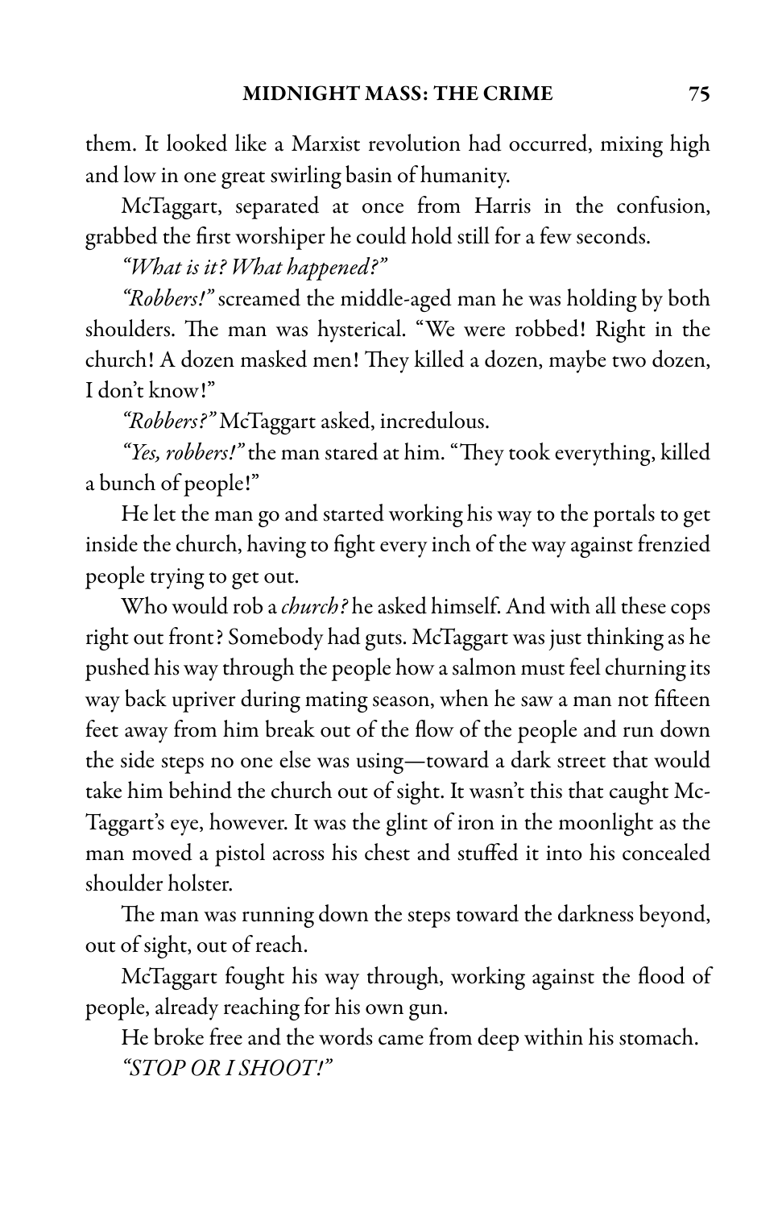them. It looked like a Marxist revolution had occurred, mixing high and low in one great swirling basin of humanity.

McTaggart, separated at once from Harris in the confusion, grabbed the first worshiper he could hold still for a few seconds.

*"What is it? What happened?"*

*"Robbers!"* screamed the middle-aged man he was holding by both shoulders. The man was hysterical. "We were robbed! Right in the church! A dozen masked men! They killed a dozen, maybe two dozen, I don't know!"

*"Robbers?"* McTaggart asked, incredulous.

*"Yes, robbers!"* the man stared at him. "They took everything, killed a bunch of people!"

He let the man go and started working his way to the portals to get inside the church, having to fight every inch of the way against frenzied people trying to get out.

Who would rob a *church?* he asked himself. And with all these cops right out front? Somebody had guts. McTaggart was just thinking as he pushed his way through the people how a salmon must feel churning its way back upriver during mating season, when he saw a man not fifteen feet away from him break out of the flow of the people and run down the side steps no one else was using—toward a dark street that would take him behind the church out of sight. It wasn't this that caught McTaggart's eye, however. It was the glint of iron in the moonlight as the man moved a pistol across his chest and stuffed it into his concealed shoulder holster.

The man was running down the steps toward the darkness beyond, out of sight, out of reach.

McTaggart fought his way through, working against the flood of people, already reaching for his own gun.

He broke free and the words came from deep within his stomach.

*"STOP OR I SHOOT!"*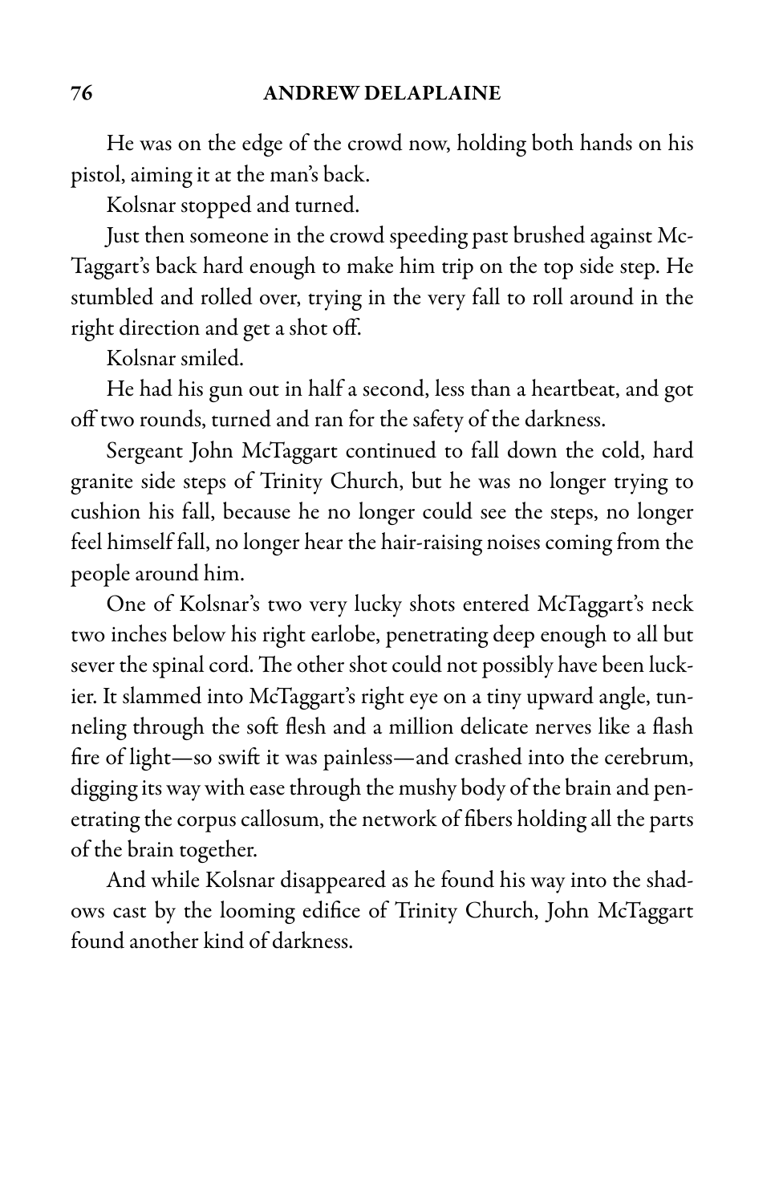He was on the edge of the crowd now, holding both hands on his pistol, aiming it at the man's back.

Kolsnar stopped and turned.

Just then someone in the crowd speeding past brushed against McTaggart's back hard enough to make him trip on the top side step. He stumbled and rolled over, trying in the very fall to roll around in the right direction and get a shot off.

Kolsnar smiled.

He had his gun out in half a second, less than a heartbeat, and got off two rounds, turned and ran for the safety of the darkness.

Sergeant John McTaggart continued to fall down the cold, hard granite side steps of Trinity Church, but he was no longer trying to cushion his fall, because he no longer could see the steps, no longer feel himself fall, no longer hear the hair-raising noises coming from the people around him.

One of Kolsnar's two very lucky shots entered McTaggart's neck two inches below his right earlobe, penetrating deep enough to all but sever the spinal cord. The other shot could not possibly have been luckier. It slammed into McTaggart's right eye on a tiny upward angle, tunneling through the soft flesh and a million delicate nerves like a flash fire of light—so swift it was painless—and crashed into the cerebrum, digging its way with ease through the mushy body of the brain and penetrating the corpus callosum, the network of fibers holding all the parts of the brain together.

And while Kolsnar disappeared as he found his way into the shadows cast by the looming edifice of Trinity Church, John McTaggart found another kind of darkness.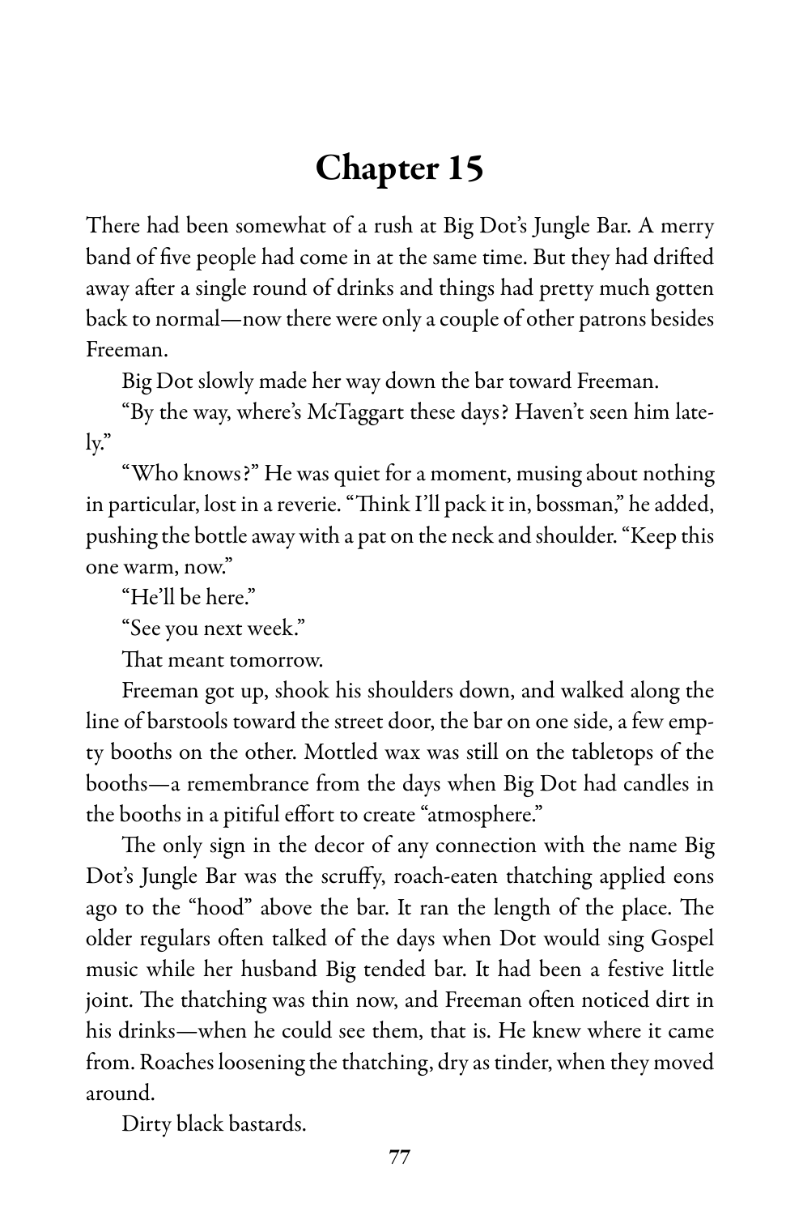# Chapter 15

There had been somewhat of a rush at Big Dot's Jungle Bar. A merry band of five people had come in at the same time. But they had drifted away after a single round of drinks and things had pretty much gotten back to normal—now there were only a couple of other patrons besides Freeman.

Big Dot slowly made her way down the bar toward Freeman.

"By the way, where's McTaggart these days? Haven't seen him lately."

"Who knows?" He was quiet for a moment, musing about nothing in particular, lost in a reverie. "Think I'll pack it in, bossman," he added, pushing the bottle away with a pat on the neck and shoulder. "Keep this one warm, now."

"He'll be here."

"See you next week."

That meant tomorrow.

Freeman got up, shook his shoulders down, and walked along the line of barstools toward the street door, the bar on one side, a few empty booths on the other. Mottled wax was still on the tabletops of the booths—a remembrance from the days when Big Dot had candles in the booths in a pitiful effort to create "atmosphere."

The only sign in the decor of any connection with the name Big Dot's Jungle Bar was the scruffy, roach-eaten thatching applied eons ago to the "hood" above the bar. It ran the length of the place. The older regulars often talked of the days when Dot would sing Gospel music while her husband Big tended bar. It had been a festive little joint. The thatching was thin now, and Freeman often noticed dirt in his drinks—when he could see them, that is. He knew where it came from. Roaches loosening the thatching, dry as tinder, when they moved around.

Dirty black bastards.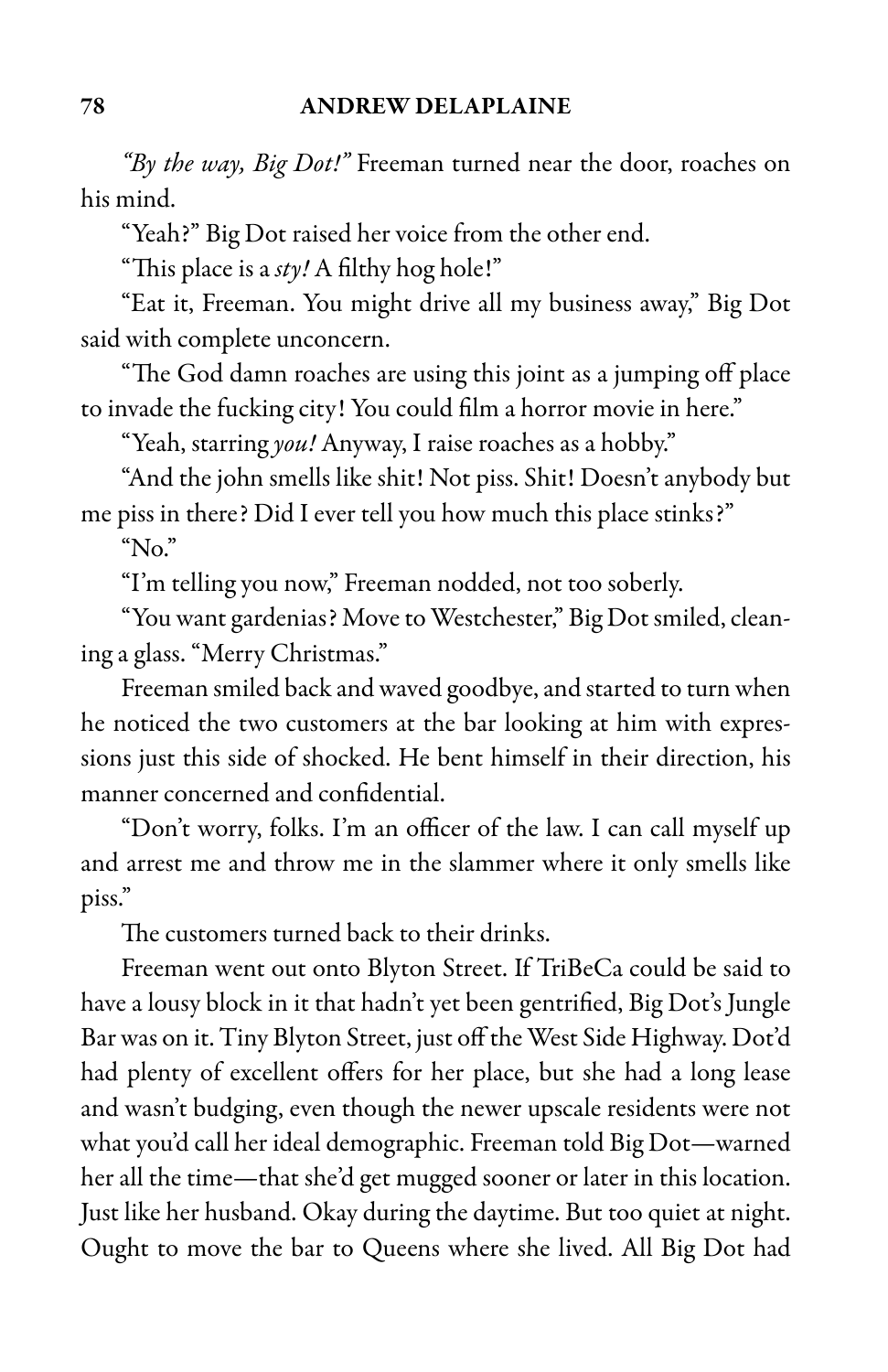*"By the way, Big Dot!"* Freeman turned near the door, roaches on his mind.

"Yeah?" Big Dot raised her voice from the other end.

"This place is a *sty!* A filthy hog hole!"

"Eat it, Freeman. You might drive all my business away," Big Dot said with complete unconcern.

"The God damn roaches are using this joint as a jumping off place to invade the fucking city! You could film a horror movie in here."

"Yeah, starring *you!* Anyway, I raise roaches as a hobby."

"And the john smells like shit! Not piss. Shit! Doesn't anybody but me piss in there? Did I ever tell you how much this place stinks?"

"No."

"I'm telling you now," Freeman nodded, not too soberly.

"You want gardenias? Move to Westchester," Big Dot smiled, cleaning a glass. "Merry Christmas."

Freeman smiled back and waved goodbye, and started to turn when he noticed the two customers at the bar looking at him with expressions just this side of shocked. He bent himself in their direction, his manner concerned and confidential.

"Don't worry, folks. I'm an officer of the law. I can call myself up and arrest me and throw me in the slammer where it only smells like piss."

The customers turned back to their drinks.

Freeman went out onto Blyton Street. If TriBeCa could be said to have a lousy block in it that hadn't yet been gentrified, Big Dot's Jungle Bar was on it. Tiny Blyton Street, just off the West Side Highway. Dot'd had plenty of excellent offers for her place, but she had a long lease and wasn't budging, even though the newer upscale residents were not what you'd call her ideal demographic. Freeman told Big Dot—warned her all the time—that she'd get mugged sooner or later in this location. Just like her husband. Okay during the daytime. But too quiet at night. Ought to move the bar to Queens where she lived. All Big Dot had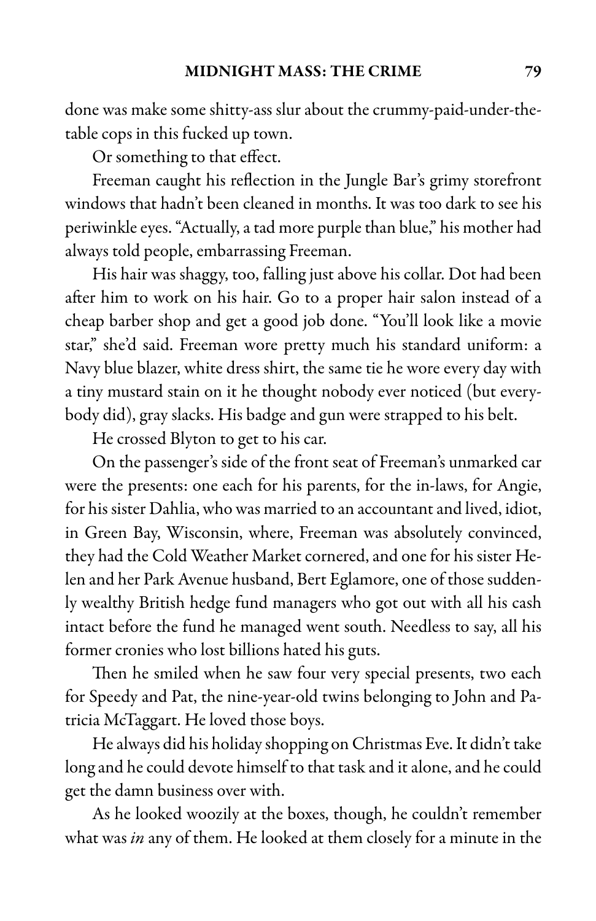done was make some shitty-ass slur about the crummy-paid-under-the-table cops in this fucked up town.

Or something to that effect.

Freeman caught his reflection in the Jungle Bar's grimy storefront windows that hadn't been cleaned in months. It was too dark to see his periwinkle eyes. "Actually, a tad more purple than blue," his mother had always told people, embarrassing Freeman.

His hair was shaggy, too, falling just above his collar. Dot had been after him to work on his hair. Go to a proper hair salon instead of a cheap barber shop and get a good job done. "You'll look like a movie star," she'd said. Freeman wore pretty much his standard uniform: a Navy blue blazer, white dress shirt, the same tie he wore every day with a tiny mustard stain on it he thought nobody ever noticed (but everybody did), gray slacks. His badge and gun were strapped to his belt.

He crossed Blyton to get to his car.

On the passenger's side of the front seat of Freeman's unmarked car were the presents: one each for his parents, for the in-laws, for Angie, for his sister Dahlia, who was married to an accountant and lived, idiot, in Green Bay, Wisconsin, where, Freeman was absolutely convinced, they had the Cold Weather Market cornered, and one for his sister Helen and her Park Avenue husband, Bert Eglamore, one of those suddenly wealthy British hedge fund managers who got out with all his cash intact before the fund he managed went south. Needless to say, all his former cronies who lost billions hated his guts.

Then he smiled when he saw four very special presents, two each for Speedy and Pat, the nine-year-old twins belonging to John and Patricia McTaggart. He loved those boys.

He always did his holiday shopping on Christmas Eve. It didn't take long and he could devote himself to that task and it alone, and he could get the damn business over with.

As he looked woozily at the boxes, though, he couldn't remember what was *in* any of them. He looked at them closely for a minute in the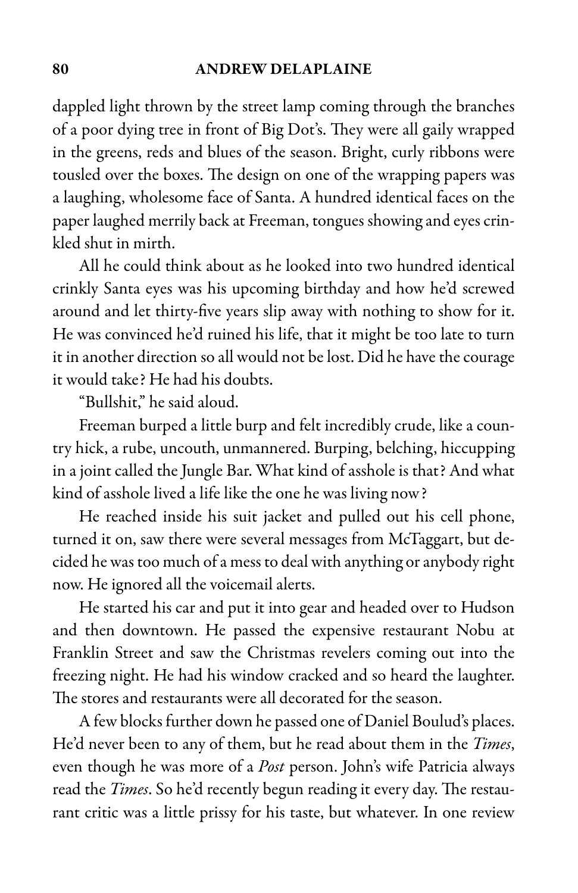dappled light thrown by the street lamp coming through the branches of a poor dying tree in front of Big Dot's. They were all gaily wrapped in the greens, reds and blues of the season. Bright, curly ribbons were tousled over the boxes. The design on one of the wrapping papers was a laughing, wholesome face of Santa. A hundred identical faces on the paper laughed merrily back at Freeman, tongues showing and eyes crinkled shut in mirth.

All he could think about as he looked into two hundred identical crinkly Santa eyes was his upcoming birthday and how he'd screwed around and let thirty-five years slip away with nothing to show for it. He was convinced he'd ruined his life, that it might be too late to turn it in another direction so all would not be lost. Did he have the courage it would take? He had his doubts.

"Bullshit," he said aloud.

Freeman burped a little burp and felt incredibly crude, like a country hick, a rube, uncouth, unmannered. Burping, belching, hiccupping in a joint called the Jungle Bar. What kind of asshole is that? And what kind of asshole lived a life like the one he was living now?

He reached inside his suit jacket and pulled out his cell phone, turned it on, saw there were several messages from McTaggart, but decided he was too much of a mess to deal with anything or anybody right now. He ignored all the voicemail alerts.

He started his car and put it into gear and headed over to Hudson and then downtown. He passed the expensive restaurant Nobu at Franklin Street and saw the Christmas revelers coming out into the freezing night. He had his window cracked and so heard the laughter. The stores and restaurants were all decorated for the season.

A few blocks further down he passed one of Daniel Boulud's places. He'd never been to any of them, but he read about them in the *Times*, even though he was more of a *Post* person. John's wife Patricia always read the *Times*. So he'd recently begun reading it every day. The restaurant critic was a little prissy for his taste, but whatever. In one review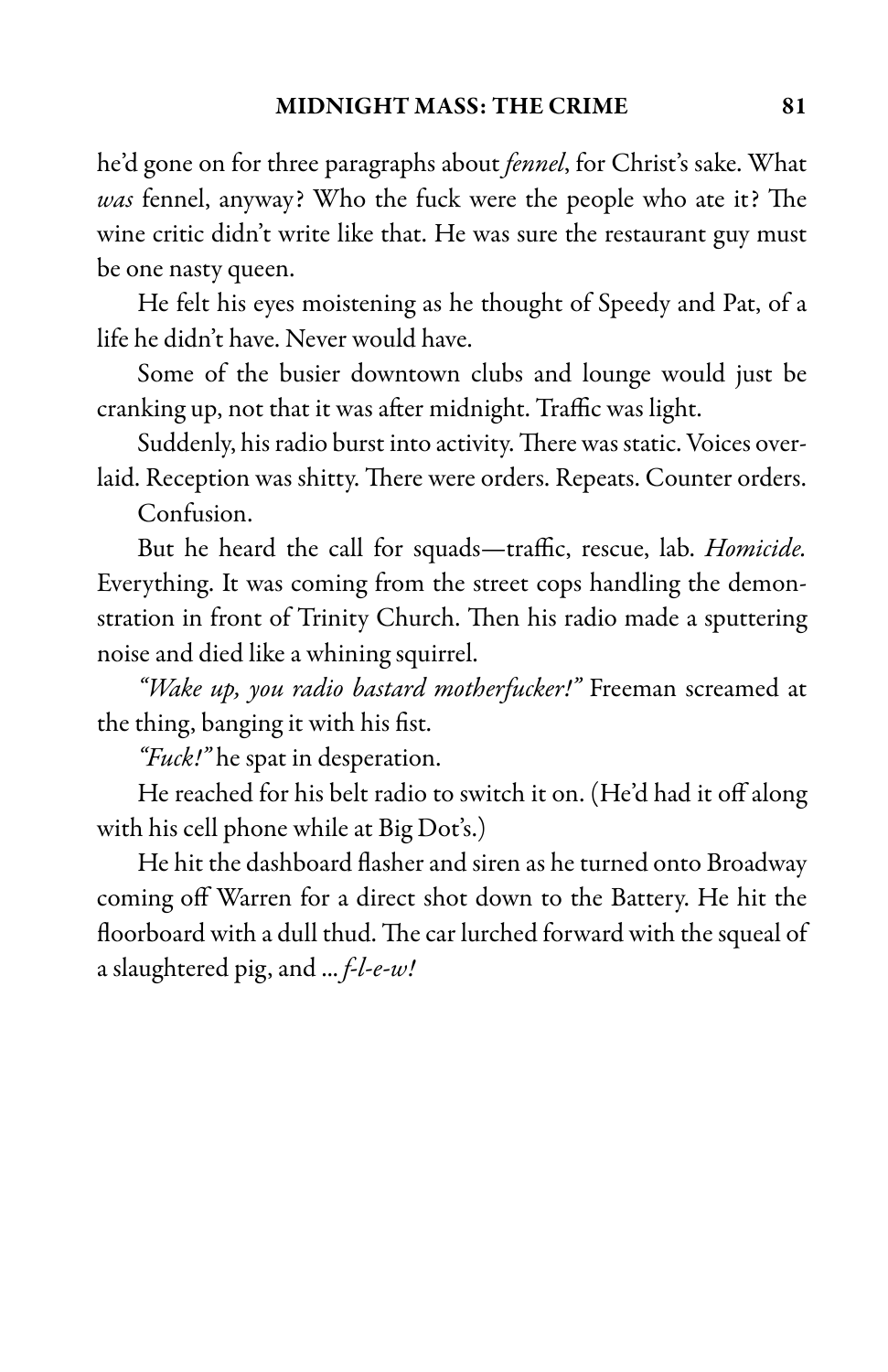he'd gone on for three paragraphs about *fennel*, for Christ's sake. What *was* fennel, anyway? Who the fuck were the people who ate it? The wine critic didn't write like that. He was sure the restaurant guy must be one nasty queen.

He felt his eyes moistening as he thought of Speedy and Pat, of a life he didn't have. Never would have.

Some of the busier downtown clubs and lounge would just be cranking up, not that it was after midnight. Traffic was light.

Suddenly, his radio burst into activity. There was static. Voices overlaid. Reception was shitty. There were orders. Repeats. Counter orders.

Confusion.

But he heard the call for squads—traffic, rescue, lab. *Homicide.* Everything. It was coming from the street cops handling the demonstration in front of Trinity Church. Then his radio made a sputtering noise and died like a whining squirrel.

*"Wake up, you radio bastard motherfucker!"* Freeman screamed at the thing, banging it with his fist.

*"Fuck!"* he spat in desperation.

He reached for his belt radio to switch it on. (He'd had it off along with his cell phone while at Big Dot's.)

He hit the dashboard flasher and siren as he turned onto Broadway coming off Warren for a direct shot down to the Battery. He hit the floorboard with a dull thud. The car lurched forward with the squeal of a slaughtered pig, and ... *f-l-e-w!*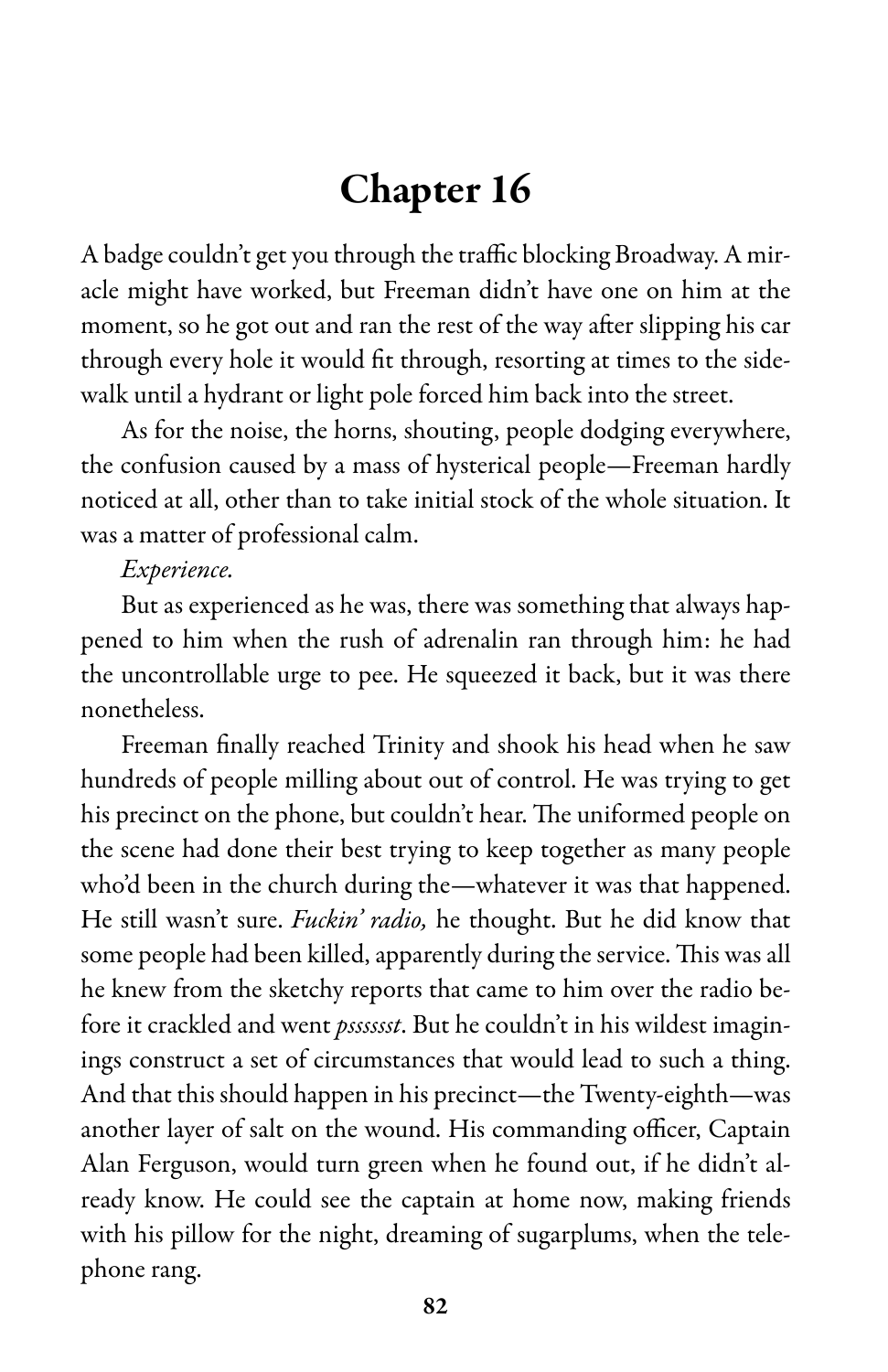# Chapter 16

A badge couldn't get you through the traffic blocking Broadway. A miracle might have worked, but Freeman didn't have one on him at the moment, so he got out and ran the rest of the way after slipping his car through every hole it would fit through, resorting at times to the sidewalk until a hydrant or light pole forced him back into the street.

As for the noise, the horns, shouting, people dodging everywhere, the confusion caused by a mass of hysterical people—Freeman hardly noticed at all, other than to take initial stock of the whole situation. It was a matter of professional calm.

*Experience.*

But as experienced as he was, there was something that always happened to him when the rush of adrenalin ran through him: he had the uncontrollable urge to pee. He squeezed it back, but it was there nonetheless.

Freeman finally reached Trinity and shook his head when he saw hundreds of people milling about out of control. He was trying to get his precinct on the phone, but couldn't hear. The uniformed people on the scene had done their best trying to keep together as many people who'd been in the church during the—whatever it was that happened. He still wasn't sure. *Fuckin' radio,* he thought. But he did know that some people had been killed, apparently during the service. This was all he knew from the sketchy reports that came to him over the radio before it crackled and went *psssssst*. But he couldn't in his wildest imaginings construct a set of circumstances that would lead to such a thing. And that this should happen in his precinct—the Twenty-eighth—was another layer of salt on the wound. His commanding officer, Captain Alan Ferguson, would turn green when he found out, if he didn't already know. He could see the captain at home now, making friends with his pillow for the night, dreaming of sugarplums, when the telephone rang.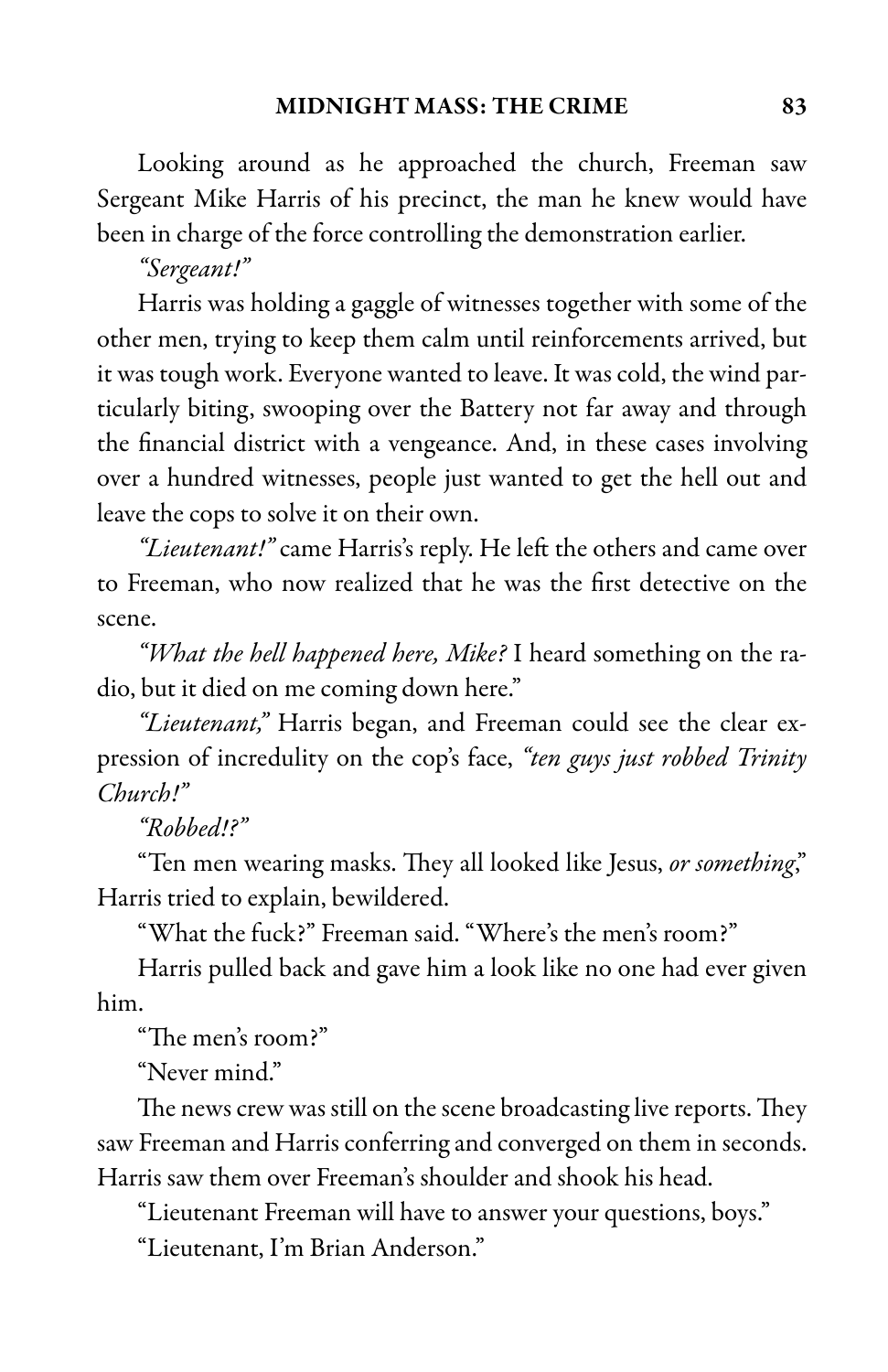Looking around as he approached the church, Freeman saw Sergeant Mike Harris of his precinct, the man he knew would have been in charge of the force controlling the demonstration earlier.

*"Sergeant!"*

Harris was holding a gaggle of witnesses together with some of the other men, trying to keep them calm until reinforcements arrived, but it was tough work. Everyone wanted to leave. It was cold, the wind particularly biting, swooping over the Battery not far away and through the financial district with a vengeance. And, in these cases involving over a hundred witnesses, people just wanted to get the hell out and leave the cops to solve it on their own.

*"Lieutenant!"* came Harris's reply. He left the others and came over to Freeman, who now realized that he was the first detective on the scene.

*"What the hell happened here, Mike?* I heard something on the radio, but it died on me coming down here."

*"Lieutenant,"* Harris began, and Freeman could see the clear expression of incredulity on the cop's face, *"ten guys just robbed Trinity Church!"*

*"Robbed!?"*

"Ten men wearing masks. They all looked like Jesus, *or something*," Harris tried to explain, bewildered.

"What the fuck?" Freeman said. "Where's the men's room?"

Harris pulled back and gave him a look like no one had ever given him.

"The men's room?"

"Never mind."

The news crew was still on the scene broadcasting live reports. They saw Freeman and Harris conferring and converged on them in seconds. Harris saw them over Freeman's shoulder and shook his head.

"Lieutenant Freeman will have to answer your questions, boys."

"Lieutenant, I'm Brian Anderson."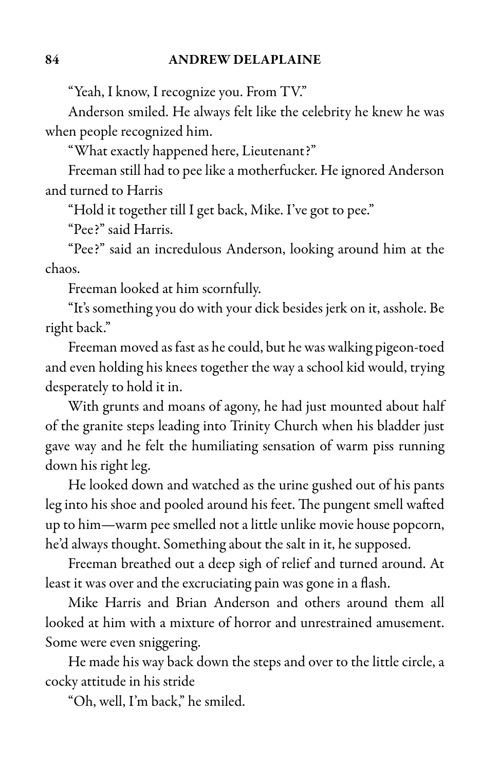"Yeah, I know, I recognize you. From TV."

Anderson smiled. He always felt like the celebrity he knew he was when people recognized him.

"What exactly happened here, Lieutenant?"

Freeman still had to pee like a motherfucker. He ignored Anderson and turned to Harris

"Hold it together till I get back, Mike. I've got to pee."

"Pee?" said Harris.

"Pee?" said an incredulous Anderson, looking around him at the chaos.

Freeman looked at him scornfully.

"It's something you do with your dick besides jerk on it, asshole. Be right back."

Freeman moved as fast as he could, but he was walking pigeon-toed and even holding his knees together the way a school kid would, trying desperately to hold it in.

With grunts and moans of agony, he had just mounted about half of the granite steps leading into Trinity Church when his bladder just gave way and he felt the humiliating sensation of warm piss running down his right leg.

He looked down and watched as the urine gushed out of his pants leg into his shoe and pooled around his feet. The pungent smell wafted up to him—warm pee smelled not a little unlike movie house popcorn, he'd always thought. Something about the salt in it, he supposed.

Freeman breathed out a deep sigh of relief and turned around. At least it was over and the excruciating pain was gone in a flash.

Mike Harris and Brian Anderson and others around them all looked at him with a mixture of horror and unrestrained amusement. Some were even sniggering.

He made his way back down the steps and over to the little circle, a cocky attitude in his stride

"Oh, well, I'm back," he smiled.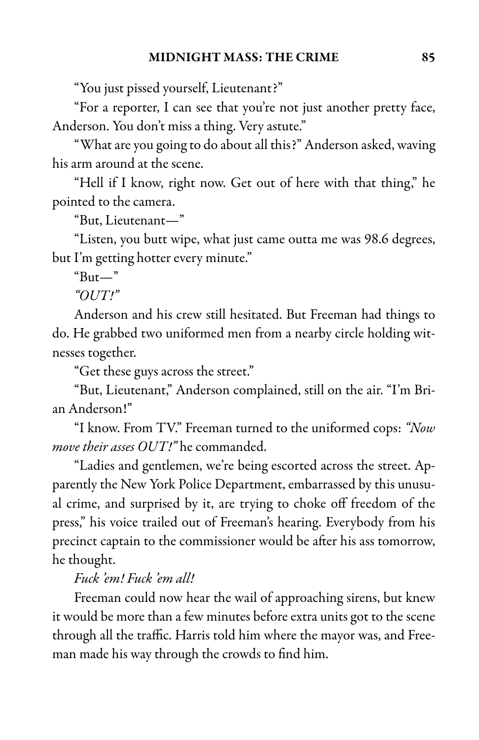"You just pissed yourself, Lieutenant?"

"For a reporter, I can see that you're not just another pretty face, Anderson. You don't miss a thing. Very astute."

"What are you going to do about all this?" Anderson asked, waving his arm around at the scene.

"Hell if I know, right now. Get out of here with that thing," he pointed to the camera.

"But, Lieutenant—"

"Listen, you butt wipe, what just came outta me was 98.6 degrees, but I'm getting hotter every minute."

"But—"

*"OUT!"*

Anderson and his crew still hesitated. But Freeman had things to do. He grabbed two uniformed men from a nearby circle holding witnesses together.

"Get these guys across the street."

"But, Lieutenant," Anderson complained, still on the air. "I'm Brian Anderson!"

"I know. From TV." Freeman turned to the uniformed cops: *"Now move their asses OUT!"* he commanded.

"Ladies and gentlemen, we're being escorted across the street. Apparently the New York Police Department, embarrassed by this unusual crime, and surprised by it, are trying to choke off freedom of the press," his voice trailed out of Freeman's hearing. Everybody from his precinct captain to the commissioner would be after his ass tomorrow, he thought.

*Fuck 'em! Fuck 'em all!*

Freeman could now hear the wail of approaching sirens, but knew it would be more than a few minutes before extra units got to the scene through all the traffic. Harris told him where the mayor was, and Freeman made his way through the crowds to find him.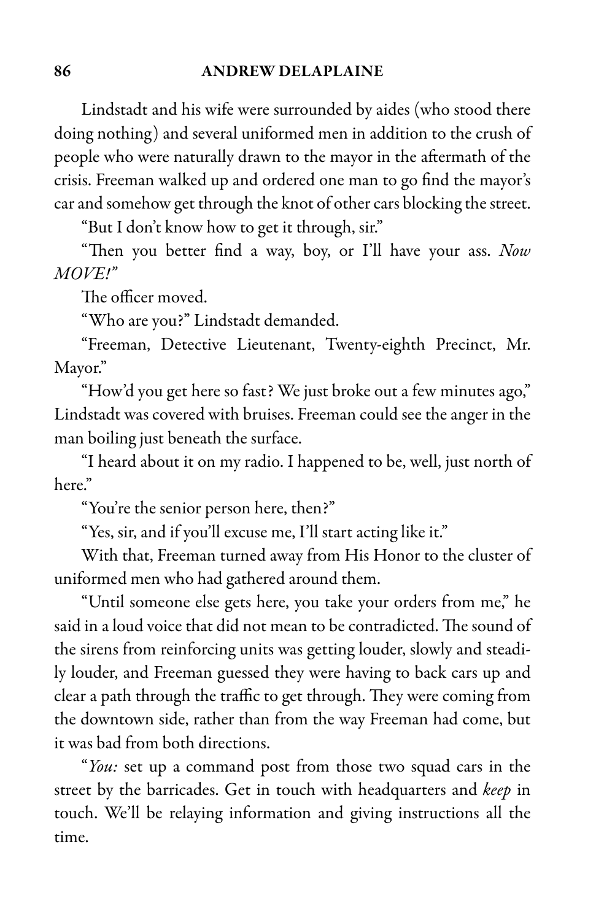Lindstadt and his wife were surrounded by aides (who stood there doing nothing) and several uniformed men in addition to the crush of people who were naturally drawn to the mayor in the aftermath of the crisis. Freeman walked up and ordered one man to go find the mayor's car and somehow get through the knot of other cars blocking the street.

"But I don't know how to get it through, sir."

"Then you better find a way, boy, or I'll have your ass. *Now MOVE!*"

The officer moved.

"Who are you?" Lindstadt demanded.

"Freeman, Detective Lieutenant, Twenty-eighth Precinct, Mr. Mayor."

"How'd you get here so fast? We just broke out a few minutes ago," Lindstadt was covered with bruises. Freeman could see the anger in the man boiling just beneath the surface.

"I heard about it on my radio. I happened to be, well, just north of here."

"You're the senior person here, then?"

"Yes, sir, and if you'll excuse me, I'll start acting like it."

With that, Freeman turned away from His Honor to the cluster of uniformed men who had gathered around them.

"Until someone else gets here, you take your orders from me," he said in a loud voice that did not mean to be contradicted. The sound of the sirens from reinforcing units was getting louder, slowly and steadily louder, and Freeman guessed they were having to back cars up and clear a path through the traffic to get through. They were coming from the downtown side, rather than from the way Freeman had come, but it was bad from both directions.

"*You:* set up a command post from those two squad cars in the street by the barricades. Get in touch with headquarters and *keep* in touch. We'll be relaying information and giving instructions all the time.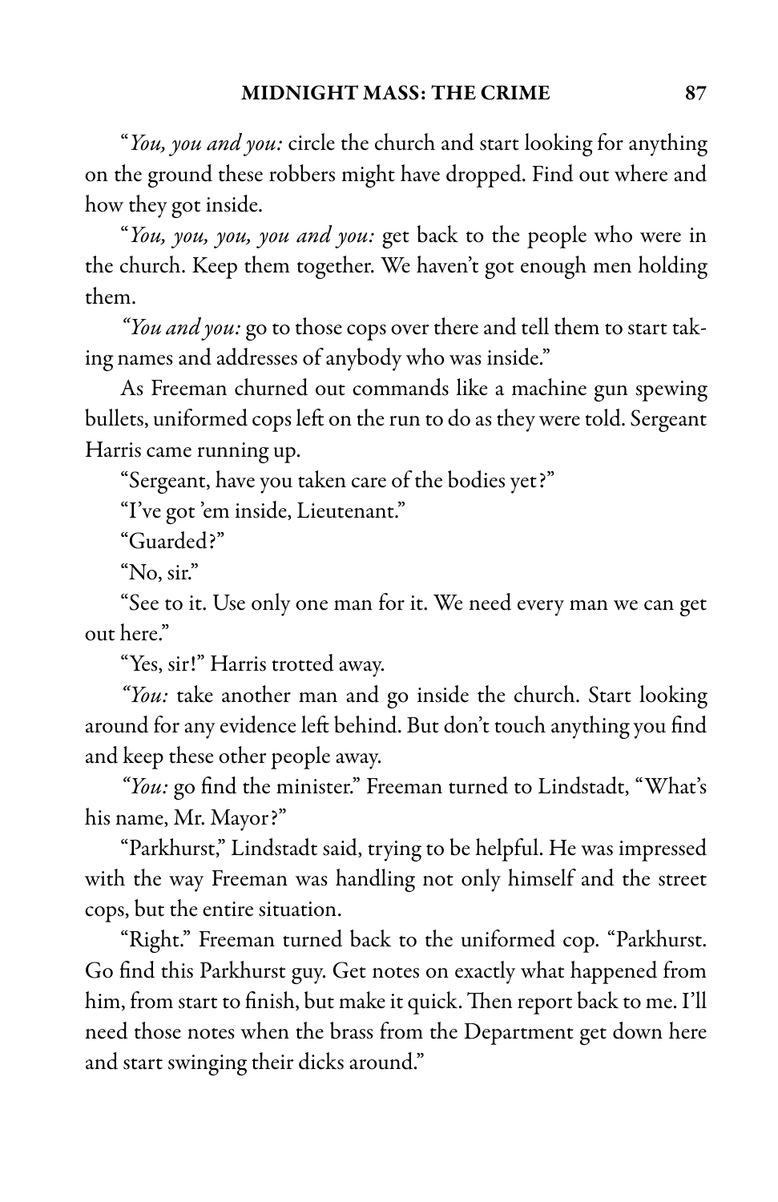"*You, you and you:* circle the church and start looking for anything on the ground these robbers might have dropped. Find out where and how they got inside.

"*You, you, you, you and you:* get back to the people who were in the church. Keep them together. We haven't got enough men holding them.

*"You and you:* go to those cops over there and tell them to start taking names and addresses of anybody who was inside."

As Freeman churned out commands like a machine gun spewing bullets, uniformed cops left on the run to do as they were told. Sergeant Harris came running up.

"Sergeant, have you taken care of the bodies yet?"

"I've got 'em inside, Lieutenant."

"Guarded?"

"No, sir."

"See to it. Use only one man for it. We need every man we can get out here."

"Yes, sir!" Harris trotted away.

*"You:* take another man and go inside the church. Start looking around for any evidence left behind. But don't touch anything you find and keep these other people away.

*"You:* go find the minister." Freeman turned to Lindstadt, "What's his name, Mr. Mayor?"

"Parkhurst," Lindstadt said, trying to be helpful. He was impressed with the way Freeman was handling not only himself and the street cops, but the entire situation.

"Right." Freeman turned back to the uniformed cop. "Parkhurst. Go find this Parkhurst guy. Get notes on exactly what happened from him, from start to finish, but make it quick. Then report back to me. I'll need those notes when the brass from the Department get down here and start swinging their dicks around."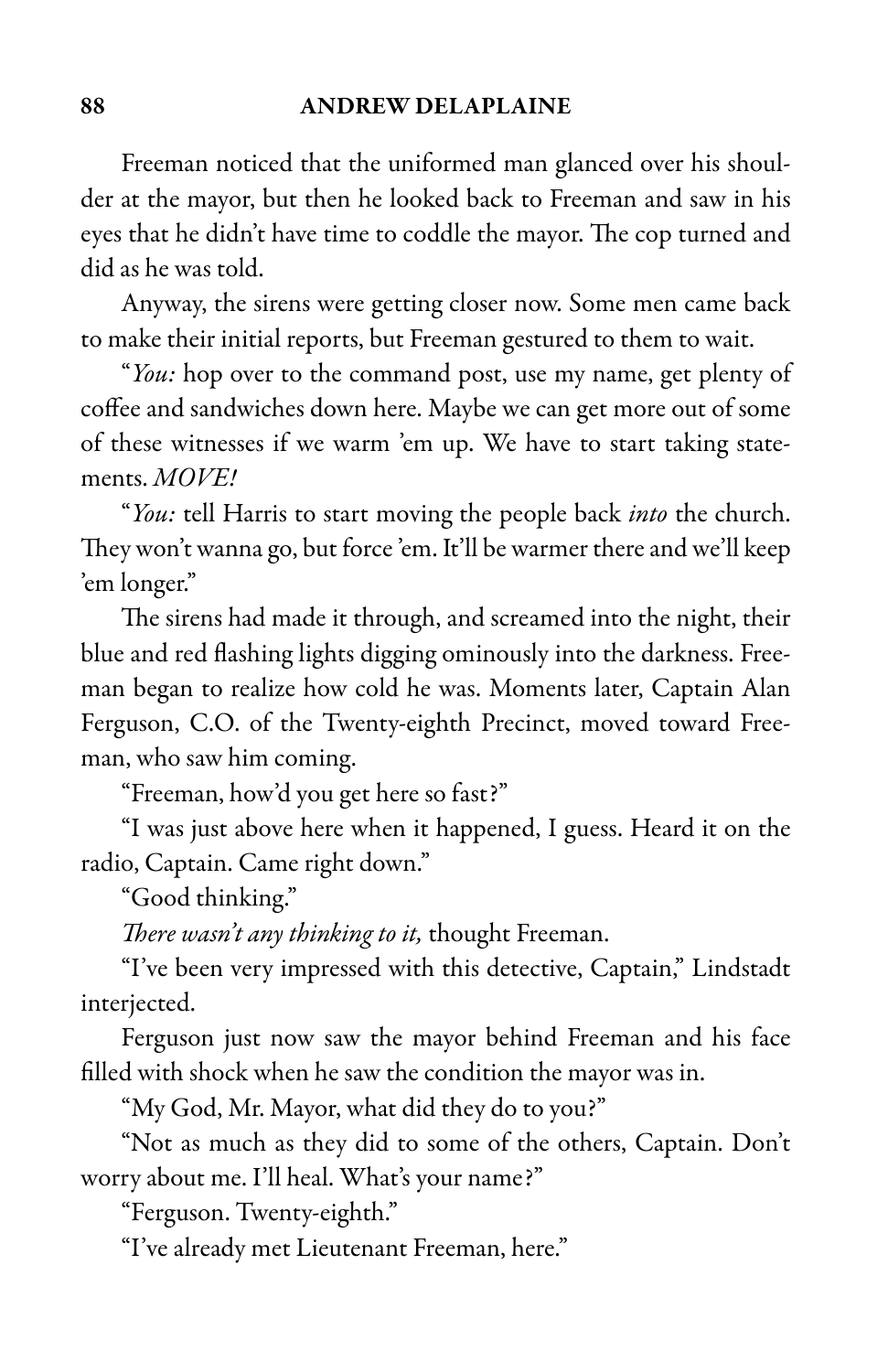Freeman noticed that the uniformed man glanced over his shoulder at the mayor, but then he looked back to Freeman and saw in his eyes that he didn't have time to coddle the mayor. The cop turned and did as he was told.

Anyway, the sirens were getting closer now. Some men came back to make their initial reports, but Freeman gestured to them to wait.

"*You:* hop over to the command post, use my name, get plenty of coffee and sandwiches down here. Maybe we can get more out of some of these witnesses if we warm 'em up. We have to start taking statements. *MOVE!*

"*You:* tell Harris to start moving the people back *into* the church. They won't wanna go, but force 'em. It'll be warmer there and we'll keep 'em longer."

The sirens had made it through, and screamed into the night, their blue and red flashing lights digging ominously into the darkness. Freeman began to realize how cold he was. Moments later, Captain Alan Ferguson, C.O. of the Twenty-eighth Precinct, moved toward Freeman, who saw him coming.

"Freeman, how'd you get here so fast?"

"I was just above here when it happened, I guess. Heard it on the radio, Captain. Came right down."

"Good thinking."

*There wasn't any thinking to it,* thought Freeman.

"I've been very impressed with this detective, Captain," Lindstadt interjected.

Ferguson just now saw the mayor behind Freeman and his face filled with shock when he saw the condition the mayor was in.

"My God, Mr. Mayor, what did they do to you?"

"Not as much as they did to some of the others, Captain. Don't worry about me. I'll heal. What's your name?"

"Ferguson. Twenty-eighth."

"I've already met Lieutenant Freeman, here."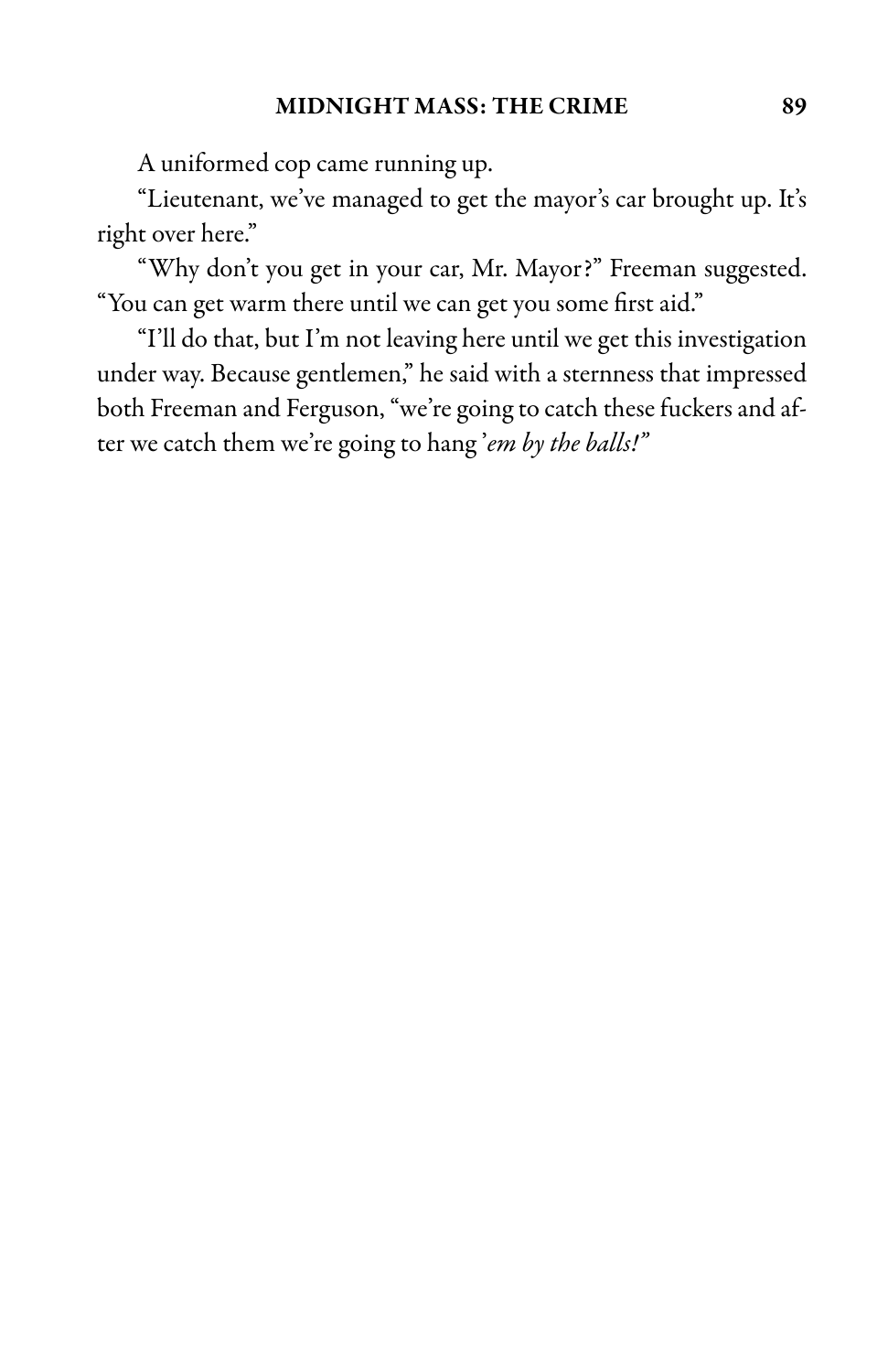A uniformed cop came running up.

"Lieutenant, we've managed to get the mayor's car brought up. It's right over here."

"Why don't you get in your car, Mr. Mayor?" Freeman suggested. "You can get warm there until we can get you some first aid."

"I'll do that, but I'm not leaving here until we get this investigation under way. Because gentlemen," he said with a sternness that impressed both Freeman and Ferguson, "we're going to catch these fuckers and after we catch them we're going to hang '*em by the balls!*"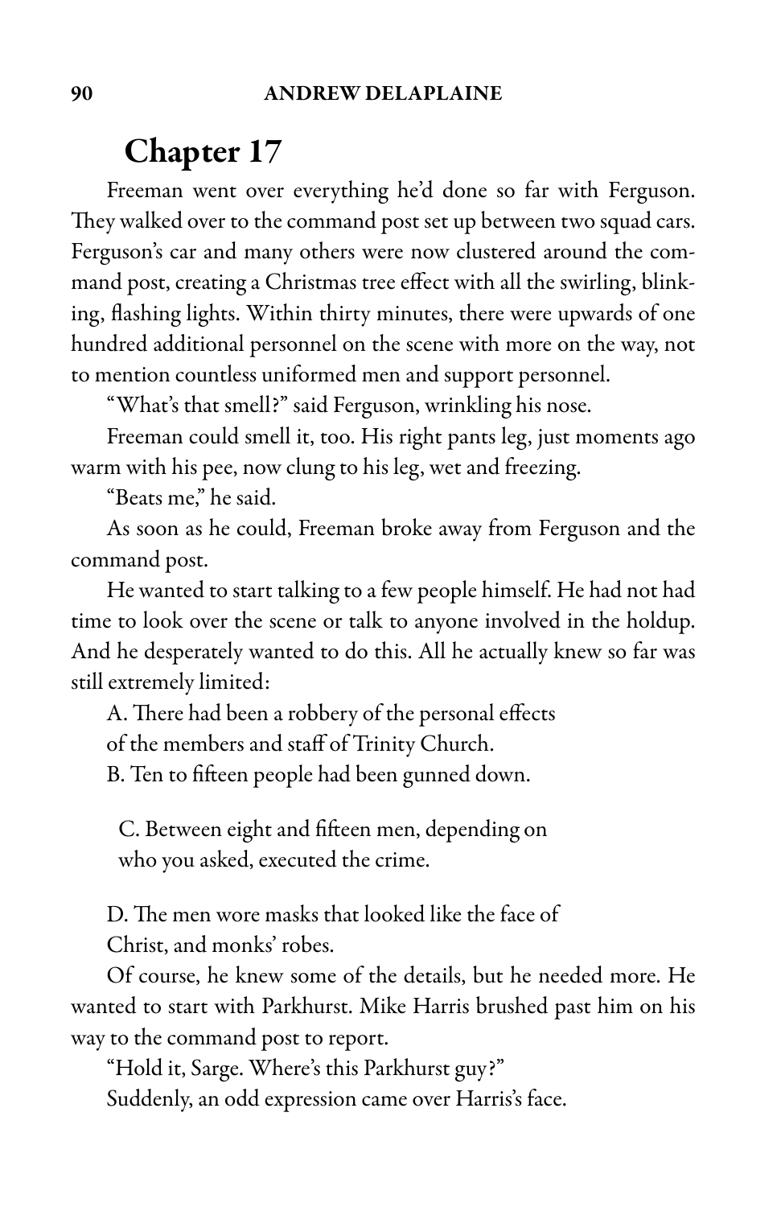# Chapter 17

Freeman went over everything he'd done so far with Ferguson. They walked over to the command post set up between two squad cars. Ferguson's car and many others were now clustered around the command post, creating a Christmas tree effect with all the swirling, blinking, flashing lights. Within thirty minutes, there were upwards of one hundred additional personnel on the scene with more on the way, not to mention countless uniformed men and support personnel.

"What's that smell?" said Ferguson, wrinkling his nose.

Freeman could smell it, too. His right pants leg, just moments ago warm with his pee, now clung to his leg, wet and freezing.

"Beats me," he said.

As soon as he could, Freeman broke away from Ferguson and the command post.

He wanted to start talking to a few people himself. He had not had time to look over the scene or talk to anyone involved in the holdup. And he desperately wanted to do this. All he actually knew so far was still extremely limited:

A. There had been a robbery of the personal effects of the members and staff of Trinity Church.

B. Ten to fifteen people had been gunned down.

C. Between eight and fifteen men, depending on who you asked, executed the crime.

D. The men wore masks that looked like the face of Christ, and monks' robes.

Of course, he knew some of the details, but he needed more. He wanted to start with Parkhurst. Mike Harris brushed past him on his way to the command post to report.

"Hold it, Sarge. Where's this Parkhurst guy?"

Suddenly, an odd expression came over Harris's face.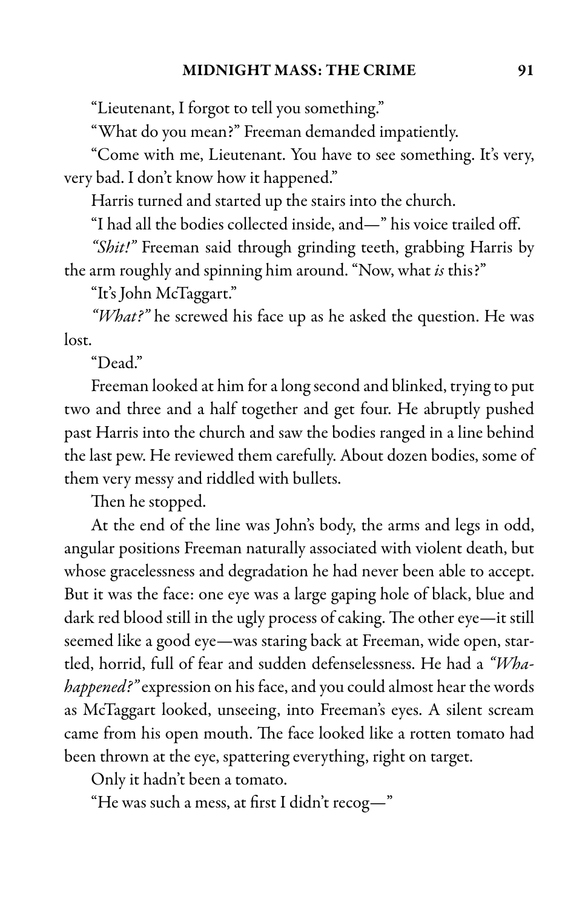"Lieutenant, I forgot to tell you something."

"What do you mean?" Freeman demanded impatiently.

"Come with me, Lieutenant. You have to see something. It's very, very bad. I don't know how it happened."

Harris turned and started up the stairs into the church.

"I had all the bodies collected inside, and—" his voice trailed off.

*"Shit!"* Freeman said through grinding teeth, grabbing Harris by the arm roughly and spinning him around. "Now, what *is* this?"

"It's John McTaggart."

*"What?"* he screwed his face up as he asked the question. He was lost.

"Dead."

Freeman looked at him for a long second and blinked, trying to put two and three and a half together and get four. He abruptly pushed past Harris into the church and saw the bodies ranged in a line behind the last pew. He reviewed them carefully. About dozen bodies, some of them very messy and riddled with bullets.

Then he stopped.

At the end of the line was John's body, the arms and legs in odd, angular positions Freeman naturally associated with violent death, but whose gracelessness and degradation he had never been able to accept. But it was the face: one eye was a large gaping hole of black, blue and dark red blood still in the ugly process of caking. The other eye—it still seemed like a good eye—was staring back at Freeman, wide open, startled, horrid, full of fear and sudden defenselessness. He had a *"Wha-happened?"* expression on his face, and you could almost hear the words as McTaggart looked, unseeing, into Freeman's eyes. A silent scream came from his open mouth. The face looked like a rotten tomato had been thrown at the eye, spattering everything, right on target.

Only it hadn't been a tomato.

"He was such a mess, at first I didn't recog—"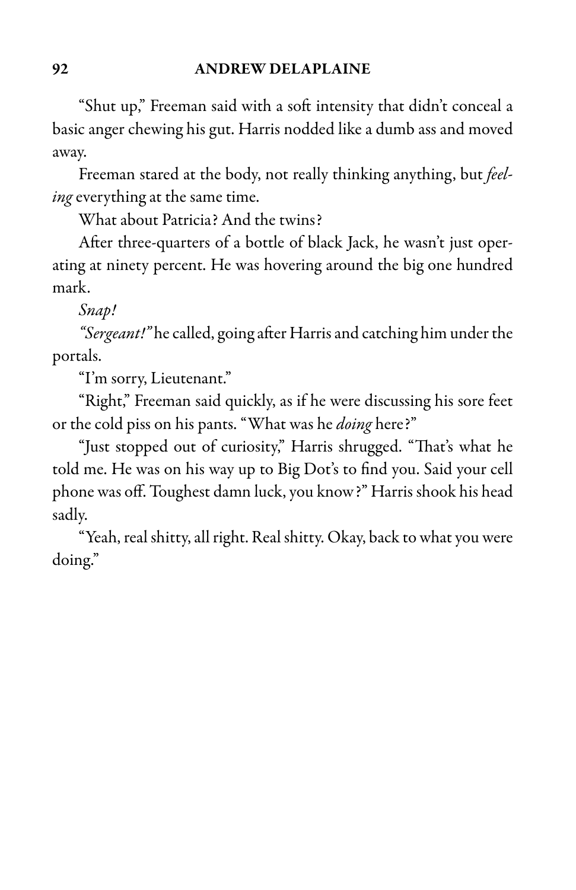"Shut up," Freeman said with a soft intensity that didn't conceal a basic anger chewing his gut. Harris nodded like a dumb ass and moved away.

Freeman stared at the body, not really thinking anything, but *feeling* everything at the same time.

What about Patricia? And the twins?

After three-quarters of a bottle of black Jack, he wasn't just operating at ninety percent. He was hovering around the big one hundred mark.

*Snap!*

*"Sergeant!"* he called, going after Harris and catching him under the portals.

"I'm sorry, Lieutenant."

"Right," Freeman said quickly, as if he were discussing his sore feet or the cold piss on his pants. "What was he *doing* here?"

"Just stopped out of curiosity," Harris shrugged. "That's what he told me. He was on his way up to Big Dot's to find you. Said your cell phone was off. Toughest damn luck, you know?" Harris shook his head sadly.

"Yeah, real shitty, all right. Real shitty. Okay, back to what you were doing."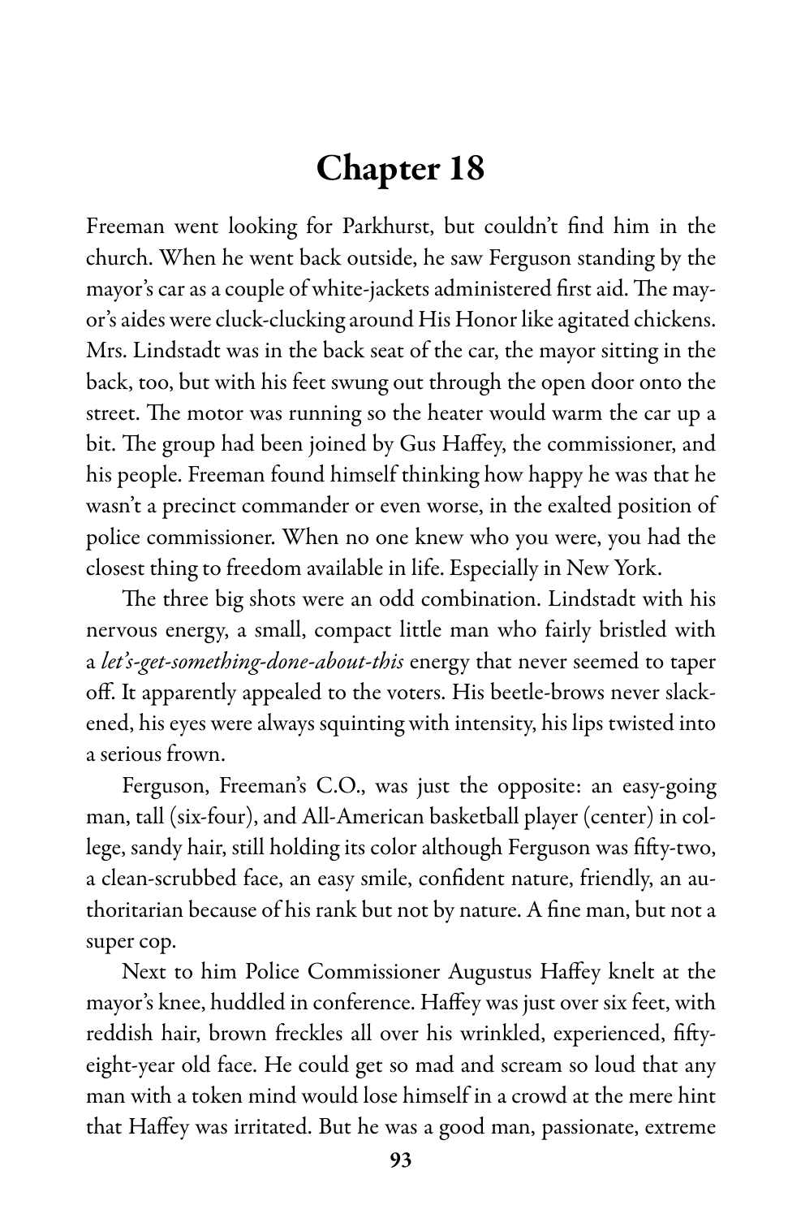# Chapter 18

Freeman went looking for Parkhurst, but couldn't find him in the church. When he went back outside, he saw Ferguson standing by the mayor's car as a couple of white-jackets administered first aid. The mayor's aides were cluck-clucking around His Honor like agitated chickens. Mrs. Lindstadt was in the back seat of the car, the mayor sitting in the back, too, but with his feet swung out through the open door onto the street. The motor was running so the heater would warm the car up a bit. The group had been joined by Gus Haffey, the commissioner, and his people. Freeman found himself thinking how happy he was that he wasn't a precinct commander or even worse, in the exalted position of police commissioner. When no one knew who you were, you had the closest thing to freedom available in life. Especially in New York.

The three big shots were an odd combination. Lindstadt with his nervous energy, a small, compact little man who fairly bristled with a *let's-get-something-done-about-this* energy that never seemed to taper off. It apparently appealed to the voters. His beetle-brows never slackened, his eyes were always squinting with intensity, his lips twisted into a serious frown.

Ferguson, Freeman's C.O., was just the opposite: an easy-going man, tall (six-four), and All-American basketball player (center) in college, sandy hair, still holding its color although Ferguson was fifty-two, a clean-scrubbed face, an easy smile, confident nature, friendly, an authoritarian because of his rank but not by nature. A fine man, but not a super cop.

Next to him Police Commissioner Augustus Haffey knelt at the mayor's knee, huddled in conference. Haffey was just over six feet, with reddish hair, brown freckles all over his wrinkled, experienced, fifty-eight-year old face. He could get so mad and scream so loud that any man with a token mind would lose himself in a crowd at the mere hint that Haffey was irritated. But he was a good man, passionate, extreme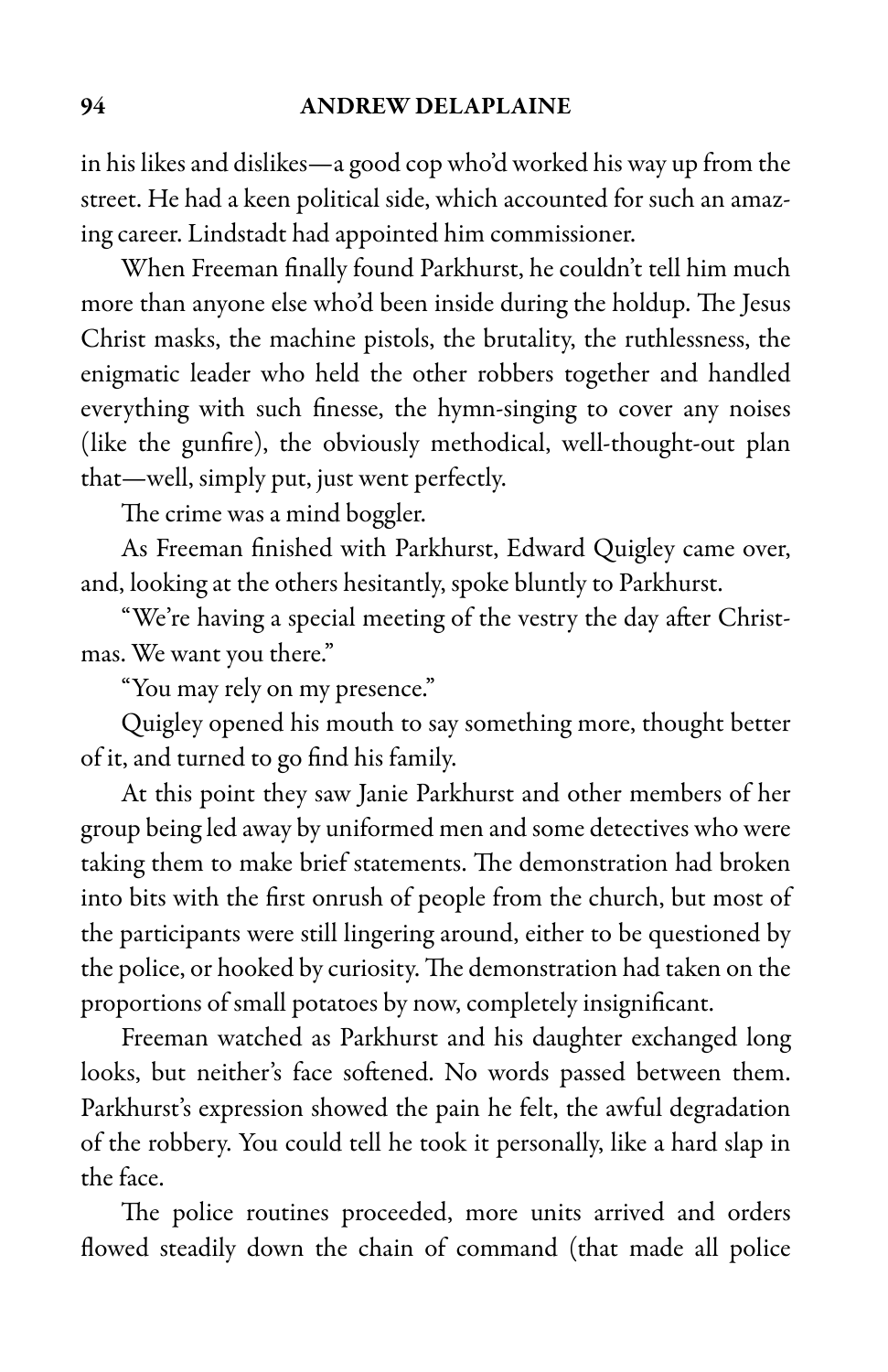in his likes and dislikes—a good cop who'd worked his way up from the street. He had a keen political side, which accounted for such an amazing career. Lindstadt had appointed him commissioner.

When Freeman finally found Parkhurst, he couldn't tell him much more than anyone else who'd been inside during the holdup. The Jesus Christ masks, the machine pistols, the brutality, the ruthlessness, the enigmatic leader who held the other robbers together and handled everything with such finesse, the hymn-singing to cover any noises (like the gunfire), the obviously methodical, well-thought-out plan that—well, simply put, just went perfectly.

The crime was a mind boggler.

As Freeman finished with Parkhurst, Edward Quigley came over, and, looking at the others hesitantly, spoke bluntly to Parkhurst.

"We're having a special meeting of the vestry the day after Christmas. We want you there."

"You may rely on my presence."

Quigley opened his mouth to say something more, thought better of it, and turned to go find his family.

At this point they saw Janie Parkhurst and other members of her group being led away by uniformed men and some detectives who were taking them to make brief statements. The demonstration had broken into bits with the first onrush of people from the church, but most of the participants were still lingering around, either to be questioned by the police, or hooked by curiosity. The demonstration had taken on the proportions of small potatoes by now, completely insignificant.

Freeman watched as Parkhurst and his daughter exchanged long looks, but neither's face softened. No words passed between them. Parkhurst's expression showed the pain he felt, the awful degradation of the robbery. You could tell he took it personally, like a hard slap in the face.

The police routines proceeded, more units arrived and orders flowed steadily down the chain of command (that made all police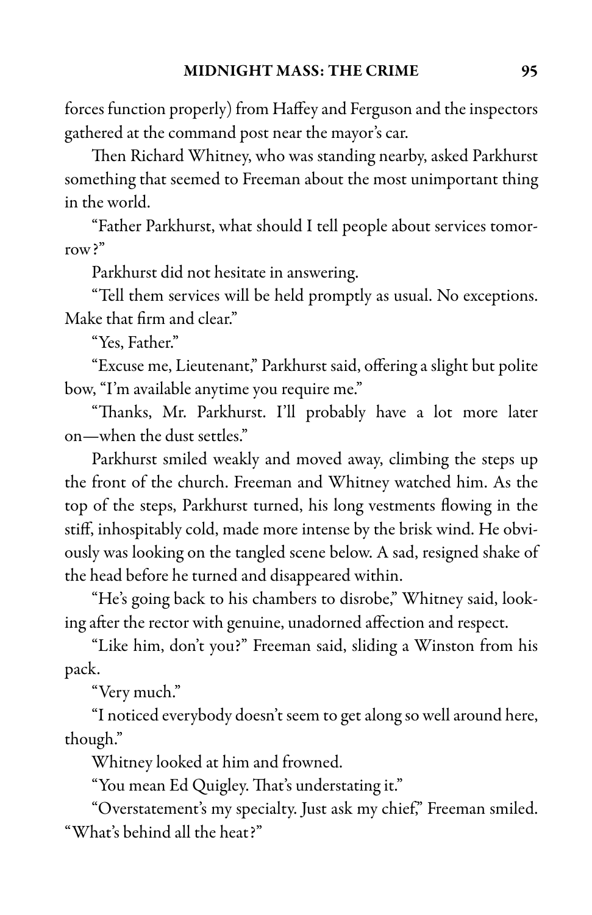forces function properly) from Haffey and Ferguson and the inspectors gathered at the command post near the mayor's car.

Then Richard Whitney, who was standing nearby, asked Parkhurst something that seemed to Freeman about the most unimportant thing in the world.

"Father Parkhurst, what should I tell people about services tomorrow?"

Parkhurst did not hesitate in answering.

"Tell them services will be held promptly as usual. No exceptions. Make that firm and clear."

"Yes, Father."

"Excuse me, Lieutenant," Parkhurst said, offering a slight but polite bow, "I'm available anytime you require me."

"Thanks, Mr. Parkhurst. I'll probably have a lot more later on—when the dust settles."

Parkhurst smiled weakly and moved away, climbing the steps up the front of the church. Freeman and Whitney watched him. As the top of the steps, Parkhurst turned, his long vestments flowing in the stiff, inhospitably cold, made more intense by the brisk wind. He obviously was looking on the tangled scene below. A sad, resigned shake of the head before he turned and disappeared within.

"He's going back to his chambers to disrobe," Whitney said, looking after the rector with genuine, unadorned affection and respect.

"Like him, don't you?" Freeman said, sliding a Winston from his pack.

"Very much."

"I noticed everybody doesn't seem to get along so well around here, though."

Whitney looked at him and frowned.

"You mean Ed Quigley. That's understating it."

"Overstatement's my specialty. Just ask my chief," Freeman smiled. "What's behind all the heat?"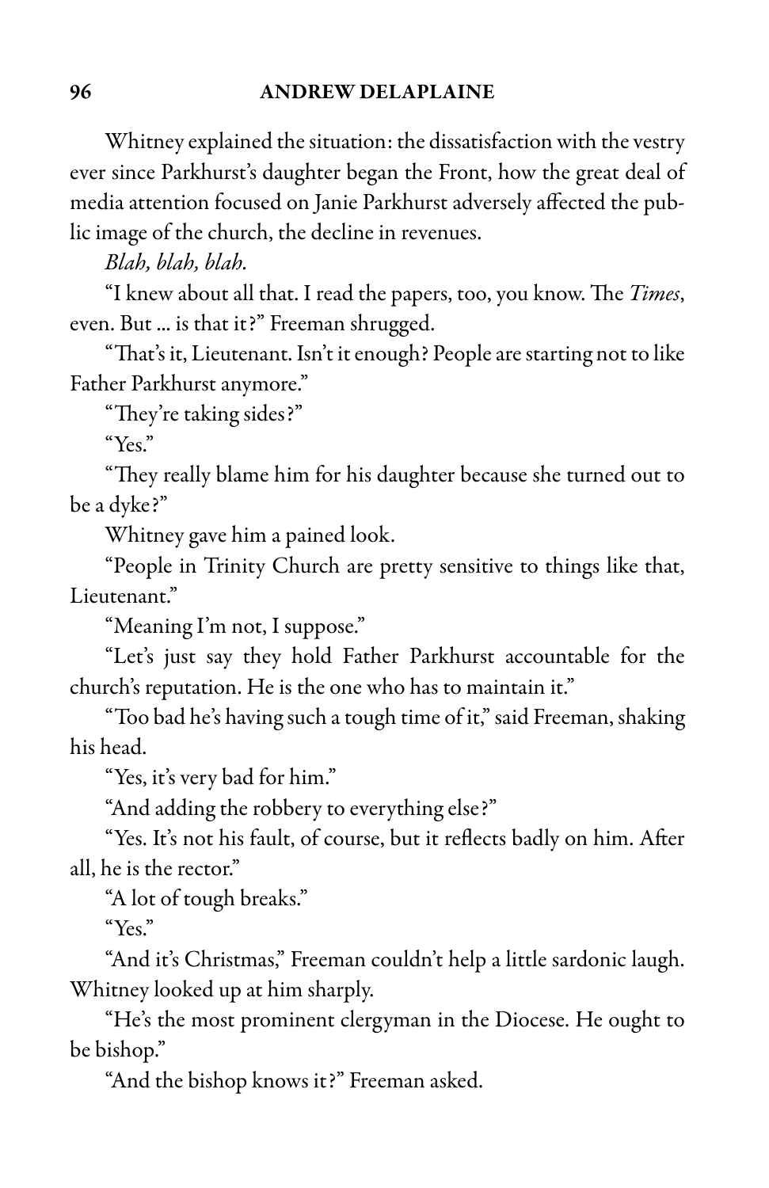Whitney explained the situation: the dissatisfaction with the vestry ever since Parkhurst's daughter began the Front, how the great deal of media attention focused on Janie Parkhurst adversely affected the public image of the church, the decline in revenues.

*Blah, blah, blah.*

"I knew about all that. I read the papers, too, you know. The *Times*, even. But ... is that it?" Freeman shrugged.

"That's it, Lieutenant. Isn't it enough? People are starting not to like Father Parkhurst anymore."

"They're taking sides?"

"Yes."

"They really blame him for his daughter because she turned out to be a dyke?"

Whitney gave him a pained look.

"People in Trinity Church are pretty sensitive to things like that, Lieutenant."

"Meaning I'm not, I suppose."

"Let's just say they hold Father Parkhurst accountable for the church's reputation. He is the one who has to maintain it."

"Too bad he's having such a tough time of it," said Freeman, shaking his head.

"Yes, it's very bad for him."

"And adding the robbery to everything else?"

"Yes. It's not his fault, of course, but it reflects badly on him. After all, he is the rector."

"A lot of tough breaks."

"Yes."

"And it's Christmas," Freeman couldn't help a little sardonic laugh. Whitney looked up at him sharply.

"He's the most prominent clergyman in the Diocese. He ought to be bishop."

"And the bishop knows it?" Freeman asked.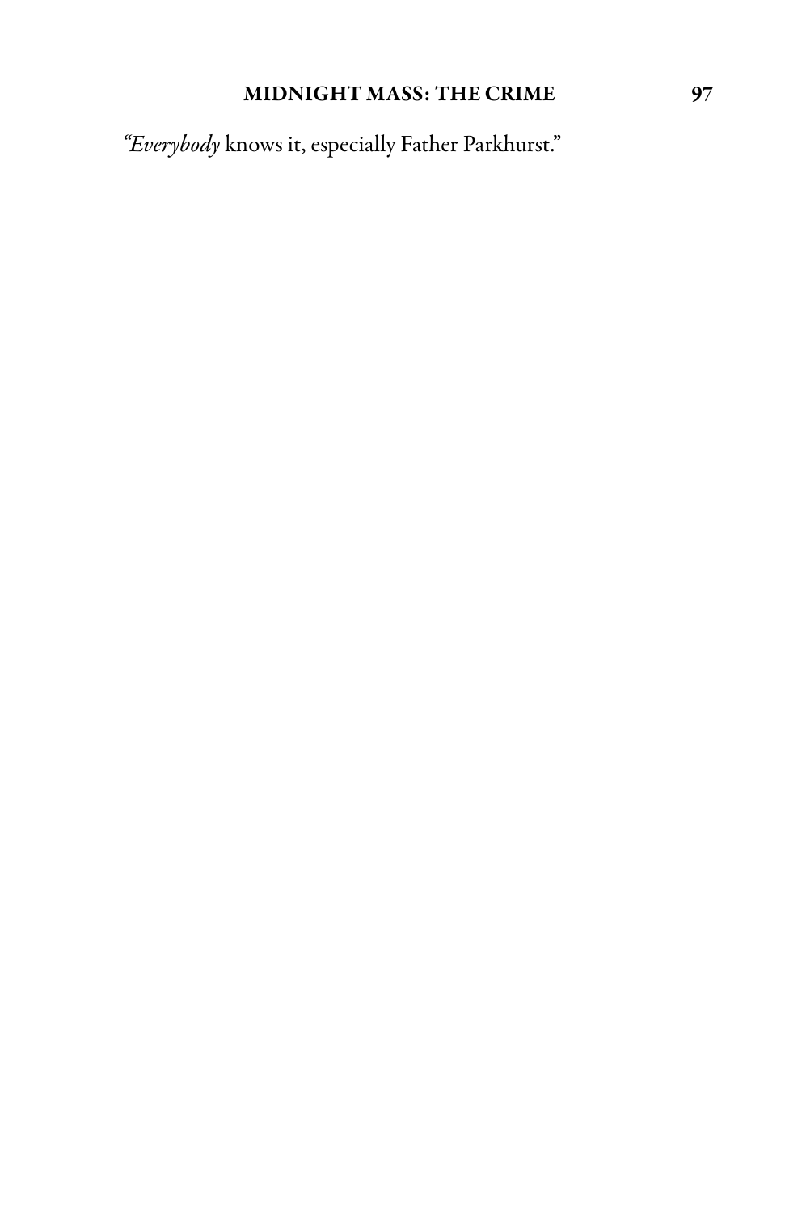“*Everybody* knows it, especially Father Parkhurst.”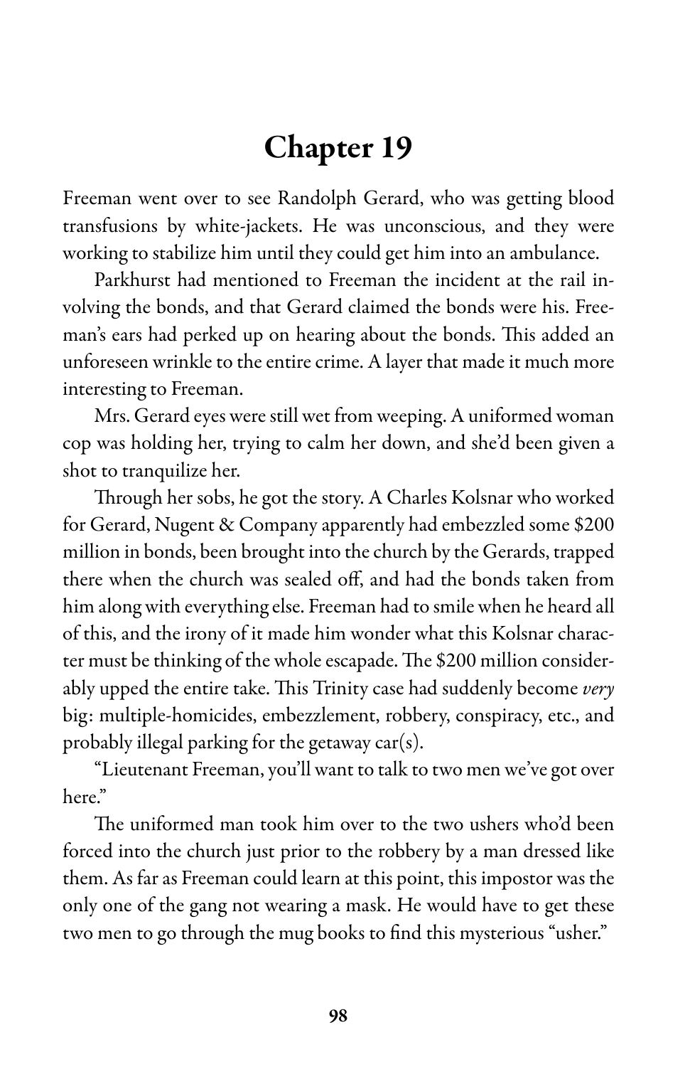# Chapter 19

Freeman went over to see Randolph Gerard, who was getting blood transfusions by white-jackets. He was unconscious, and they were working to stabilize him until they could get him into an ambulance.

Parkhurst had mentioned to Freeman the incident at the rail involving the bonds, and that Gerard claimed the bonds were his. Freeman's ears had perked up on hearing about the bonds. This added an unforeseen wrinkle to the entire crime. A layer that made it much more interesting to Freeman.

Mrs. Gerard eyes were still wet from weeping. A uniformed woman cop was holding her, trying to calm her down, and she'd been given a shot to tranquilize her.

Through her sobs, he got the story. A Charles Kolsnar who worked for Gerard, Nugent & Company apparently had embezzled some $200 million in bonds, been brought into the church by the Gerards, trapped there when the church was sealed off, and had the bonds taken from him along with everything else. Freeman had to smile when he heard all of this, and the irony of it made him wonder what this Kolsnar character must be thinking of the whole escapade. The $200 million considerably upped the entire take. This Trinity case had suddenly become *very* big: multiple-homicides, embezzlement, robbery, conspiracy, etc., and probably illegal parking for the getaway car(s).

"Lieutenant Freeman, you'll want to talk to two men we've got over here."

The uniformed man took him over to the two ushers who'd been forced into the church just prior to the robbery by a man dressed like them. As far as Freeman could learn at this point, this impostor was the only one of the gang not wearing a mask. He would have to get these two men to go through the mug books to find this mysterious "usher."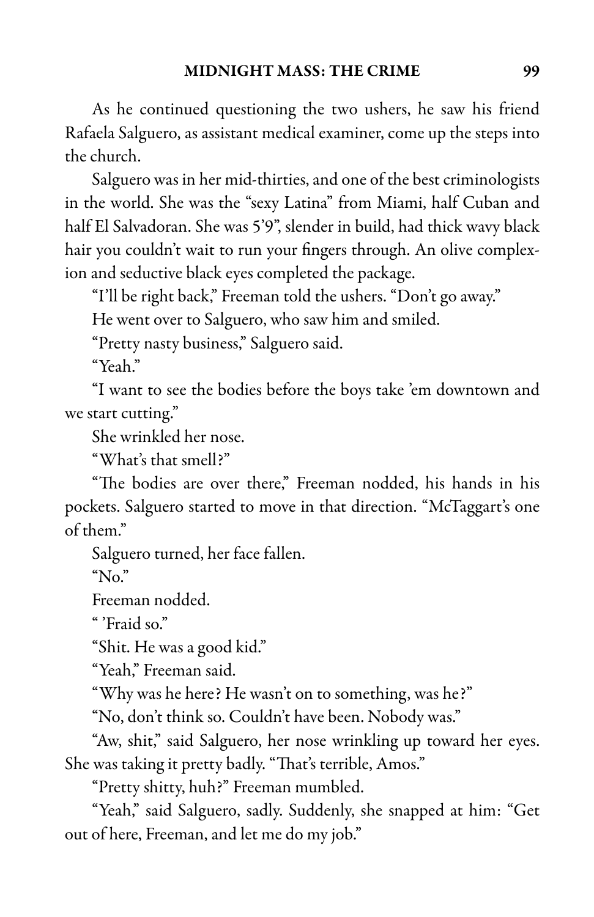As he continued questioning the two ushers, he saw his friend Rafaela Salguero, as assistant medical examiner, come up the steps into the church.

Salguero was in her mid-thirties, and one of the best criminologists in the world. She was the "sexy Latina" from Miami, half Cuban and half El Salvadoran. She was 5'9", slender in build, had thick wavy black hair you couldn't wait to run your fingers through. An olive complexion and seductive black eyes completed the package.

"I'll be right back," Freeman told the ushers. "Don't go away."

He went over to Salguero, who saw him and smiled.

"Pretty nasty business," Salguero said.

"Yeah."

"I want to see the bodies before the boys take 'em downtown and we start cutting."

She wrinkled her nose.

"What's that smell?"

"The bodies are over there," Freeman nodded, his hands in his pockets. Salguero started to move in that direction. "McTaggart's one of them."

Salguero turned, her face fallen.

"No."

Freeman nodded.

" 'Fraid so."

"Shit. He was a good kid."

"Yeah," Freeman said.

"Why was he here? He wasn't on to something, was he?"

"No, don't think so. Couldn't have been. Nobody was."

"Aw, shit," said Salguero, her nose wrinkling up toward her eyes. She was taking it pretty badly. "That's terrible, Amos."

"Pretty shitty, huh?" Freeman mumbled.

"Yeah," said Salguero, sadly. Suddenly, she snapped at him: "Get out of here, Freeman, and let me do my job."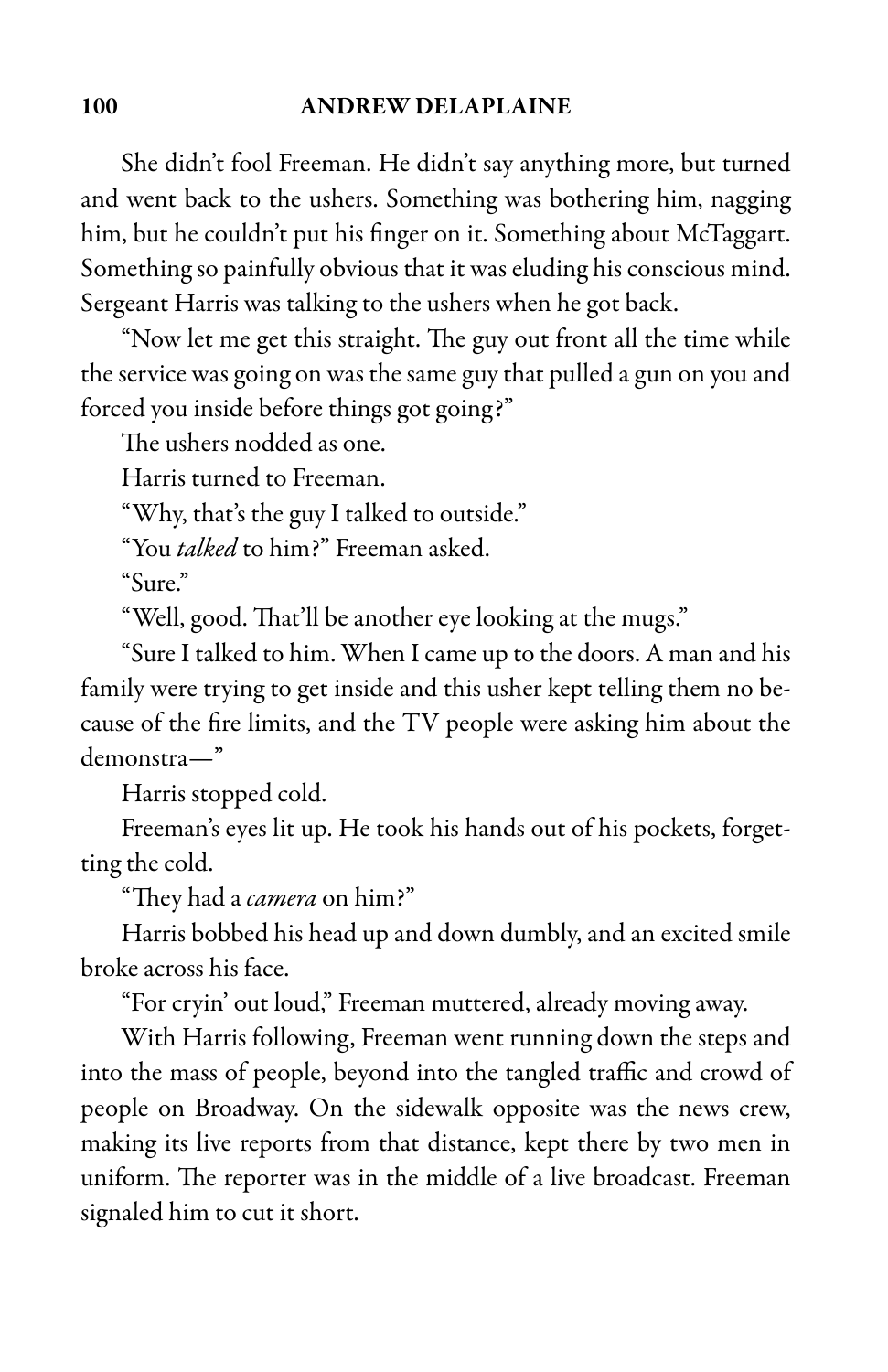She didn't fool Freeman. He didn't say anything more, but turned and went back to the ushers. Something was bothering him, nagging him, but he couldn't put his finger on it. Something about McTaggart. Something so painfully obvious that it was eluding his conscious mind. Sergeant Harris was talking to the ushers when he got back.

"Now let me get this straight. The guy out front all the time while the service was going on was the same guy that pulled a gun on you and forced you inside before things got going?"

The ushers nodded as one.

Harris turned to Freeman.

"Why, that's the guy I talked to outside."

"You *talked* to him?" Freeman asked.

"Sure."

"Well, good. That'll be another eye looking at the mugs."

"Sure I talked to him. When I came up to the doors. A man and his family were trying to get inside and this usher kept telling them no because of the fire limits, and the TV people were asking him about the demonstra—"

Harris stopped cold.

Freeman's eyes lit up. He took his hands out of his pockets, forgetting the cold.

"They had a *camera* on him?"

Harris bobbed his head up and down dumbly, and an excited smile broke across his face.

"For cryin' out loud," Freeman muttered, already moving away.

With Harris following, Freeman went running down the steps and into the mass of people, beyond into the tangled traffic and crowd of people on Broadway. On the sidewalk opposite was the news crew, making its live reports from that distance, kept there by two men in uniform. The reporter was in the middle of a live broadcast. Freeman signaled him to cut it short.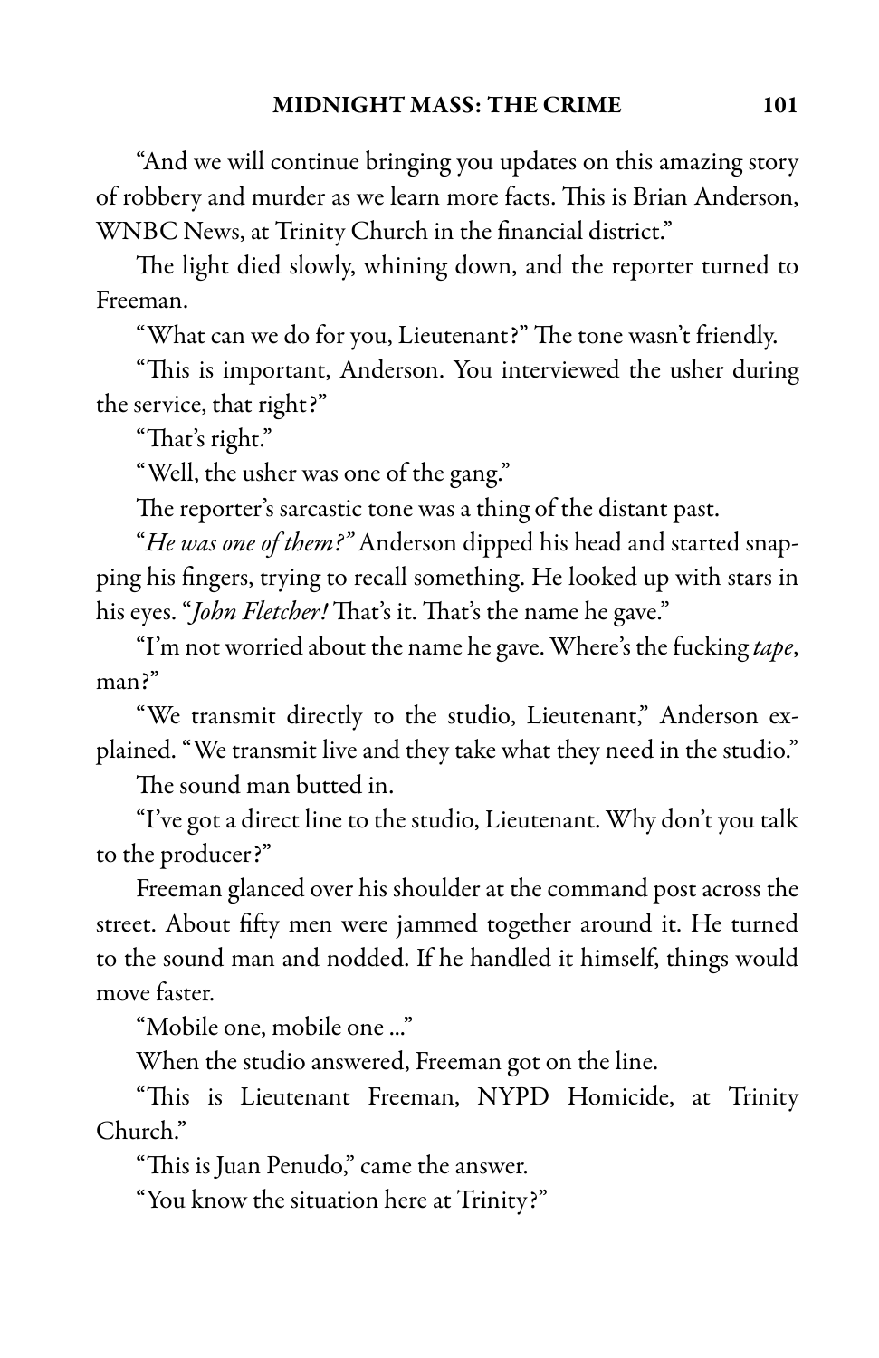"And we will continue bringing you updates on this amazing story of robbery and murder as we learn more facts. This is Brian Anderson, WNBC News, at Trinity Church in the financial district."

The light died slowly, whining down, and the reporter turned to Freeman.

"What can we do for you, Lieutenant?" The tone wasn't friendly.

"This is important, Anderson. You interviewed the usher during the service, that right?"

"That's right."

"Well, the usher was one of the gang."

The reporter's sarcastic tone was a thing of the distant past.

"*He was one of them?*" Anderson dipped his head and started snapping his fingers, trying to recall something. He looked up with stars in his eyes. "*John Fletcher!* That's it. That's the name he gave."

"I'm not worried about the name he gave. Where's the fucking *tape*, man?"

"We transmit directly to the studio, Lieutenant," Anderson explained. "We transmit live and they take what they need in the studio."

The sound man butted in.

"I've got a direct line to the studio, Lieutenant. Why don't you talk to the producer?"

Freeman glanced over his shoulder at the command post across the street. About fifty men were jammed together around it. He turned to the sound man and nodded. If he handled it himself, things would move faster.

"Mobile one, mobile one ..."

When the studio answered, Freeman got on the line.

"This is Lieutenant Freeman, NYPD Homicide, at Trinity Church."

"This is Juan Penudo," came the answer.

"You know the situation here at Trinity?"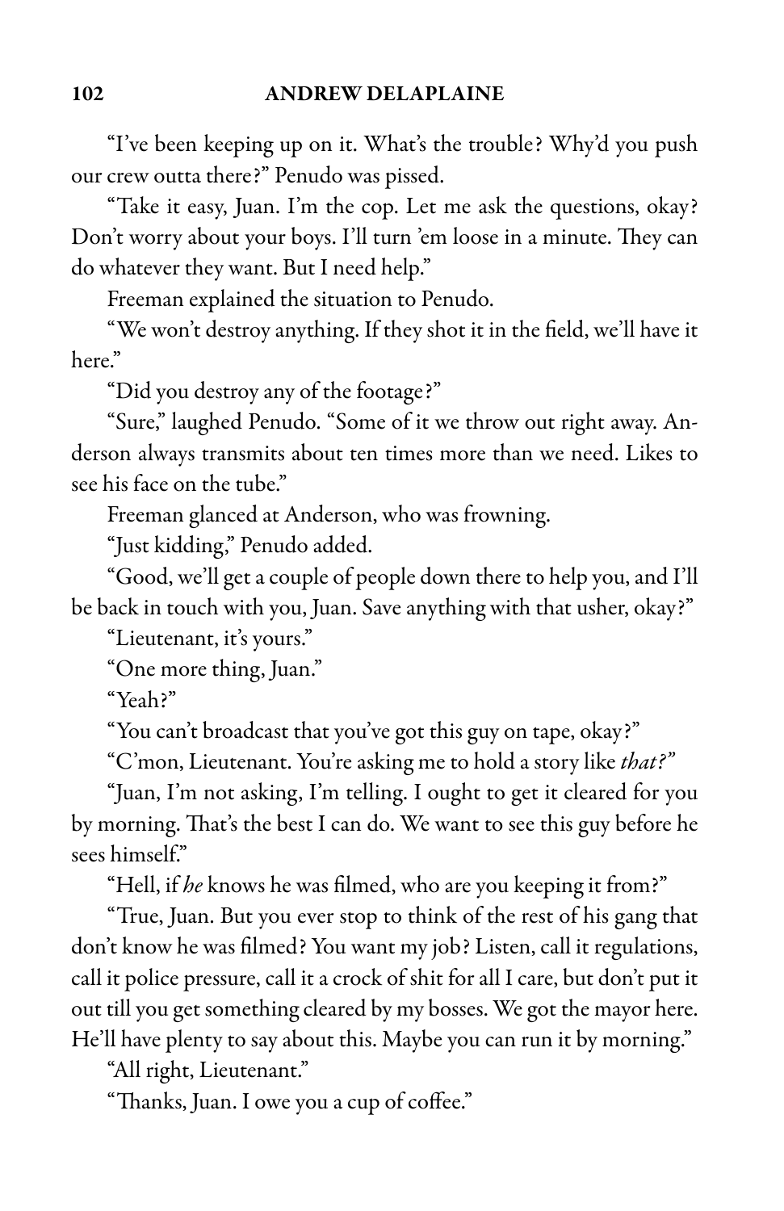"I've been keeping up on it. What's the trouble? Why'd you push our crew outta there?" Penudo was pissed.

"Take it easy, Juan. I'm the cop. Let me ask the questions, okay? Don't worry about your boys. I'll turn 'em loose in a minute. They can do whatever they want. But I need help."

Freeman explained the situation to Penudo.

"We won't destroy anything. If they shot it in the field, we'll have it here."

"Did you destroy any of the footage?"

"Sure," laughed Penudo. "Some of it we throw out right away. Anderson always transmits about ten times more than we need. Likes to see his face on the tube."

Freeman glanced at Anderson, who was frowning.

"Just kidding," Penudo added.

"Good, we'll get a couple of people down there to help you, and I'll be back in touch with you, Juan. Save anything with that usher, okay?"

"Lieutenant, it's yours."

"One more thing, Juan."

"Yeah?"

"You can't broadcast that you've got this guy on tape, okay?"

"C'mon, Lieutenant. You're asking me to hold a story like *that?*"

"Juan, I'm not asking, I'm telling. I ought to get it cleared for you by morning. That's the best I can do. We want to see this guy before he sees himself."

"Hell, if *he* knows he was filmed, who are you keeping it from?"

"True, Juan. But you ever stop to think of the rest of his gang that don't know he was filmed? You want my job? Listen, call it regulations, call it police pressure, call it a crock of shit for all I care, but don't put it out till you get something cleared by my bosses. We got the mayor here. He'll have plenty to say about this. Maybe you can run it by morning."

"All right, Lieutenant."

"Thanks, Juan. I owe you a cup of coffee."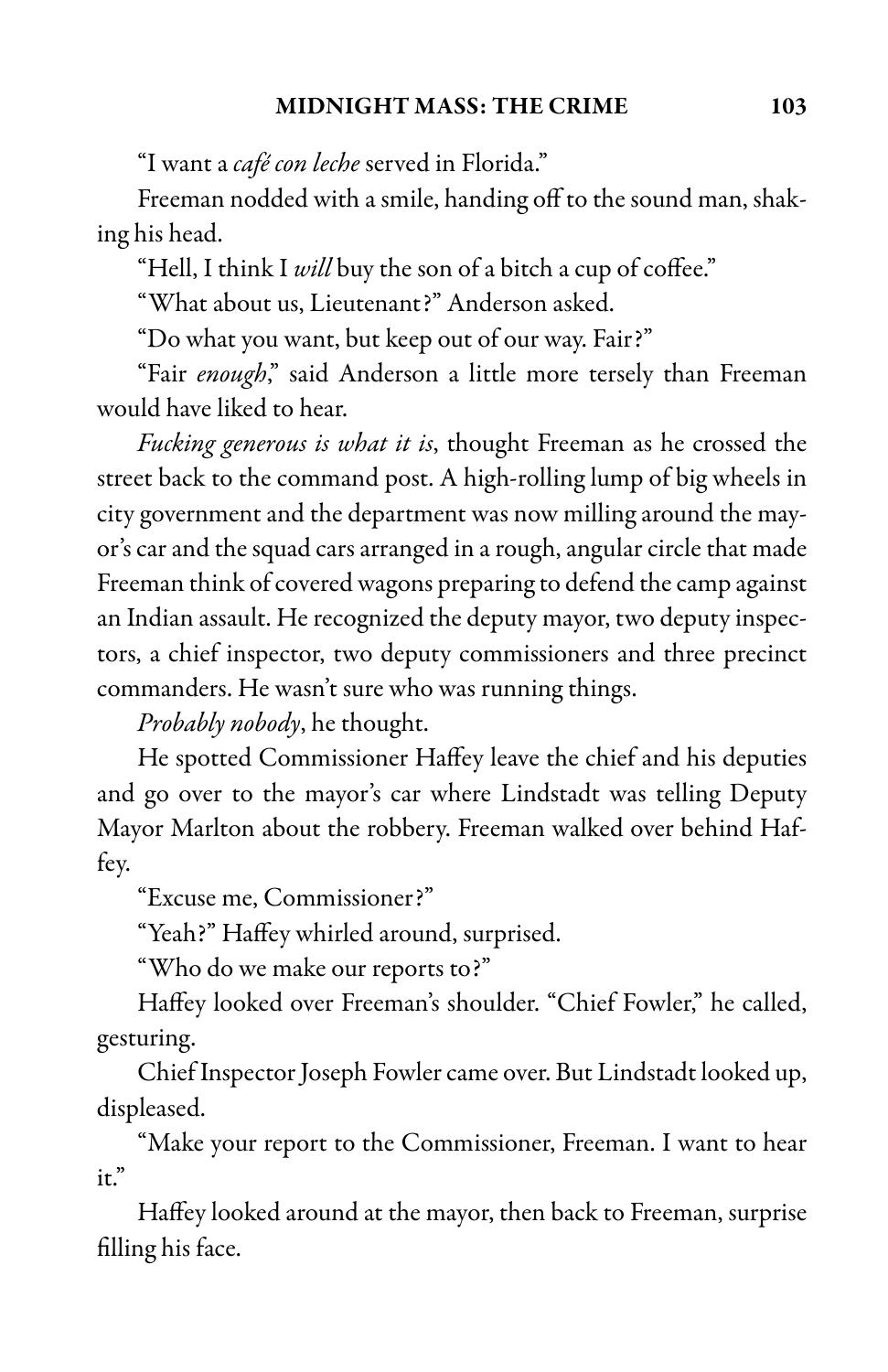"I want a *café con leche* served in Florida."

Freeman nodded with a smile, handing off to the sound man, shaking his head.

"Hell, I think I *will* buy the son of a bitch a cup of coffee."

"What about us, Lieutenant?" Anderson asked.

"Do what you want, but keep out of our way. Fair?"

"Fair *enough*," said Anderson a little more tersely than Freeman would have liked to hear.

*Fucking generous is what it is*, thought Freeman as he crossed the street back to the command post. A high-rolling lump of big wheels in city government and the department was now milling around the mayor's car and the squad cars arranged in a rough, angular circle that made Freeman think of covered wagons preparing to defend the camp against an Indian assault. He recognized the deputy mayor, two deputy inspectors, a chief inspector, two deputy commissioners and three precinct commanders. He wasn't sure who was running things.

*Probably nobody*, he thought.

He spotted Commissioner Haffey leave the chief and his deputies and go over to the mayor's car where Lindstadt was telling Deputy Mayor Marlton about the robbery. Freeman walked over behind Haffey.

"Excuse me, Commissioner?"

"Yeah?" Haffey whirled around, surprised.

"Who do we make our reports to?"

Haffey looked over Freeman's shoulder. "Chief Fowler," he called, gesturing.

Chief Inspector Joseph Fowler came over. But Lindstadt looked up, displeased.

"Make your report to the Commissioner, Freeman. I want to hear it."

Haffey looked around at the mayor, then back to Freeman, surprise filling his face.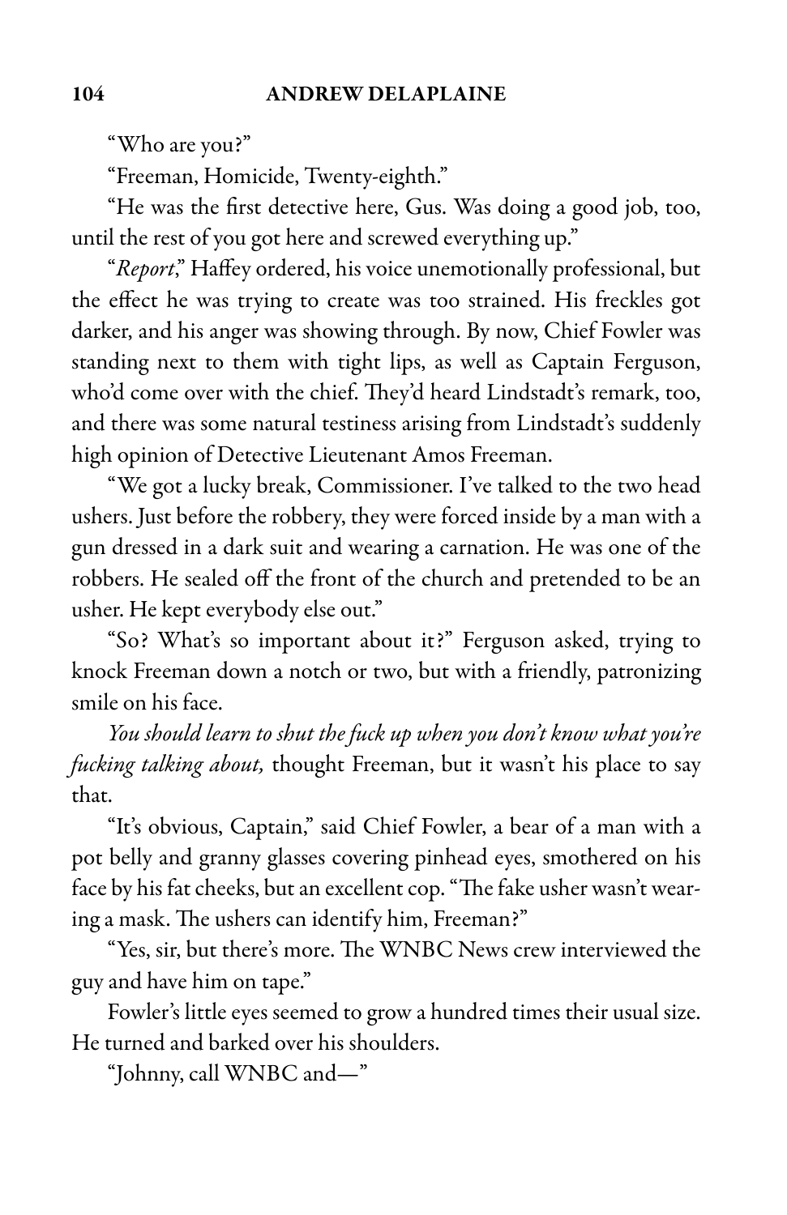"Who are you?"

"Freeman, Homicide, Twenty-eighth."

"He was the first detective here, Gus. Was doing a good job, too, until the rest of you got here and screwed everything up."

"*Report*," Haffey ordered, his voice unemotionally professional, but the effect he was trying to create was too strained. His freckles got darker, and his anger was showing through. By now, Chief Fowler was standing next to them with tight lips, as well as Captain Ferguson, who'd come over with the chief. They'd heard Lindstadt's remark, too, and there was some natural testiness arising from Lindstadt's suddenly high opinion of Detective Lieutenant Amos Freeman.

"We got a lucky break, Commissioner. I've talked to the two head ushers. Just before the robbery, they were forced inside by a man with a gun dressed in a dark suit and wearing a carnation. He was one of the robbers. He sealed off the front of the church and pretended to be an usher. He kept everybody else out."

"So? What's so important about it?" Ferguson asked, trying to knock Freeman down a notch or two, but with a friendly, patronizing smile on his face.

*You should learn to shut the fuck up when you don't know what you're fucking talking about,* thought Freeman, but it wasn't his place to say that.

"It's obvious, Captain," said Chief Fowler, a bear of a man with a pot belly and granny glasses covering pinhead eyes, smothered on his face by his fat cheeks, but an excellent cop. "The fake usher wasn't wearing a mask. The ushers can identify him, Freeman?"

"Yes, sir, but there's more. The WNBC News crew interviewed the guy and have him on tape."

Fowler's little eyes seemed to grow a hundred times their usual size. He turned and barked over his shoulders.

"Johnny, call WNBC and—"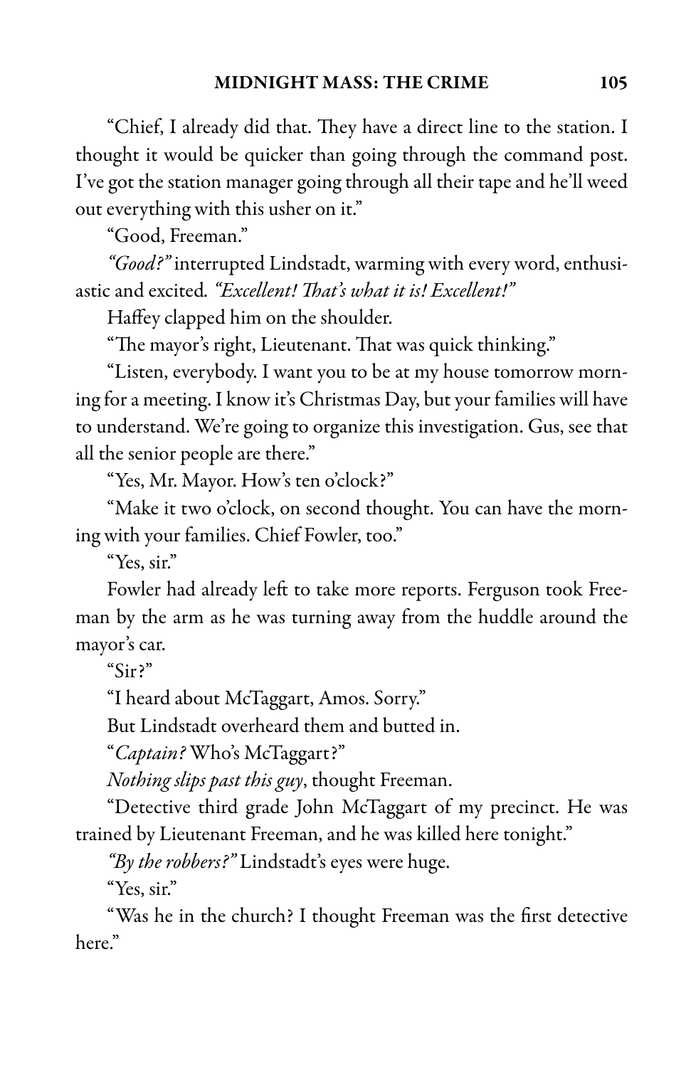"Chief, I already did that. They have a direct line to the station. I thought it would be quicker than going through the command post. I've got the station manager going through all their tape and he'll weed out everything with this usher on it."

"Good, Freeman."

*"Good?"* interrupted Lindstadt, warming with every word, enthusiastic and excited. *"Excellent! That's what it is! Excellent!"*

Haffey clapped him on the shoulder.

"The mayor's right, Lieutenant. That was quick thinking."

"Listen, everybody. I want you to be at my house tomorrow morning for a meeting. I know it's Christmas Day, but your families will have to understand. We're going to organize this investigation. Gus, see that all the senior people are there."

"Yes, Mr. Mayor. How's ten o'clock?"

"Make it two o'clock, on second thought. You can have the morning with your families. Chief Fowler, too."

"Yes, sir."

Fowler had already left to take more reports. Ferguson took Freeman by the arm as he was turning away from the huddle around the mayor's car.

"Sir?"

"I heard about McTaggart, Amos. Sorry."

But Lindstadt overheard them and butted in.

"*Captain?* Who's McTaggart?"

*Nothing slips past this guy*, thought Freeman.

"Detective third grade John McTaggart of my precinct. He was trained by Lieutenant Freeman, and he was killed here tonight."

*"By the robbers?"* Lindstadt's eyes were huge.

"Yes, sir."

"Was he in the church? I thought Freeman was the first detective here."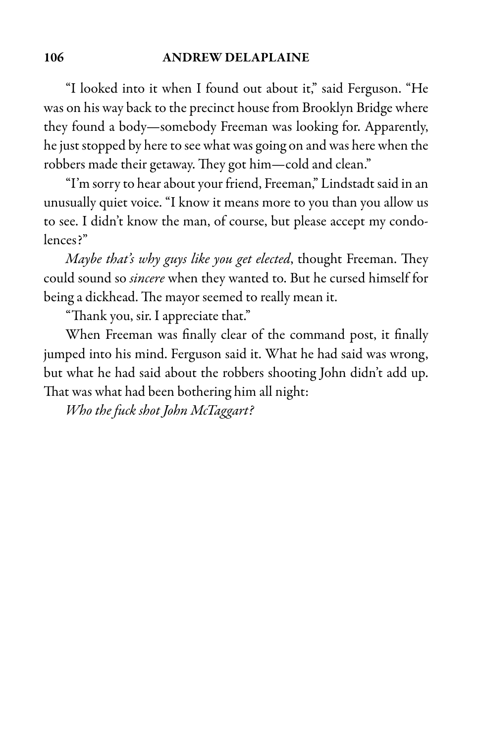"I looked into it when I found out about it," said Ferguson. "He was on his way back to the precinct house from Brooklyn Bridge where they found a body—somebody Freeman was looking for. Apparently, he just stopped by here to see what was going on and was here when the robbers made their getaway. They got him—cold and clean."

"I'm sorry to hear about your friend, Freeman," Lindstadt said in an unusually quiet voice. "I know it means more to you than you allow us to see. I didn't know the man, of course, but please accept my condolences?"

*Maybe that's why guys like you get elected*, thought Freeman. They could sound so *sincere* when they wanted to. But he cursed himself for being a dickhead. The mayor seemed to really mean it.

"Thank you, sir. I appreciate that."

When Freeman was finally clear of the command post, it finally jumped into his mind. Ferguson said it. What he had said was wrong, but what he had said about the robbers shooting John didn't add up. That was what had been bothering him all night:

*Who the fuck shot John McTaggart?*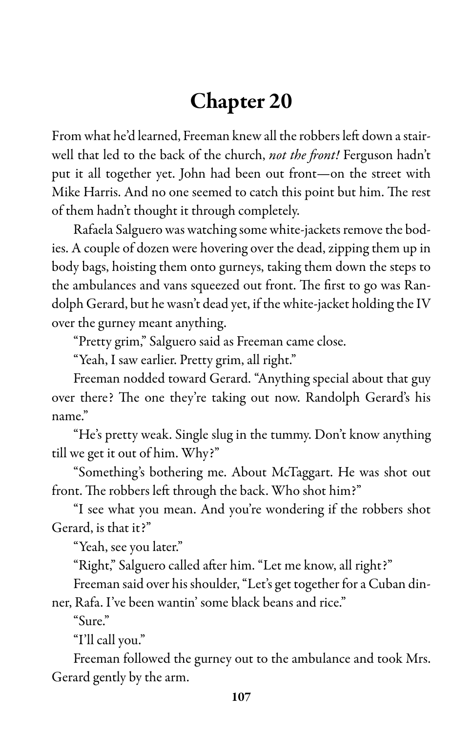# Chapter 20

From what he'd learned, Freeman knew all the robbers left down a stairwell that led to the back of the church, *not the front!* Ferguson hadn't put it all together yet. John had been out front—on the street with Mike Harris. And no one seemed to catch this point but him. The rest of them hadn't thought it through completely.

Rafaela Salguero was watching some white-jackets remove the bodies. A couple of dozen were hovering over the dead, zipping them up in body bags, hoisting them onto gurneys, taking them down the steps to the ambulances and vans squeezed out front. The first to go was Randolph Gerard, but he wasn't dead yet, if the white-jacket holding the IV over the gurney meant anything.

"Pretty grim," Salguero said as Freeman came close.

"Yeah, I saw earlier. Pretty grim, all right."

Freeman nodded toward Gerard. "Anything special about that guy over there? The one they're taking out now. Randolph Gerard's his name."

"He's pretty weak. Single slug in the tummy. Don't know anything till we get it out of him. Why?"

"Something's bothering me. About McTaggart. He was shot out front. The robbers left through the back. Who shot him?"

"I see what you mean. And you're wondering if the robbers shot Gerard, is that it?"

"Yeah, see you later."

"Right," Salguero called after him. "Let me know, all right?"

Freeman said over his shoulder, "Let's get together for a Cuban dinner, Rafa. I've been wantin' some black beans and rice."

"Sure."

"I'll call you."

Freeman followed the gurney out to the ambulance and took Mrs. Gerard gently by the arm.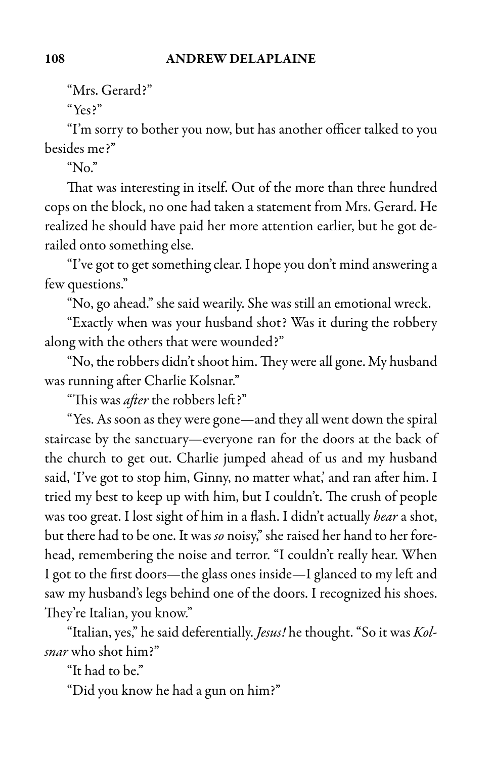"Mrs. Gerard?"

"Yes?"

"I'm sorry to bother you now, but has another officer talked to you besides me?"

"No."

That was interesting in itself. Out of the more than three hundred cops on the block, no one had taken a statement from Mrs. Gerard. He realized he should have paid her more attention earlier, but he got derailed onto something else.

"I've got to get something clear. I hope you don't mind answering a few questions."

"No, go ahead." she said wearily. She was still an emotional wreck.

"Exactly when was your husband shot? Was it during the robbery along with the others that were wounded?"

"No, the robbers didn't shoot him. They were all gone. My husband was running after Charlie Kolsnar."

"This was *after* the robbers left?"

"Yes. As soon as they were gone—and they all went down the spiral staircase by the sanctuary—everyone ran for the doors at the back of the church to get out. Charlie jumped ahead of us and my husband said, 'I've got to stop him, Ginny, no matter what,' and ran after him. I tried my best to keep up with him, but I couldn't. The crush of people was too great. I lost sight of him in a flash. I didn't actually *hear* a shot, but there had to be one. It was *so* noisy," she raised her hand to her forehead, remembering the noise and terror. "I couldn't really hear. When I got to the first doors—the glass ones inside—I glanced to my left and saw my husband's legs behind one of the doors. I recognized his shoes. They're Italian, you know."

"Italian, yes," he said deferentially. *Jesus!* he thought. "So it was *Kolsnar* who shot him?"

"It had to be."

"Did you know he had a gun on him?"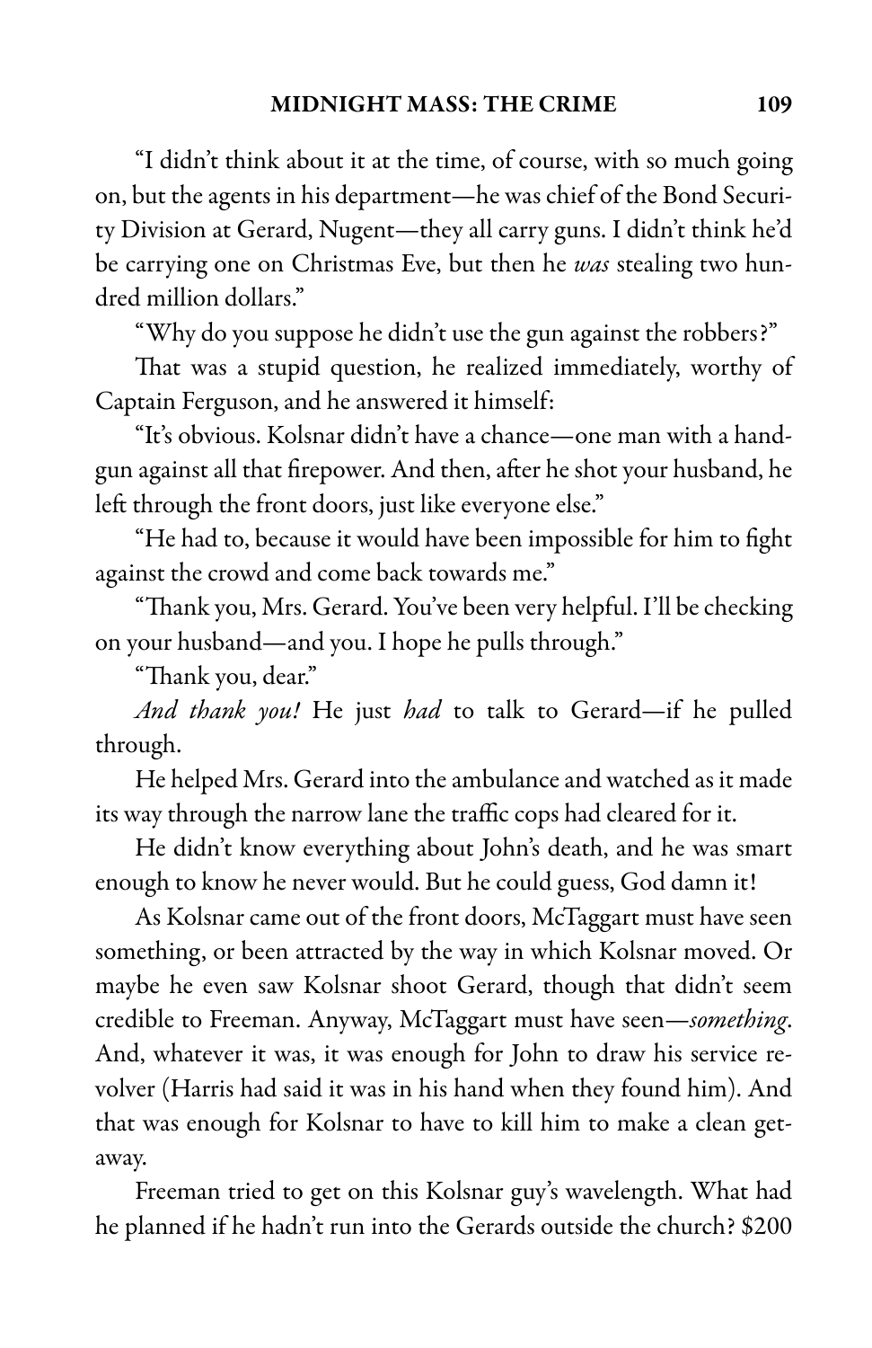"I didn't think about it at the time, of course, with so much going on, but the agents in his department—he was chief of the Bond Security Division at Gerard, Nugent—they all carry guns. I didn't think he'd be carrying one on Christmas Eve, but then he *was* stealing two hundred million dollars."

"Why do you suppose he didn't use the gun against the robbers?"

That was a stupid question, he realized immediately, worthy of Captain Ferguson, and he answered it himself:

"It's obvious. Kolsnar didn't have a chance—one man with a handgun against all that firepower. And then, after he shot your husband, he left through the front doors, just like everyone else."

"He had to, because it would have been impossible for him to fight against the crowd and come back towards me."

"Thank you, Mrs. Gerard. You've been very helpful. I'll be checking on your husband—and you. I hope he pulls through."

"Thank you, dear."

*And thank you!* He just *had* to talk to Gerard—if he pulled through.

He helped Mrs. Gerard into the ambulance and watched as it made its way through the narrow lane the traffic cops had cleared for it.

He didn't know everything about John's death, and he was smart enough to know he never would. But he could guess, God damn it!

As Kolsnar came out of the front doors, McTaggart must have seen something, or been attracted by the way in which Kolsnar moved. Or maybe he even saw Kolsnar shoot Gerard, though that didn't seem credible to Freeman. Anyway, McTaggart must have seen—*something*. And, whatever it was, it was enough for John to draw his service revolver (Harris had said it was in his hand when they found him). And that was enough for Kolsnar to have to kill him to make a clean getaway.

Freeman tried to get on this Kolsnar guy's wavelength. What had he planned if he hadn't run into the Gerards outside the church? $200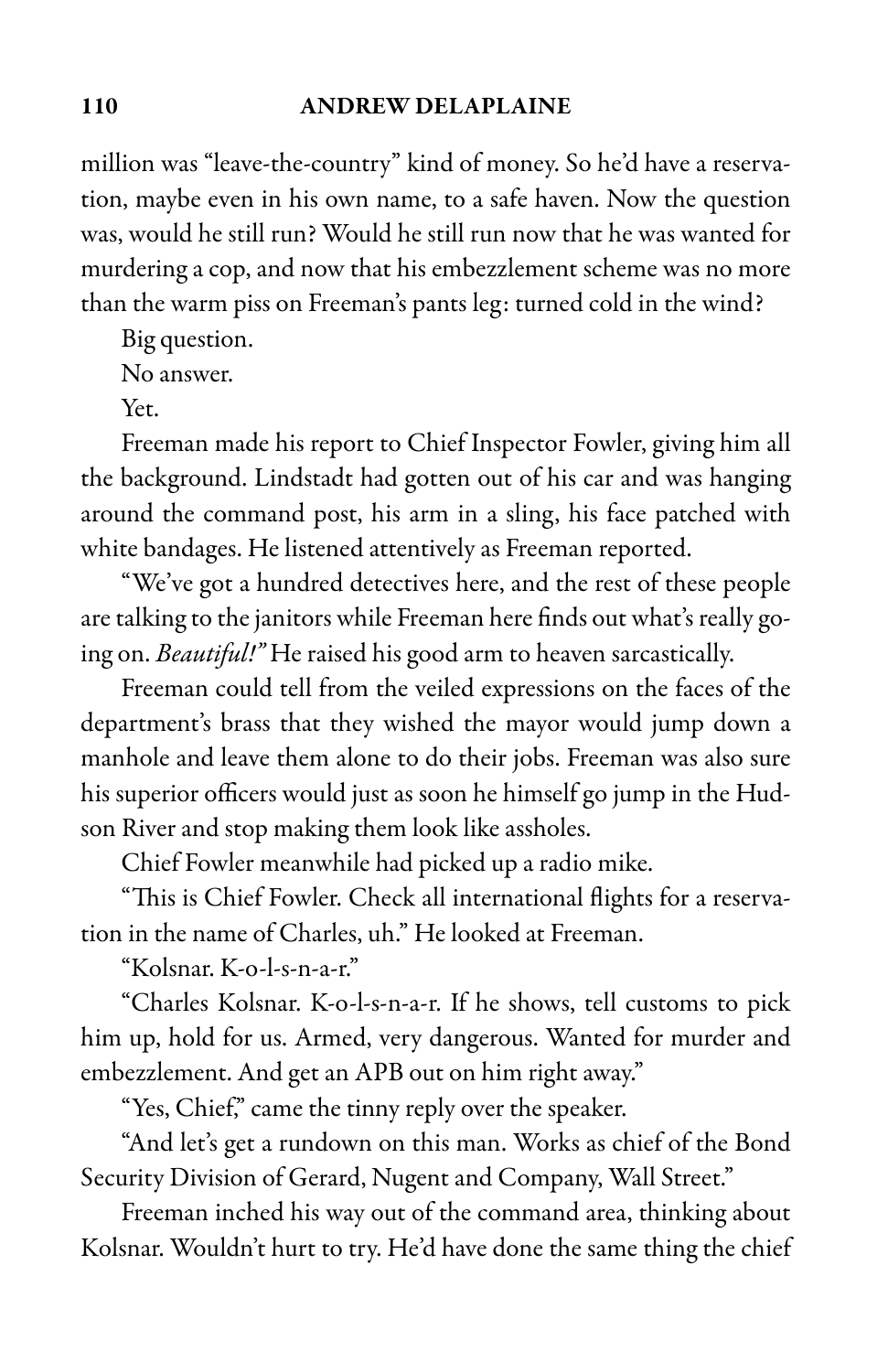million was "leave-the-country" kind of money. So he'd have a reservation, maybe even in his own name, to a safe haven. Now the question was, would he still run? Would he still run now that he was wanted for murdering a cop, and now that his embezzlement scheme was no more than the warm piss on Freeman's pants leg: turned cold in the wind?

Big question.

No answer.

Yet.

Freeman made his report to Chief Inspector Fowler, giving him all the background. Lindstadt had gotten out of his car and was hanging around the command post, his arm in a sling, his face patched with white bandages. He listened attentively as Freeman reported.

"We've got a hundred detectives here, and the rest of these people are talking to the janitors while Freeman here finds out what's really going on. *Beautiful!"* He raised his good arm to heaven sarcastically.

Freeman could tell from the veiled expressions on the faces of the department's brass that they wished the mayor would jump down a manhole and leave them alone to do their jobs. Freeman was also sure his superior officers would just as soon he himself go jump in the Hudson River and stop making them look like assholes.

Chief Fowler meanwhile had picked up a radio mike.

"This is Chief Fowler. Check all international flights for a reservation in the name of Charles, uh." He looked at Freeman.

"Kolsnar. K-o-l-s-n-a-r."

"Charles Kolsnar. K-o-l-s-n-a-r. If he shows, tell customs to pick him up, hold for us. Armed, very dangerous. Wanted for murder and embezzlement. And get an APB out on him right away."

"Yes, Chief," came the tinny reply over the speaker.

"And let's get a rundown on this man. Works as chief of the Bond Security Division of Gerard, Nugent and Company, Wall Street."

Freeman inched his way out of the command area, thinking about Kolsnar. Wouldn't hurt to try. He'd have done the same thing the chief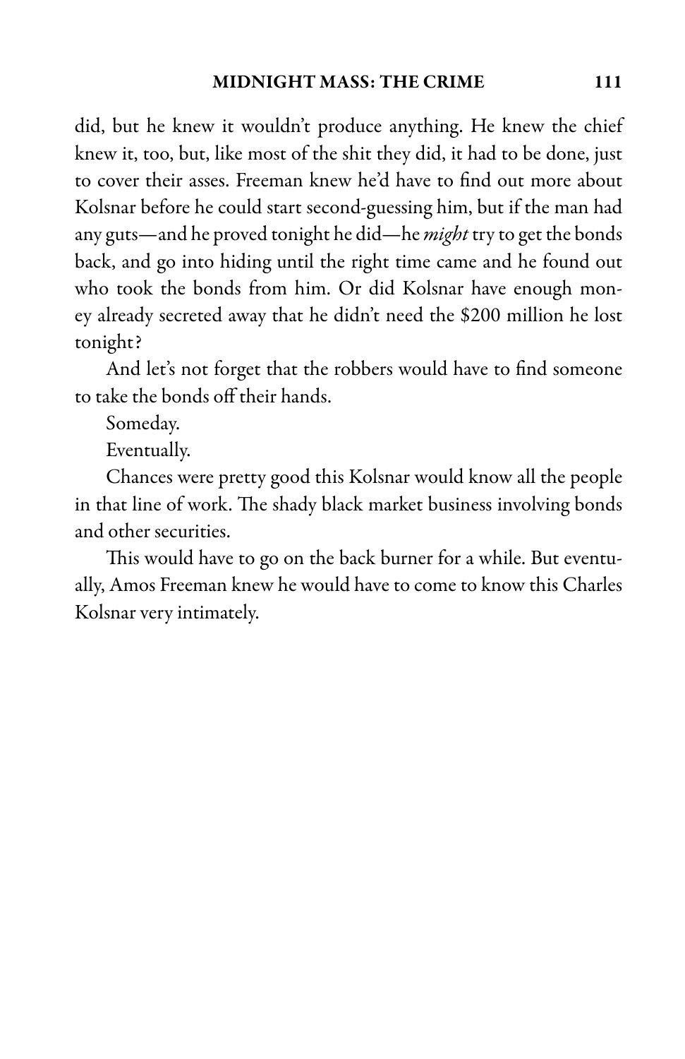did, but he knew it wouldn't produce anything. He knew the chief knew it, too, but, like most of the shit they did, it had to be done, just to cover their asses. Freeman knew he'd have to find out more about Kolsnar before he could start second-guessing him, but if the man had any guts—and he proved tonight he did—he *might* try to get the bonds back, and go into hiding until the right time came and he found out who took the bonds from him. Or did Kolsnar have enough money already secreted away that he didn't need the $200 million he lost tonight?

And let's not forget that the robbers would have to find someone to take the bonds off their hands.

Someday.

Eventually.

Chances were pretty good this Kolsnar would know all the people in that line of work. The shady black market business involving bonds and other securities.

This would have to go on the back burner for a while. But eventually, Amos Freeman knew he would have to come to know this Charles Kolsnar very intimately.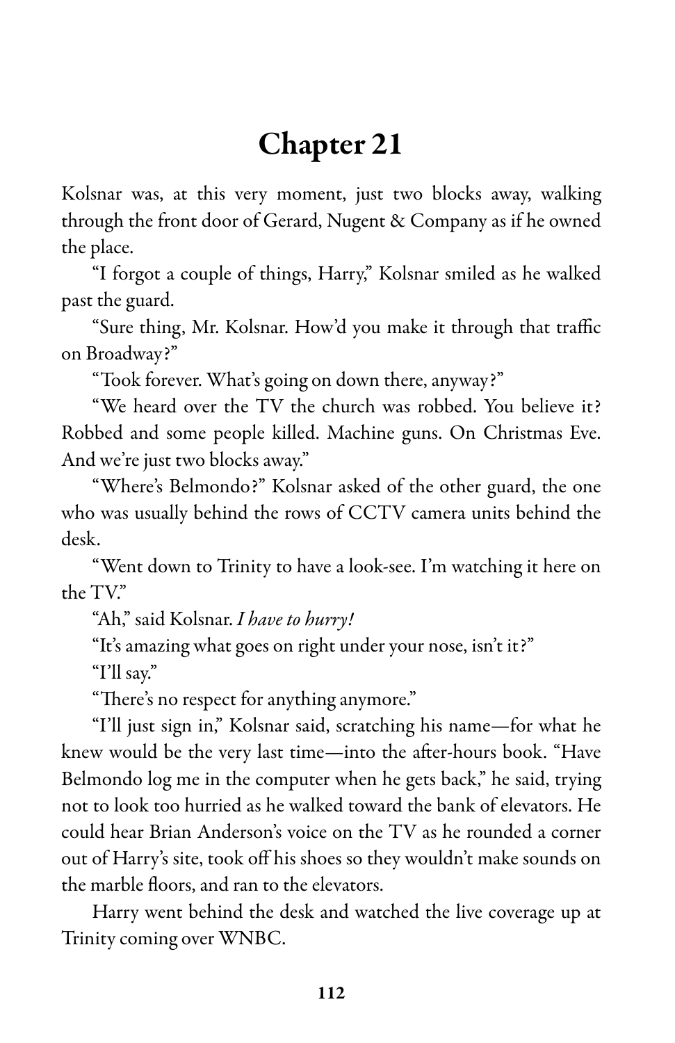# Chapter 21

Kolsnar was, at this very moment, just two blocks away, walking through the front door of Gerard, Nugent & Company as if he owned the place.

"I forgot a couple of things, Harry," Kolsnar smiled as he walked past the guard.

"Sure thing, Mr. Kolsnar. How'd you make it through that traffic on Broadway?"

"Took forever. What's going on down there, anyway?"

"We heard over the TV the church was robbed. You believe it? Robbed and some people killed. Machine guns. On Christmas Eve. And we're just two blocks away."

"Where's Belmondo?" Kolsnar asked of the other guard, the one who was usually behind the rows of CCTV camera units behind the desk.

"Went down to Trinity to have a look-see. I'm watching it here on the TV."

"Ah," said Kolsnar. *I have to hurry!*

"It's amazing what goes on right under your nose, isn't it?"

"I'll say."

"There's no respect for anything anymore."

"I'll just sign in," Kolsnar said, scratching his name—for what he knew would be the very last time—into the after-hours book. "Have Belmondo log me in the computer when he gets back," he said, trying not to look too hurried as he walked toward the bank of elevators. He could hear Brian Anderson's voice on the TV as he rounded a corner out of Harry's site, took off his shoes so they wouldn't make sounds on the marble floors, and ran to the elevators.

Harry went behind the desk and watched the live coverage up at Trinity coming over WNBC.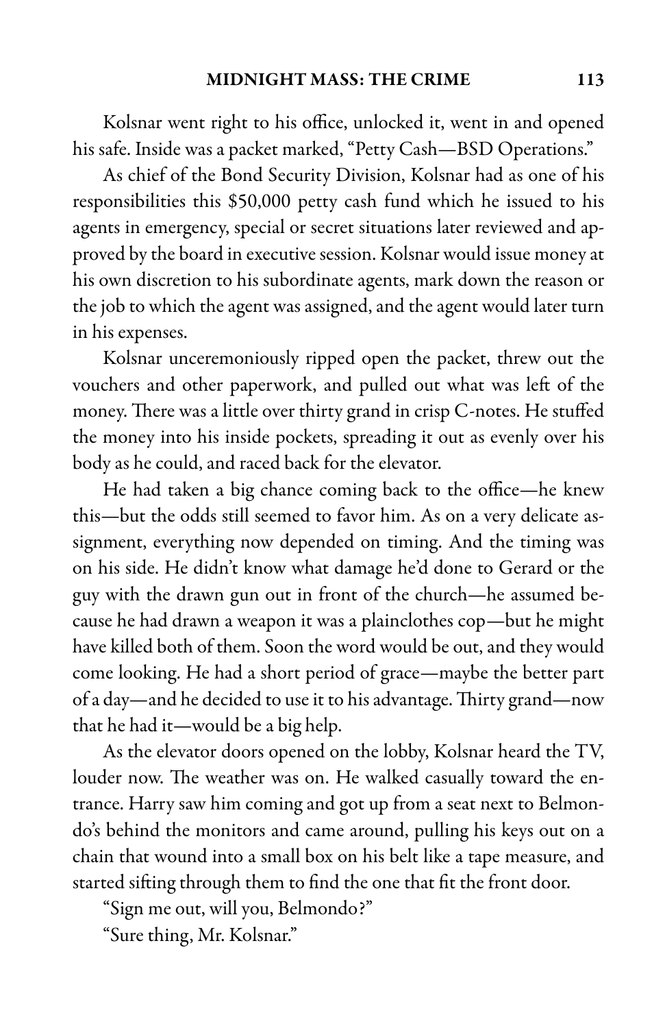Kolsnar went right to his office, unlocked it, went in and opened his safe. Inside was a packet marked, "Petty Cash—BSD Operations."

As chief of the Bond Security Division, Kolsnar had as one of his responsibilities this $50,000 petty cash fund which he issued to his agents in emergency, special or secret situations later reviewed and approved by the board in executive session. Kolsnar would issue money at his own discretion to his subordinate agents, mark down the reason or the job to which the agent was assigned, and the agent would later turn in his expenses.

Kolsnar unceremoniously ripped open the packet, threw out the vouchers and other paperwork, and pulled out what was left of the money. There was a little over thirty grand in crisp C-notes. He stuffed the money into his inside pockets, spreading it out as evenly over his body as he could, and raced back for the elevator.

He had taken a big chance coming back to the office—he knew this—but the odds still seemed to favor him. As on a very delicate assignment, everything now depended on timing. And the timing was on his side. He didn't know what damage he'd done to Gerard or the guy with the drawn gun out in front of the church—he assumed because he had drawn a weapon it was a plainclothes cop—but he might have killed both of them. Soon the word would be out, and they would come looking. He had a short period of grace—maybe the better part of a day—and he decided to use it to his advantage. Thirty grand—now that he had it—would be a big help.

As the elevator doors opened on the lobby, Kolsnar heard the TV, louder now. The weather was on. He walked casually toward the entrance. Harry saw him coming and got up from a seat next to Belmondo's behind the monitors and came around, pulling his keys out on a chain that wound into a small box on his belt like a tape measure, and started sifting through them to find the one that fit the front door.

"Sign me out, will you, Belmondo?"

"Sure thing, Mr. Kolsnar."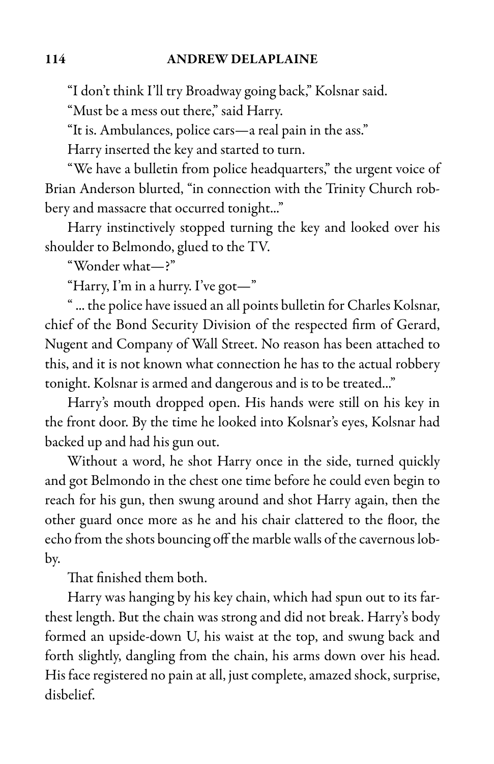"I don't think I'll try Broadway going back," Kolsnar said.

"Must be a mess out there," said Harry.

"It is. Ambulances, police cars—a real pain in the ass."

Harry inserted the key and started to turn.

"We have a bulletin from police headquarters," the urgent voice of Brian Anderson blurted, "in connection with the Trinity Church robbery and massacre that occurred tonight..."

Harry instinctively stopped turning the key and looked over his shoulder to Belmondo, glued to the TV.

"Wonder what—?"

"Harry, I'm in a hurry. I've got—"

" ... the police have issued an all points bulletin for Charles Kolsnar, chief of the Bond Security Division of the respected firm of Gerard, Nugent and Company of Wall Street. No reason has been attached to this, and it is not known what connection he has to the actual robbery tonight. Kolsnar is armed and dangerous and is to be treated..."

Harry's mouth dropped open. His hands were still on his key in the front door. By the time he looked into Kolsnar's eyes, Kolsnar had backed up and had his gun out.

Without a word, he shot Harry once in the side, turned quickly and got Belmondo in the chest one time before he could even begin to reach for his gun, then swung around and shot Harry again, then the other guard once more as he and his chair clattered to the floor, the echo from the shots bouncing off the marble walls of the cavernous lobby.

That finished them both.

Harry was hanging by his key chain, which had spun out to its farthest length. But the chain was strong and did not break. Harry's body formed an upside-down U, his waist at the top, and swung back and forth slightly, dangling from the chain, his arms down over his head. His face registered no pain at all, just complete, amazed shock, surprise, disbelief.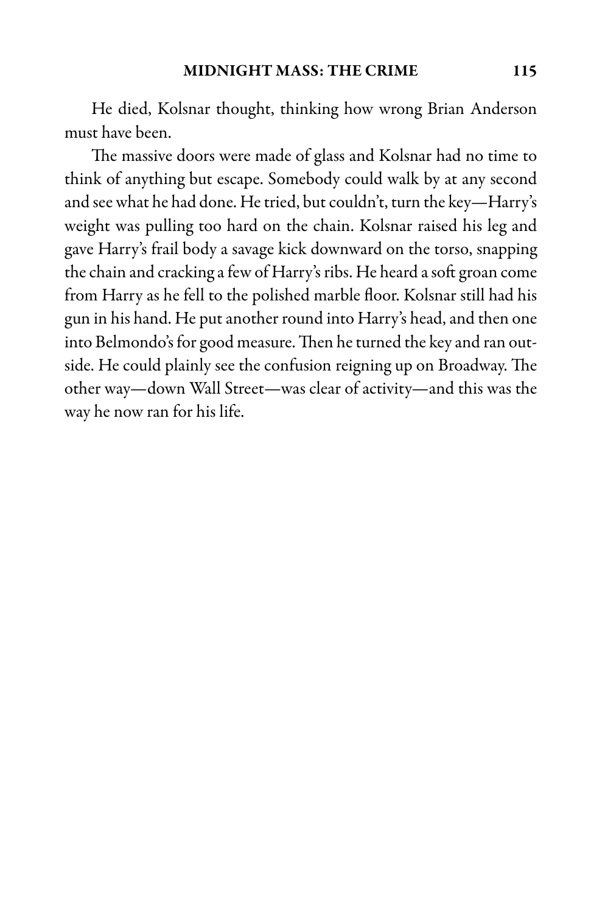He died, Kolsnar thought, thinking how wrong Brian Anderson must have been.

The massive doors were made of glass and Kolsnar had no time to think of anything but escape. Somebody could walk by at any second and see what he had done. He tried, but couldn't, turn the key—Harry's weight was pulling too hard on the chain. Kolsnar raised his leg and gave Harry's frail body a savage kick downward on the torso, snapping the chain and cracking a few of Harry's ribs. He heard a soft groan come from Harry as he fell to the polished marble floor. Kolsnar still had his gun in his hand. He put another round into Harry's head, and then one into Belmondo's for good measure. Then he turned the key and ran outside. He could plainly see the confusion reigning up on Broadway. The other way—down Wall Street—was clear of activity—and this was the way he now ran for his life.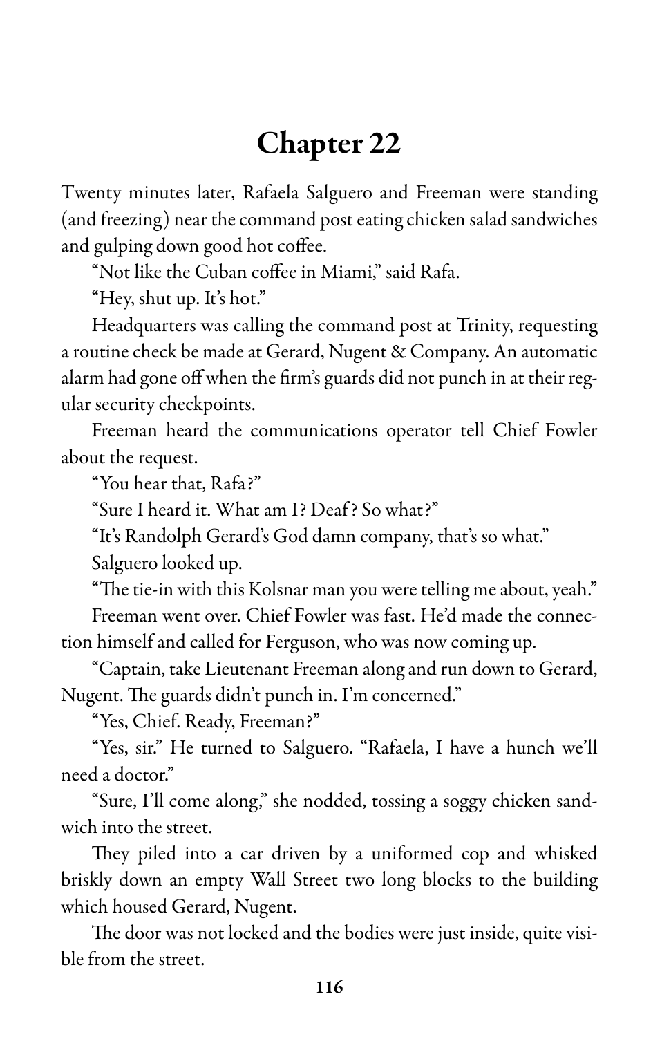# Chapter 22

Twenty minutes later, Rafaela Salguero and Freeman were standing (and freezing) near the command post eating chicken salad sandwiches and gulping down good hot coffee.

"Not like the Cuban coffee in Miami," said Rafa.

"Hey, shut up. It's hot."

Headquarters was calling the command post at Trinity, requesting a routine check be made at Gerard, Nugent & Company. An automatic alarm had gone off when the firm's guards did not punch in at their regular security checkpoints.

Freeman heard the communications operator tell Chief Fowler about the request.

"You hear that, Rafa?"

"Sure I heard it. What am I? Deaf? So what?"

"It's Randolph Gerard's God damn company, that's so what."

Salguero looked up.

"The tie-in with this Kolsnar man you were telling me about, yeah."

Freeman went over. Chief Fowler was fast. He'd made the connection himself and called for Ferguson, who was now coming up.

"Captain, take Lieutenant Freeman along and run down to Gerard, Nugent. The guards didn't punch in. I'm concerned."

"Yes, Chief. Ready, Freeman?"

"Yes, sir." He turned to Salguero. "Rafaela, I have a hunch we'll need a doctor."

"Sure, I'll come along," she nodded, tossing a soggy chicken sandwich into the street.

They piled into a car driven by a uniformed cop and whisked briskly down an empty Wall Street two long blocks to the building which housed Gerard, Nugent.

The door was not locked and the bodies were just inside, quite visible from the street.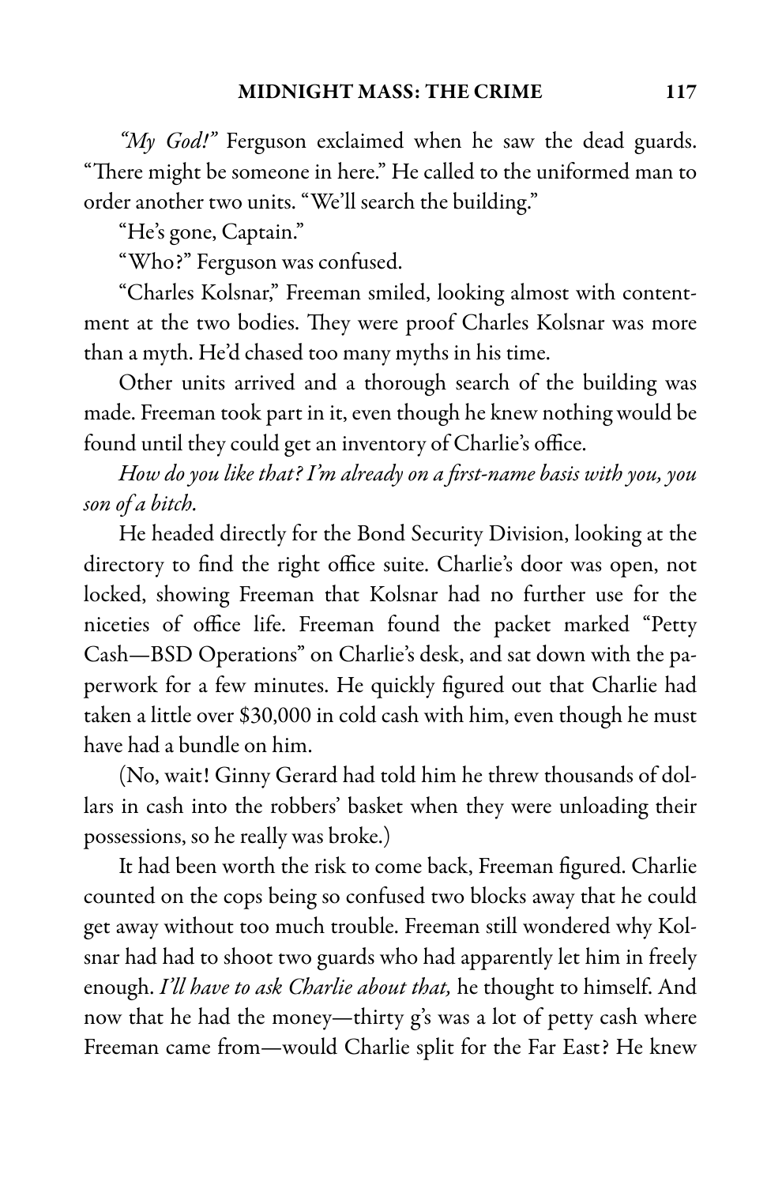*"My God!"* Ferguson exclaimed when he saw the dead guards. "There might be someone in here." He called to the uniformed man to order another two units. "We'll search the building."

"He's gone, Captain."

"Who?" Ferguson was confused.

"Charles Kolsnar," Freeman smiled, looking almost with contentment at the two bodies. They were proof Charles Kolsnar was more than a myth. He'd chased too many myths in his time.

Other units arrived and a thorough search of the building was made. Freeman took part in it, even though he knew nothing would be found until they could get an inventory of Charlie's office.

*How do you like that? I'm already on a first-name basis with you, you son of a bitch.*

He headed directly for the Bond Security Division, looking at the directory to find the right office suite. Charlie's door was open, not locked, showing Freeman that Kolsnar had no further use for the niceties of office life. Freeman found the packet marked "Petty Cash—BSD Operations" on Charlie's desk, and sat down with the paperwork for a few minutes. He quickly figured out that Charlie had taken a little over $30,000 in cold cash with him, even though he must have had a bundle on him.

(No, wait! Ginny Gerard had told him he threw thousands of dollars in cash into the robbers' basket when they were unloading their possessions, so he really was broke.)

It had been worth the risk to come back, Freeman figured. Charlie counted on the cops being so confused two blocks away that he could get away without too much trouble. Freeman still wondered why Kolsnar had had to shoot two guards who had apparently let him in freely enough. *I'll have to ask Charlie about that,* he thought to himself. And now that he had the money—thirty g's was a lot of petty cash where Freeman came from—would Charlie split for the Far East? He knew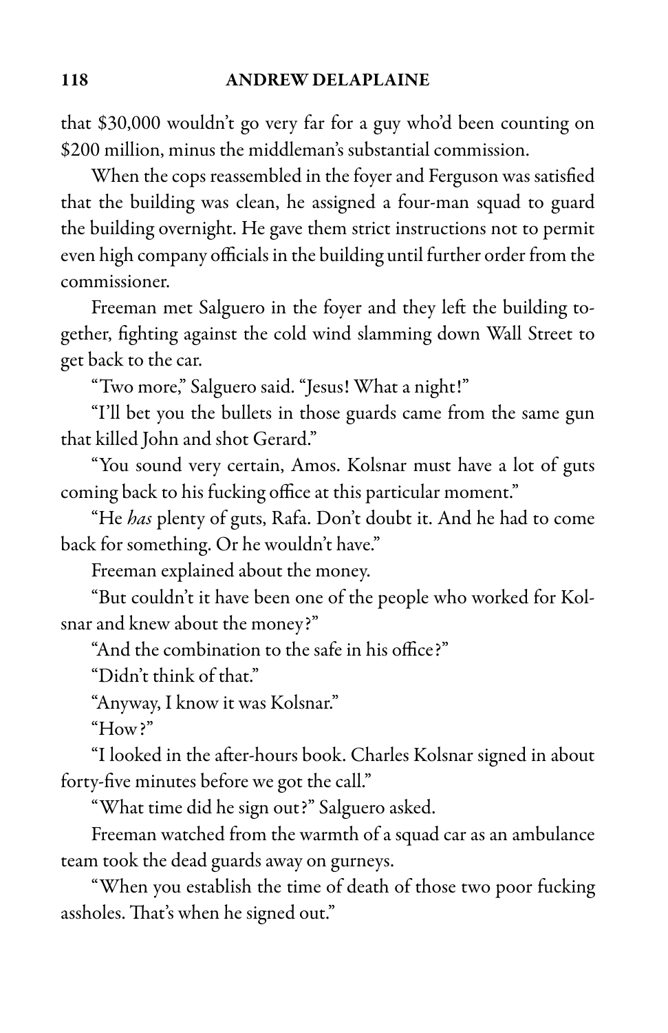that $30,000 wouldn't go very far for a guy who'd been counting on $200 million, minus the middleman's substantial commission.

When the cops reassembled in the foyer and Ferguson was satisfied that the building was clean, he assigned a four-man squad to guard the building overnight. He gave them strict instructions not to permit even high company officials in the building until further order from the commissioner.

Freeman met Salguero in the foyer and they left the building together, fighting against the cold wind slamming down Wall Street to get back to the car.

"Two more," Salguero said. "Jesus! What a night!"

"I'll bet you the bullets in those guards came from the same gun that killed John and shot Gerard."

"You sound very certain, Amos. Kolsnar must have a lot of guts coming back to his fucking office at this particular moment."

"He *has* plenty of guts, Rafa. Don't doubt it. And he had to come back for something. Or he wouldn't have."

Freeman explained about the money.

"But couldn't it have been one of the people who worked for Kolsnar and knew about the money?"

"And the combination to the safe in his office?"

"Didn't think of that."

"Anyway, I know it was Kolsnar."

"How?"

"I looked in the after-hours book. Charles Kolsnar signed in about forty-five minutes before we got the call."

"What time did he sign out?" Salguero asked.

Freeman watched from the warmth of a squad car as an ambulance team took the dead guards away on gurneys.

"When you establish the time of death of those two poor fucking assholes. That's when he signed out."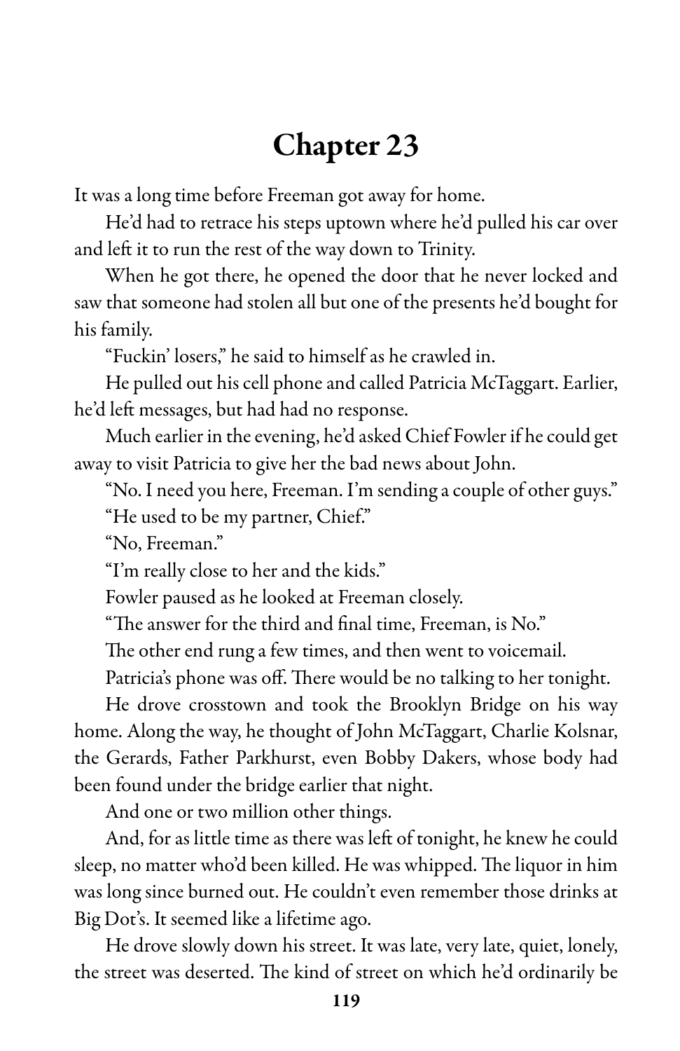# Chapter 23

It was a long time before Freeman got away for home.

He'd had to retrace his steps uptown where he'd pulled his car over and left it to run the rest of the way down to Trinity.

When he got there, he opened the door that he never locked and saw that someone had stolen all but one of the presents he'd bought for his family.

"Fuckin' losers," he said to himself as he crawled in.

He pulled out his cell phone and called Patricia McTaggart. Earlier, he'd left messages, but had had no response.

Much earlier in the evening, he'd asked Chief Fowler if he could get away to visit Patricia to give her the bad news about John.

"No. I need you here, Freeman. I'm sending a couple of other guys."

"He used to be my partner, Chief."

"No, Freeman."

"I'm really close to her and the kids."

Fowler paused as he looked at Freeman closely.

"The answer for the third and final time, Freeman, is No."

The other end rung a few times, and then went to voicemail.

Patricia's phone was off. There would be no talking to her tonight.

He drove crosstown and took the Brooklyn Bridge on his way home. Along the way, he thought of John McTaggart, Charlie Kolsnar, the Gerards, Father Parkhurst, even Bobby Dakers, whose body had been found under the bridge earlier that night.

And one or two million other things.

And, for as little time as there was left of tonight, he knew he could sleep, no matter who'd been killed. He was whipped. The liquor in him was long since burned out. He couldn't even remember those drinks at Big Dot's. It seemed like a lifetime ago.

He drove slowly down his street. It was late, very late, quiet, lonely, the street was deserted. The kind of street on which he'd ordinarily be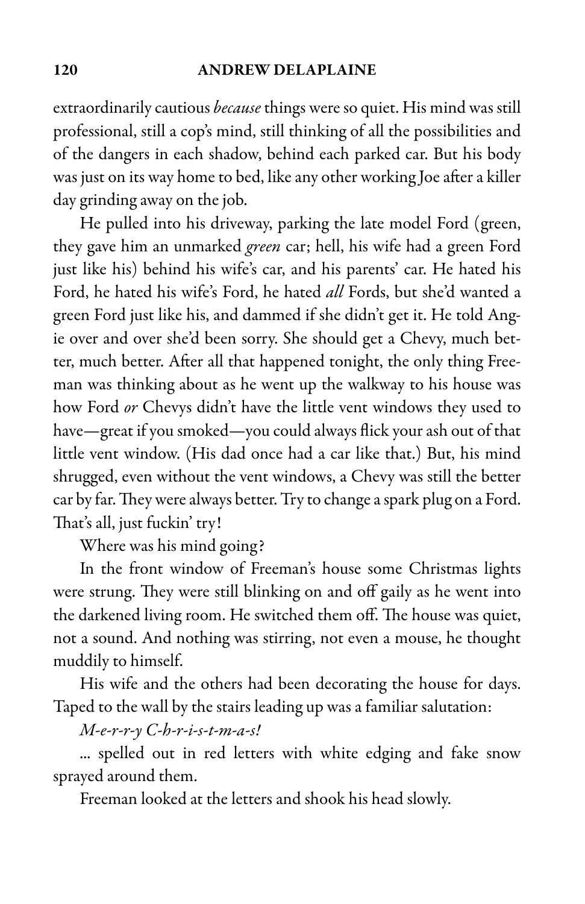extraordinarily cautious *because* things were so quiet. His mind was still professional, still a cop's mind, still thinking of all the possibilities and of the dangers in each shadow, behind each parked car. But his body was just on its way home to bed, like any other working Joe after a killer day grinding away on the job.

He pulled into his driveway, parking the late model Ford (green, they gave him an unmarked *green* car; hell, his wife had a green Ford just like his) behind his wife's car, and his parents' car. He hated his Ford, he hated his wife's Ford, he hated *all* Fords, but she'd wanted a green Ford just like his, and dammed if she didn't get it. He told Angie over and over she'd been sorry. She should get a Chevy, much better, much better. After all that happened tonight, the only thing Freeman was thinking about as he went up the walkway to his house was how Ford *or* Chevys didn't have the little vent windows they used to have—great if you smoked—you could always flick your ash out of that little vent window. (His dad once had a car like that.) But, his mind shrugged, even without the vent windows, a Chevy was still the better car by far. They were always better. Try to change a spark plug on a Ford. That's all, just fuckin' try!

Where was his mind going?

In the front window of Freeman's house some Christmas lights were strung. They were still blinking on and off gaily as he went into the darkened living room. He switched them off. The house was quiet, not a sound. And nothing was stirring, not even a mouse, he thought muddily to himself.

His wife and the others had been decorating the house for days. Taped to the wall by the stairs leading up was a familiar salutation:

*M-e-r-r-y C-h-r-i-s-t-m-a-s!*

... spelled out in red letters with white edging and fake snow sprayed around them.

Freeman looked at the letters and shook his head slowly.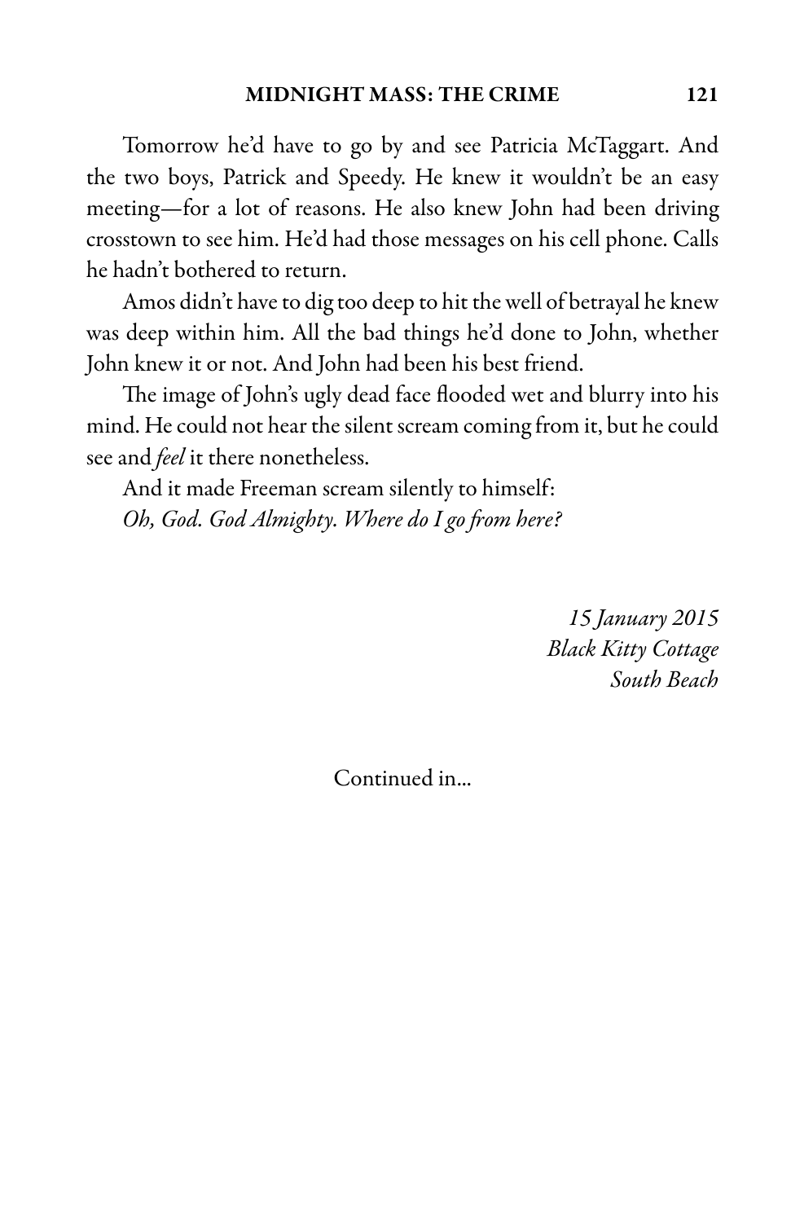Tomorrow he'd have to go by and see Patricia McTaggart. And the two boys, Patrick and Speedy. He knew it wouldn't be an easy meeting—for a lot of reasons. He also knew John had been driving crosstown to see him. He'd had those messages on his cell phone. Calls he hadn't bothered to return.

Amos didn't have to dig too deep to hit the well of betrayal he knew was deep within him. All the bad things he'd done to John, whether John knew it or not. And John had been his best friend.

The image of John's ugly dead face flooded wet and blurry into his mind. He could not hear the silent scream coming from it, but he could see and *feel* it there nonetheless.

And it made Freeman scream silently to himself:

*Oh, God. God Almighty. Where do I go from here?*

*15 January 2015*
*Black Kitty Cottage*
*South Beach*

Continued in...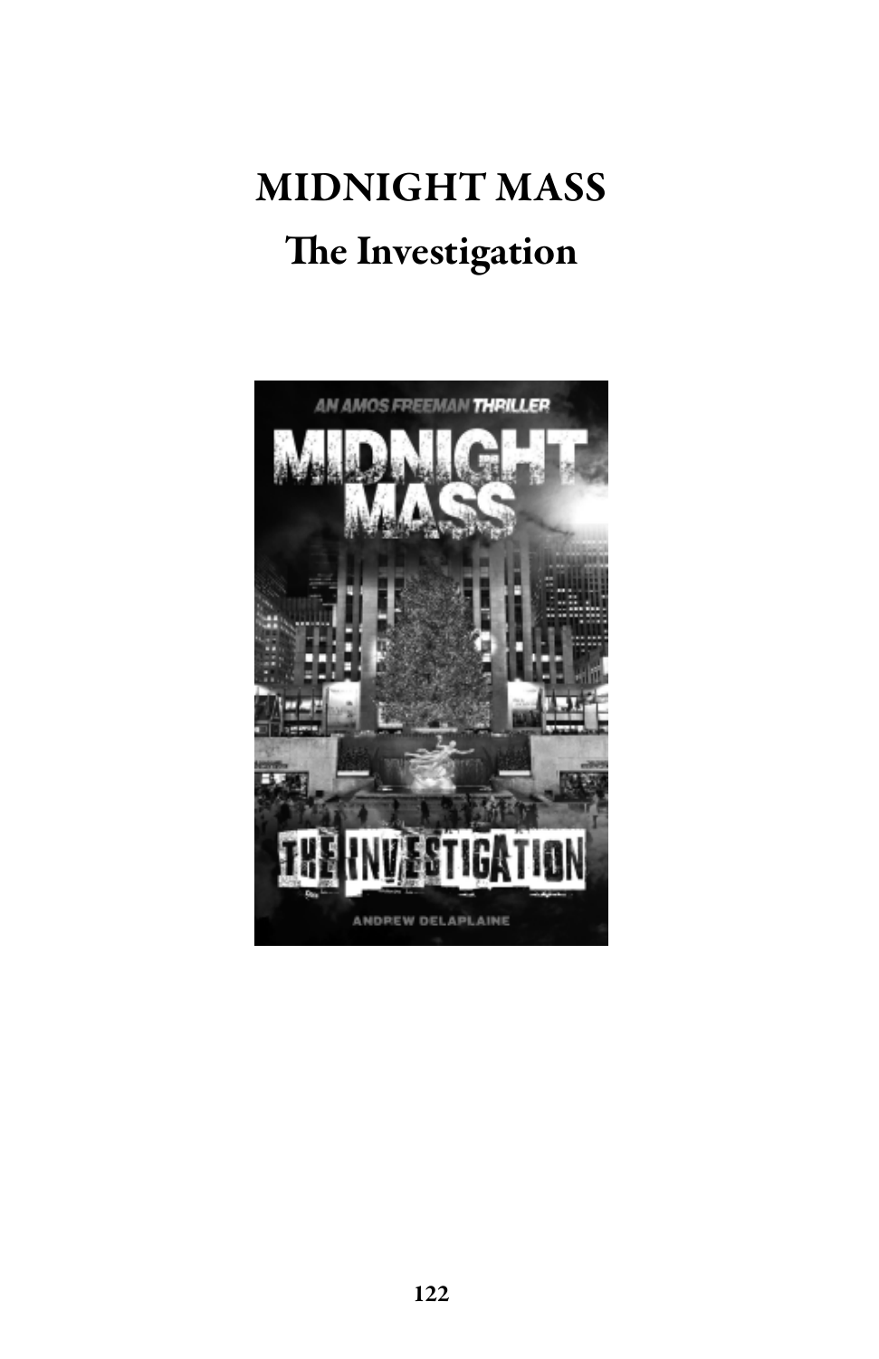# MIDNIGHT MASS

## The Investigation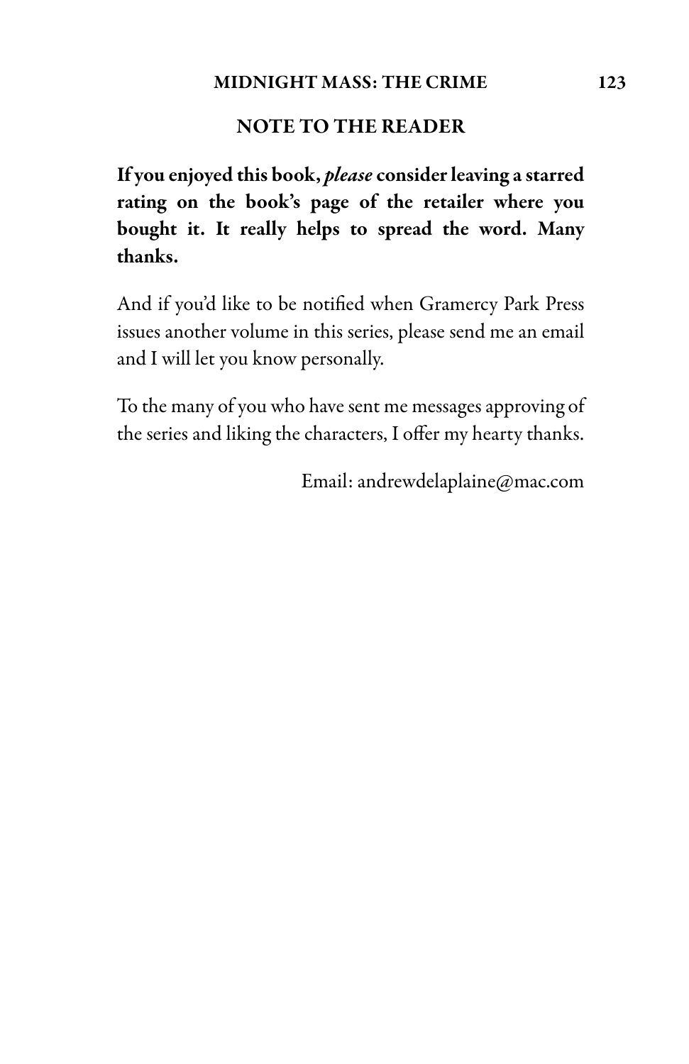## NOTE TO THE READER

**If you enjoyed this book, *please* consider leaving a starred rating on the book's page of the retailer where you bought it. It really helps to spread the word. Many thanks.**

And if you'd like to be notified when Gramercy Park Press issues another volume in this series, please send me an email and I will let you know personally.

To the many of you who have sent me messages approving of the series and liking the characters, I offer my hearty thanks.

Email: andrewdelaplaine@mac.com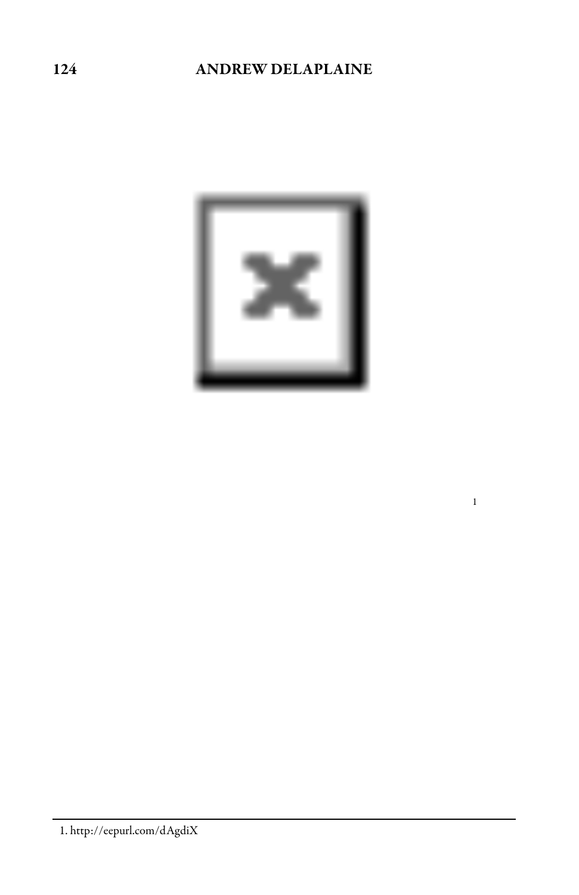[1]

1. http://eepurl.com/dAgdiX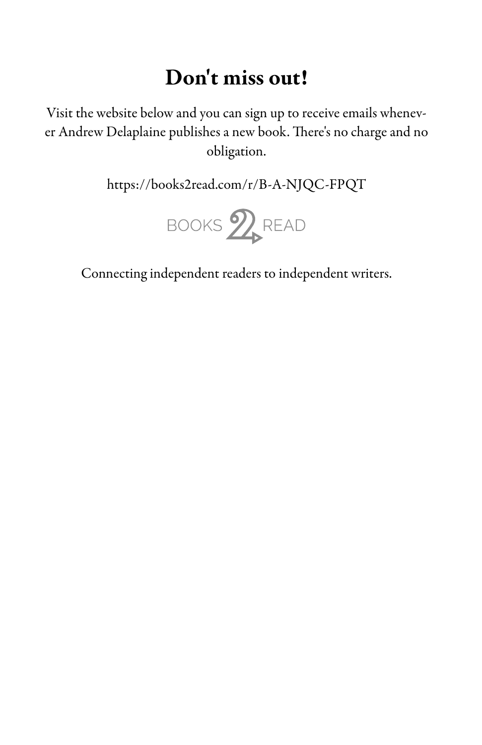# Don't miss out!

Visit the website below and you can sign up to receive emails whenever Andrew Delaplaine publishes a new book. There's no charge and no obligation.

https://books2read.com/r/B-A-NJQC-FPQT

BOOKS 2 READ

Connecting independent readers to independent writers.